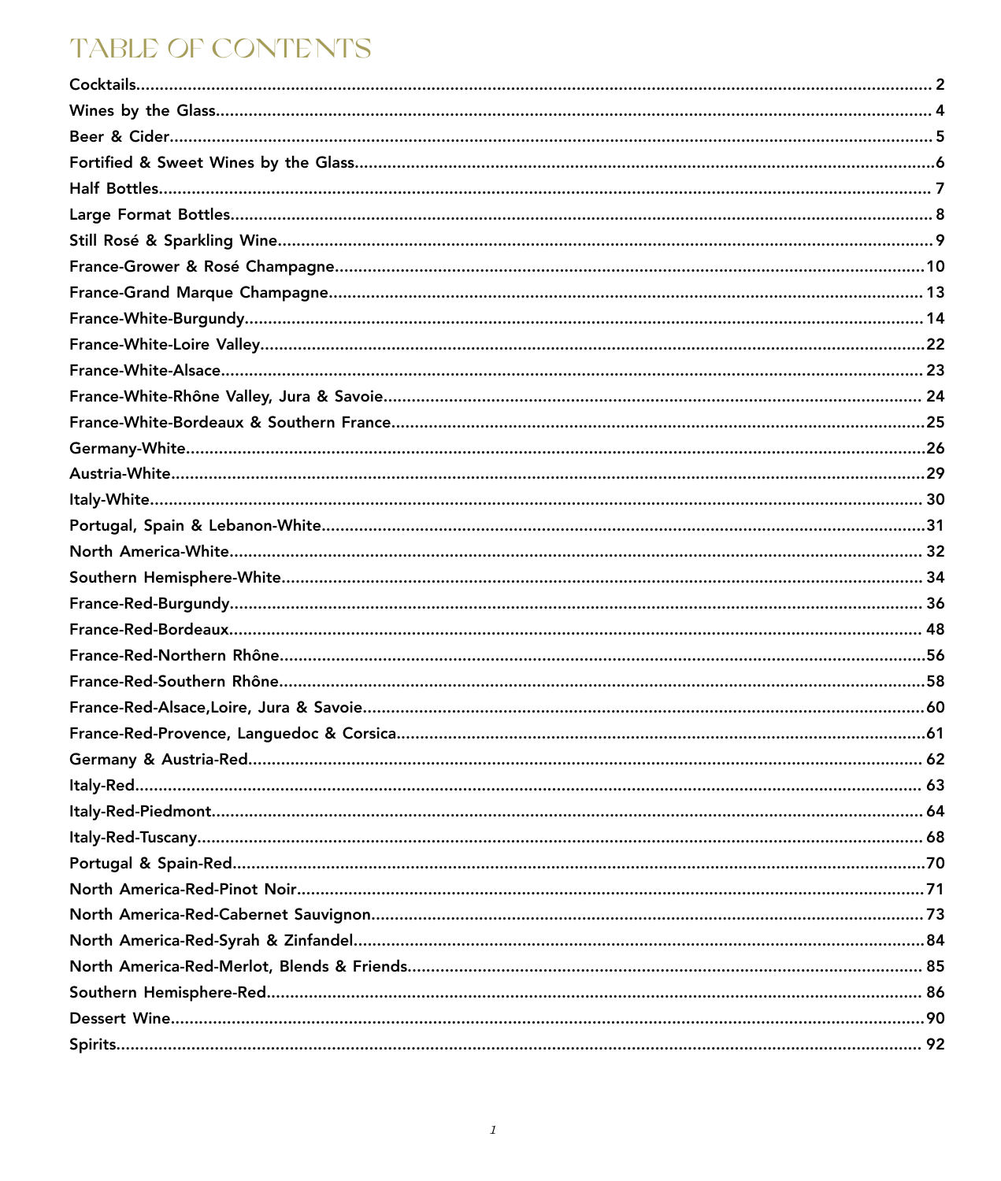# TABLE OF CONTENTS

Cocktails........................................................................ 2
Wines by the Glass........................................................................ 4
Beer & Cider........................................................................ 5
Fortified & Sweet Wines by the Glass........................................................................6
Half Bottles........................................................................ 7
Large Format Bottles........................................................................ 8
Still Rosé & Sparkling Wine........................................................................ 9
France-Grower & Rosé Champagne........................................................................10
France-Grand Marque Champagne........................................................................ 13
France-White-Burgundy........................................................................ 14
France-White-Loire Valley........................................................................22
France-White-Alsace........................................................................ 23
France-White-Rhône Valley, Jura & Savoie........................................................................ 24
France-White-Bordeaux & Southern France........................................................................25
Germany-White........................................................................26
Austria-White........................................................................29
Italy-White........................................................................ 30
Portugal, Spain & Lebanon-White........................................................................31
North America-White........................................................................ 32
Southern Hemisphere-White........................................................................ 34
France-Red-Burgundy........................................................................ 36
France-Red-Bordeaux........................................................................ 48
France-Red-Northern Rhône........................................................................56
France-Red-Southern Rhône........................................................................58
France-Red-Alsace,Loire, Jura & Savoie........................................................................60
France-Red-Provence, Languedoc & Corsica........................................................................61
Germany & Austria-Red........................................................................ 62
Italy-Red........................................................................ 63
Italy-Red-Piedmont........................................................................ 64
Italy-Red-Tuscany........................................................................ 68
Portugal & Spain-Red........................................................................70
North America-Red-Pinot Noir........................................................................71
North America-Red-Cabernet Sauvignon........................................................................73
North America-Red-Syrah & Zinfandel........................................................................84
North America-Red-Merlot, Blends & Friends........................................................................ 85
Southern Hemisphere-Red........................................................................ 86
Dessert Wine........................................................................90
Spirits........................................................................ 92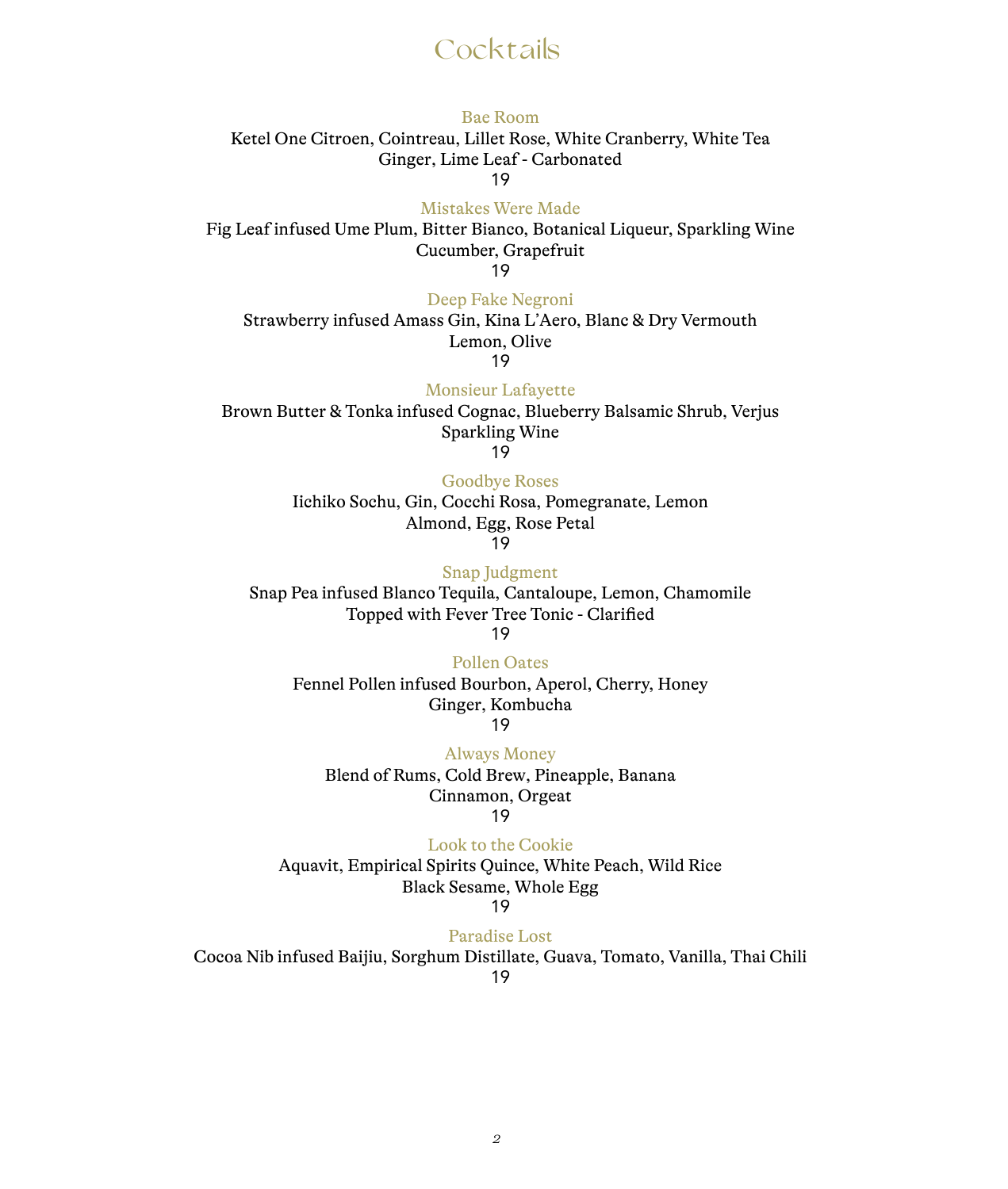# Cocktails

### Bae Room
Ketel One Citroen, Cointreau, Lillet Rose, White Cranberry, White Tea
Ginger, Lime Leaf - Carbonated
19

### Mistakes Were Made
Fig Leaf infused Ume Plum, Bitter Bianco, Botanical Liqueur, Sparkling Wine
Cucumber, Grapefruit
19

### Deep Fake Negroni
Strawberry infused Amass Gin, Kina L'Aero, Blanc & Dry Vermouth
Lemon, Olive
19

### Monsieur Lafayette
Brown Butter & Tonka infused Cognac, Blueberry Balsamic Shrub, Verjus
Sparkling Wine
19

### Goodbye Roses
Iichiko Sochu, Gin, Cocchi Rosa, Pomegranate, Lemon
Almond, Egg, Rose Petal
19

### Snap Judgment
Snap Pea infused Blanco Tequila, Cantaloupe, Lemon, Chamomile
Topped with Fever Tree Tonic - Clarified
19

### Pollen Oates
Fennel Pollen infused Bourbon, Aperol, Cherry, Honey
Ginger, Kombucha
19

### Always Money
Blend of Rums, Cold Brew, Pineapple, Banana
Cinnamon, Orgeat
19

### Look to the Cookie
Aquavit, Empirical Spirits Quince, White Peach, Wild Rice
Black Sesame, Whole Egg
19

### Paradise Lost
Cocoa Nib infused Baijiu, Sorghum Distillate, Guava, Tomato, Vanilla, Thai Chili
19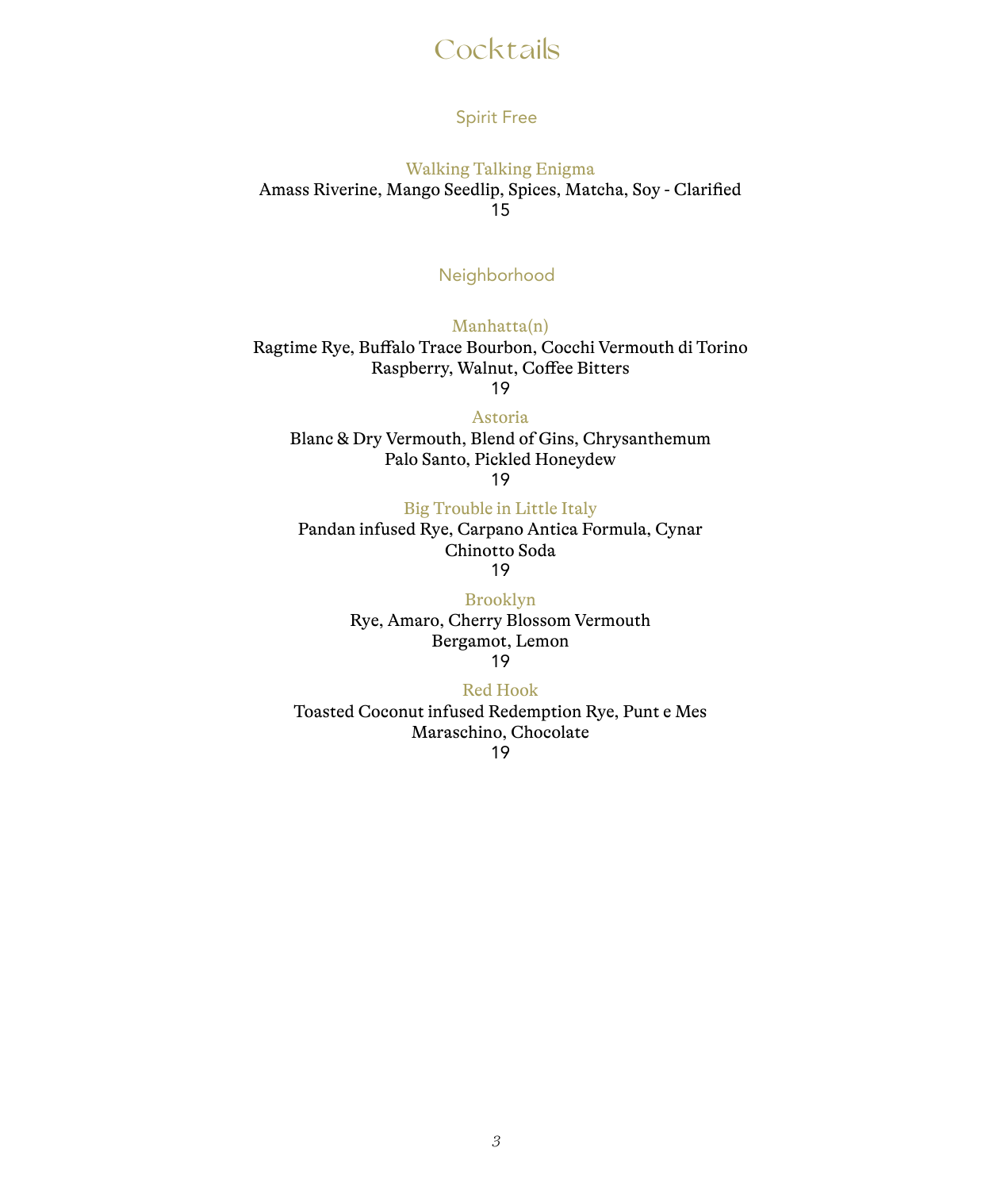# Cocktails

## Spirit Free

### Walking Talking Enigma

Amass Riverine, Mango Seedlip, Spices, Matcha, Soy - Clarified

15

## Neighborhood

### Manhatta(n)

Ragtime Rye, Buffalo Trace Bourbon, Cocchi Vermouth di Torino
Raspberry, Walnut, Coffee Bitters

19

### Astoria

Blanc & Dry Vermouth, Blend of Gins, Chrysanthemum
Palo Santo, Pickled Honeydew

19

### Big Trouble in Little Italy

Pandan infused Rye, Carpano Antica Formula, Cynar
Chinotto Soda

19

### Brooklyn

Rye, Amaro, Cherry Blossom Vermouth
Bergamot, Lemon

19

### Red Hook

Toasted Coconut infused Redemption Rye, Punt e Mes
Maraschino, Chocolate

19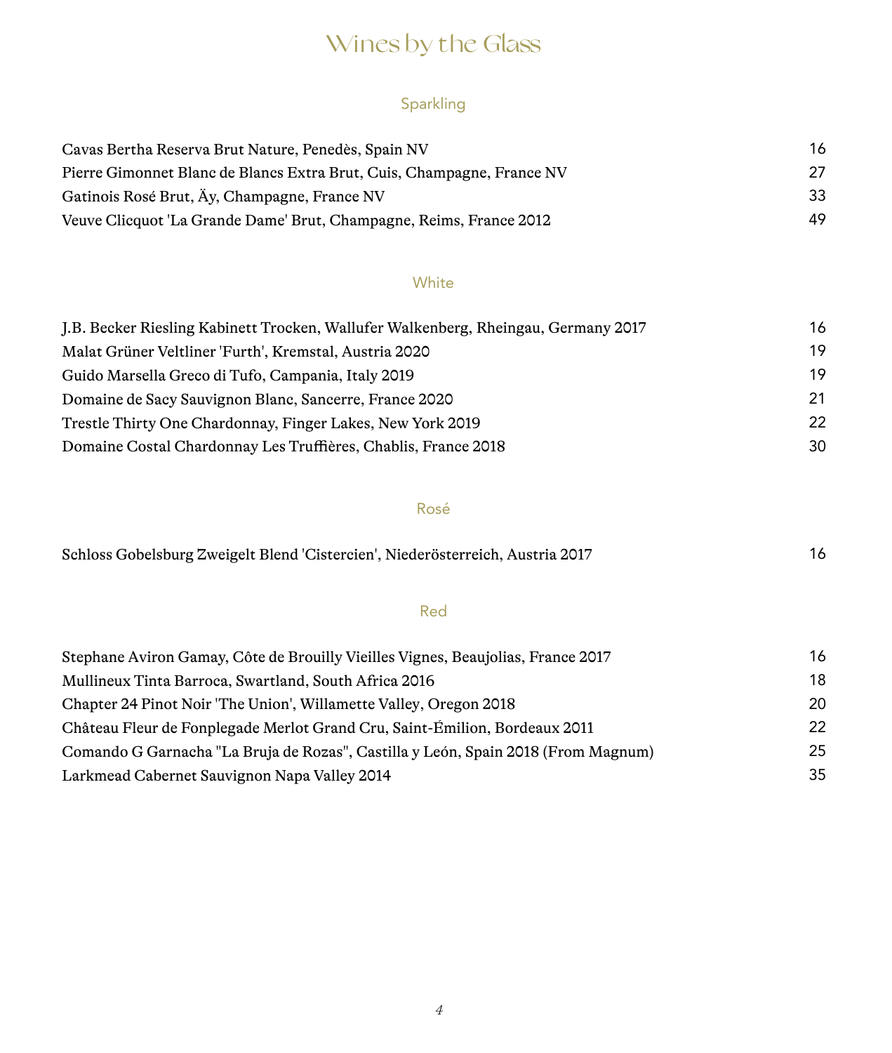# Wines by the Glass

## Sparkling

| | |
|---|---|
| Cavas Bertha Reserva Brut Nature, Penedès, Spain NV | 16 |
| Pierre Gimonnet Blanc de Blancs Extra Brut, Cuis, Champagne, France NV | 27 |
| Gatinois Rosé Brut, Äy, Champagne, France NV | 33 |
| Veuve Clicquot 'La Grande Dame' Brut, Champagne, Reims, France 2012 | 49 |

## White

| | |
|---|---|
| J.B. Becker Riesling Kabinett Trocken, Wallufer Walkenberg, Rheingau, Germany 2017 | 16 |
| Malat Grüner Veltliner 'Furth', Kremstal, Austria 2020 | 19 |
| Guido Marsella Greco di Tufo, Campania, Italy 2019 | 19 |
| Domaine de Sacy Sauvignon Blanc, Sancerre, France 2020 | 21 |
| Trestle Thirty One Chardonnay, Finger Lakes, New York 2019 | 22 |
| Domaine Costal Chardonnay Les Truffières, Chablis, France 2018 | 30 |

## Rosé

| | |
|---|---|
| Schloss Gobelsburg Zweigelt Blend 'Cistercien', Niederösterreich, Austria 2017 | 16 |

## Red

| | |
|---|---|
| Stephane Aviron Gamay, Côte de Brouilly Vieilles Vignes, Beaujolias, France 2017 | 16 |
| Mullineux Tinta Barroca, Swartland, South Africa 2016 | 18 |
| Chapter 24 Pinot Noir 'The Union', Willamette Valley, Oregon 2018 | 20 |
| Château Fleur de Fonplegade Merlot Grand Cru, Saint-Émilion, Bordeaux 2011 | 22 |
| Comando G Garnacha "La Bruja de Rozas", Castilla y León, Spain 2018 (From Magnum) | 25 |
| Larkmead Cabernet Sauvignon Napa Valley 2014 | 35 |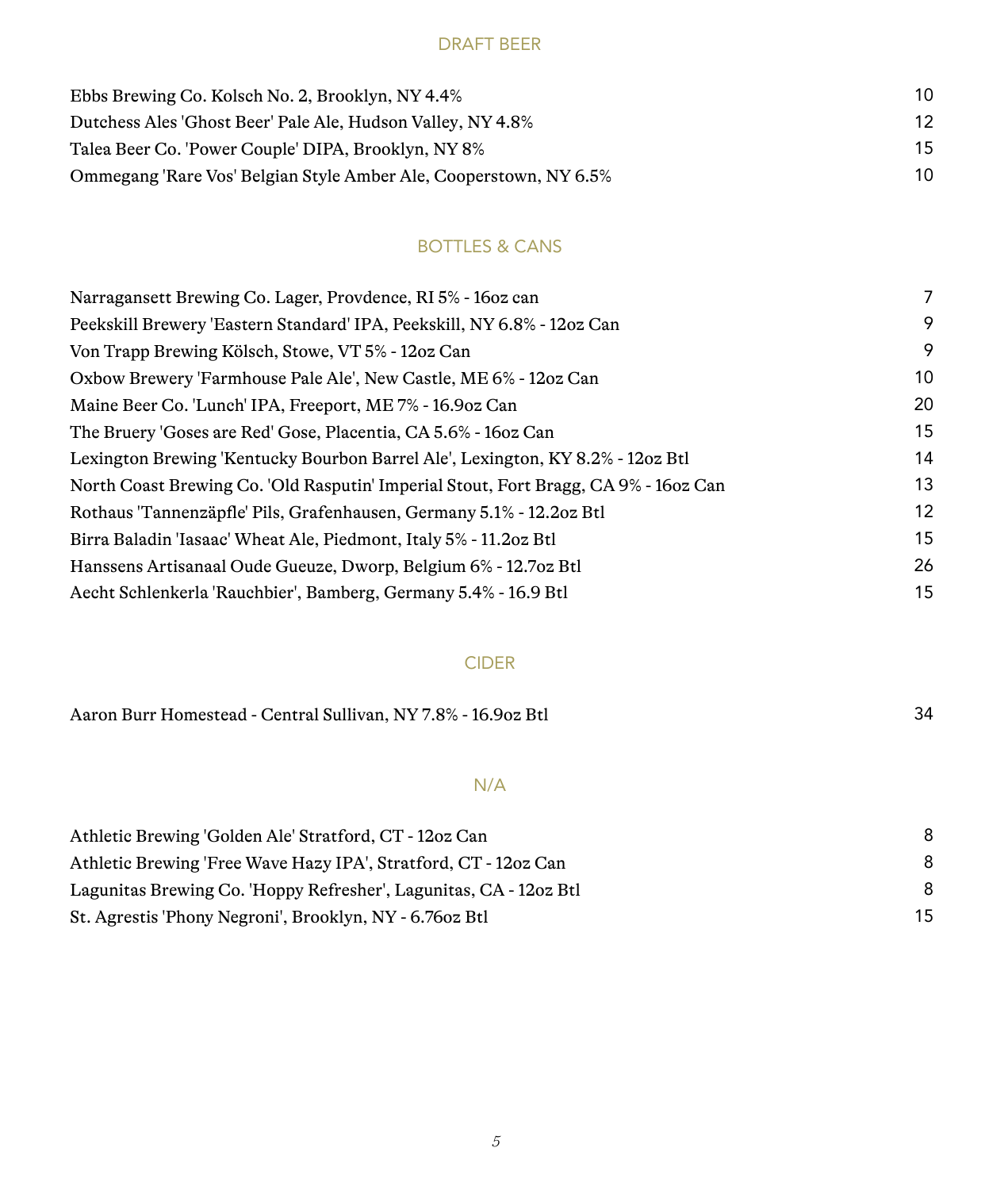## DRAFT BEER

| | |
|---|---|
| Ebbs Brewing Co. Kolsch No. 2, Brooklyn, NY 4.4% | 10 |
| Dutchess Ales 'Ghost Beer' Pale Ale, Hudson Valley, NY 4.8% | 12 |
| Talea Beer Co. 'Power Couple' DIPA, Brooklyn, NY 8% | 15 |
| Ommegang 'Rare Vos' Belgian Style Amber Ale, Cooperstown, NY 6.5% | 10 |

## BOTTLES & CANS

| | |
|---|---|
| Narragansett Brewing Co. Lager, Provdence, RI 5% - 16oz can | 7 |
| Peekskill Brewery 'Eastern Standard' IPA, Peekskill, NY 6.8% - 12oz Can | 9 |
| Von Trapp Brewing Kölsch, Stowe, VT 5% - 12oz Can | 9 |
| Oxbow Brewery 'Farmhouse Pale Ale', New Castle, ME 6% - 12oz Can | 10 |
| Maine Beer Co. 'Lunch' IPA, Freeport, ME 7% - 16.9oz Can | 20 |
| The Bruery 'Goses are Red' Gose, Placentia, CA 5.6% - 16oz Can | 15 |
| Lexington Brewing 'Kentucky Bourbon Barrel Ale', Lexington, KY 8.2% - 12oz Btl | 14 |
| North Coast Brewing Co. 'Old Rasputin' Imperial Stout, Fort Bragg, CA 9% - 16oz Can | 13 |
| Rothaus 'Tannenzäpfle' Pils, Grafenhausen, Germany 5.1% - 12.2oz Btl | 12 |
| Birra Baladin 'Iasaac' Wheat Ale, Piedmont, Italy 5% - 11.2oz Btl | 15 |
| Hanssens Artisanaal Oude Gueuze, Dworp, Belgium 6% - 12.7oz Btl | 26 |
| Aecht Schlenkerla 'Rauchbier', Bamberg, Germany 5.4% - 16.9 Btl | 15 |

## CIDER

| | |
|---|---|
| Aaron Burr Homestead - Central Sullivan, NY 7.8% - 16.9oz Btl | 34 |

## N/A

| | |
|---|---|
| Athletic Brewing 'Golden Ale' Stratford, CT - 12oz Can | 8 |
| Athletic Brewing 'Free Wave Hazy IPA', Stratford, CT - 12oz Can | 8 |
| Lagunitas Brewing Co. 'Hoppy Refresher', Lagunitas, CA - 12oz Btl | 8 |
| St. Agrestis 'Phony Negroni', Brooklyn, NY - 6.76oz Btl | 15 |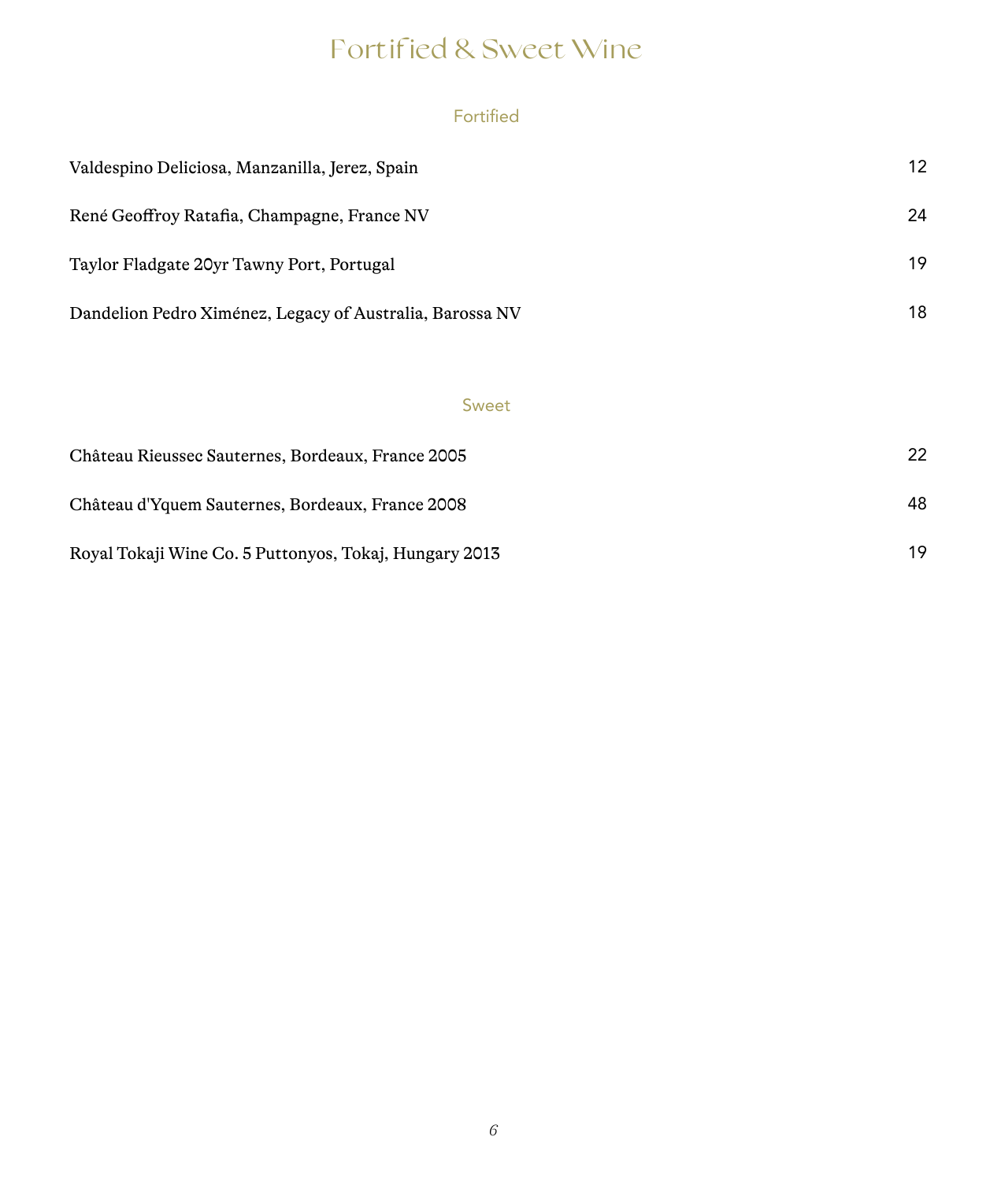# Fortified & Sweet Wine

## Fortified

| | |
|---|---|
| Valdespino Deliciosa, Manzanilla, Jerez, Spain | 12 |
| René Geoffroy Ratafia, Champagne, France NV | 24 |
| Taylor Fladgate 20yr Tawny Port, Portugal | 19 |
| Dandelion Pedro Ximénez, Legacy of Australia, Barossa NV | 18 |

## Sweet

| | |
|---|---|
| Château Rieussec Sauternes, Bordeaux, France 2005 | 22 |
| Château d'Yquem Sauternes, Bordeaux, France 2008 | 48 |
| Royal Tokaji Wine Co. 5 Puttonyos, Tokaj, Hungary 2013 | 19 |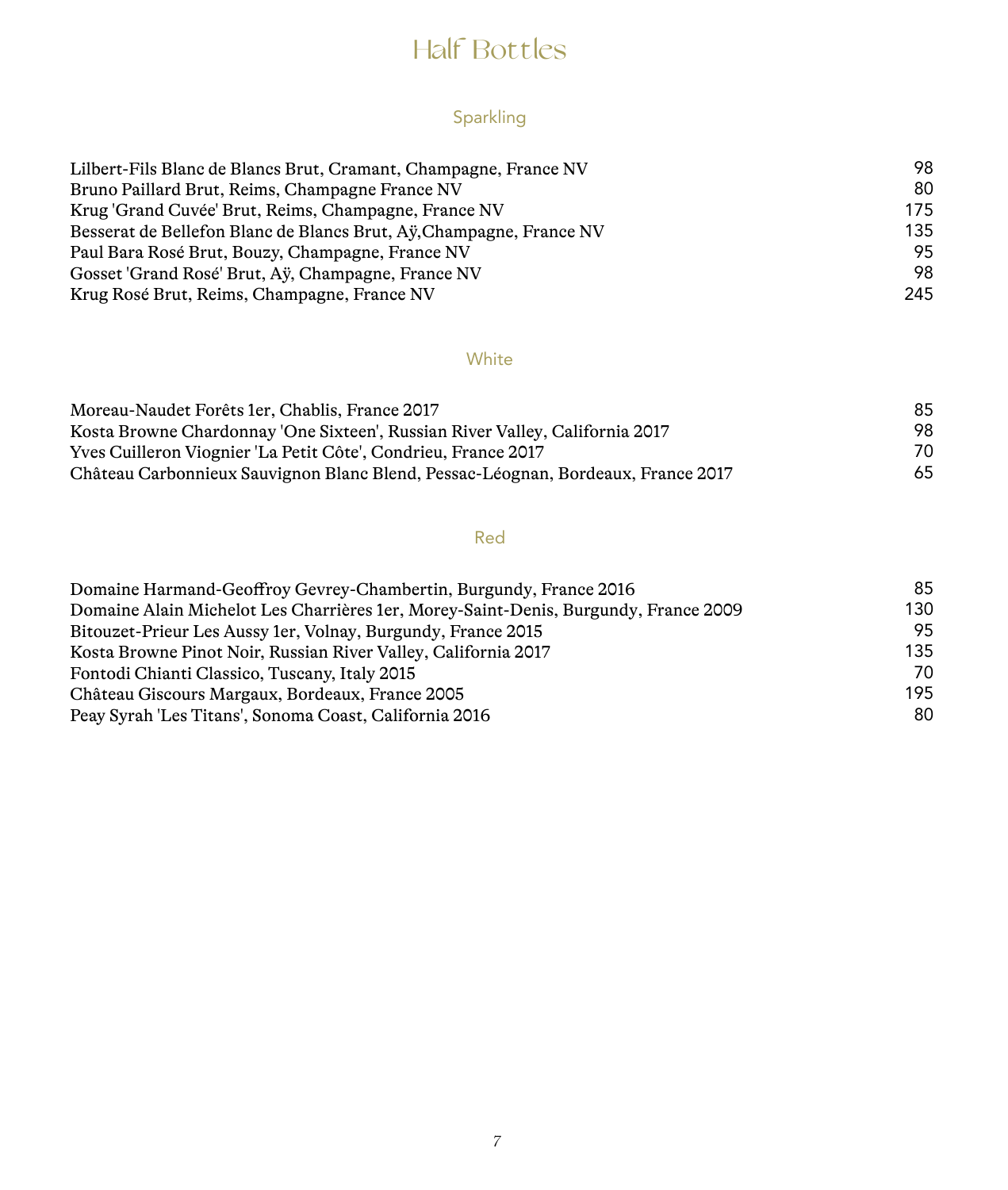# Half Bottles

## Sparkling

| | |
|---|---|
| Lilbert-Fils Blanc de Blancs Brut, Cramant, Champagne, France NV | 98 |
| Bruno Paillard Brut, Reims, Champagne France NV | 80 |
| Krug 'Grand Cuvée' Brut, Reims, Champagne, France NV | 175 |
| Besserat de Bellefon Blanc de Blancs Brut, Aÿ,Champagne, France NV | 135 |
| Paul Bara Rosé Brut, Bouzy, Champagne, France NV | 95 |
| Gosset 'Grand Rosé' Brut, Aÿ, Champagne, France NV | 98 |
| Krug Rosé Brut, Reims, Champagne, France NV | 245 |

## White

| | |
|---|---|
| Moreau-Naudet Forêts 1er, Chablis, France 2017 | 85 |
| Kosta Browne Chardonnay 'One Sixteen', Russian River Valley, California 2017 | 98 |
| Yves Cuilleron Viognier 'La Petit Côte', Condrieu, France 2017 | 70 |
| Château Carbonnieux Sauvignon Blanc Blend, Pessac-Léognan, Bordeaux, France 2017 | 65 |

## Red

| | |
|---|---|
| Domaine Harmand-Geoffroy Gevrey-Chambertin, Burgundy, France 2016 | 85 |
| Domaine Alain Michelot Les Charrières 1er, Morey-Saint-Denis, Burgundy, France 2009 | 130 |
| Bitouzet-Prieur Les Aussy 1er, Volnay, Burgundy, France 2015 | 95 |
| Kosta Browne Pinot Noir, Russian River Valley, California 2017 | 135 |
| Fontodi Chianti Classico, Tuscany, Italy 2015 | 70 |
| Château Giscours Margaux, Bordeaux, France 2005 | 195 |
| Peay Syrah 'Les Titans', Sonoma Coast, California 2016 | 80 |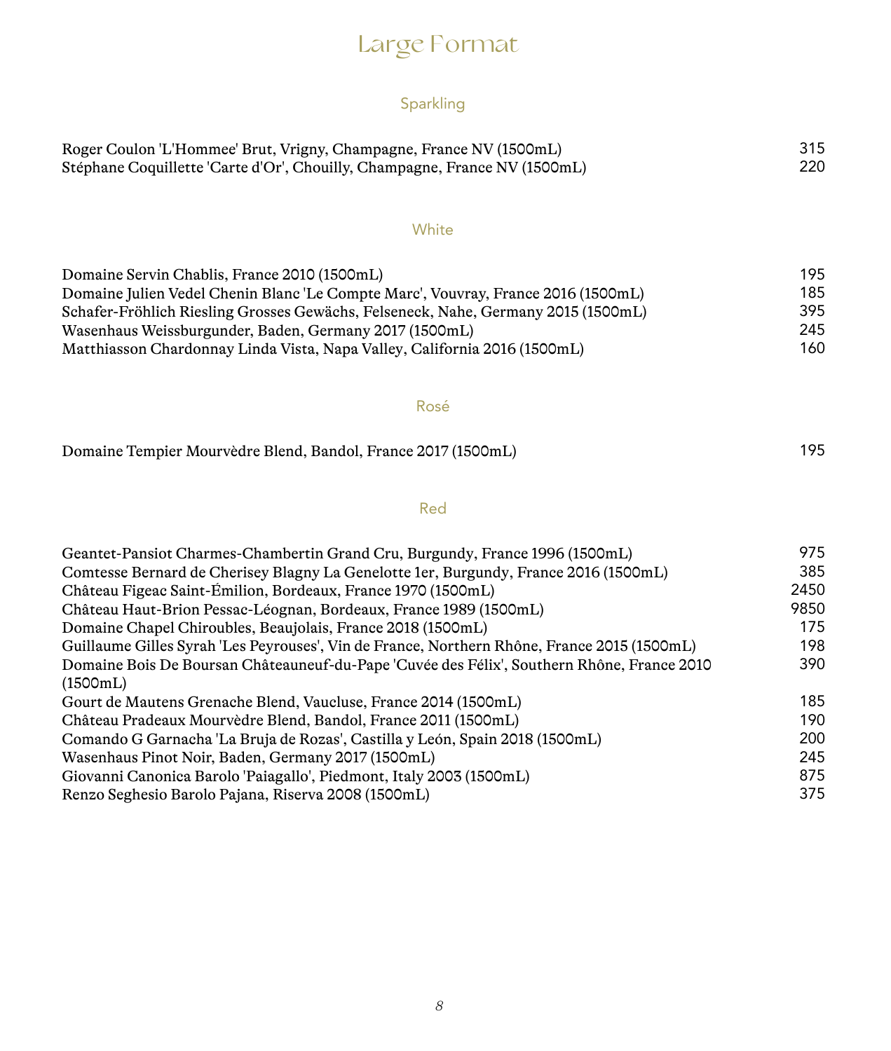# Large Format

## Sparkling

| | |
|---|---|
| Roger Coulon 'L'Hommee' Brut, Vrigny, Champagne, France NV (1500mL) | 315 |
| Stéphane Coquillette 'Carte d'Or', Chouilly, Champagne, France NV (1500mL) | 220 |

## White

| | |
|---|---|
| Domaine Servin Chablis, France 2010 (1500mL) | 195 |
| Domaine Julien Vedel Chenin Blanc 'Le Compte Marc', Vouvray, France 2016 (1500mL) | 185 |
| Schafer-Fröhlich Riesling Grosses Gewächs, Felseneck, Nahe, Germany 2015 (1500mL) | 395 |
| Wasenhaus Weissburgunder, Baden, Germany 2017 (1500mL) | 245 |
| Matthiasson Chardonnay Linda Vista, Napa Valley, California 2016 (1500mL) | 160 |

## Rosé

| | |
|---|---|
| Domaine Tempier Mourvèdre Blend, Bandol, France 2017 (1500mL) | 195 |

## Red

| | |
|---|---|
| Geantet-Pansiot Charmes-Chambertin Grand Cru, Burgundy, France 1996 (1500mL) | 975 |
| Comtesse Bernard de Cherisey Blagny La Genelotte 1er, Burgundy, France 2016 (1500mL) | 385 |
| Château Figeac Saint-Émilion, Bordeaux, France 1970 (1500mL) | 2450 |
| Château Haut-Brion Pessac-Léognan, Bordeaux, France 1989 (1500mL) | 9850 |
| Domaine Chapel Chiroubles, Beaujolais, France 2018 (1500mL) | 175 |
| Guillaume Gilles Syrah 'Les Peyrouses', Vin de France, Northern Rhône, France 2015 (1500mL) | 198 |
| Domaine Bois De Boursan Châteauneuf-du-Pape 'Cuvée des Félix', Southern Rhône, France 2010 (1500mL) | 390 |
| Gourt de Mautens Grenache Blend, Vaucluse, France 2014 (1500mL) | 185 |
| Château Pradeaux Mourvèdre Blend, Bandol, France 2011 (1500mL) | 190 |
| Comando G Garnacha 'La Bruja de Rozas', Castilla y León, Spain 2018 (1500mL) | 200 |
| Wasenhaus Pinot Noir, Baden, Germany 2017 (1500mL) | 245 |
| Giovanni Canonica Barolo 'Paiagallo', Piedmont, Italy 2003 (1500mL) | 875 |
| Renzo Seghesio Barolo Pajana, Riserva 2008 (1500mL) | 375 |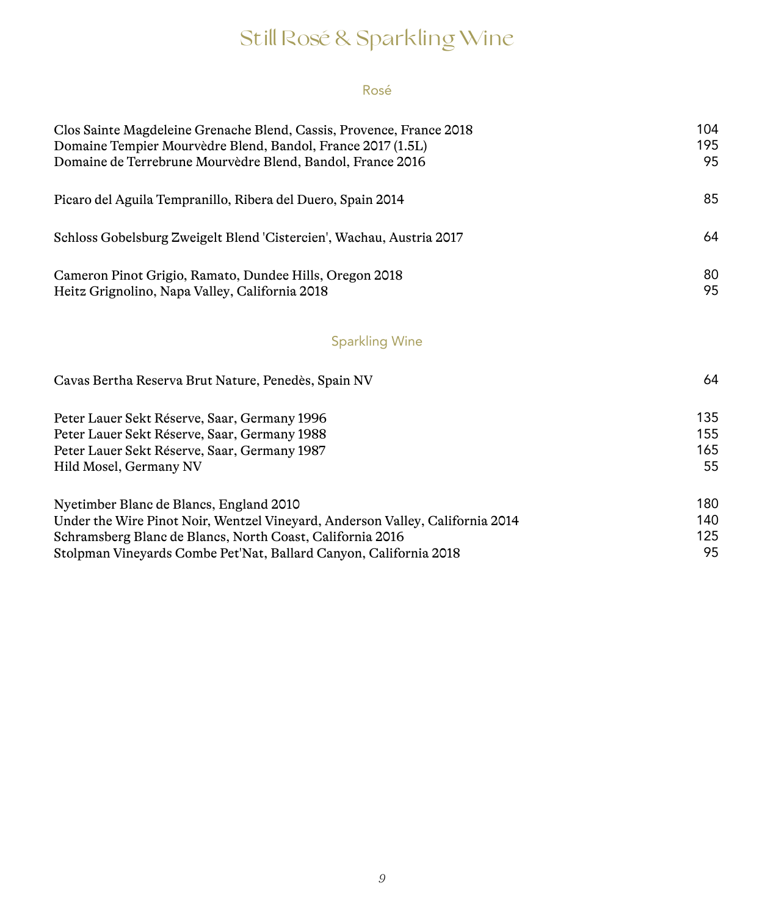# Still Rosé & Sparkling Wine

## Rosé

| | |
|---|---|
| Clos Sainte Magdeleine Grenache Blend, Cassis, Provence, France 2018 | 104 |
| Domaine Tempier Mourvèdre Blend, Bandol, France 2017 (1.5L) | 195 |
| Domaine de Terrebrune Mourvèdre Blend, Bandol, France 2016 | 95 |
| Picaro del Aguila Tempranillo, Ribera del Duero, Spain 2014 | 85 |
| Schloss Gobelsburg Zweigelt Blend 'Cistercien', Wachau, Austria 2017 | 64 |
| Cameron Pinot Grigio, Ramato, Dundee Hills, Oregon 2018 | 80 |
| Heitz Grignolino, Napa Valley, California 2018 | 95 |

## Sparkling Wine

| | |
|---|---|
| Cavas Bertha Reserva Brut Nature, Penedès, Spain NV | 64 |
| Peter Lauer Sekt Réserve, Saar, Germany 1996 | 135 |
| Peter Lauer Sekt Réserve, Saar, Germany 1988 | 155 |
| Peter Lauer Sekt Réserve, Saar, Germany 1987 | 165 |
| Hild Mosel, Germany NV | 55 |
| Nyetimber Blanc de Blancs, England 2010 | 180 |
| Under the Wire Pinot Noir, Wentzel Vineyard, Anderson Valley, California 2014 | 140 |
| Schramsberg Blanc de Blancs, North Coast, California 2016 | 125 |
| Stolpman Vineyards Combe Pet'Nat, Ballard Canyon, California 2018 | 95 |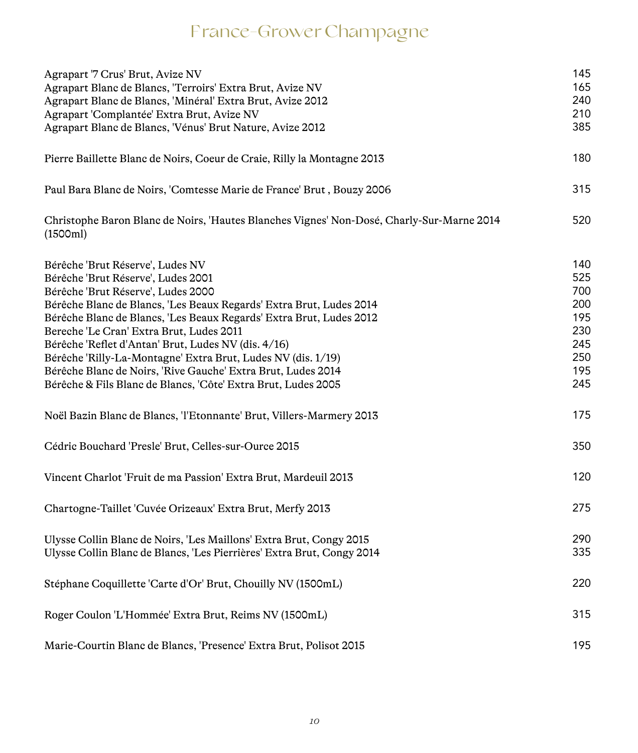# France-Grower Champagne

| Wine | Price |
|---|---|
| Agrapart '7 Crus' Brut, Avize NV | 145 |
| Agrapart Blanc de Blancs, 'Terroirs' Extra Brut, Avize NV | 165 |
| Agrapart Blanc de Blancs, 'Minéral' Extra Brut, Avize 2012 | 240 |
| Agrapart 'Complantée' Extra Brut, Avize NV | 210 |
| Agrapart Blanc de Blancs, 'Vénus' Brut Nature, Avize 2012 | 385 |
| | |
| Pierre Baillette Blanc de Noirs, Coeur de Craie, Rilly la Montagne 2013 | 180 |
| | |
| Paul Bara Blanc de Noirs, 'Comtesse Marie de France' Brut , Bouzy 2006 | 315 |
| | |
| Christophe Baron Blanc de Noirs, 'Hautes Blanches Vignes' Non-Dosé, Charly-Sur-Marne 2014 (1500ml) | 520 |
| | |
| Bérêche 'Brut Réserve', Ludes NV | 140 |
| Bérêche 'Brut Réserve', Ludes 2001 | 525 |
| Bérêche 'Brut Réserve', Ludes 2000 | 700 |
| Bérêche Blanc de Blancs, 'Les Beaux Regards' Extra Brut, Ludes 2014 | 200 |
| Bérêche Blanc de Blancs, 'Les Beaux Regards' Extra Brut, Ludes 2012 | 195 |
| Bereche 'Le Cran' Extra Brut, Ludes 2011 | 230 |
| Bérêche 'Reflet d'Antan' Brut, Ludes NV (dis. 4/16) | 245 |
| Bérêche 'Rilly-La-Montagne' Extra Brut, Ludes NV (dis. 1/19) | 250 |
| Bérêche Blanc de Noirs, 'Rive Gauche' Extra Brut, Ludes 2014 | 195 |
| Bérêche & Fils Blanc de Blancs, 'Côte' Extra Brut, Ludes 2005 | 245 |
| | |
| Noël Bazin Blanc de Blancs, 'l'Etonnante' Brut, Villers-Marmery 2013 | 175 |
| | |
| Cédric Bouchard 'Presle' Brut, Celles-sur-Ource 2015 | 350 |
| | |
| Vincent Charlot 'Fruit de ma Passion' Extra Brut, Mardeuil 2013 | 120 |
| | |
| Chartogne-Taillet 'Cuvée Orizeaux' Extra Brut, Merfy 2013 | 275 |
| | |
| Ulysse Collin Blanc de Noirs, 'Les Maillons' Extra Brut, Congy 2015 | 290 |
| Ulysse Collin Blanc de Blancs, 'Les Pierrières' Extra Brut, Congy 2014 | 335 |
| | |
| Stéphane Coquillette 'Carte d'Or' Brut, Chouilly NV (1500mL) | 220 |
| | |
| Roger Coulon 'L'Hommée' Extra Brut, Reims NV (1500mL) | 315 |
| | |
| Marie-Courtin Blanc de Blancs, 'Presence' Extra Brut, Polisot 2015 | 195 |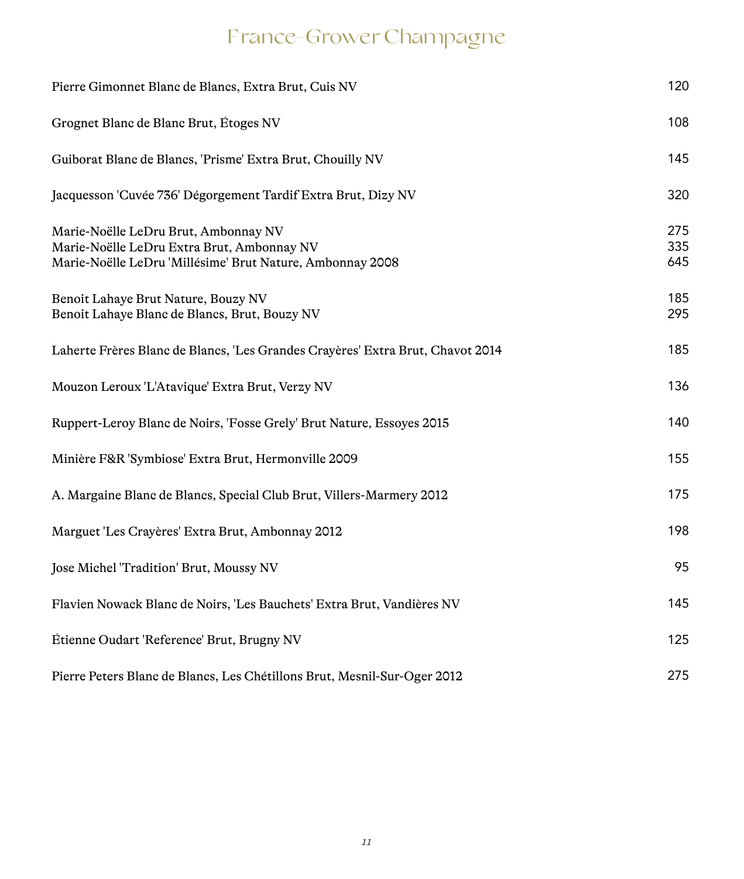# France-Grower Champagne

| Wine | Price |
|---|---|
| Pierre Gimonnet Blanc de Blancs, Extra Brut, Cuis NV | 120 |
| Grognet Blanc de Blanc Brut, Étoges NV | 108 |
| Guiborat Blanc de Blancs, 'Prisme' Extra Brut, Chouilly NV | 145 |
| Jacquesson 'Cuvée 736' Dégorgement Tardif Extra Brut, Dizy NV | 320 |
| Marie-Noëlle LeDru Brut, Ambonnay NV | 275 |
| Marie-Noëlle LeDru Extra Brut, Ambonnay NV | 335 |
| Marie-Noëlle LeDru 'Millésime' Brut Nature, Ambonnay 2008 | 645 |
| Benoit Lahaye Brut Nature, Bouzy NV | 185 |
| Benoit Lahaye Blanc de Blancs, Brut, Bouzy NV | 295 |
| Laherte Frères Blanc de Blancs, 'Les Grandes Crayères' Extra Brut, Chavot 2014 | 185 |
| Mouzon Leroux 'L'Atavique' Extra Brut, Verzy NV | 136 |
| Ruppert-Leroy Blanc de Noirs, 'Fosse Grely' Brut Nature, Essoyes 2015 | 140 |
| Minière F&R 'Symbiose' Extra Brut, Hermonville 2009 | 155 |
| A. Margaine Blanc de Blancs, Special Club Brut, Villers-Marmery 2012 | 175 |
| Marguet 'Les Crayères' Extra Brut, Ambonnay 2012 | 198 |
| Jose Michel 'Tradition' Brut, Moussy NV | 95 |
| Flavien Nowack Blanc de Noirs, 'Les Bauchets' Extra Brut, Vandières NV | 145 |
| Étienne Oudart 'Reference' Brut, Brugny NV | 125 |
| Pierre Peters Blanc de Blancs, Les Chétillons Brut, Mesnil-Sur-Oger 2012 | 275 |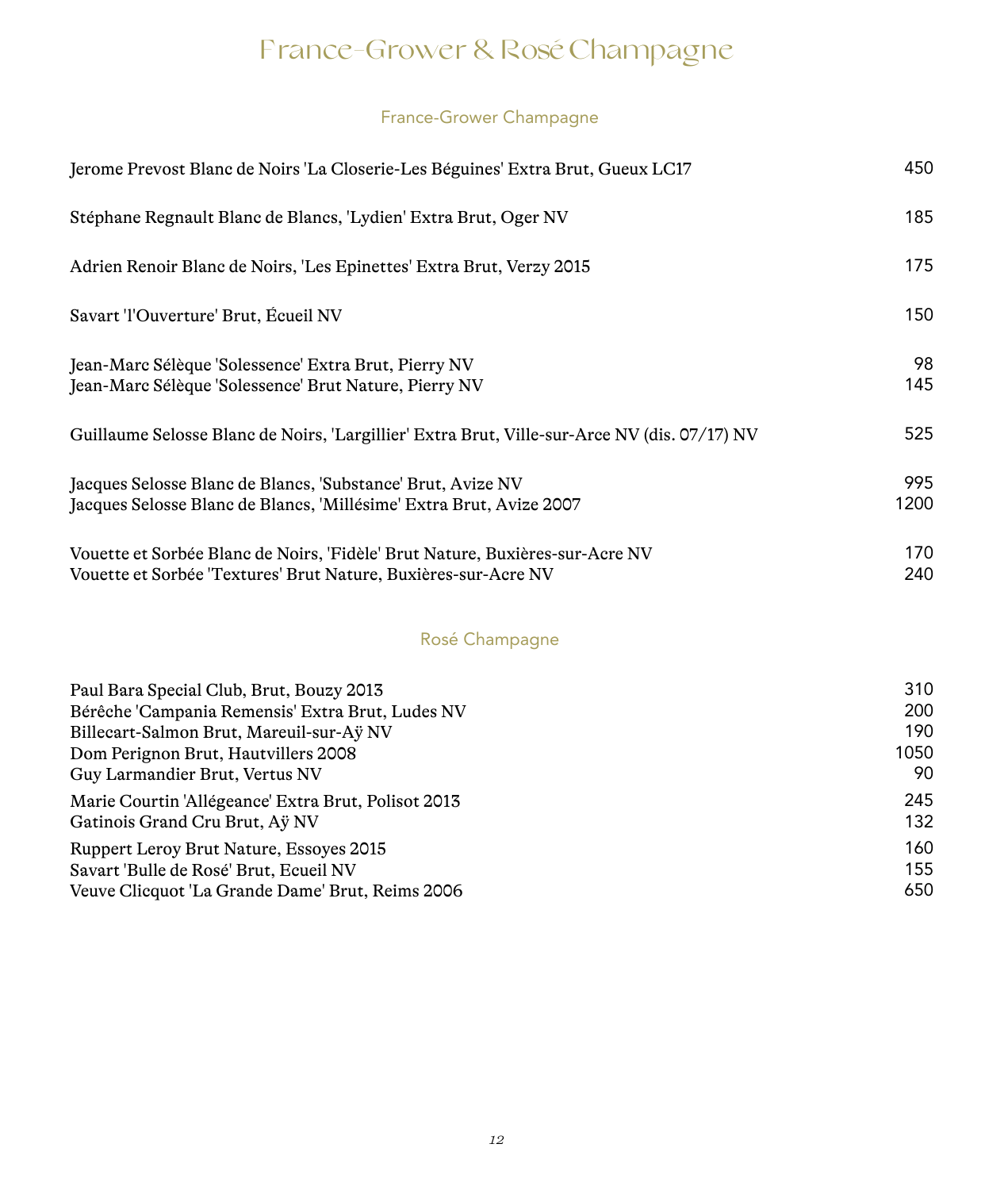# France-Grower & Rosé Champagne

## France-Grower Champagne

| Wine | Price |
|---|---|
| Jerome Prevost Blanc de Noirs 'La Closerie-Les Béguines' Extra Brut, Gueux LC17 | 450 |
| Stéphane Regnault Blanc de Blancs, 'Lydien' Extra Brut, Oger NV | 185 |
| Adrien Renoir Blanc de Noirs, 'Les Epinettes' Extra Brut, Verzy 2015 | 175 |
| Savart 'l'Ouverture' Brut, Écueil NV | 150 |
| Jean-Marc Sélèque 'Solessence' Extra Brut, Pierry NV | 98 |
| Jean-Marc Sélèque 'Solessence' Brut Nature, Pierry NV | 145 |
| Guillaume Selosse Blanc de Noirs, 'Largillier' Extra Brut, Ville-sur-Arce NV (dis. 07/17) NV | 525 |
| Jacques Selosse Blanc de Blancs, 'Substance' Brut, Avize NV | 995 |
| Jacques Selosse Blanc de Blancs, 'Millésime' Extra Brut, Avize 2007 | 1200 |
| Vouette et Sorbée Blanc de Noirs, 'Fidèle' Brut Nature, Buxières-sur-Acre NV | 170 |
| Vouette et Sorbée 'Textures' Brut Nature, Buxières-sur-Acre NV | 240 |

## Rosé Champagne

| Wine | Price |
|---|---|
| Paul Bara Special Club, Brut, Bouzy 2013 | 310 |
| Bérêche 'Campania Remensis' Extra Brut, Ludes NV | 200 |
| Billecart-Salmon Brut, Mareuil-sur-Aÿ NV | 190 |
| Dom Perignon Brut, Hautvillers 2008 | 1050 |
| Guy Larmandier Brut, Vertus NV | 90 |
| Marie Courtin 'Allégeance' Extra Brut, Polisot 2013 | 245 |
| Gatinois Grand Cru Brut, Aÿ NV | 132 |
| Ruppert Leroy Brut Nature, Essoyes 2015 | 160 |
| Savart 'Bulle de Rosé' Brut, Ecueil NV | 155 |
| Veuve Clicquot 'La Grande Dame' Brut, Reims 2006 | 650 |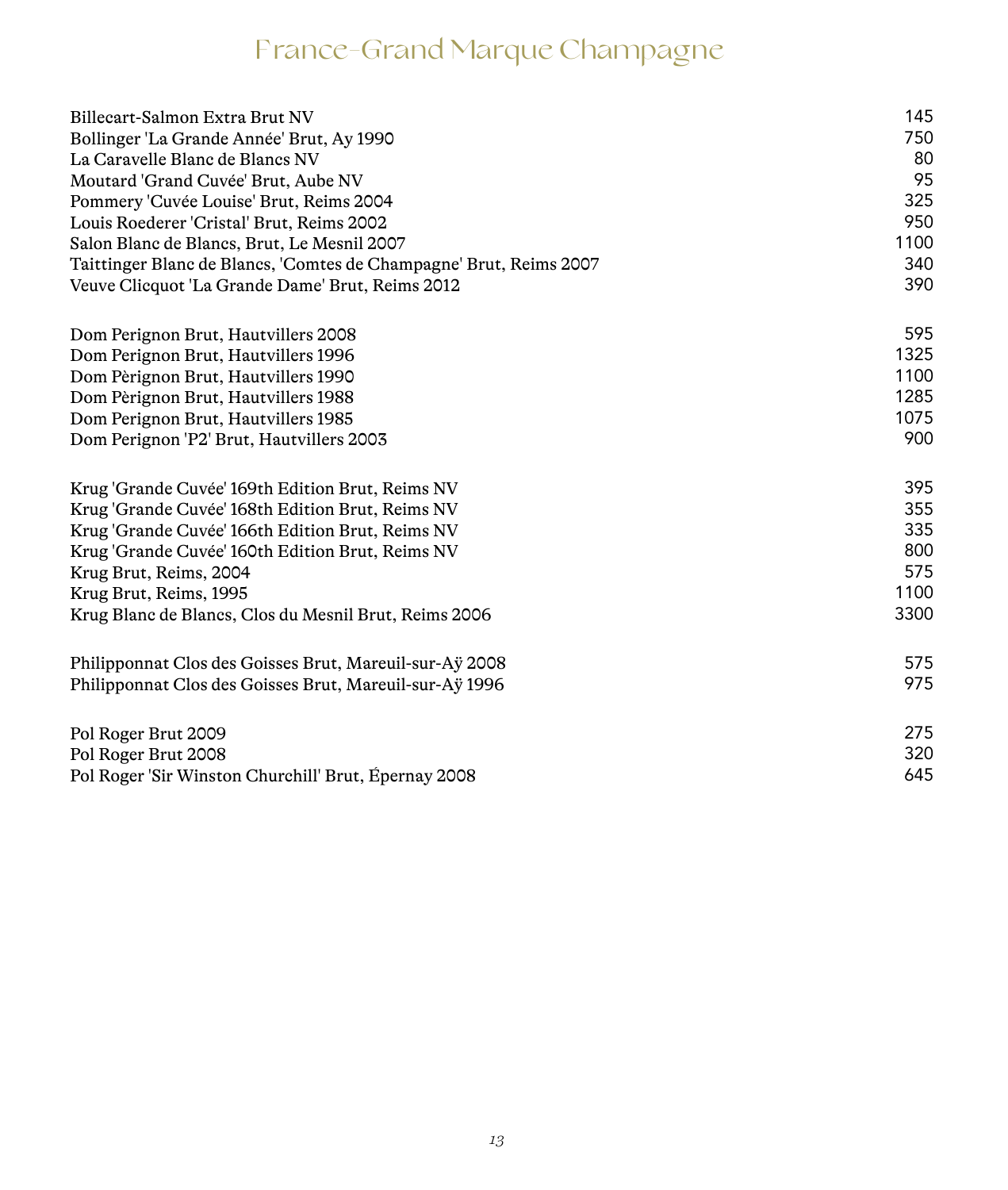# France–Grand Marque Champagne

| Wine | Price |
|---|---|
| Billecart-Salmon Extra Brut NV | 145 |
| Bollinger 'La Grande Année' Brut, Ay 1990 | 750 |
| La Caravelle Blanc de Blancs NV | 80 |
| Moutard 'Grand Cuvée' Brut, Aube NV | 95 |
| Pommery 'Cuvée Louise' Brut, Reims 2004 | 325 |
| Louis Roederer 'Cristal' Brut, Reims 2002 | 950 |
| Salon Blanc de Blancs, Brut, Le Mesnil 2007 | 1100 |
| Taittinger Blanc de Blancs, 'Comtes de Champagne' Brut, Reims 2007 | 340 |
| Veuve Clicquot 'La Grande Dame' Brut, Reims 2012 | 390 |
| | |
| Dom Perignon Brut, Hautvillers 2008 | 595 |
| Dom Perignon Brut, Hautvillers 1996 | 1325 |
| Dom Pèrignon Brut, Hautvillers 1990 | 1100 |
| Dom Pèrignon Brut, Hautvillers 1988 | 1285 |
| Dom Perignon Brut, Hautvillers 1985 | 1075 |
| Dom Perignon 'P2' Brut, Hautvillers 2003 | 900 |
| | |
| Krug 'Grande Cuvée' 169th Edition Brut, Reims NV | 395 |
| Krug 'Grande Cuvée' 168th Edition Brut, Reims NV | 355 |
| Krug 'Grande Cuvée' 166th Edition Brut, Reims NV | 335 |
| Krug 'Grande Cuvée' 160th Edition Brut, Reims NV | 800 |
| Krug Brut, Reims, 2004 | 575 |
| Krug Brut, Reims, 1995 | 1100 |
| Krug Blanc de Blancs, Clos du Mesnil Brut, Reims 2006 | 3300 |
| | |
| Philipponnat Clos des Goisses Brut, Mareuil-sur-Aÿ 2008 | 575 |
| Philipponnat Clos des Goisses Brut, Mareuil-sur-Aÿ 1996 | 975 |
| | |
| Pol Roger Brut 2009 | 275 |
| Pol Roger Brut 2008 | 320 |
| Pol Roger 'Sir Winston Churchill' Brut, Épernay 2008 | 645 |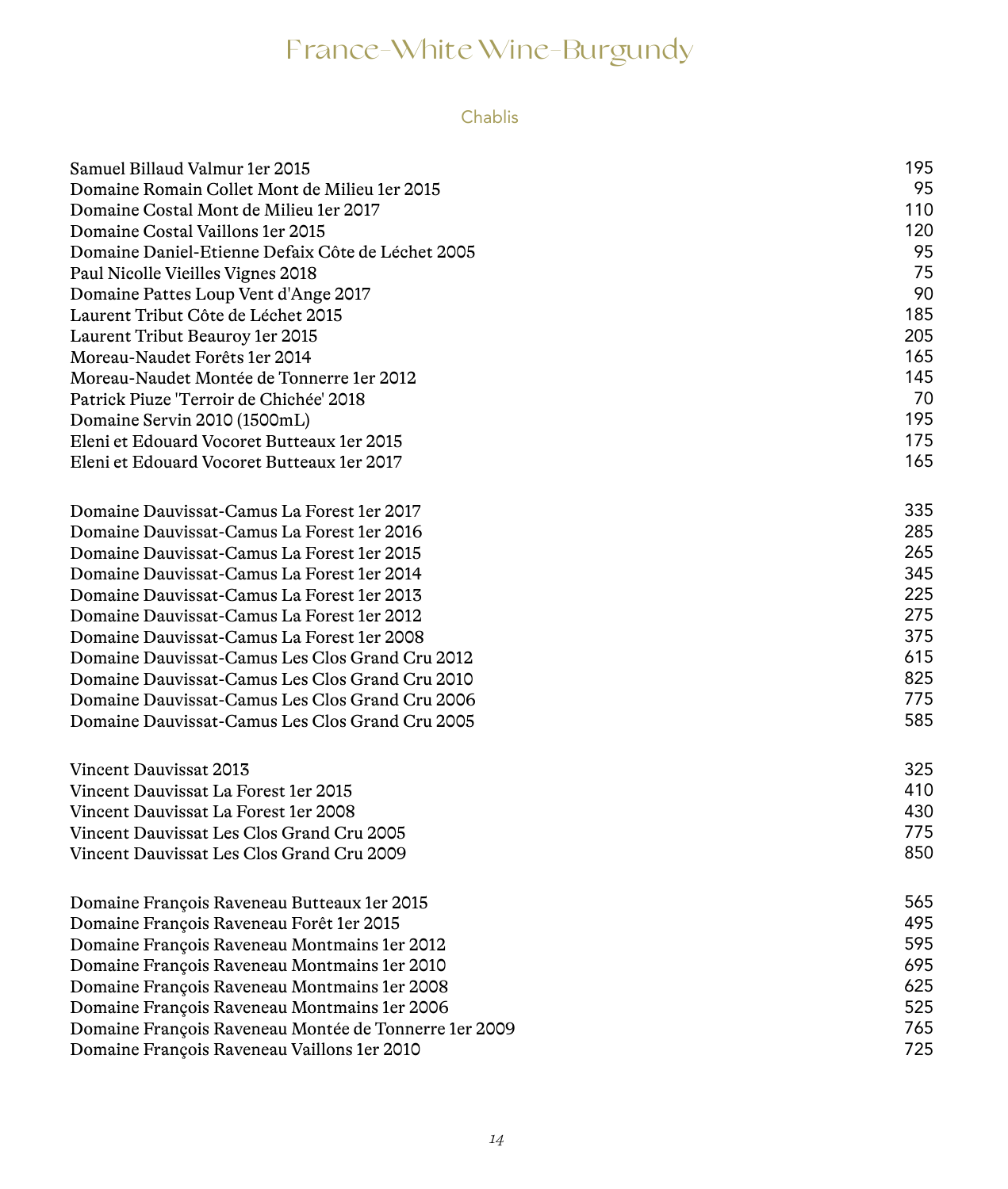# France-White Wine-Burgundy

## Chablis

| Wine | Price |
|---|---|
| Samuel Billaud Valmur 1er 2015 | 195 |
| Domaine Romain Collet Mont de Milieu 1er 2015 | 95 |
| Domaine Costal Mont de Milieu 1er 2017 | 110 |
| Domaine Costal Vaillons 1er 2015 | 120 |
| Domaine Daniel-Etienne Defaix Côte de Léchet 2005 | 95 |
| Paul Nicolle Vieilles Vignes 2018 | 75 |
| Domaine Pattes Loup Vent d'Ange 2017 | 90 |
| Laurent Tribut Côte de Léchet 2015 | 185 |
| Laurent Tribut Beauroy 1er 2015 | 205 |
| Moreau-Naudet Forêts 1er 2014 | 165 |
| Moreau-Naudet Montée de Tonnerre 1er 2012 | 145 |
| Patrick Piuze 'Terroir de Chichée' 2018 | 70 |
| Domaine Servin 2010 (1500mL) | 195 |
| Eleni et Edouard Vocoret Butteaux 1er 2015 | 175 |
| Eleni et Edouard Vocoret Butteaux 1er 2017 | 165 |
| | |
| Domaine Dauvissat-Camus La Forest 1er 2017 | 335 |
| Domaine Dauvissat-Camus La Forest 1er 2016 | 285 |
| Domaine Dauvissat-Camus La Forest 1er 2015 | 265 |
| Domaine Dauvissat-Camus La Forest 1er 2014 | 345 |
| Domaine Dauvissat-Camus La Forest 1er 2013 | 225 |
| Domaine Dauvissat-Camus La Forest 1er 2012 | 275 |
| Domaine Dauvissat-Camus La Forest 1er 2008 | 375 |
| Domaine Dauvissat-Camus Les Clos Grand Cru 2012 | 615 |
| Domaine Dauvissat-Camus Les Clos Grand Cru 2010 | 825 |
| Domaine Dauvissat-Camus Les Clos Grand Cru 2006 | 775 |
| Domaine Dauvissat-Camus Les Clos Grand Cru 2005 | 585 |
| | |
| Vincent Dauvissat 2013 | 325 |
| Vincent Dauvissat La Forest 1er 2015 | 410 |
| Vincent Dauvissat La Forest 1er 2008 | 430 |
| Vincent Dauvissat Les Clos Grand Cru 2005 | 775 |
| Vincent Dauvissat Les Clos Grand Cru 2009 | 850 |
| | |
| Domaine François Raveneau Butteaux 1er 2015 | 565 |
| Domaine François Raveneau Forêt 1er 2015 | 495 |
| Domaine François Raveneau Montmains 1er 2012 | 595 |
| Domaine François Raveneau Montmains 1er 2010 | 695 |
| Domaine François Raveneau Montmains 1er 2008 | 625 |
| Domaine François Raveneau Montmains 1er 2006 | 525 |
| Domaine François Raveneau Montée de Tonnerre 1er 2009 | 765 |
| Domaine François Raveneau Vaillons 1er 2010 | 725 |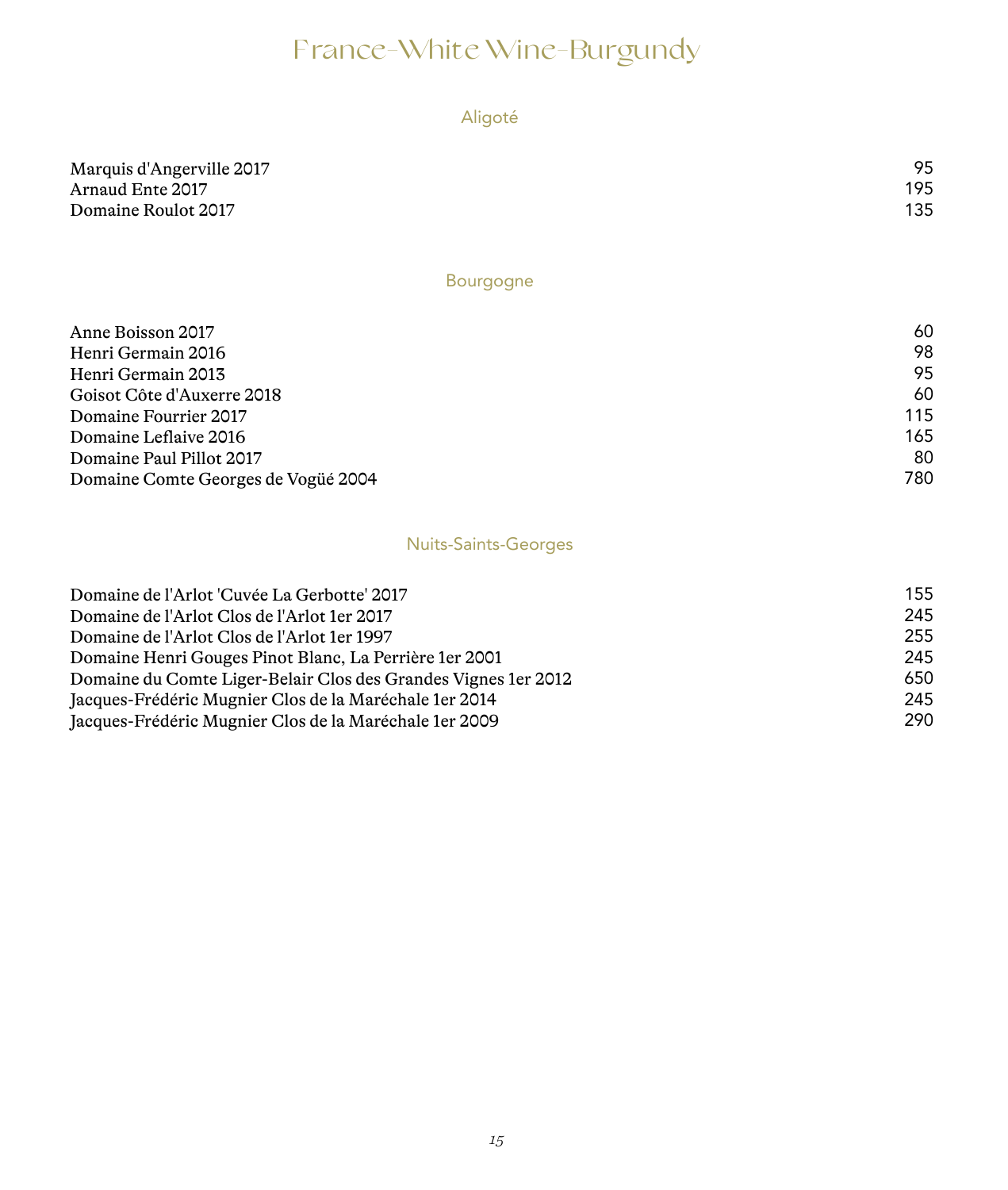# France-White Wine-Burgundy

## Aligoté

| | |
|---|---|
| Marquis d'Angerville 2017 | 95 |
| Arnaud Ente 2017 | 195 |
| Domaine Roulot 2017 | 135 |

## Bourgogne

| | |
|---|---|
| Anne Boisson 2017 | 60 |
| Henri Germain 2016 | 98 |
| Henri Germain 2013 | 95 |
| Goisot Côte d'Auxerre 2018 | 60 |
| Domaine Fourrier 2017 | 115 |
| Domaine Leflaive 2016 | 165 |
| Domaine Paul Pillot 2017 | 80 |
| Domaine Comte Georges de Vogüé 2004 | 780 |

## Nuits-Saints-Georges

| | |
|---|---|
| Domaine de l'Arlot 'Cuvée La Gerbotte' 2017 | 155 |
| Domaine de l'Arlot Clos de l'Arlot 1er 2017 | 245 |
| Domaine de l'Arlot Clos de l'Arlot 1er 1997 | 255 |
| Domaine Henri Gouges Pinot Blanc, La Perrière 1er 2001 | 245 |
| Domaine du Comte Liger-Belair Clos des Grandes Vignes 1er 2012 | 650 |
| Jacques-Frédéric Mugnier Clos de la Maréchale 1er 2014 | 245 |
| Jacques-Frédéric Mugnier Clos de la Maréchale 1er 2009 | 290 |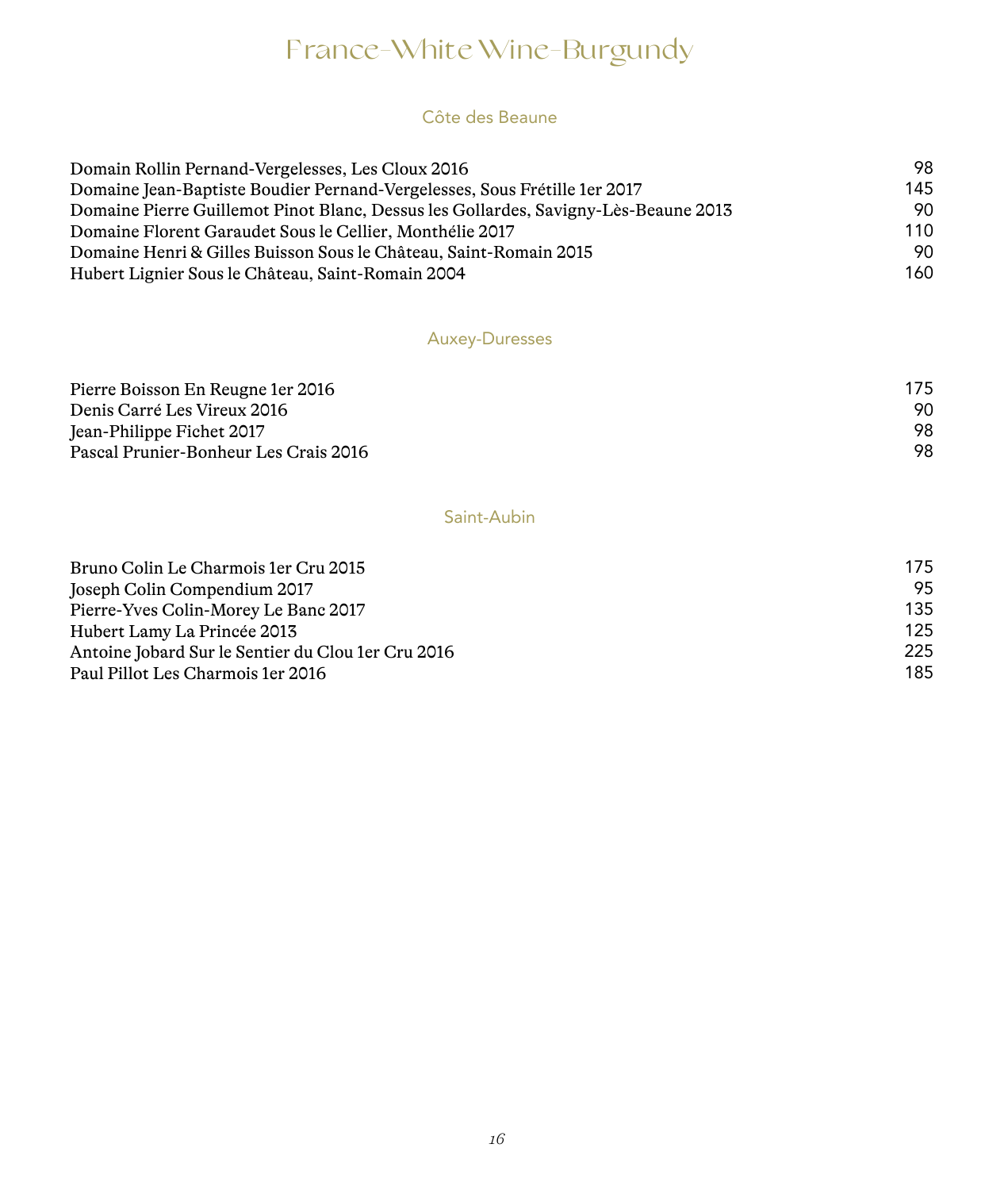# France-White Wine-Burgundy

## Côte des Beaune

| | |
|---|---|
| Domain Rollin Pernand-Vergelesses, Les Cloux 2016 | 98 |
| Domaine Jean-Baptiste Boudier Pernand-Vergelesses, Sous Frétille 1er 2017 | 145 |
| Domaine Pierre Guillemot Pinot Blanc, Dessus les Gollardes, Savigny-Lès-Beaune 2013 | 90 |
| Domaine Florent Garaudet Sous le Cellier, Monthélie 2017 | 110 |
| Domaine Henri & Gilles Buisson Sous le Château, Saint-Romain 2015 | 90 |
| Hubert Lignier Sous le Château, Saint-Romain 2004 | 160 |

## Auxey-Duresses

| | |
|---|---|
| Pierre Boisson En Reugne 1er 2016 | 175 |
| Denis Carré Les Vireux 2016 | 90 |
| Jean-Philippe Fichet 2017 | 98 |
| Pascal Prunier-Bonheur Les Crais 2016 | 98 |

## Saint-Aubin

| | |
|---|---|
| Bruno Colin Le Charmois 1er Cru 2015 | 175 |
| Joseph Colin Compendium 2017 | 95 |
| Pierre-Yves Colin-Morey Le Banc 2017 | 135 |
| Hubert Lamy La Princée 2013 | 125 |
| Antoine Jobard Sur le Sentier du Clou 1er Cru 2016 | 225 |
| Paul Pillot Les Charmois 1er 2016 | 185 |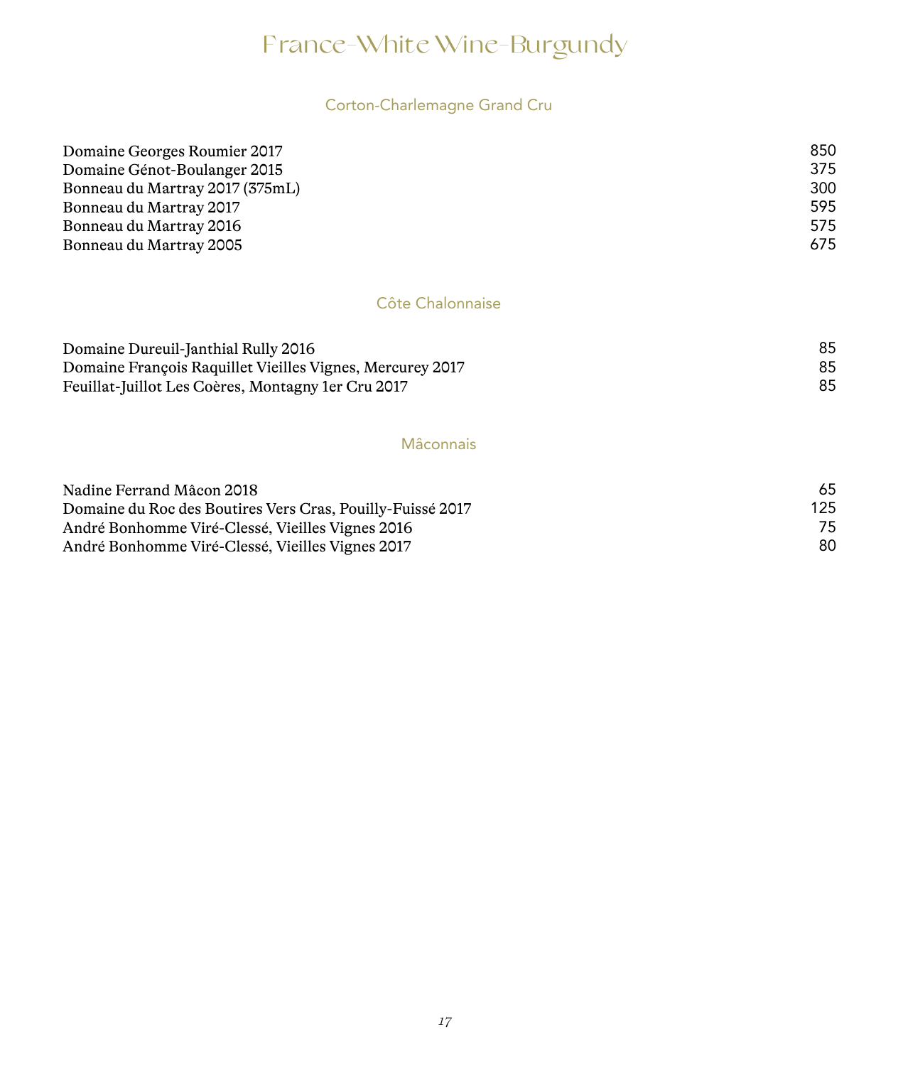# France-White Wine-Burgundy

## Corton-Charlemagne Grand Cru

| | |
|---|---|
| Domaine Georges Roumier 2017 | 850 |
| Domaine Génot-Boulanger 2015 | 375 |
| Bonneau du Martray 2017 (375mL) | 300 |
| Bonneau du Martray 2017 | 595 |
| Bonneau du Martray 2016 | 575 |
| Bonneau du Martray 2005 | 675 |

## Côte Chalonnaise

| | |
|---|---|
| Domaine Dureuil-Janthial Rully 2016 | 85 |
| Domaine François Raquillet Vieilles Vignes, Mercurey 2017 | 85 |
| Feuillat-Juillot Les Coères, Montagny 1er Cru 2017 | 85 |

## Mâconnais

| | |
|---|---|
| Nadine Ferrand Mâcon 2018 | 65 |
| Domaine du Roc des Boutires Vers Cras, Pouilly-Fuissé 2017 | 125 |
| André Bonhomme Viré-Clessé, Vieilles Vignes 2016 | 75 |
| André Bonhomme Viré-Clessé, Vieilles Vignes 2017 | 80 |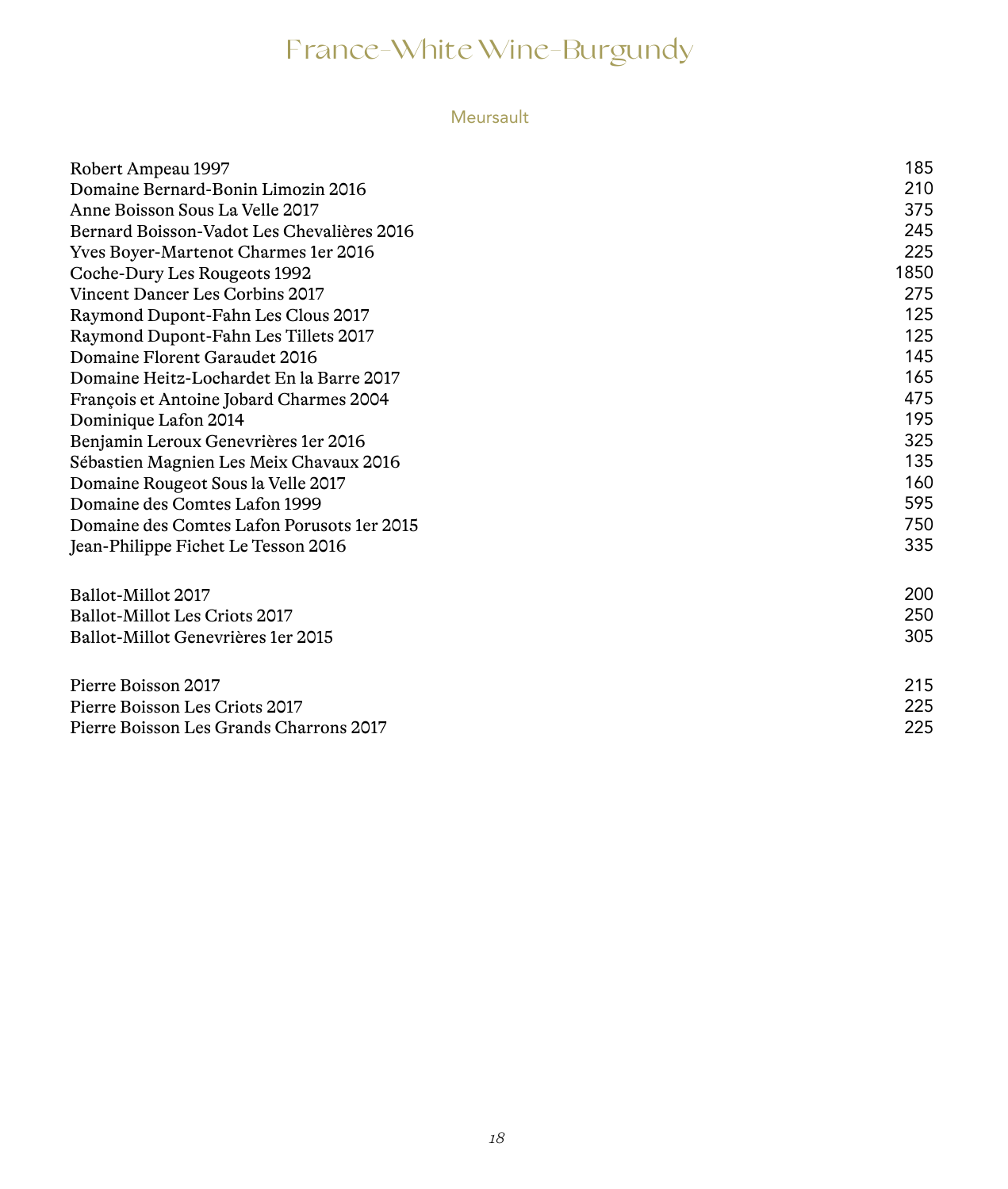# France-White Wine-Burgundy

## Meursault

| | |
|---|---|
| Robert Ampeau 1997 | 185 |
| Domaine Bernard-Bonin Limozin 2016 | 210 |
| Anne Boisson Sous La Velle 2017 | 375 |
| Bernard Boisson-Vadot Les Chevalières 2016 | 245 |
| Yves Boyer-Martenot Charmes 1er 2016 | 225 |
| Coche-Dury Les Rougeots 1992 | 1850 |
| Vincent Dancer Les Corbins 2017 | 275 |
| Raymond Dupont-Fahn Les Clous 2017 | 125 |
| Raymond Dupont-Fahn Les Tillets 2017 | 125 |
| Domaine Florent Garaudet 2016 | 145 |
| Domaine Heitz-Lochardet En la Barre 2017 | 165 |
| François et Antoine Jobard Charmes 2004 | 475 |
| Dominique Lafon 2014 | 195 |
| Benjamin Leroux Genevrières 1er 2016 | 325 |
| Sébastien Magnien Les Meix Chavaux 2016 | 135 |
| Domaine Rougeot Sous la Velle 2017 | 160 |
| Domaine des Comtes Lafon 1999 | 595 |
| Domaine des Comtes Lafon Porusots 1er 2015 | 750 |
| Jean-Philippe Fichet Le Tesson 2016 | 335 |
| | |
| Ballot-Millot 2017 | 200 |
| Ballot-Millot Les Criots 2017 | 250 |
| Ballot-Millot Genevrières 1er 2015 | 305 |
| | |
| Pierre Boisson 2017 | 215 |
| Pierre Boisson Les Criots 2017 | 225 |
| Pierre Boisson Les Grands Charrons 2017 | 225 |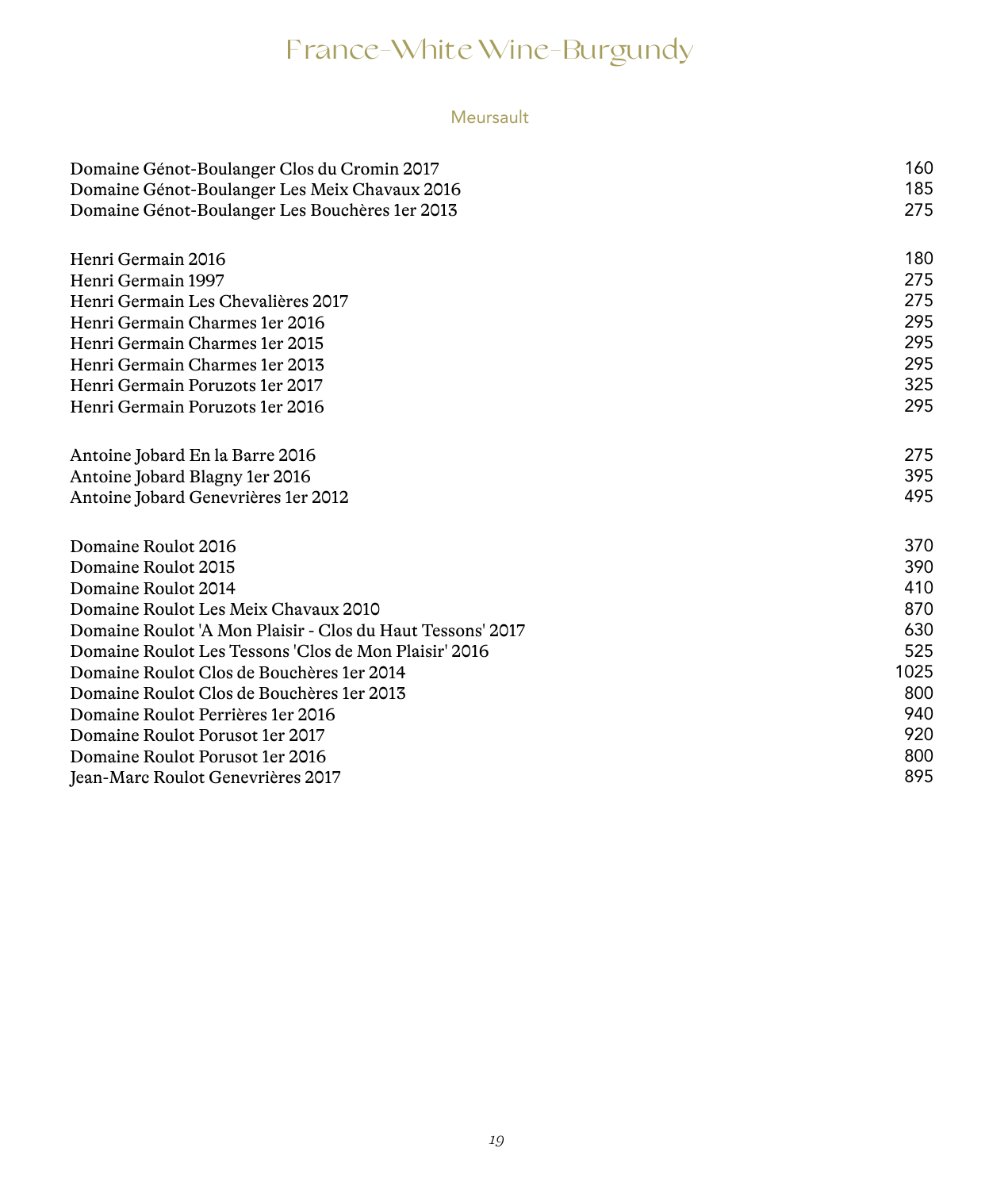# France-White Wine-Burgundy

## Meursault

| | |
|---|---|
| Domaine Génot-Boulanger Clos du Cromin 2017 | 160 |
| Domaine Génot-Boulanger Les Meix Chavaux 2016 | 185 |
| Domaine Génot-Boulanger Les Bouchères 1er 2013 | 275 |
| | |
| Henri Germain 2016 | 180 |
| Henri Germain 1997 | 275 |
| Henri Germain Les Chevalières 2017 | 275 |
| Henri Germain Charmes 1er 2016 | 295 |
| Henri Germain Charmes 1er 2015 | 295 |
| Henri Germain Charmes 1er 2013 | 295 |
| Henri Germain Poruzots 1er 2017 | 325 |
| Henri Germain Poruzots 1er 2016 | 295 |
| | |
| Antoine Jobard En la Barre 2016 | 275 |
| Antoine Jobard Blagny 1er 2016 | 395 |
| Antoine Jobard Genevrières 1er 2012 | 495 |
| | |
| Domaine Roulot 2016 | 370 |
| Domaine Roulot 2015 | 390 |
| Domaine Roulot 2014 | 410 |
| Domaine Roulot Les Meix Chavaux 2010 | 870 |
| Domaine Roulot 'A Mon Plaisir - Clos du Haut Tessons' 2017 | 630 |
| Domaine Roulot Les Tessons 'Clos de Mon Plaisir' 2016 | 525 |
| Domaine Roulot Clos de Bouchères 1er 2014 | 1025 |
| Domaine Roulot Clos de Bouchères 1er 2013 | 800 |
| Domaine Roulot Perrières 1er 2016 | 940 |
| Domaine Roulot Porusot 1er 2017 | 920 |
| Domaine Roulot Porusot 1er 2016 | 800 |
| Jean-Marc Roulot Genevrières 2017 | 895 |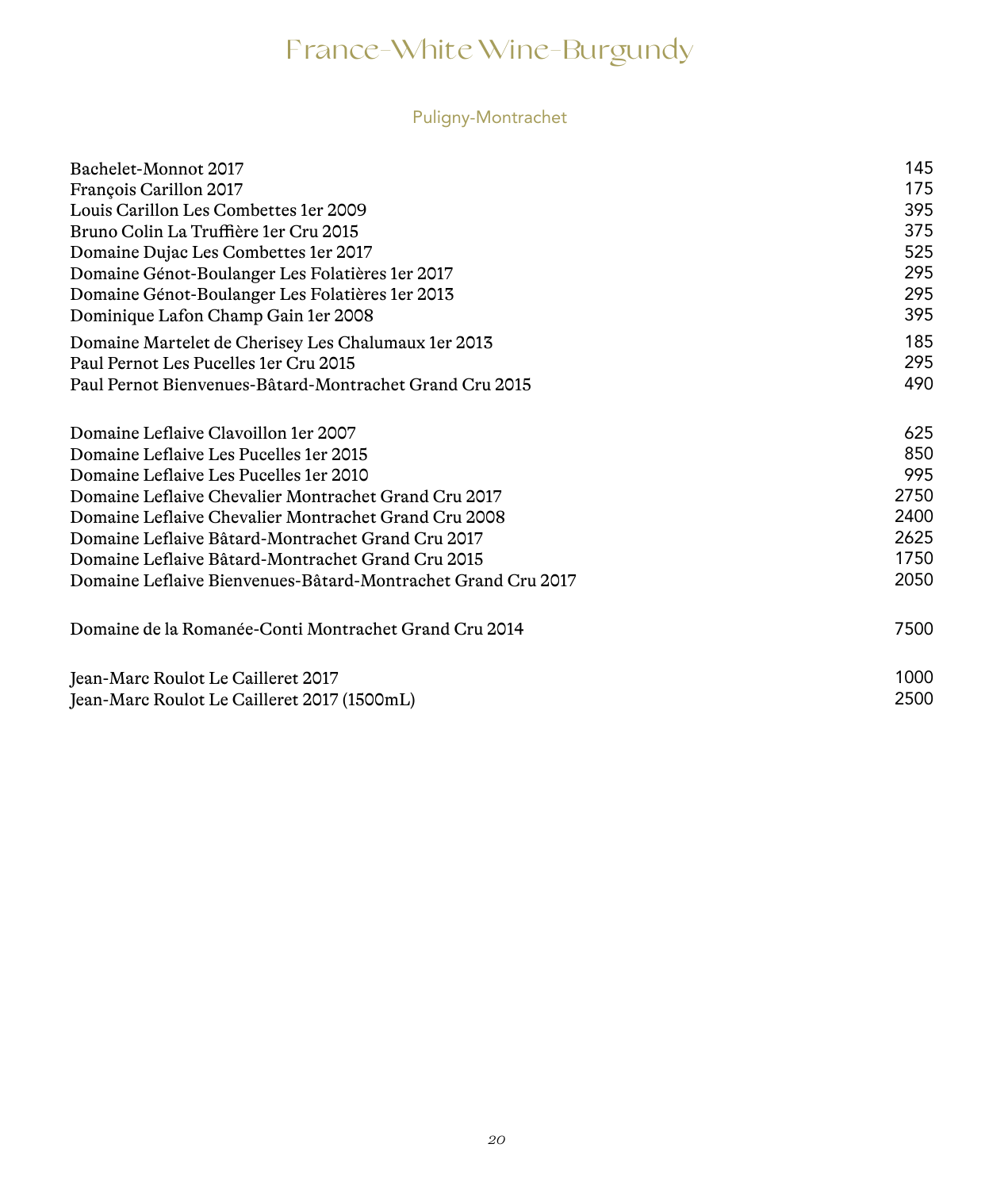# France-White Wine-Burgundy

## Puligny-Montrachet

| | |
|---|---|
| Bachelet-Monnot 2017 | 145 |
| François Carillon 2017 | 175 |
| Louis Carillon Les Combettes 1er 2009 | 395 |
| Bruno Colin La Truffière 1er Cru 2015 | 375 |
| Domaine Dujac Les Combettes 1er 2017 | 525 |
| Domaine Génot-Boulanger Les Folatières 1er 2017 | 295 |
| Domaine Génot-Boulanger Les Folatières 1er 2013 | 295 |
| Dominique Lafon Champ Gain 1er 2008 | 395 |
| Domaine Martelet de Cherisey Les Chalumaux 1er 2013 | 185 |
| Paul Pernot Les Pucelles 1er Cru 2015 | 295 |
| Paul Pernot Bienvenues-Bâtard-Montrachet Grand Cru 2015 | 490 |
| | |
| Domaine Leflaive Clavoillon 1er 2007 | 625 |
| Domaine Leflaive Les Pucelles 1er 2015 | 850 |
| Domaine Leflaive Les Pucelles 1er 2010 | 995 |
| Domaine Leflaive Chevalier Montrachet Grand Cru 2017 | 2750 |
| Domaine Leflaive Chevalier Montrachet Grand Cru 2008 | 2400 |
| Domaine Leflaive Bâtard-Montrachet Grand Cru 2017 | 2625 |
| Domaine Leflaive Bâtard-Montrachet Grand Cru 2015 | 1750 |
| Domaine Leflaive Bienvenues-Bâtard-Montrachet Grand Cru 2017 | 2050 |
| | |
| Domaine de la Romanée-Conti Montrachet Grand Cru 2014 | 7500 |
| | |
| Jean-Marc Roulot Le Cailleret 2017 | 1000 |
| Jean-Marc Roulot Le Cailleret 2017 (1500mL) | 2500 |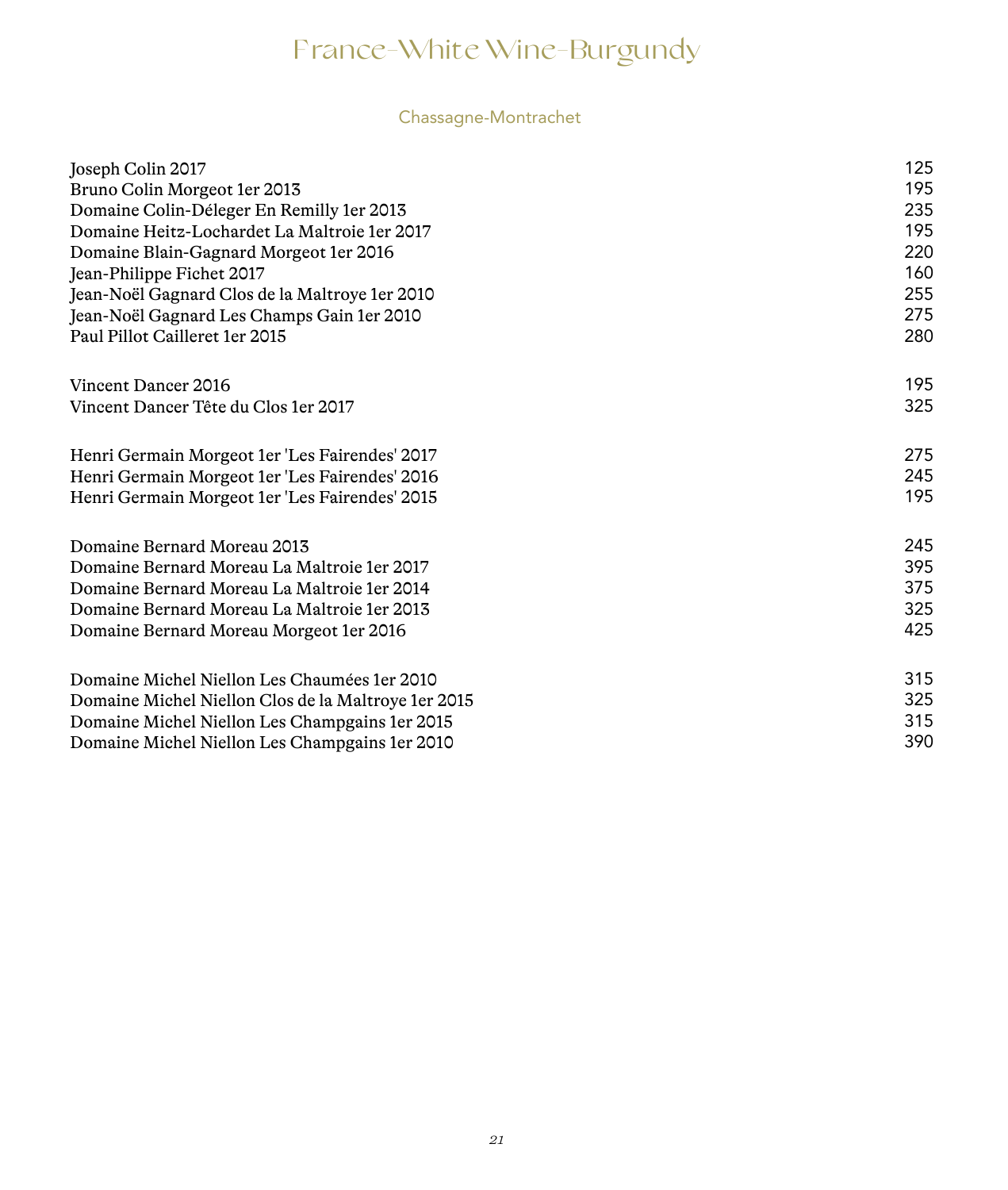# France-White Wine-Burgundy

## Chassagne-Montrachet

| | |
|---|---|
| Joseph Colin 2017 | 125 |
| Bruno Colin Morgeot 1er 2013 | 195 |
| Domaine Colin-Déleger En Remilly 1er 2013 | 235 |
| Domaine Heitz-Lochardet La Maltroie 1er 2017 | 195 |
| Domaine Blain-Gagnard Morgeot 1er 2016 | 220 |
| Jean-Philippe Fichet 2017 | 160 |
| Jean-Noël Gagnard Clos de la Maltroye 1er 2010 | 255 |
| Jean-Noël Gagnard Les Champs Gain 1er 2010 | 275 |
| Paul Pillot Cailleret 1er 2015 | 280 |
| | |
| Vincent Dancer 2016 | 195 |
| Vincent Dancer Tête du Clos 1er 2017 | 325 |
| | |
| Henri Germain Morgeot 1er 'Les Fairendes' 2017 | 275 |
| Henri Germain Morgeot 1er 'Les Fairendes' 2016 | 245 |
| Henri Germain Morgeot 1er 'Les Fairendes' 2015 | 195 |
| | |
| Domaine Bernard Moreau 2013 | 245 |
| Domaine Bernard Moreau La Maltroie 1er 2017 | 395 |
| Domaine Bernard Moreau La Maltroie 1er 2014 | 375 |
| Domaine Bernard Moreau La Maltroie 1er 2013 | 325 |
| Domaine Bernard Moreau Morgeot 1er 2016 | 425 |
| | |
| Domaine Michel Niellon Les Chaumées 1er 2010 | 315 |
| Domaine Michel Niellon Clos de la Maltroye 1er 2015 | 325 |
| Domaine Michel Niellon Les Champgains 1er 2015 | 315 |
| Domaine Michel Niellon Les Champgains 1er 2010 | 390 |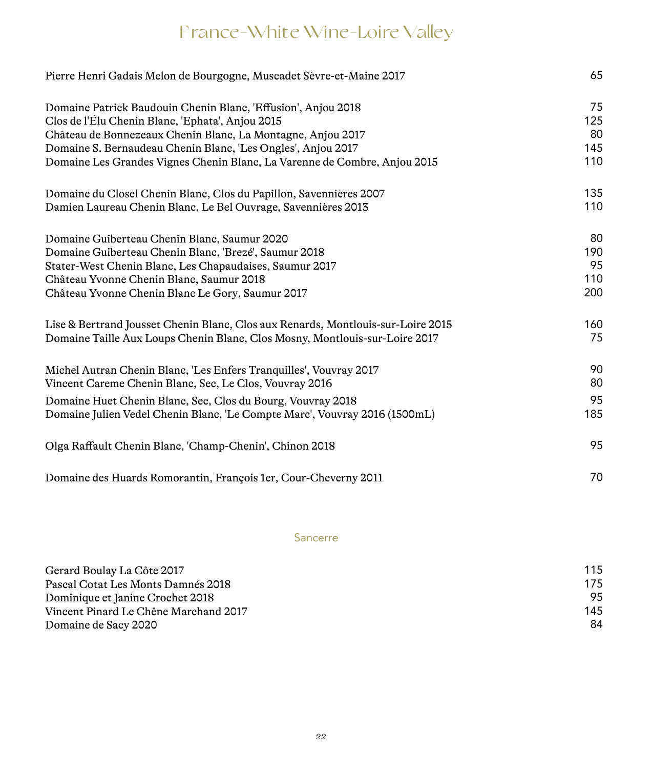# France-White Wine-Loire Valley

| | |
|---|---|
| Pierre Henri Gadais Melon de Bourgogne, Muscadet Sèvre-et-Maine 2017 | 65 |
| | |
| Domaine Patrick Baudouin Chenin Blanc, 'Effusion', Anjou 2018 | 75 |
| Clos de l'Élu Chenin Blanc, 'Ephata', Anjou 2015 | 125 |
| Château de Bonnezeaux Chenin Blanc, La Montagne, Anjou 2017 | 80 |
| Domaine S. Bernaudeau Chenin Blanc, 'Les Ongles', Anjou 2017 | 145 |
| Domaine Les Grandes Vignes Chenin Blanc, La Varenne de Combre, Anjou 2015 | 110 |
| | |
| Domaine du Closel Chenin Blanc, Clos du Papillon, Savennières 2007 | 135 |
| Damien Laureau Chenin Blanc, Le Bel Ouvrage, Savennières 2013 | 110 |
| | |
| Domaine Guiberteau Chenin Blanc, Saumur 2020 | 80 |
| Domaine Guiberteau Chenin Blanc, 'Brezé', Saumur 2018 | 190 |
| Stater-West Chenin Blanc, Les Chapaudaises, Saumur 2017 | 95 |
| Château Yvonne Chenin Blanc, Saumur 2018 | 110 |
| Château Yvonne Chenin Blanc Le Gory, Saumur 2017 | 200 |
| | |
| Lise & Bertrand Jousset Chenin Blanc, Clos aux Renards, Montlouis-sur-Loire 2015 | 160 |
| Domaine Taille Aux Loups Chenin Blanc, Clos Mosny, Montlouis-sur-Loire 2017 | 75 |
| | |
| Michel Autran Chenin Blanc, 'Les Enfers Tranquilles', Vouvray 2017 | 90 |
| Vincent Careme Chenin Blanc, Sec, Le Clos, Vouvray 2016 | 80 |
| Domaine Huet Chenin Blanc, Sec, Clos du Bourg, Vouvray 2018 | 95 |
| Domaine Julien Vedel Chenin Blanc, 'Le Compte Marc', Vouvray 2016 (1500mL) | 185 |
| | |
| Olga Raffault Chenin Blanc, 'Champ-Chenin', Chinon 2018 | 95 |
| | |
| Domaine des Huards Romorantin, François 1er, Cour-Cheverny 2011 | 70 |

## Sancerre

| | |
|---|---|
| Gerard Boulay La Côte 2017 | 115 |
| Pascal Cotat Les Monts Damnés 2018 | 175 |
| Dominique et Janine Crochet 2018 | 95 |
| Vincent Pinard Le Chêne Marchand 2017 | 145 |
| Domaine de Sacy 2020 | 84 |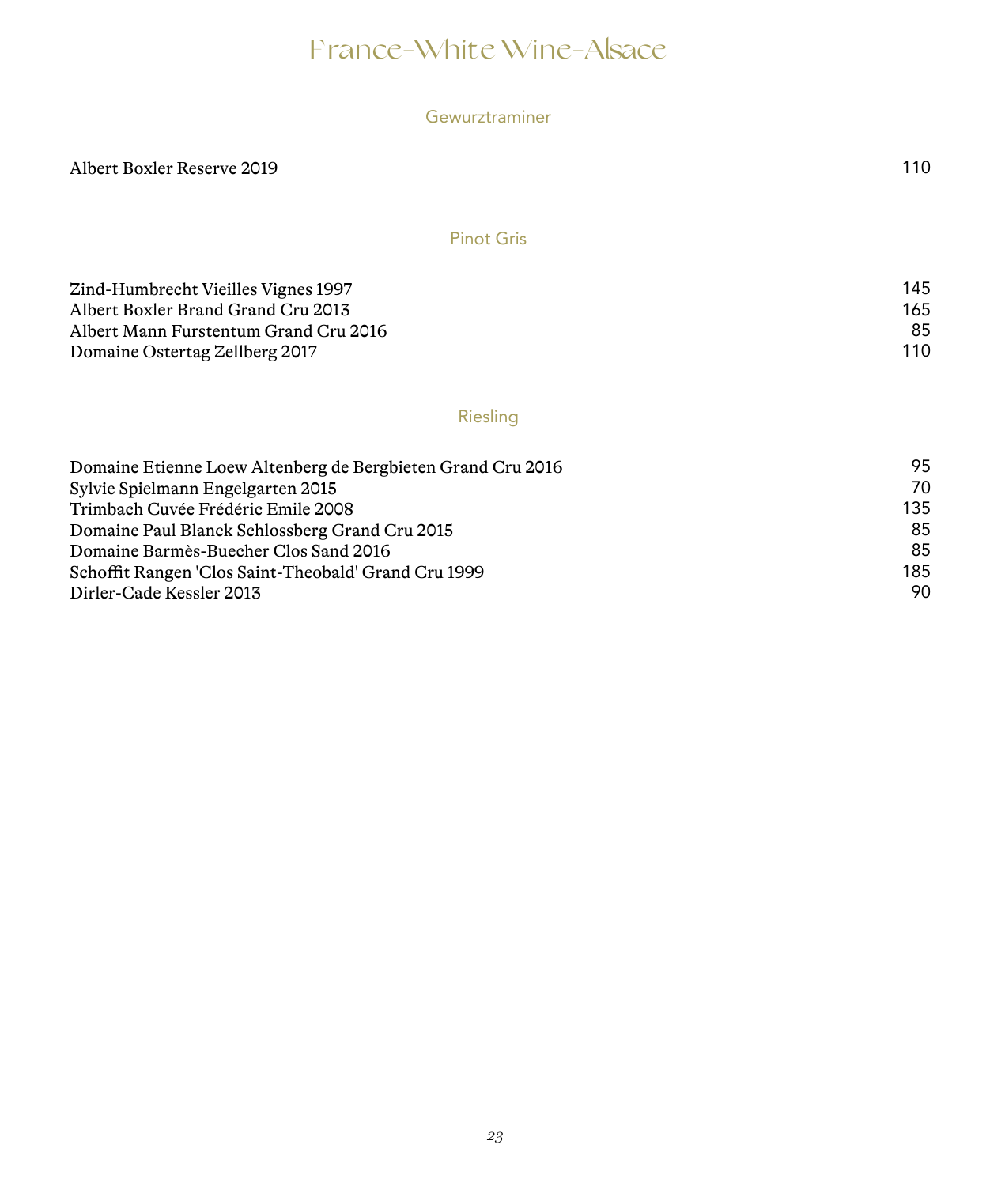# France-White Wine-Alsace

## Gewurztraminer

| | |
|---|---|
| Albert Boxler Reserve 2019 | 110 |

## Pinot Gris

| | |
|---|---|
| Zind-Humbrecht Vieilles Vignes 1997 | 145 |
| Albert Boxler Brand Grand Cru 2013 | 165 |
| Albert Mann Furstentum Grand Cru 2016 | 85 |
| Domaine Ostertag Zellberg 2017 | 110 |

## Riesling

| | |
|---|---|
| Domaine Etienne Loew Altenberg de Bergbieten Grand Cru 2016 | 95 |
| Sylvie Spielmann Engelgarten 2015 | 70 |
| Trimbach Cuvée Frédéric Emile 2008 | 135 |
| Domaine Paul Blanck Schlossberg Grand Cru 2015 | 85 |
| Domaine Barmès-Buecher Clos Sand 2016 | 85 |
| Schoffit Rangen 'Clos Saint-Theobald' Grand Cru 1999 | 185 |
| Dirler-Cade Kessler 2013 | 90 |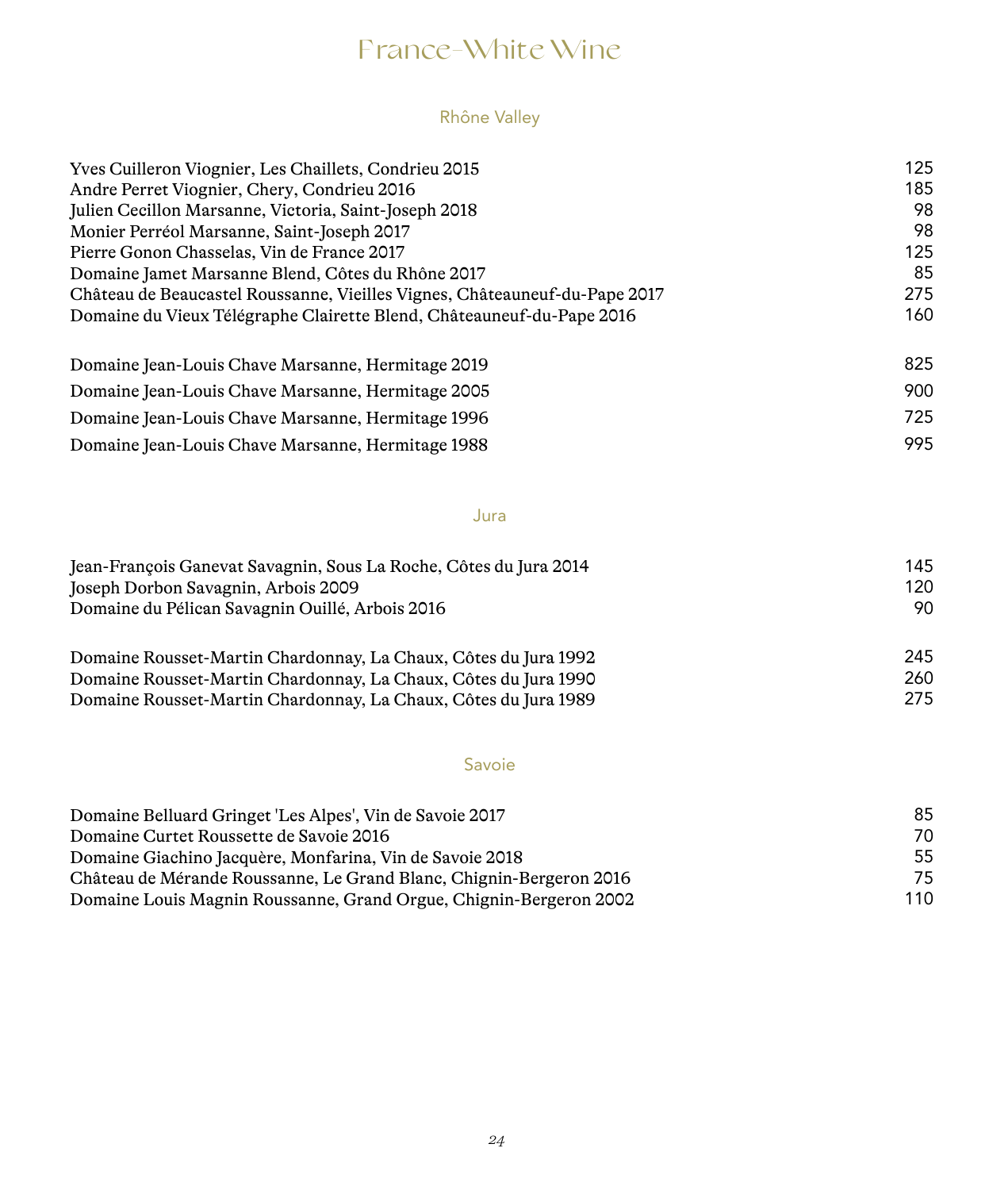# France-White Wine

## Rhône Valley

| Wine | Price |
| --- | --- |
| Yves Cuilleron Viognier, Les Chaillets, Condrieu 2015 | 125 |
| Andre Perret Viognier, Chery, Condrieu 2016 | 185 |
| Julien Cecillon Marsanne, Victoria, Saint-Joseph 2018 | 98 |
| Monier Perréol Marsanne, Saint-Joseph 2017 | 98 |
| Pierre Gonon Chasselas, Vin de France 2017 | 125 |
| Domaine Jamet Marsanne Blend, Côtes du Rhône 2017 | 85 |
| Château de Beaucastel Roussanne, Vieilles Vignes, Châteauneuf-du-Pape 2017 | 275 |
| Domaine du Vieux Télégraphe Clairette Blend, Châteauneuf-du-Pape 2016 | 160 |
| Domaine Jean-Louis Chave Marsanne, Hermitage 2019 | 825 |
| Domaine Jean-Louis Chave Marsanne, Hermitage 2005 | 900 |
| Domaine Jean-Louis Chave Marsanne, Hermitage 1996 | 725 |
| Domaine Jean-Louis Chave Marsanne, Hermitage 1988 | 995 |

## Jura

| Wine | Price |
| --- | --- |
| Jean-François Ganevat Savagnin, Sous La Roche, Côtes du Jura 2014 | 145 |
| Joseph Dorbon Savagnin, Arbois 2009 | 120 |
| Domaine du Pélican Savagnin Ouillé, Arbois 2016 | 90 |
| Domaine Rousset-Martin Chardonnay, La Chaux, Côtes du Jura 1992 | 245 |
| Domaine Rousset-Martin Chardonnay, La Chaux, Côtes du Jura 1990 | 260 |
| Domaine Rousset-Martin Chardonnay, La Chaux, Côtes du Jura 1989 | 275 |

## Savoie

| Wine | Price |
| --- | --- |
| Domaine Belluard Gringet 'Les Alpes', Vin de Savoie 2017 | 85 |
| Domaine Curtet Roussette de Savoie 2016 | 70 |
| Domaine Giachino Jacquère, Monfarina, Vin de Savoie 2018 | 55 |
| Château de Mérande Roussanne, Le Grand Blanc, Chignin-Bergeron 2016 | 75 |
| Domaine Louis Magnin Roussanne, Grand Orgue, Chignin-Bergeron 2002 | 110 |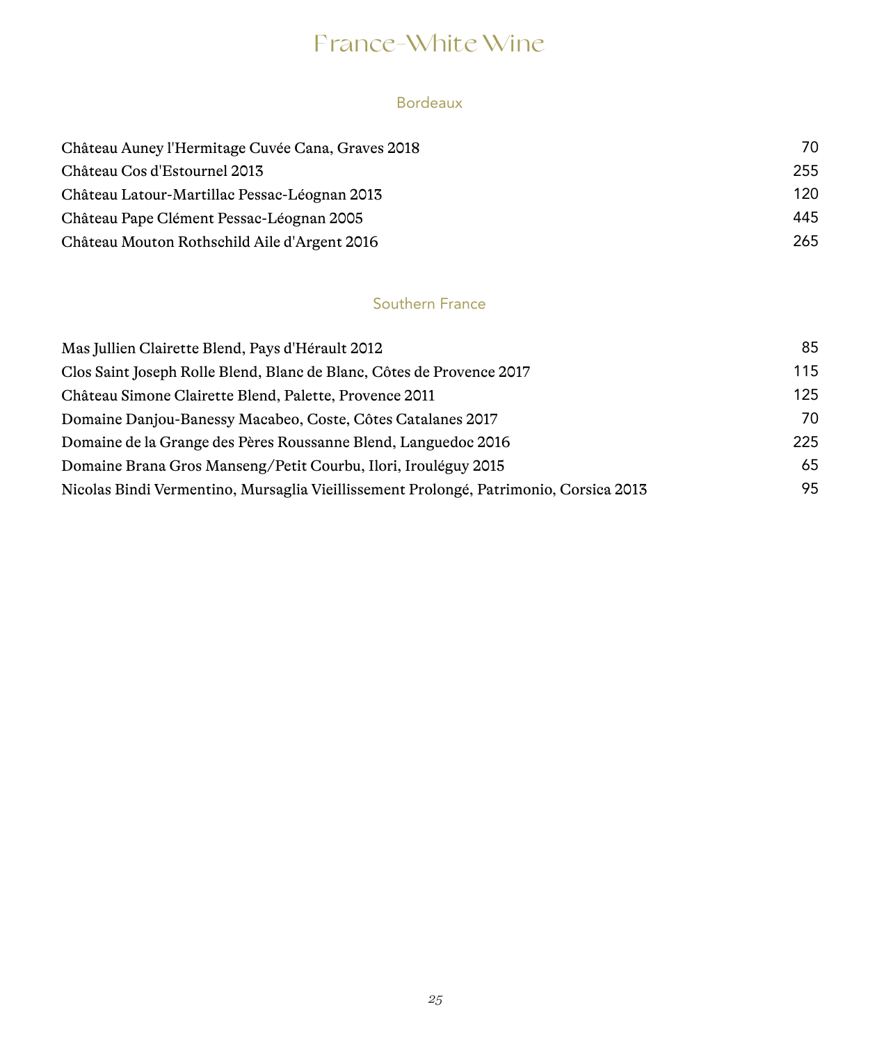# France-White Wine

## Bordeaux

| | |
|---|---|
| Château Auney l'Hermitage Cuvée Cana, Graves 2018 | 70 |
| Château Cos d'Estournel 2013 | 255 |
| Château Latour-Martillac Pessac-Léognan 2013 | 120 |
| Château Pape Clément Pessac-Léognan 2005 | 445 |
| Château Mouton Rothschild Aile d'Argent 2016 | 265 |

## Southern France

| | |
|---|---|
| Mas Jullien Clairette Blend, Pays d'Hérault 2012 | 85 |
| Clos Saint Joseph Rolle Blend, Blanc de Blanc, Côtes de Provence 2017 | 115 |
| Château Simone Clairette Blend, Palette, Provence 2011 | 125 |
| Domaine Danjou-Banessy Macabeo, Coste, Côtes Catalanes 2017 | 70 |
| Domaine de la Grange des Pères Roussanne Blend, Languedoc 2016 | 225 |
| Domaine Brana Gros Manseng/Petit Courbu, Ilori, Irouléguy 2015 | 65 |
| Nicolas Bindi Vermentino, Mursaglia Vieillissement Prolongé, Patrimonio, Corsica 2013 | 95 |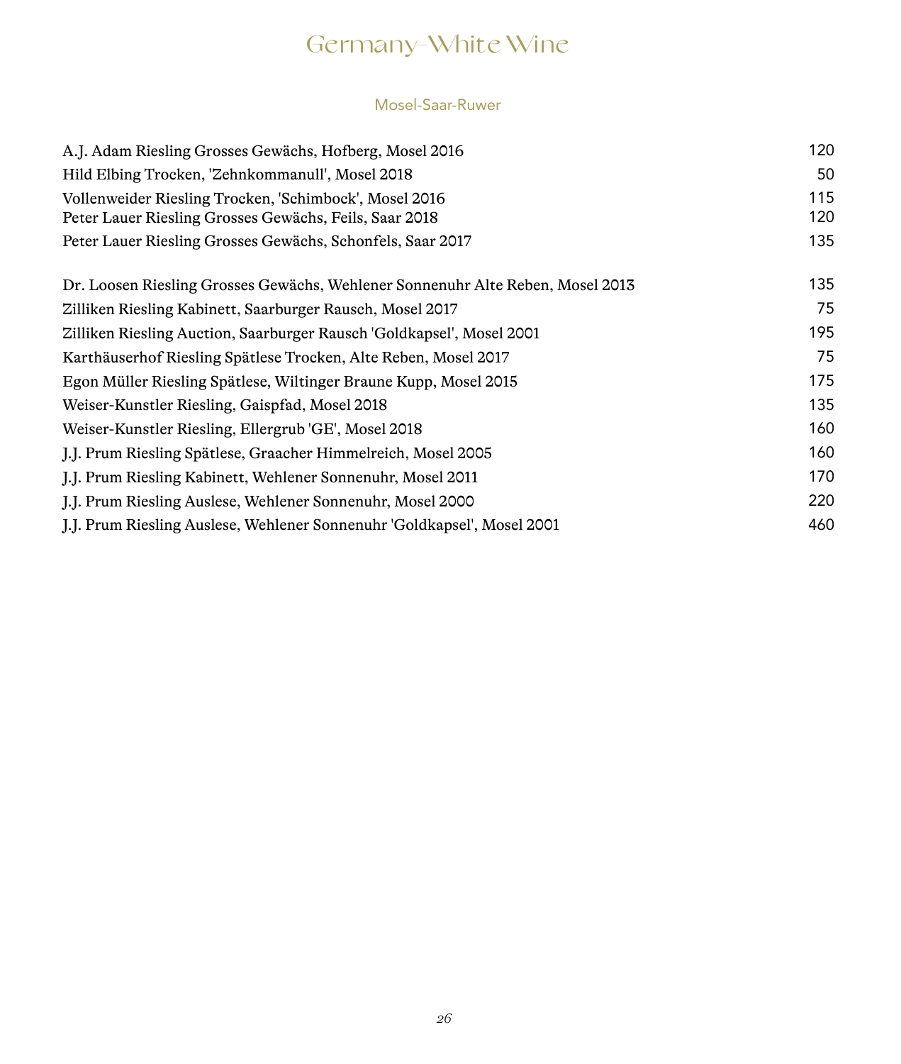# Germany-White Wine

## Mosel-Saar-Ruwer

| Wine | Price |
|---|---|
| A.J. Adam Riesling Grosses Gewächs, Hofberg, Mosel 2016 | 120 |
| Hild Elbing Trocken, 'Zehnkommanull', Mosel 2018 | 50 |
| Vollenweider Riesling Trocken, 'Schimbock', Mosel 2016 | 115 |
| Peter Lauer Riesling Grosses Gewächs, Feils, Saar 2018 | 120 |
| Peter Lauer Riesling Grosses Gewächs, Schonfels, Saar 2017 | 135 |
| Dr. Loosen Riesling Grosses Gewächs, Wehlener Sonnenuhr Alte Reben, Mosel 2013 | 135 |
| Zilliken Riesling Kabinett, Saarburger Rausch, Mosel 2017 | 75 |
| Zilliken Riesling Auction, Saarburger Rausch 'Goldkapsel', Mosel 2001 | 195 |
| Karthäuserhof Riesling Spätlese Trocken, Alte Reben, Mosel 2017 | 75 |
| Egon Müller Riesling Spätlese, Wiltinger Braune Kupp, Mosel 2015 | 175 |
| Weiser-Kunstler Riesling, Gaispfad, Mosel 2018 | 135 |
| Weiser-Kunstler Riesling, Ellergrub 'GE', Mosel 2018 | 160 |
| J.J. Prum Riesling Spätlese, Graacher Himmelreich, Mosel 2005 | 160 |
| J.J. Prum Riesling Kabinett, Wehlener Sonnenuhr, Mosel 2011 | 170 |
| J.J. Prum Riesling Auslese, Wehlener Sonnenuhr, Mosel 2000 | 220 |
| J.J. Prum Riesling Auslese, Wehlener Sonnenuhr 'Goldkapsel', Mosel 2001 | 460 |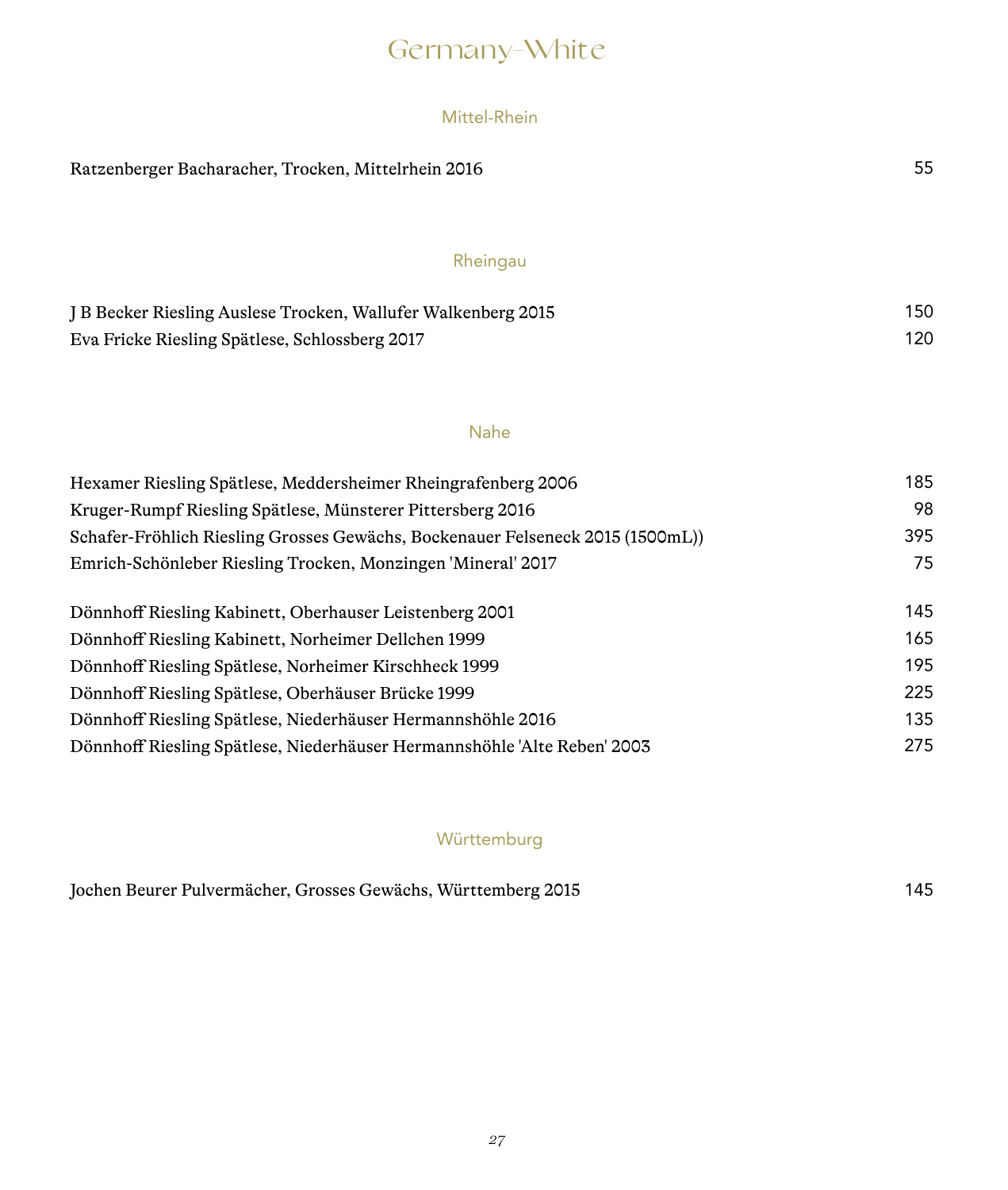# Germany-White

## Mittel-Rhein

| | |
|---|---|
| Ratzenberger Bacharacher, Trocken, Mittelrhein 2016 | 55 |

## Rheingau

| | |
|---|---|
| J B Becker Riesling Auslese Trocken, Wallufer Walkenberg 2015 | 150 |
| Eva Fricke Riesling Spätlese, Schlossberg 2017 | 120 |

## Nahe

| | |
|---|---|
| Hexamer Riesling Spätlese, Meddersheimer Rheingrafenberg 2006 | 185 |
| Kruger-Rumpf Riesling Spätlese, Münsterer Pittersberg 2016 | 98 |
| Schafer-Fröhlich Riesling Grosses Gewächs, Bockenauer Felseneck 2015 (1500mL)) | 395 |
| Emrich-Schönleber Riesling Trocken, Monzingen 'Mineral' 2017 | 75 |
| Dönnhoff Riesling Kabinett, Oberhauser Leistenberg 2001 | 145 |
| Dönnhoff Riesling Kabinett, Norheimer Dellchen 1999 | 165 |
| Dönnhoff Riesling Spätlese, Norheimer Kirschheck 1999 | 195 |
| Dönnhoff Riesling Spätlese, Oberhäuser Brücke 1999 | 225 |
| Dönnhoff Riesling Spätlese, Niederhäuser Hermannshöhle 2016 | 135 |
| Dönnhoff Riesling Spätlese, Niederhäuser Hermannshöhle 'Alte Reben' 2003 | 275 |

## Württemburg

| | |
|---|---|
| Jochen Beurer Pulvermächer, Grosses Gewächs, Württemberg 2015 | 145 |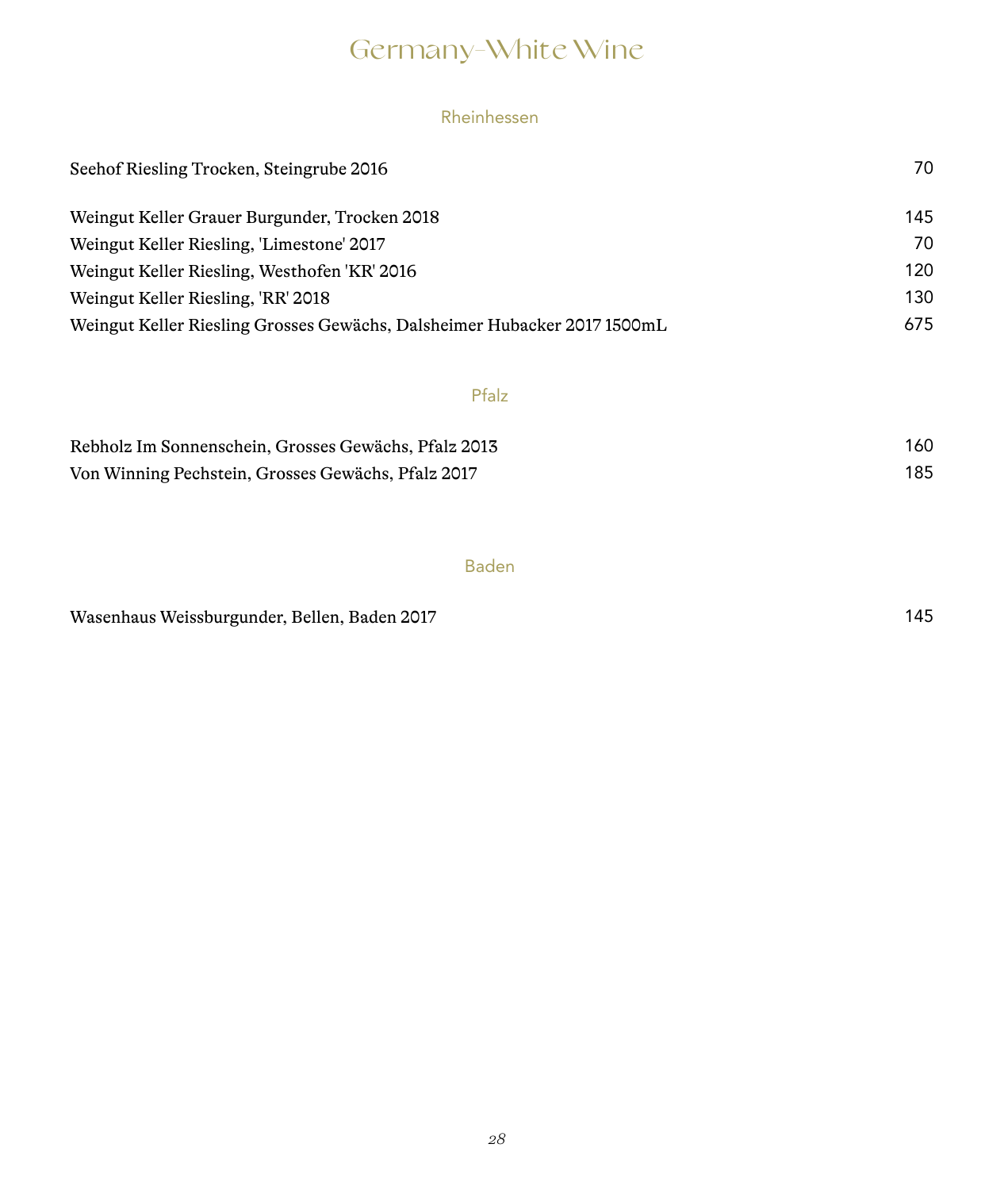# Germany-White Wine

## Rheinhessen

| Wine | Price |
|---|---|
| Seehof Riesling Trocken, Steingrube 2016 | 70 |
| Weingut Keller Grauer Burgunder, Trocken 2018 | 145 |
| Weingut Keller Riesling, 'Limestone' 2017 | 70 |
| Weingut Keller Riesling, Westhofen 'KR' 2016 | 120 |
| Weingut Keller Riesling, 'RR' 2018 | 130 |
| Weingut Keller Riesling Grosses Gewächs, Dalsheimer Hubacker 2017 1500mL | 675 |

## Pfalz

| Wine | Price |
|---|---|
| Rebholz Im Sonnenschein, Grosses Gewächs, Pfalz 2013 | 160 |
| Von Winning Pechstein, Grosses Gewächs, Pfalz 2017 | 185 |

## Baden

| Wine | Price |
|---|---|
| Wasenhaus Weissburgunder, Bellen, Baden 2017 | 145 |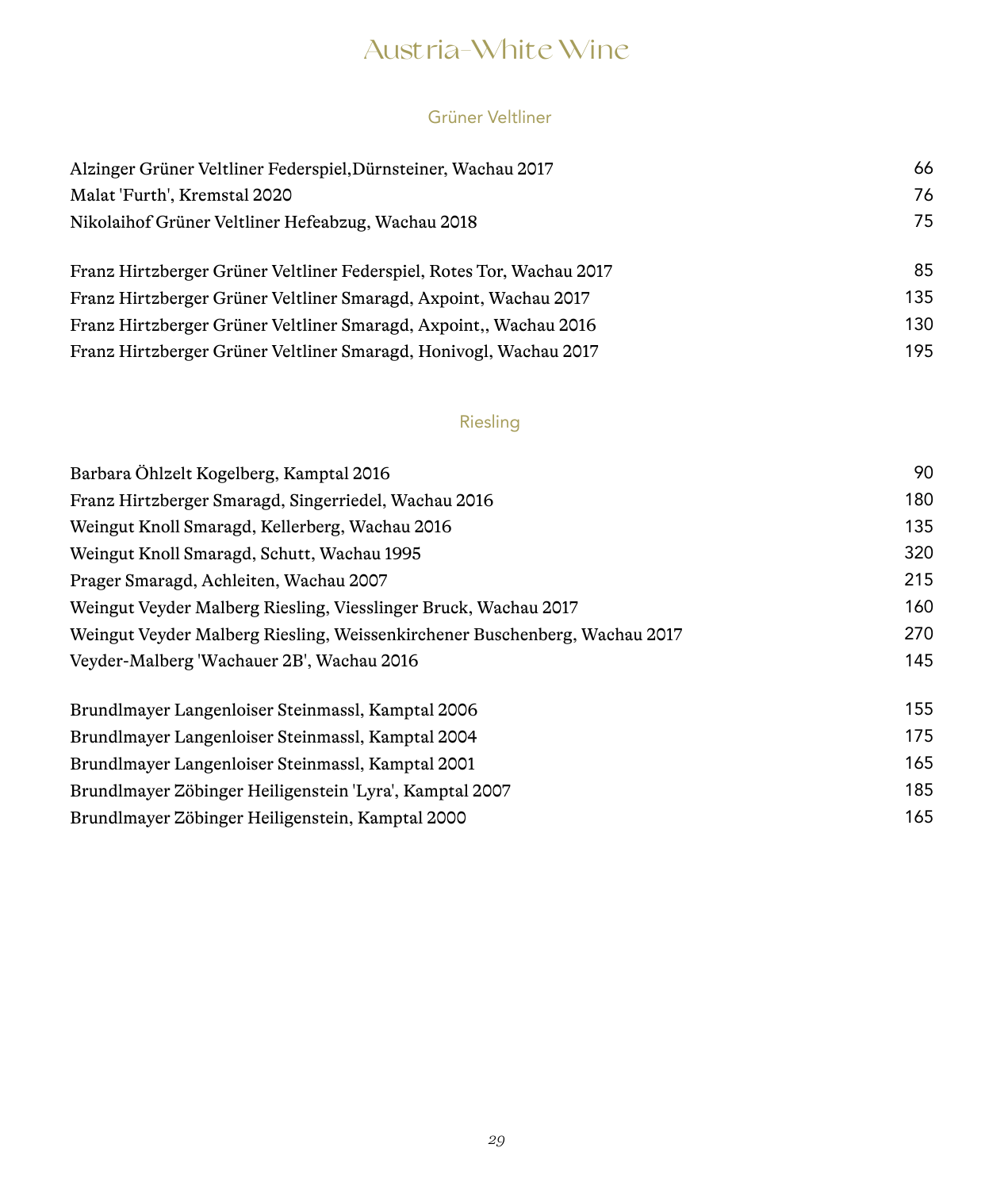# Austria-White Wine

## Grüner Veltliner

| | |
|---|---|
| Alzinger Grüner Veltliner Federspiel,Dürnsteiner, Wachau 2017 | 66 |
| Malat 'Furth', Kremstal 2020 | 76 |
| Nikolaihof Grüner Veltliner Hefeabzug, Wachau 2018 | 75 |
| Franz Hirtzberger Grüner Veltliner Federspiel, Rotes Tor, Wachau 2017 | 85 |
| Franz Hirtzberger Grüner Veltliner Smaragd, Axpoint, Wachau 2017 | 135 |
| Franz Hirtzberger Grüner Veltliner Smaragd, Axpoint,, Wachau 2016 | 130 |
| Franz Hirtzberger Grüner Veltliner Smaragd, Honivogl, Wachau 2017 | 195 |

## Riesling

| | |
|---|---|
| Barbara Öhlzelt Kogelberg, Kamptal 2016 | 90 |
| Franz Hirtzberger Smaragd, Singerriedel, Wachau 2016 | 180 |
| Weingut Knoll Smaragd, Kellerberg, Wachau 2016 | 135 |
| Weingut Knoll Smaragd, Schutt, Wachau 1995 | 320 |
| Prager Smaragd, Achleiten, Wachau 2007 | 215 |
| Weingut Veyder Malberg Riesling, Viesslinger Bruck, Wachau 2017 | 160 |
| Weingut Veyder Malberg Riesling, Weissenkirchener Buschenberg, Wachau 2017 | 270 |
| Veyder-Malberg 'Wachauer 2B', Wachau 2016 | 145 |
| Brundlmayer Langenloiser Steinmassl, Kamptal 2006 | 155 |
| Brundlmayer Langenloiser Steinmassl, Kamptal 2004 | 175 |
| Brundlmayer Langenloiser Steinmassl, Kamptal 2001 | 165 |
| Brundlmayer Zöbinger Heiligenstein 'Lyra', Kamptal 2007 | 185 |
| Brundlmayer Zöbinger Heiligenstein, Kamptal 2000 | 165 |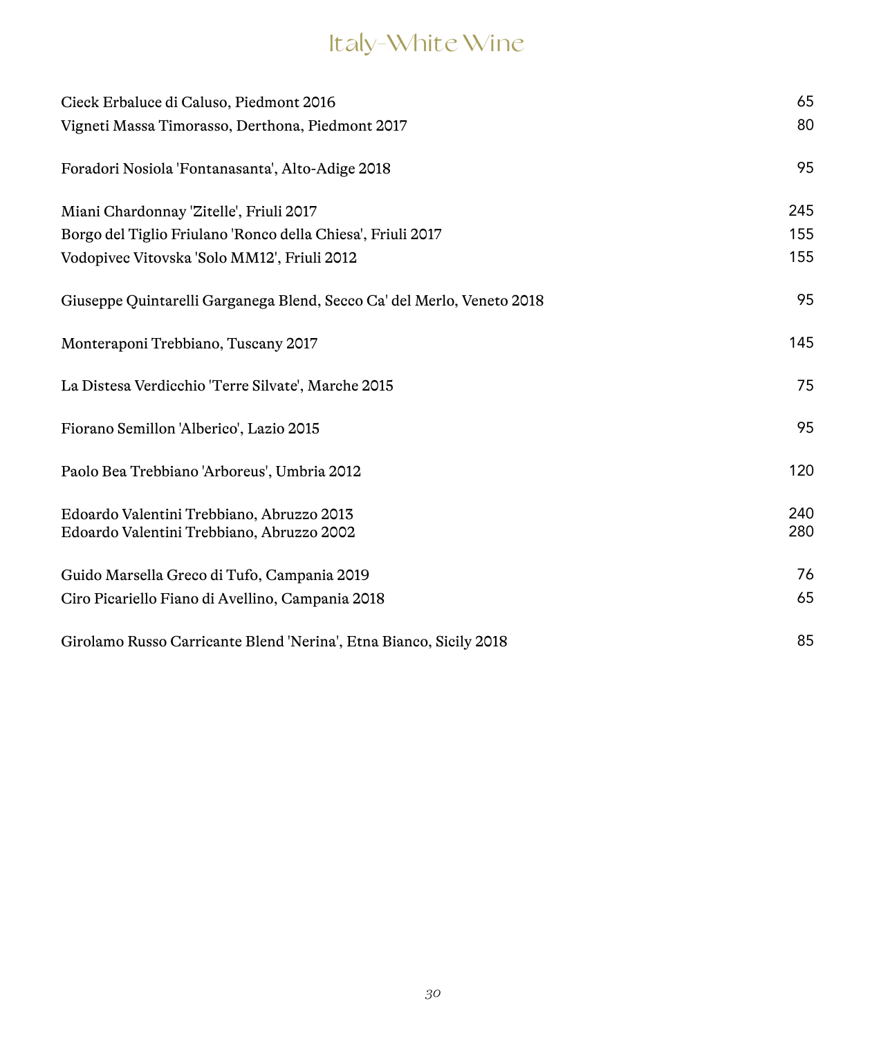# Italy-White Wine

| | |
|---|---|
| Cieck Erbaluce di Caluso, Piedmont 2016 | 65 |
| Vigneti Massa Timorasso, Derthona, Piedmont 2017 | 80 |
| Foradori Nosiola 'Fontanasanta', Alto-Adige 2018 | 95 |
| Miani Chardonnay 'Zitelle', Friuli 2017 | 245 |
| Borgo del Tiglio Friulano 'Ronco della Chiesa', Friuli 2017 | 155 |
| Vodopivec Vitovska 'Solo MM12', Friuli 2012 | 155 |
| Giuseppe Quintarelli Garganega Blend, Secco Ca' del Merlo, Veneto 2018 | 95 |
| Monteraponi Trebbiano, Tuscany 2017 | 145 |
| La Distesa Verdicchio 'Terre Silvate', Marche 2015 | 75 |
| Fiorano Semillon 'Alberico', Lazio 2015 | 95 |
| Paolo Bea Trebbiano 'Arboreus', Umbria 2012 | 120 |
| Edoardo Valentini Trebbiano, Abruzzo 2013 | 240 |
| Edoardo Valentini Trebbiano, Abruzzo 2002 | 280 |
| Guido Marsella Greco di Tufo, Campania 2019 | 76 |
| Ciro Picariello Fiano di Avellino, Campania 2018 | 65 |
| Girolamo Russo Carricante Blend 'Nerina', Etna Bianco, Sicily 2018 | 85 |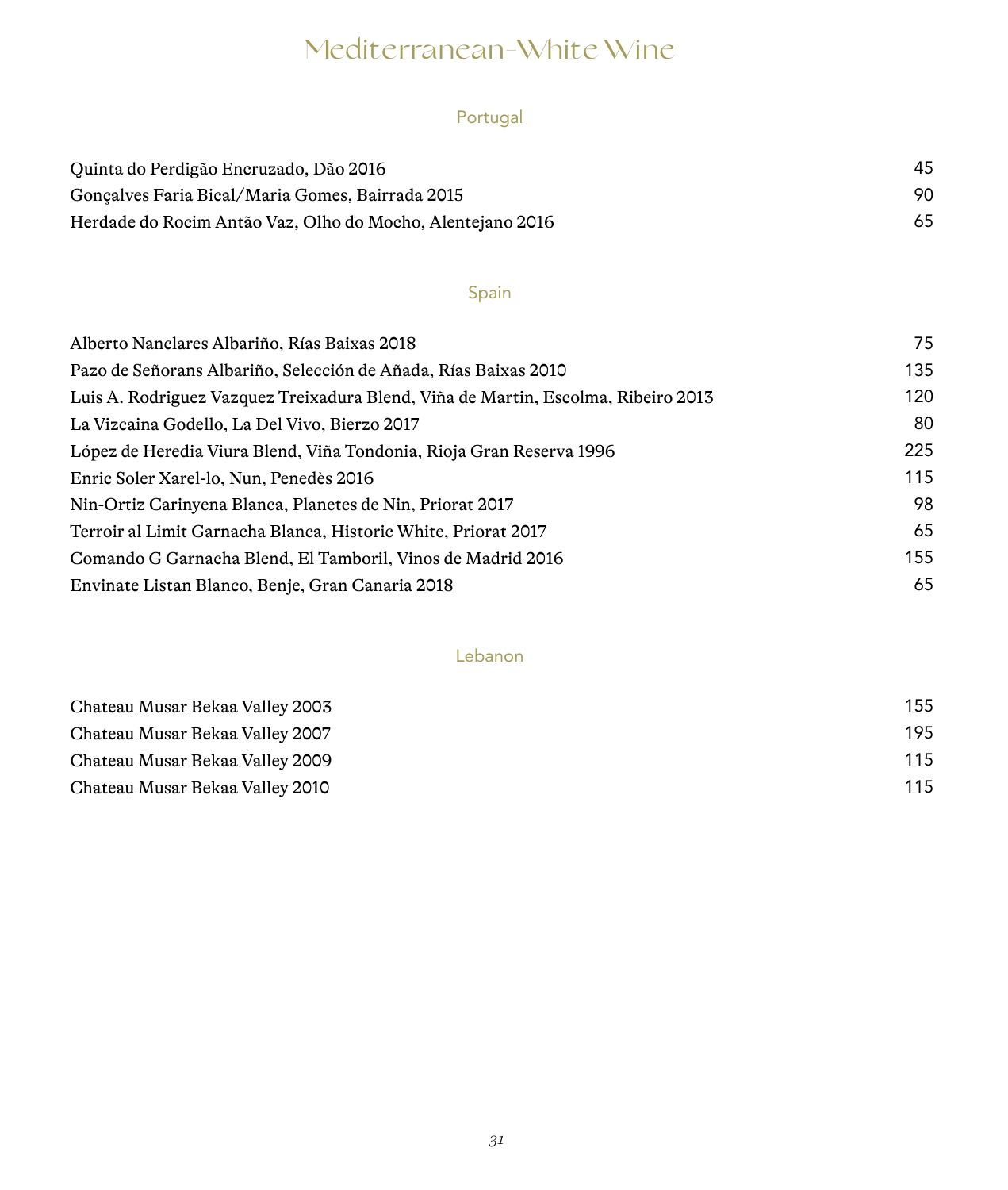# Mediterranean-White Wine

## Portugal

| | |
|---|---|
| Quinta do Perdigão Encruzado, Dão 2016 | 45 |
| Gonçalves Faria Bical/Maria Gomes, Bairrada 2015 | 90 |
| Herdade do Rocim Antão Vaz, Olho do Mocho, Alentejano 2016 | 65 |

## Spain

| | |
|---|---|
| Alberto Nanclares Albariño, Rías Baixas 2018 | 75 |
| Pazo de Señorans Albariño, Selección de Añada, Rías Baixas 2010 | 135 |
| Luis A. Rodriguez Vazquez Treixadura Blend, Viña de Martin, Escolma, Ribeiro 2013 | 120 |
| La Vizcaina Godello, La Del Vivo, Bierzo 2017 | 80 |
| López de Heredia Viura Blend, Viña Tondonia, Rioja Gran Reserva 1996 | 225 |
| Enric Soler Xarel-lo, Nun, Penedès 2016 | 115 |
| Nin-Ortiz Carinyena Blanca, Planetes de Nin, Priorat 2017 | 98 |
| Terroir al Limit Garnacha Blanca, Historic White, Priorat 2017 | 65 |
| Comando G Garnacha Blend, El Tamboril, Vinos de Madrid 2016 | 155 |
| Envinate Listan Blanco, Benje, Gran Canaria 2018 | 65 |

## Lebanon

| | |
|---|---|
| Chateau Musar Bekaa Valley 2003 | 155 |
| Chateau Musar Bekaa Valley 2007 | 195 |
| Chateau Musar Bekaa Valley 2009 | 115 |
| Chateau Musar Bekaa Valley 2010 | 115 |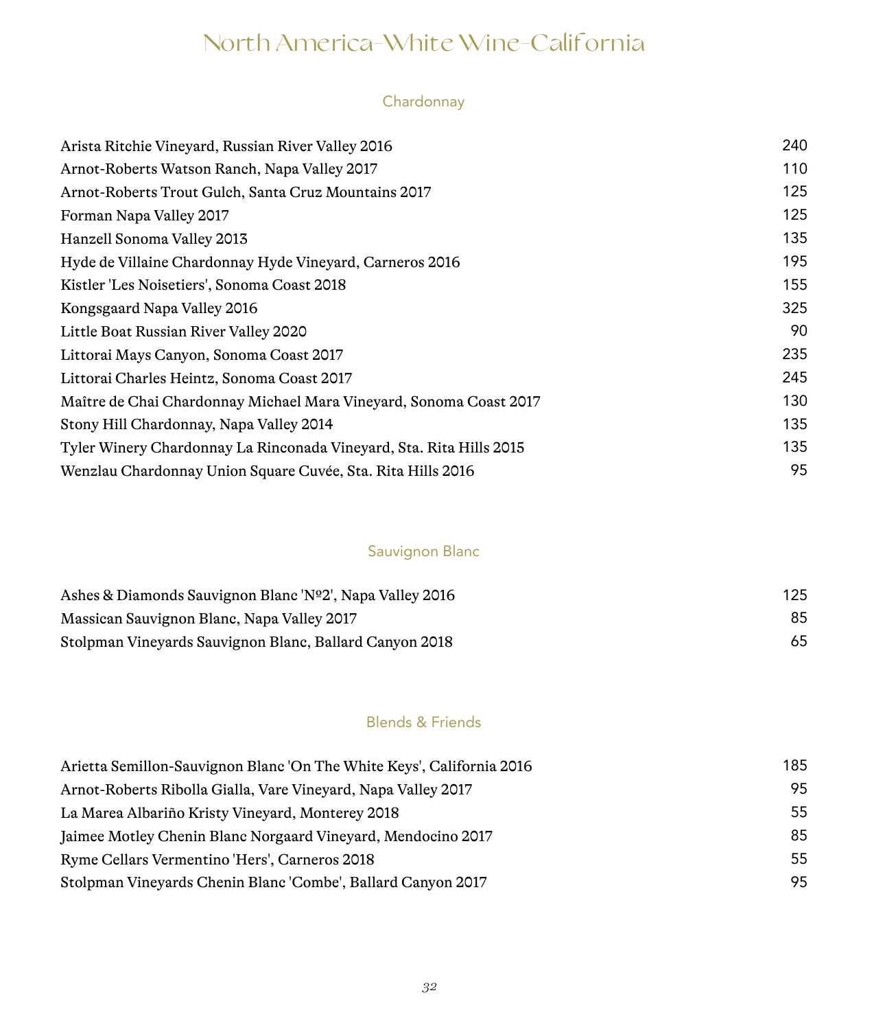# North America-White Wine-California

## Chardonnay

| Wine | Price |
|---|---|
| Arista Ritchie Vineyard, Russian River Valley 2016 | 240 |
| Arnot-Roberts Watson Ranch, Napa Valley 2017 | 110 |
| Arnot-Roberts Trout Gulch, Santa Cruz Mountains 2017 | 125 |
| Forman Napa Valley 2017 | 125 |
| Hanzell Sonoma Valley 2013 | 135 |
| Hyde de Villaine Chardonnay Hyde Vineyard, Carneros 2016 | 195 |
| Kistler 'Les Noisetiers', Sonoma Coast 2018 | 155 |
| Kongsgaard Napa Valley 2016 | 325 |
| Little Boat Russian River Valley 2020 | 90 |
| Littorai Mays Canyon, Sonoma Coast 2017 | 235 |
| Littorai Charles Heintz, Sonoma Coast 2017 | 245 |
| Maître de Chai Chardonnay Michael Mara Vineyard, Sonoma Coast 2017 | 130 |
| Stony Hill Chardonnay, Napa Valley 2014 | 135 |
| Tyler Winery Chardonnay La Rinconada Vineyard, Sta. Rita Hills 2015 | 135 |
| Wenzlau Chardonnay Union Square Cuvée, Sta. Rita Hills 2016 | 95 |

## Sauvignon Blanc

| Wine | Price |
|---|---|
| Ashes & Diamonds Sauvignon Blanc 'Nº2', Napa Valley 2016 | 125 |
| Massican Sauvignon Blanc, Napa Valley 2017 | 85 |
| Stolpman Vineyards Sauvignon Blanc, Ballard Canyon 2018 | 65 |

## Blends & Friends

| Wine | Price |
|---|---|
| Arietta Semillon-Sauvignon Blanc 'On The White Keys', California 2016 | 185 |
| Arnot-Roberts Ribolla Gialla, Vare Vineyard, Napa Valley 2017 | 95 |
| La Marea Albariño Kristy Vineyard, Monterey 2018 | 55 |
| Jaimee Motley Chenin Blanc Norgaard Vineyard, Mendocino 2017 | 85 |
| Ryme Cellars Vermentino 'Hers', Carneros 2018 | 55 |
| Stolpman Vineyards Chenin Blanc 'Combe', Ballard Canyon 2017 | 95 |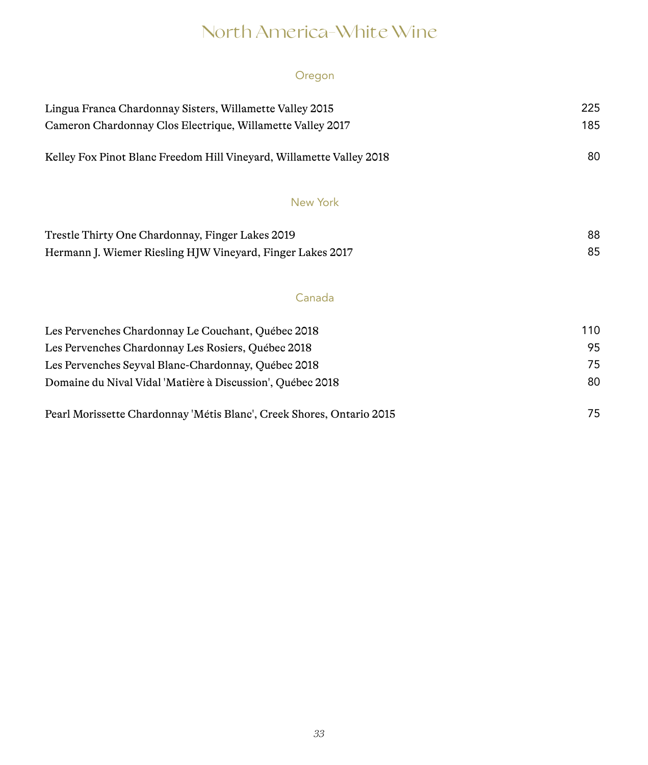# North America-White Wine

## Oregon

| Wine | Price |
|---|---|
| Lingua Franca Chardonnay Sisters, Willamette Valley 2015 | 225 |
| Cameron Chardonnay Clos Electrique, Willamette Valley 2017 | 185 |
| Kelley Fox Pinot Blanc Freedom Hill Vineyard, Willamette Valley 2018 | 80 |

## New York

| Wine | Price |
|---|---|
| Trestle Thirty One Chardonnay, Finger Lakes 2019 | 88 |
| Hermann J. Wiemer Riesling HJW Vineyard, Finger Lakes 2017 | 85 |

## Canada

| Wine | Price |
|---|---|
| Les Pervenches Chardonnay Le Couchant, Québec 2018 | 110 |
| Les Pervenches Chardonnay Les Rosiers, Québec 2018 | 95 |
| Les Pervenches Seyval Blanc-Chardonnay, Québec 2018 | 75 |
| Domaine du Nival Vidal 'Matière à Discussion', Québec 2018 | 80 |
| Pearl Morissette Chardonnay 'Métis Blanc', Creek Shores, Ontario 2015 | 75 |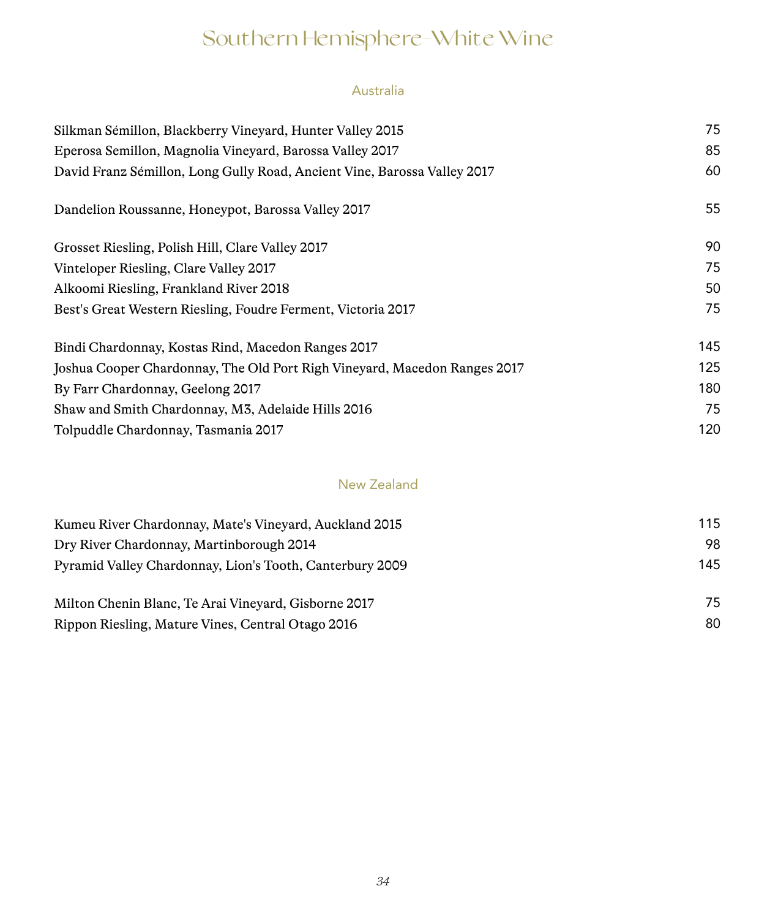# Southern Hemisphere-White Wine

## Australia

| Wine | Price |
|---|---|
| Silkman Sémillon, Blackberry Vineyard, Hunter Valley 2015 | 75 |
| Eperosa Semillon, Magnolia Vineyard, Barossa Valley 2017 | 85 |
| David Franz Sémillon, Long Gully Road, Ancient Vine, Barossa Valley 2017 | 60 |
| Dandelion Roussanne, Honeypot, Barossa Valley 2017 | 55 |
| Grosset Riesling, Polish Hill, Clare Valley 2017 | 90 |
| Vinteloper Riesling, Clare Valley 2017 | 75 |
| Alkoomi Riesling, Frankland River 2018 | 50 |
| Best's Great Western Riesling, Foudre Ferment, Victoria 2017 | 75 |
| Bindi Chardonnay, Kostas Rind, Macedon Ranges 2017 | 145 |
| Joshua Cooper Chardonnay, The Old Port Righ Vineyard, Macedon Ranges 2017 | 125 |
| By Farr Chardonnay, Geelong 2017 | 180 |
| Shaw and Smith Chardonnay, M3, Adelaide Hills 2016 | 75 |
| Tolpuddle Chardonnay, Tasmania 2017 | 120 |

## New Zealand

| Wine | Price |
|---|---|
| Kumeu River Chardonnay, Mate's Vineyard, Auckland 2015 | 115 |
| Dry River Chardonnay, Martinborough 2014 | 98 |
| Pyramid Valley Chardonnay, Lion's Tooth, Canterbury 2009 | 145 |
| Milton Chenin Blanc, Te Arai Vineyard, Gisborne 2017 | 75 |
| Rippon Riesling, Mature Vines, Central Otago 2016 | 80 |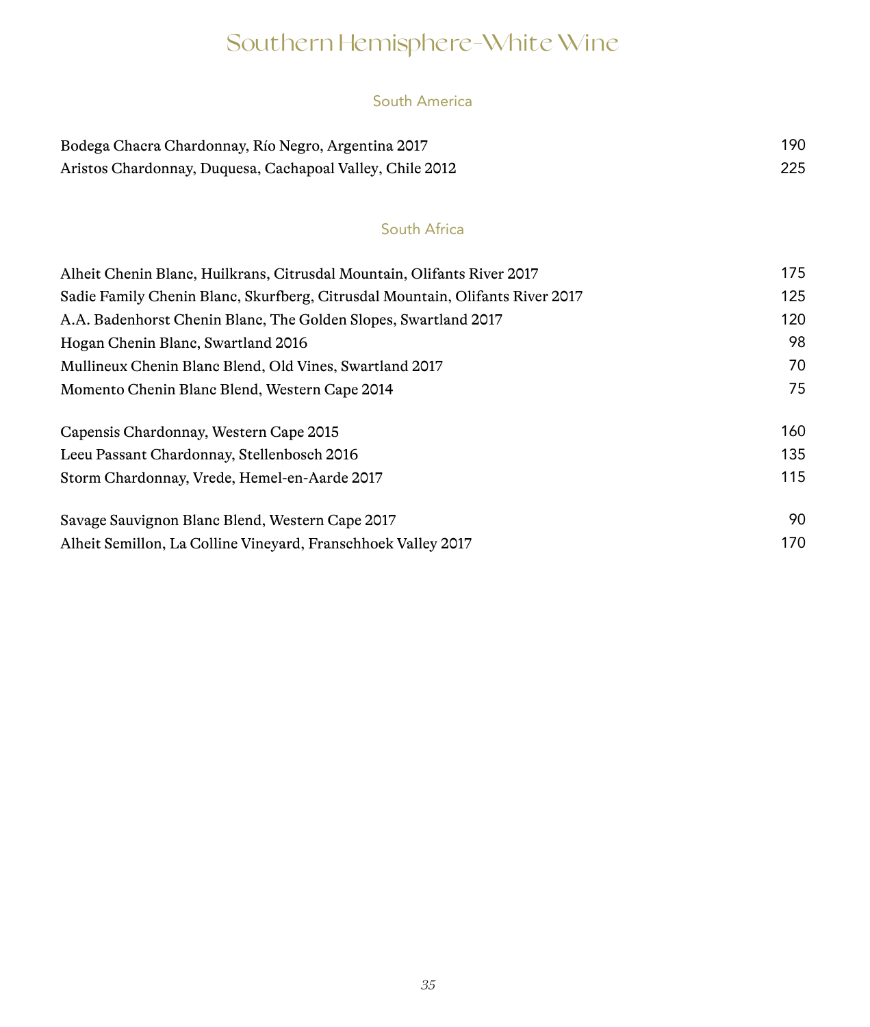# Southern Hemisphere-White Wine

## South America

| | |
|---|---|
| Bodega Chacra Chardonnay, Río Negro, Argentina 2017 | 190 |
| Aristos Chardonnay, Duquesa, Cachapoal Valley, Chile 2012 | 225 |

## South Africa

| | |
|---|---|
| Alheit Chenin Blanc, Huilkrans, Citrusdal Mountain, Olifants River 2017 | 175 |
| Sadie Family Chenin Blanc, Skurfberg, Citrusdal Mountain, Olifants River 2017 | 125 |
| A.A. Badenhorst Chenin Blanc, The Golden Slopes, Swartland 2017 | 120 |
| Hogan Chenin Blanc, Swartland 2016 | 98 |
| Mullineux Chenin Blanc Blend, Old Vines, Swartland 2017 | 70 |
| Momento Chenin Blanc Blend, Western Cape 2014 | 75 |
| | |
| Capensis Chardonnay, Western Cape 2015 | 160 |
| Leeu Passant Chardonnay, Stellenbosch 2016 | 135 |
| Storm Chardonnay, Vrede, Hemel-en-Aarde 2017 | 115 |
| | |
| Savage Sauvignon Blanc Blend, Western Cape 2017 | 90 |
| Alheit Semillon, La Colline Vineyard, Franschhoek Valley 2017 | 170 |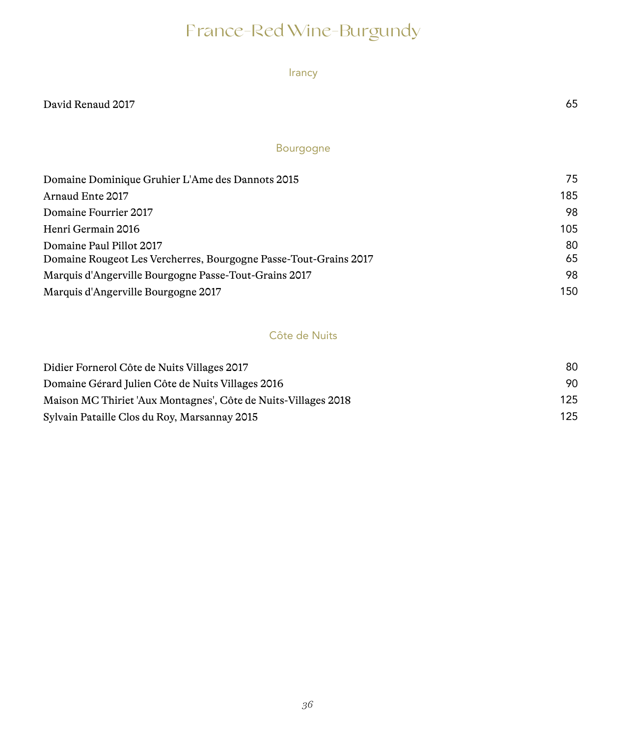# France-Red Wine-Burgundy

## Irancy

| | |
|---|---|
| David Renaud 2017 | 65 |

## Bourgogne

| | |
|---|---|
| Domaine Dominique Gruhier L'Ame des Dannots 2015 | 75 |
| Arnaud Ente 2017 | 185 |
| Domaine Fourrier 2017 | 98 |
| Henri Germain 2016 | 105 |
| Domaine Paul Pillot 2017 | 80 |
| Domaine Rougeot Les Vercherres, Bourgogne Passe-Tout-Grains 2017 | 65 |
| Marquis d'Angerville Bourgogne Passe-Tout-Grains 2017 | 98 |
| Marquis d'Angerville Bourgogne 2017 | 150 |

## Côte de Nuits

| | |
|---|---|
| Didier Fornerol Côte de Nuits Villages 2017 | 80 |
| Domaine Gérard Julien Côte de Nuits Villages 2016 | 90 |
| Maison MC Thiriet 'Aux Montagnes', Côte de Nuits-Villages 2018 | 125 |
| Sylvain Pataille Clos du Roy, Marsannay 2015 | 125 |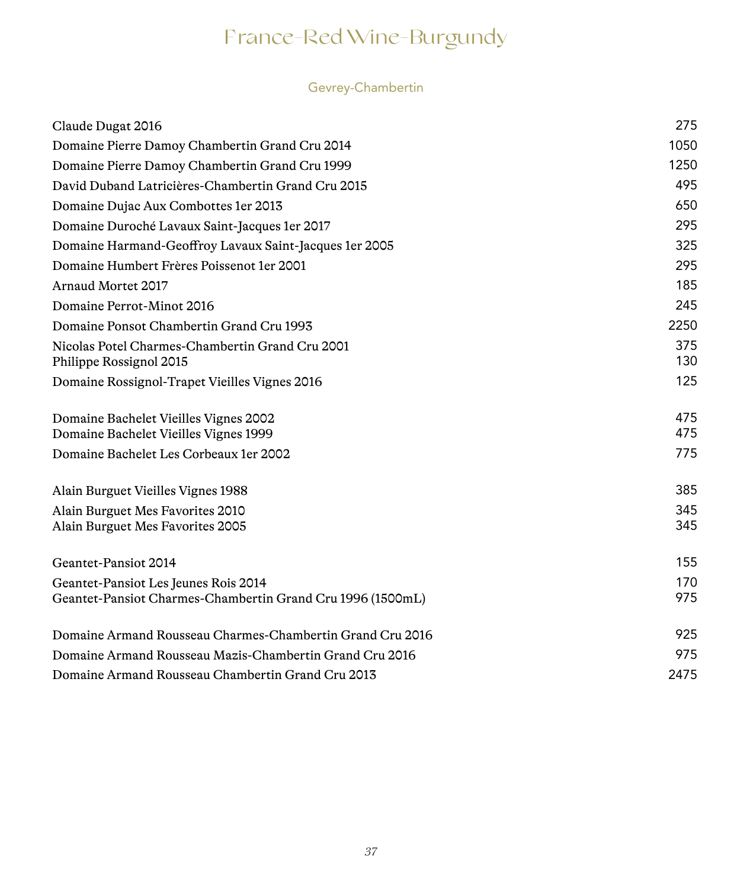# France-Red Wine-Burgundy

## Gevrey-Chambertin

| Wine | Price |
|---|---|
| Claude Dugat 2016 | 275 |
| Domaine Pierre Damoy Chambertin Grand Cru 2014 | 1050 |
| Domaine Pierre Damoy Chambertin Grand Cru 1999 | 1250 |
| David Duband Latricières-Chambertin Grand Cru 2015 | 495 |
| Domaine Dujac Aux Combottes 1er 2013 | 650 |
| Domaine Duroché Lavaux Saint-Jacques 1er 2017 | 295 |
| Domaine Harmand-Geoffroy Lavaux Saint-Jacques 1er 2005 | 325 |
| Domaine Humbert Frères Poissenot 1er 2001 | 295 |
| Arnaud Mortet 2017 | 185 |
| Domaine Perrot-Minot 2016 | 245 |
| Domaine Ponsot Chambertin Grand Cru 1993 | 2250 |
| Nicolas Potel Charmes-Chambertin Grand Cru 2001 | 375 |
| Philippe Rossignol 2015 | 130 |
| Domaine Rossignol-Trapet Vieilles Vignes 2016 | 125 |
| | |
| Domaine Bachelet Vieilles Vignes 2002 | 475 |
| Domaine Bachelet Vieilles Vignes 1999 | 475 |
| Domaine Bachelet Les Corbeaux 1er 2002 | 775 |
| | |
| Alain Burguet Vieilles Vignes 1988 | 385 |
| Alain Burguet Mes Favorites 2010 | 345 |
| Alain Burguet Mes Favorites 2005 | 345 |
| | |
| Geantet-Pansiot 2014 | 155 |
| Geantet-Pansiot Les Jeunes Rois 2014 | 170 |
| Geantet-Pansiot Charmes-Chambertin Grand Cru 1996 (1500mL) | 975 |
| | |
| Domaine Armand Rousseau Charmes-Chambertin Grand Cru 2016 | 925 |
| Domaine Armand Rousseau Mazis-Chambertin Grand Cru 2016 | 975 |
| Domaine Armand Rousseau Chambertin Grand Cru 2013 | 2475 |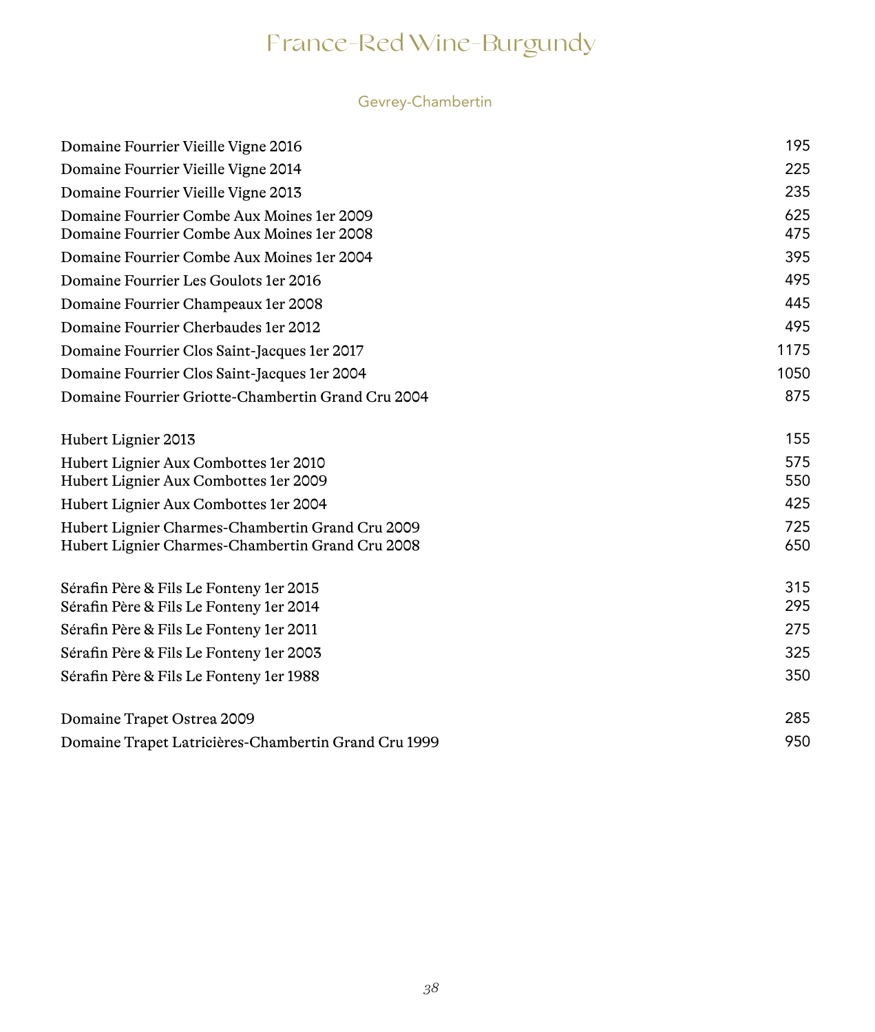# France-Red Wine-Burgundy

## Gevrey-Chambertin

| Wine | Price |
|---|---|
| Domaine Fourrier Vieille Vigne 2016 | 195 |
| Domaine Fourrier Vieille Vigne 2014 | 225 |
| Domaine Fourrier Vieille Vigne 2013 | 235 |
| Domaine Fourrier Combe Aux Moines 1er 2009 | 625 |
| Domaine Fourrier Combe Aux Moines 1er 2008 | 475 |
| Domaine Fourrier Combe Aux Moines 1er 2004 | 395 |
| Domaine Fourrier Les Goulots 1er 2016 | 495 |
| Domaine Fourrier Champeaux 1er 2008 | 445 |
| Domaine Fourrier Cherbaudes 1er 2012 | 495 |
| Domaine Fourrier Clos Saint-Jacques 1er 2017 | 1175 |
| Domaine Fourrier Clos Saint-Jacques 1er 2004 | 1050 |
| Domaine Fourrier Griotte-Chambertin Grand Cru 2004 | 875 |
| Hubert Lignier 2013 | 155 |
| Hubert Lignier Aux Combottes 1er 2010 | 575 |
| Hubert Lignier Aux Combottes 1er 2009 | 550 |
| Hubert Lignier Aux Combottes 1er 2004 | 425 |
| Hubert Lignier Charmes-Chambertin Grand Cru 2009 | 725 |
| Hubert Lignier Charmes-Chambertin Grand Cru 2008 | 650 |
| Sérafin Père & Fils Le Fonteny 1er 2015 | 315 |
| Sérafin Père & Fils Le Fonteny 1er 2014 | 295 |
| Sérafin Père & Fils Le Fonteny 1er 2011 | 275 |
| Sérafin Père & Fils Le Fonteny 1er 2003 | 325 |
| Sérafin Père & Fils Le Fonteny 1er 1988 | 350 |
| Domaine Trapet Ostrea 2009 | 285 |
| Domaine Trapet Latricières-Chambertin Grand Cru 1999 | 950 |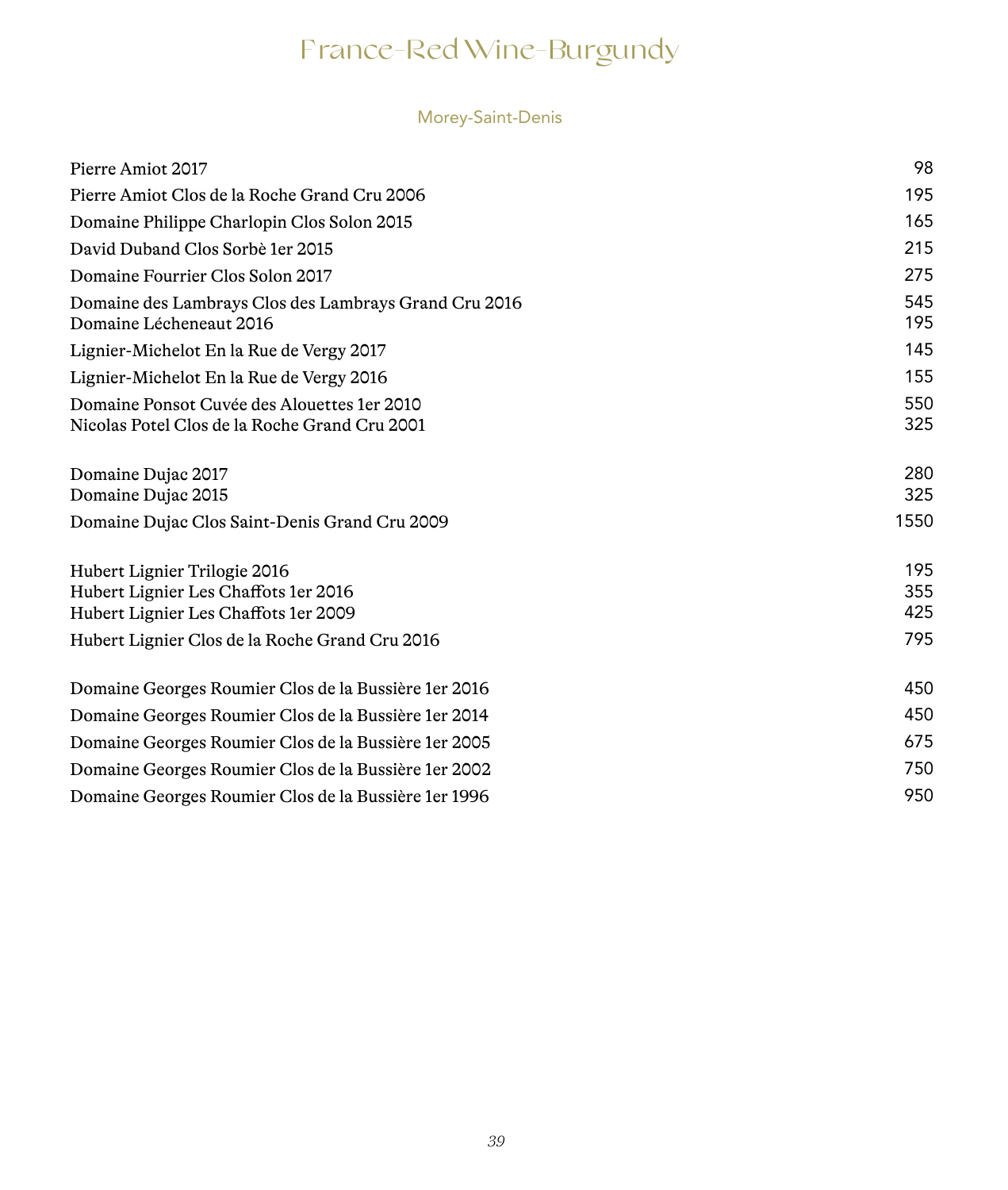# France-Red Wine-Burgundy

## Morey-Saint-Denis

| Wine | Price |
|---|---|
| Pierre Amiot 2017 | 98 |
| Pierre Amiot Clos de la Roche Grand Cru 2006 | 195 |
| Domaine Philippe Charlopin Clos Solon 2015 | 165 |
| David Duband Clos Sorbè 1er 2015 | 215 |
| Domaine Fourrier Clos Solon 2017 | 275 |
| Domaine des Lambrays Clos des Lambrays Grand Cru 2016 | 545 |
| Domaine Lécheneaut 2016 | 195 |
| Lignier-Michelot En la Rue de Vergy 2017 | 145 |
| Lignier-Michelot En la Rue de Vergy 2016 | 155 |
| Domaine Ponsot Cuvée des Alouettes 1er 2010 | 550 |
| Nicolas Potel Clos de la Roche Grand Cru 2001 | 325 |
| | |
| Domaine Dujac 2017 | 280 |
| Domaine Dujac 2015 | 325 |
| Domaine Dujac Clos Saint-Denis Grand Cru 2009 | 1550 |
| | |
| Hubert Lignier Trilogie 2016 | 195 |
| Hubert Lignier Les Chaffots 1er 2016 | 355 |
| Hubert Lignier Les Chaffots 1er 2009 | 425 |
| Hubert Lignier Clos de la Roche Grand Cru 2016 | 795 |
| | |
| Domaine Georges Roumier Clos de la Bussière 1er 2016 | 450 |
| Domaine Georges Roumier Clos de la Bussière 1er 2014 | 450 |
| Domaine Georges Roumier Clos de la Bussière 1er 2005 | 675 |
| Domaine Georges Roumier Clos de la Bussière 1er 2002 | 750 |
| Domaine Georges Roumier Clos de la Bussière 1er 1996 | 950 |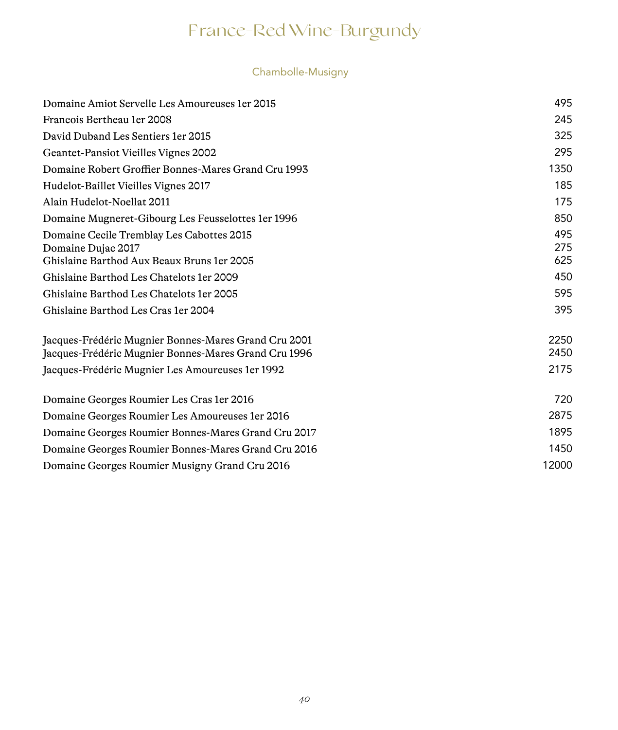# France-Red Wine-Burgundy

## Chambolle-Musigny

| Wine | Price |
|---|---|
| Domaine Amiot Servelle Les Amoureuses 1er 2015 | 495 |
| Francois Bertheau 1er 2008 | 245 |
| David Duband Les Sentiers 1er 2015 | 325 |
| Geantet-Pansiot Vieilles Vignes 2002 | 295 |
| Domaine Robert Groffier Bonnes-Mares Grand Cru 1993 | 1350 |
| Hudelot-Baillet Vieilles Vignes 2017 | 185 |
| Alain Hudelot-Noellat 2011 | 175 |
| Domaine Mugneret-Gibourg Les Feusselottes 1er 1996 | 850 |
| Domaine Cecile Tremblay Les Cabottes 2015 | 495 |
| Domaine Dujac 2017 | 275 |
| Ghislaine Barthod Aux Beaux Bruns 1er 2005 | 625 |
| Ghislaine Barthod Les Chatelots 1er 2009 | 450 |
| Ghislaine Barthod Les Chatelots 1er 2005 | 595 |
| Ghislaine Barthod Les Cras 1er 2004 | 395 |
| Jacques-Frédéric Mugnier Bonnes-Mares Grand Cru 2001 | 2250 |
| Jacques-Frédéric Mugnier Bonnes-Mares Grand Cru 1996 | 2450 |
| Jacques-Frédéric Mugnier Les Amoureuses 1er 1992 | 2175 |
| Domaine Georges Roumier Les Cras 1er 2016 | 720 |
| Domaine Georges Roumier Les Amoureuses 1er 2016 | 2875 |
| Domaine Georges Roumier Bonnes-Mares Grand Cru 2017 | 1895 |
| Domaine Georges Roumier Bonnes-Mares Grand Cru 2016 | 1450 |
| Domaine Georges Roumier Musigny Grand Cru 2016 | 12000 |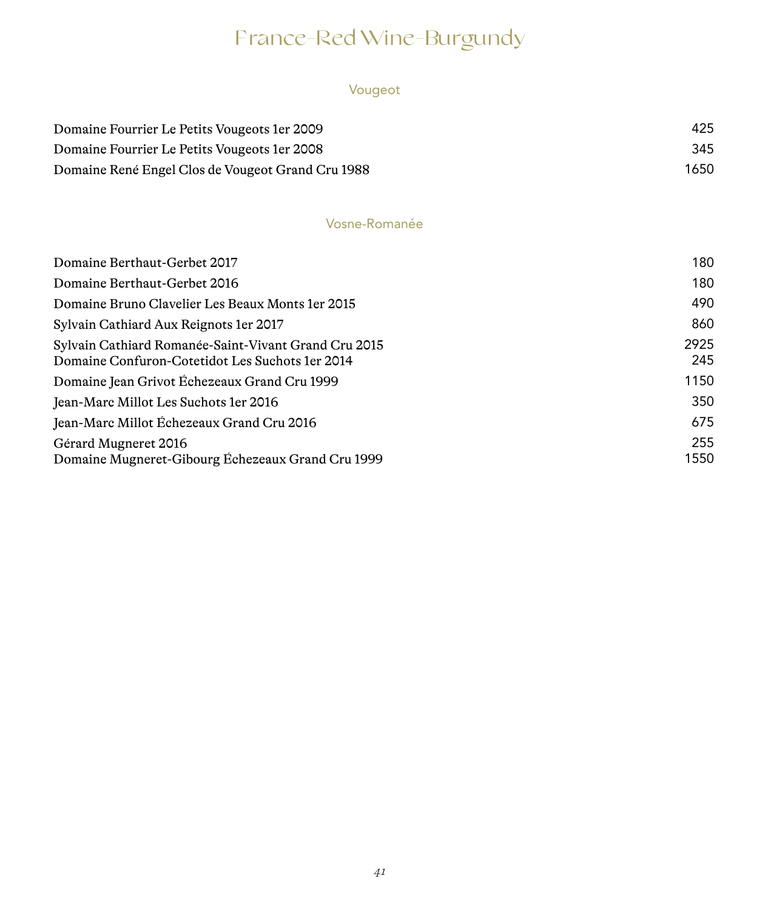# France-Red Wine-Burgundy

## Vougeot

| Wine | Price |
|---|---|
| Domaine Fourrier Le Petits Vougeots 1er 2009 | 425 |
| Domaine Fourrier Le Petits Vougeots 1er 2008 | 345 |
| Domaine René Engel Clos de Vougeot Grand Cru 1988 | 1650 |

## Vosne-Romanée

| Wine | Price |
|---|---|
| Domaine Berthaut-Gerbet 2017 | 180 |
| Domaine Berthaut-Gerbet 2016 | 180 |
| Domaine Bruno Clavelier Les Beaux Monts 1er 2015 | 490 |
| Sylvain Cathiard Aux Reignots 1er 2017 | 860 |
| Sylvain Cathiard Romanée-Saint-Vivant Grand Cru 2015 | 2925 |
| Domaine Confuron-Cotetidot Les Suchots 1er 2014 | 245 |
| Domaine Jean Grivot Échezeaux Grand Cru 1999 | 1150 |
| Jean-Marc Millot Les Suchots 1er 2016 | 350 |
| Jean-Marc Millot Échezeaux Grand Cru 2016 | 675 |
| Gérard Mugneret 2016 | 255 |
| Domaine Mugneret-Gibourg Échezeaux Grand Cru 1999 | 1550 |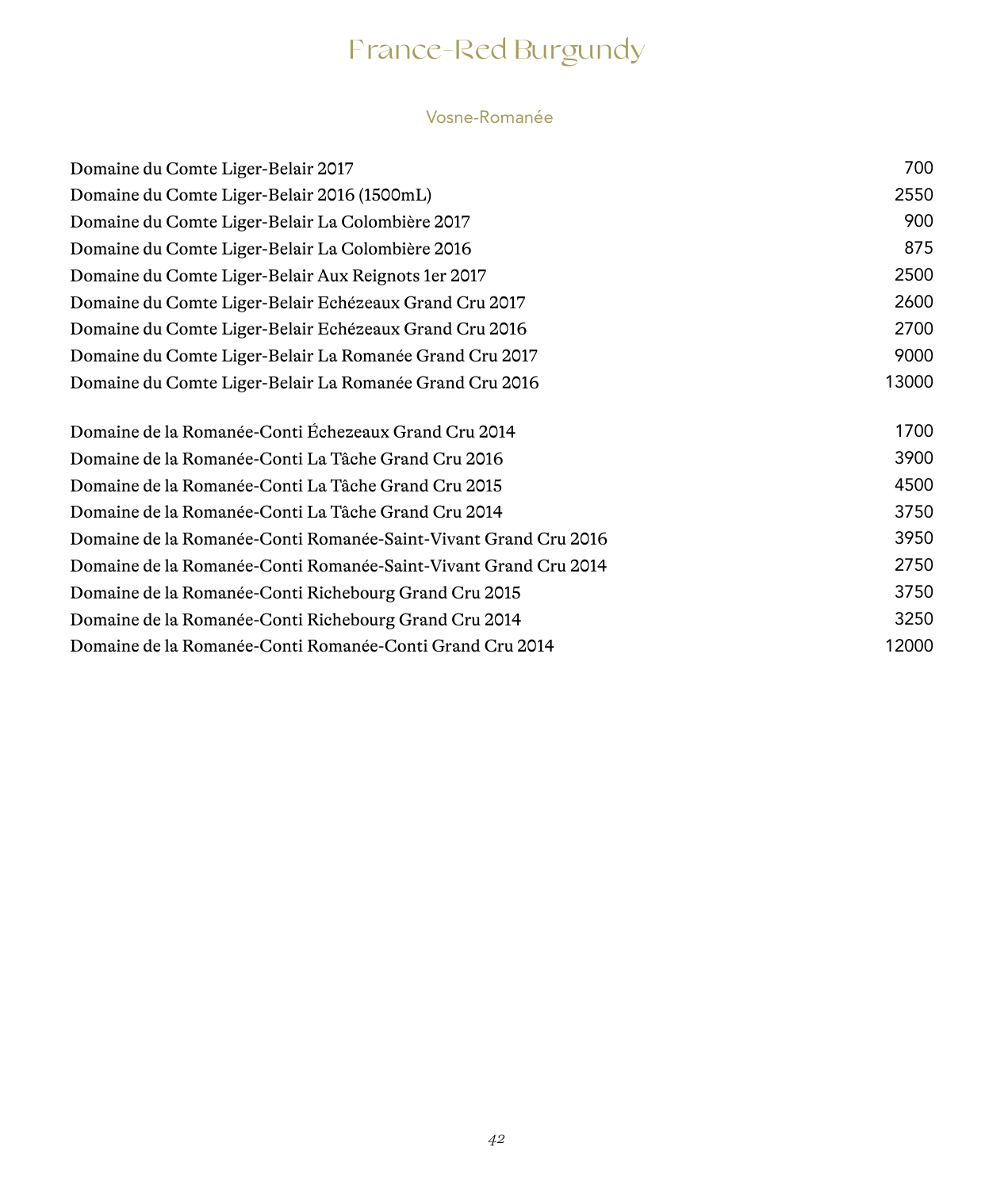# France-Red Burgundy

## Vosne-Romanée

| Wine | Price |
| --- | --- |
| Domaine du Comte Liger-Belair 2017 | 700 |
| Domaine du Comte Liger-Belair 2016 (1500mL) | 2550 |
| Domaine du Comte Liger-Belair La Colombière 2017 | 900 |
| Domaine du Comte Liger-Belair La Colombière 2016 | 875 |
| Domaine du Comte Liger-Belair Aux Reignots 1er 2017 | 2500 |
| Domaine du Comte Liger-Belair Echézeaux Grand Cru 2017 | 2600 |
| Domaine du Comte Liger-Belair Echézeaux Grand Cru 2016 | 2700 |
| Domaine du Comte Liger-Belair La Romanée Grand Cru 2017 | 9000 |
| Domaine du Comte Liger-Belair La Romanée Grand Cru 2016 | 13000 |
| Domaine de la Romanée-Conti Échezeaux Grand Cru 2014 | 1700 |
| Domaine de la Romanée-Conti La Tâche Grand Cru 2016 | 3900 |
| Domaine de la Romanée-Conti La Tâche Grand Cru 2015 | 4500 |
| Domaine de la Romanée-Conti La Tâche Grand Cru 2014 | 3750 |
| Domaine de la Romanée-Conti Romanée-Saint-Vivant Grand Cru 2016 | 3950 |
| Domaine de la Romanée-Conti Romanée-Saint-Vivant Grand Cru 2014 | 2750 |
| Domaine de la Romanée-Conti Richebourg Grand Cru 2015 | 3750 |
| Domaine de la Romanée-Conti Richebourg Grand Cru 2014 | 3250 |
| Domaine de la Romanée-Conti Romanée-Conti Grand Cru 2014 | 12000 |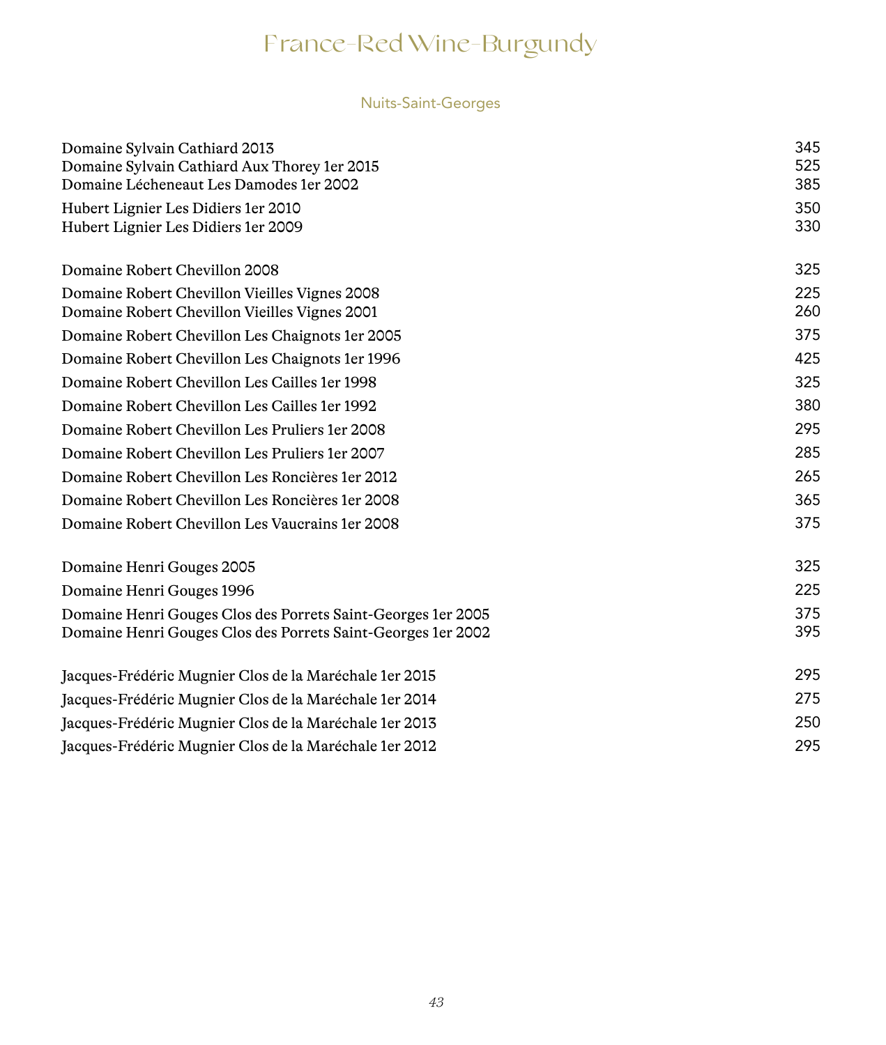# France-Red Wine-Burgundy

## Nuits-Saint-Georges

| Wine | Price |
|---|---|
| Domaine Sylvain Cathiard 2013 | 345 |
| Domaine Sylvain Cathiard Aux Thorey 1er 2015 | 525 |
| Domaine Lécheneaut Les Damodes 1er 2002 | 385 |
| Hubert Lignier Les Didiers 1er 2010 | 350 |
| Hubert Lignier Les Didiers 1er 2009 | 330 |
| Domaine Robert Chevillon 2008 | 325 |
| Domaine Robert Chevillon Vieilles Vignes 2008 | 225 |
| Domaine Robert Chevillon Vieilles Vignes 2001 | 260 |
| Domaine Robert Chevillon Les Chaignots 1er 2005 | 375 |
| Domaine Robert Chevillon Les Chaignots 1er 1996 | 425 |
| Domaine Robert Chevillon Les Cailles 1er 1998 | 325 |
| Domaine Robert Chevillon Les Cailles 1er 1992 | 380 |
| Domaine Robert Chevillon Les Pruliers 1er 2008 | 295 |
| Domaine Robert Chevillon Les Pruliers 1er 2007 | 285 |
| Domaine Robert Chevillon Les Roncières 1er 2012 | 265 |
| Domaine Robert Chevillon Les Roncières 1er 2008 | 365 |
| Domaine Robert Chevillon Les Vaucrains 1er 2008 | 375 |
| Domaine Henri Gouges 2005 | 325 |
| Domaine Henri Gouges 1996 | 225 |
| Domaine Henri Gouges Clos des Porrets Saint-Georges 1er 2005 | 375 |
| Domaine Henri Gouges Clos des Porrets Saint-Georges 1er 2002 | 395 |
| Jacques-Frédéric Mugnier Clos de la Maréchale 1er 2015 | 295 |
| Jacques-Frédéric Mugnier Clos de la Maréchale 1er 2014 | 275 |
| Jacques-Frédéric Mugnier Clos de la Maréchale 1er 2013 | 250 |
| Jacques-Frédéric Mugnier Clos de la Maréchale 1er 2012 | 295 |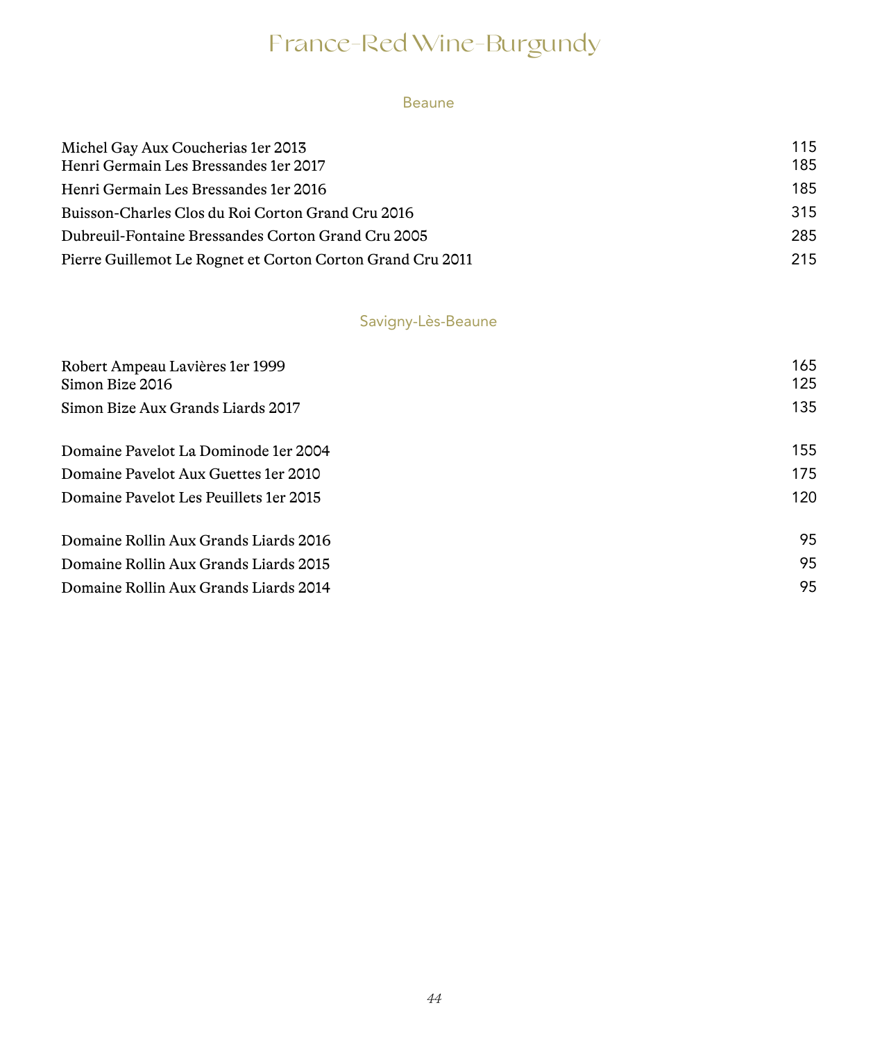# France-Red Wine-Burgundy

## Beaune

| Wine | Price |
|---|---|
| Michel Gay Aux Coucherias 1er 2013 | 115 |
| Henri Germain Les Bressandes 1er 2017 | 185 |
| Henri Germain Les Bressandes 1er 2016 | 185 |
| Buisson-Charles Clos du Roi Corton Grand Cru 2016 | 315 |
| Dubreuil-Fontaine Bressandes Corton Grand Cru 2005 | 285 |
| Pierre Guillemot Le Rognet et Corton Corton Grand Cru 2011 | 215 |

## Savigny-Lès-Beaune

| Wine | Price |
|---|---|
| Robert Ampeau Lavières 1er 1999 | 165 |
| Simon Bize 2016 | 125 |
| Simon Bize Aux Grands Liards 2017 | 135 |
| | |
| Domaine Pavelot La Dominode 1er 2004 | 155 |
| Domaine Pavelot Aux Guettes 1er 2010 | 175 |
| Domaine Pavelot Les Peuillets 1er 2015 | 120 |
| | |
| Domaine Rollin Aux Grands Liards 2016 | 95 |
| Domaine Rollin Aux Grands Liards 2015 | 95 |
| Domaine Rollin Aux Grands Liards 2014 | 95 |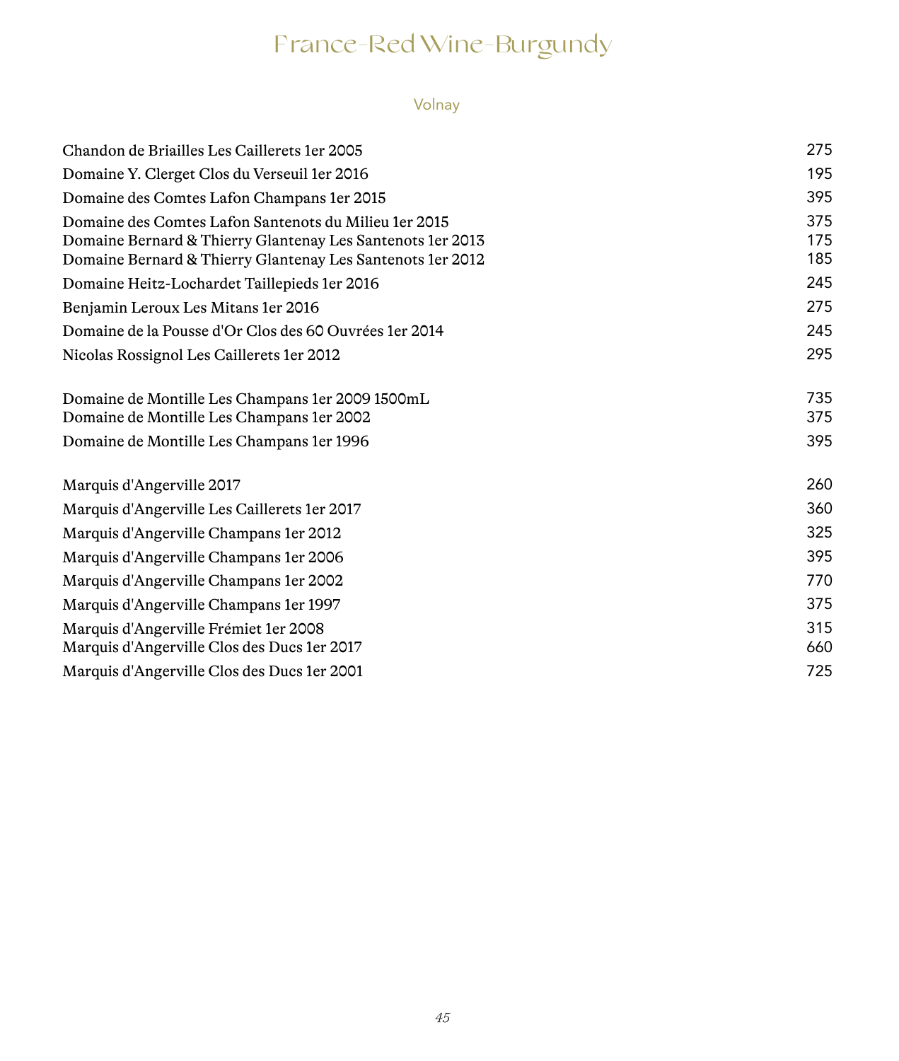# France-Red Wine-Burgundy

## Volnay

| Wine | Price |
|---|---|
| Chandon de Briailles Les Caillerets 1er 2005 | 275 |
| Domaine Y. Clerget Clos du Verseuil 1er 2016 | 195 |
| Domaine des Comtes Lafon Champans 1er 2015 | 395 |
| Domaine des Comtes Lafon Santenots du Milieu 1er 2015 | 375 |
| Domaine Bernard & Thierry Glantenay Les Santenots 1er 2013 | 175 |
| Domaine Bernard & Thierry Glantenay Les Santenots 1er 2012 | 185 |
| Domaine Heitz-Lochardet Taillepieds 1er 2016 | 245 |
| Benjamin Leroux Les Mitans 1er 2016 | 275 |
| Domaine de la Pousse d'Or Clos des 60 Ouvrées 1er 2014 | 245 |
| Nicolas Rossignol Les Caillerets 1er 2012 | 295 |
| Domaine de Montille Les Champans 1er 2009 1500mL | 735 |
| Domaine de Montille Les Champans 1er 2002 | 375 |
| Domaine de Montille Les Champans 1er 1996 | 395 |
| Marquis d'Angerville 2017 | 260 |
| Marquis d'Angerville Les Caillerets 1er 2017 | 360 |
| Marquis d'Angerville Champans 1er 2012 | 325 |
| Marquis d'Angerville Champans 1er 2006 | 395 |
| Marquis d'Angerville Champans 1er 2002 | 770 |
| Marquis d'Angerville Champans 1er 1997 | 375 |
| Marquis d'Angerville Frémiet 1er 2008 | 315 |
| Marquis d'Angerville Clos des Ducs 1er 2017 | 660 |
| Marquis d'Angerville Clos des Ducs 1er 2001 | 725 |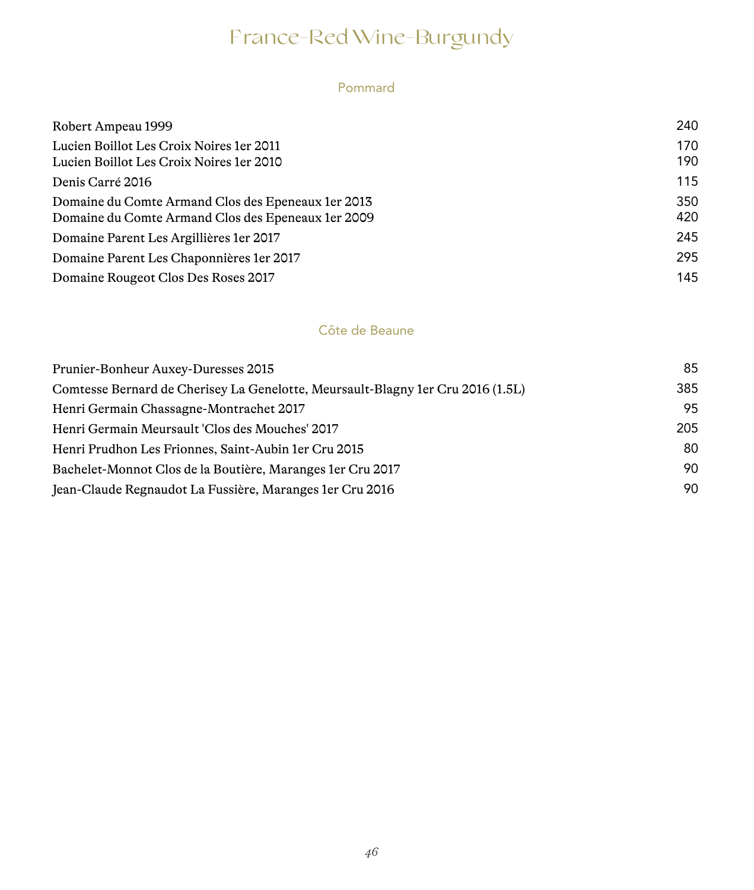# France-Red Wine-Burgundy

## Pommard

| Wine | Price |
|---|---|
| Robert Ampeau 1999 | 240 |
| Lucien Boillot Les Croix Noires 1er 2011 | 170 |
| Lucien Boillot Les Croix Noires 1er 2010 | 190 |
| Denis Carré 2016 | 115 |
| Domaine du Comte Armand Clos des Epeneaux 1er 2013 | 350 |
| Domaine du Comte Armand Clos des Epeneaux 1er 2009 | 420 |
| Domaine Parent Les Argillières 1er 2017 | 245 |
| Domaine Parent Les Chaponnières 1er 2017 | 295 |
| Domaine Rougeot Clos Des Roses 2017 | 145 |

## Côte de Beaune

| Wine | Price |
|---|---|
| Prunier-Bonheur Auxey-Duresses 2015 | 85 |
| Comtesse Bernard de Cherisey La Genelotte, Meursault-Blagny 1er Cru 2016 (1.5L) | 385 |
| Henri Germain Chassagne-Montrachet 2017 | 95 |
| Henri Germain Meursault 'Clos des Mouches' 2017 | 205 |
| Henri Prudhon Les Frionnes, Saint-Aubin 1er Cru 2015 | 80 |
| Bachelet-Monnot Clos de la Boutière, Maranges 1er Cru 2017 | 90 |
| Jean-Claude Regnaudot La Fussière, Maranges 1er Cru 2016 | 90 |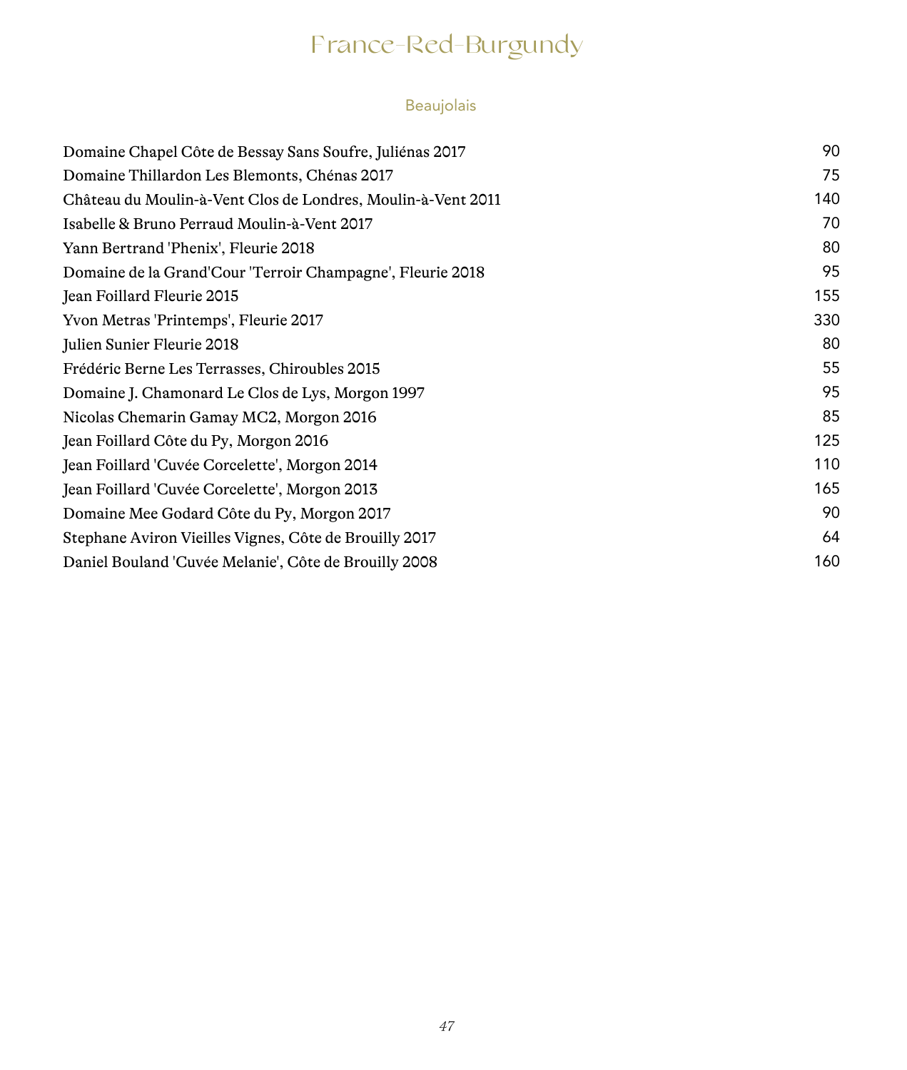# France-Red-Burgundy

## Beaujolais

| | |
|---|---|
| Domaine Chapel Côte de Bessay Sans Soufre, Juliénas 2017 | 90 |
| Domaine Thillardon Les Blemonts, Chénas 2017 | 75 |
| Château du Moulin-à-Vent Clos de Londres, Moulin-à-Vent 2011 | 140 |
| Isabelle & Bruno Perraud Moulin-à-Vent 2017 | 70 |
| Yann Bertrand 'Phenix', Fleurie 2018 | 80 |
| Domaine de la Grand'Cour 'Terroir Champagne', Fleurie 2018 | 95 |
| Jean Foillard Fleurie 2015 | 155 |
| Yvon Metras 'Printemps', Fleurie 2017 | 330 |
| Julien Sunier Fleurie 2018 | 80 |
| Frédéric Berne Les Terrasses, Chiroubles 2015 | 55 |
| Domaine J. Chamonard Le Clos de Lys, Morgon 1997 | 95 |
| Nicolas Chemarin Gamay MC2, Morgon 2016 | 85 |
| Jean Foillard Côte du Py, Morgon 2016 | 125 |
| Jean Foillard 'Cuvée Corcelette', Morgon 2014 | 110 |
| Jean Foillard 'Cuvée Corcelette', Morgon 2013 | 165 |
| Domaine Mee Godard Côte du Py, Morgon 2017 | 90 |
| Stephane Aviron Vieilles Vignes, Côte de Brouilly 2017 | 64 |
| Daniel Bouland 'Cuvée Melanie', Côte de Brouilly 2008 | 160 |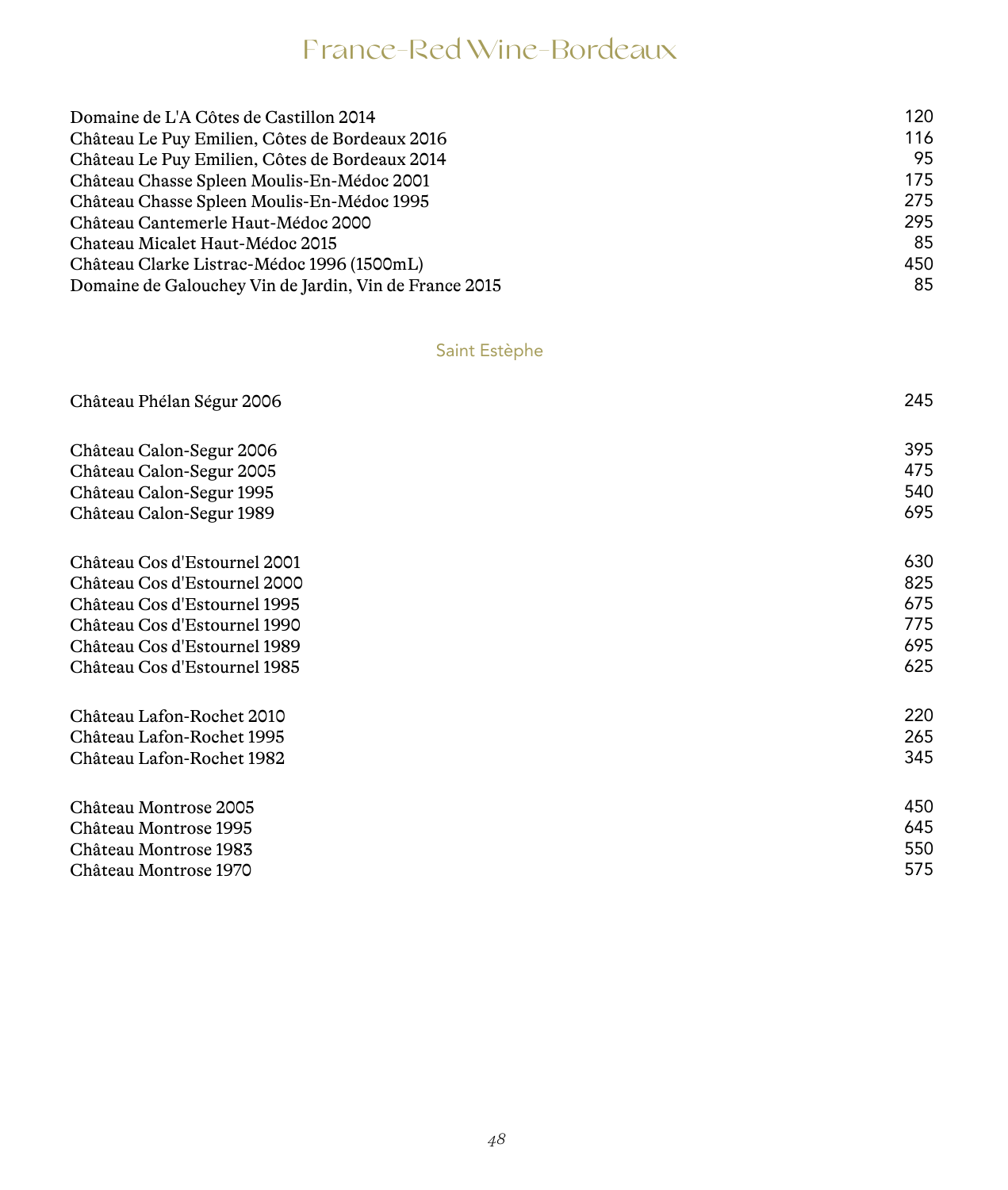# France-Red Wine-Bordeaux

| | |
|---|---|
| Domaine de L'A Côtes de Castillon 2014 | 120 |
| Château Le Puy Emilien, Côtes de Bordeaux 2016 | 116 |
| Château Le Puy Emilien, Côtes de Bordeaux 2014 | 95 |
| Château Chasse Spleen Moulis-En-Médoc 2001 | 175 |
| Château Chasse Spleen Moulis-En-Médoc 1995 | 275 |
| Château Cantemerle Haut-Médoc 2000 | 295 |
| Chateau Micalet Haut-Médoc 2015 | 85 |
| Château Clarke Listrac-Médoc 1996 (1500mL) | 450 |
| Domaine de Galouchey Vin de Jardin, Vin de France 2015 | 85 |

## Saint Estèphe

| | |
|---|---|
| Château Phélan Ségur 2006 | 245 |
| Château Calon-Segur 2006 | 395 |
| Château Calon-Segur 2005 | 475 |
| Château Calon-Segur 1995 | 540 |
| Château Calon-Segur 1989 | 695 |
| Château Cos d'Estournel 2001 | 630 |
| Château Cos d'Estournel 2000 | 825 |
| Château Cos d'Estournel 1995 | 675 |
| Château Cos d'Estournel 1990 | 775 |
| Château Cos d'Estournel 1989 | 695 |
| Château Cos d'Estournel 1985 | 625 |
| Château Lafon-Rochet 2010 | 220 |
| Château Lafon-Rochet 1995 | 265 |
| Château Lafon-Rochet 1982 | 345 |
| Château Montrose 2005 | 450 |
| Château Montrose 1995 | 645 |
| Château Montrose 1983 | 550 |
| Château Montrose 1970 | 575 |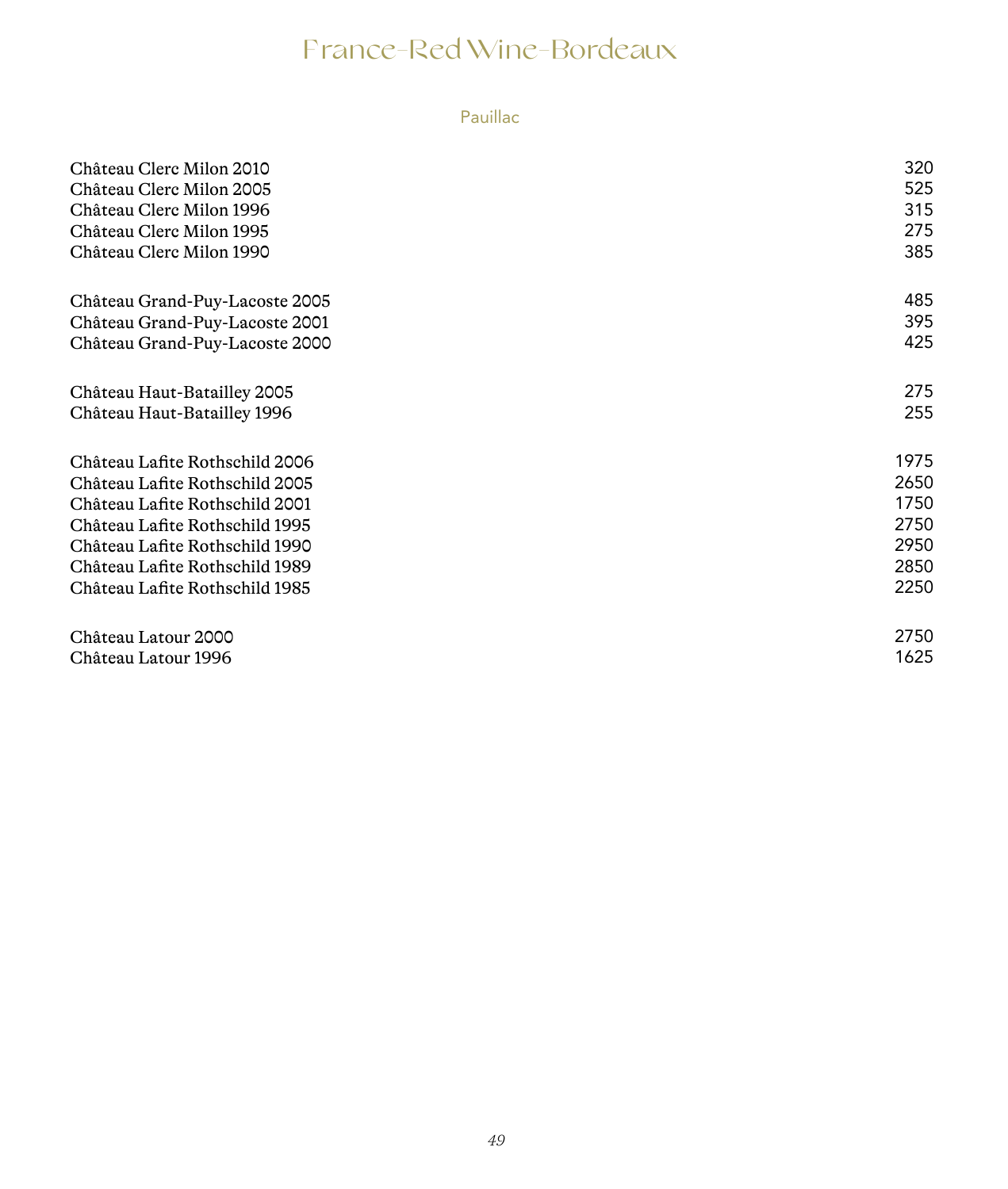# France-Red Wine-Bordeaux

## Pauillac

| Wine | Price |
|---|---|
| Château Clerc Milon 2010 | 320 |
| Château Clerc Milon 2005 | 525 |
| Château Clerc Milon 1996 | 315 |
| Château Clerc Milon 1995 | 275 |
| Château Clerc Milon 1990 | 385 |
| Château Grand-Puy-Lacoste 2005 | 485 |
| Château Grand-Puy-Lacoste 2001 | 395 |
| Château Grand-Puy-Lacoste 2000 | 425 |
| Château Haut-Batailley 2005 | 275 |
| Château Haut-Batailley 1996 | 255 |
| Château Lafite Rothschild 2006 | 1975 |
| Château Lafite Rothschild 2005 | 2650 |
| Château Lafite Rothschild 2001 | 1750 |
| Château Lafite Rothschild 1995 | 2750 |
| Château Lafite Rothschild 1990 | 2950 |
| Château Lafite Rothschild 1989 | 2850 |
| Château Lafite Rothschild 1985 | 2250 |
| Château Latour 2000 | 2750 |
| Château Latour 1996 | 1625 |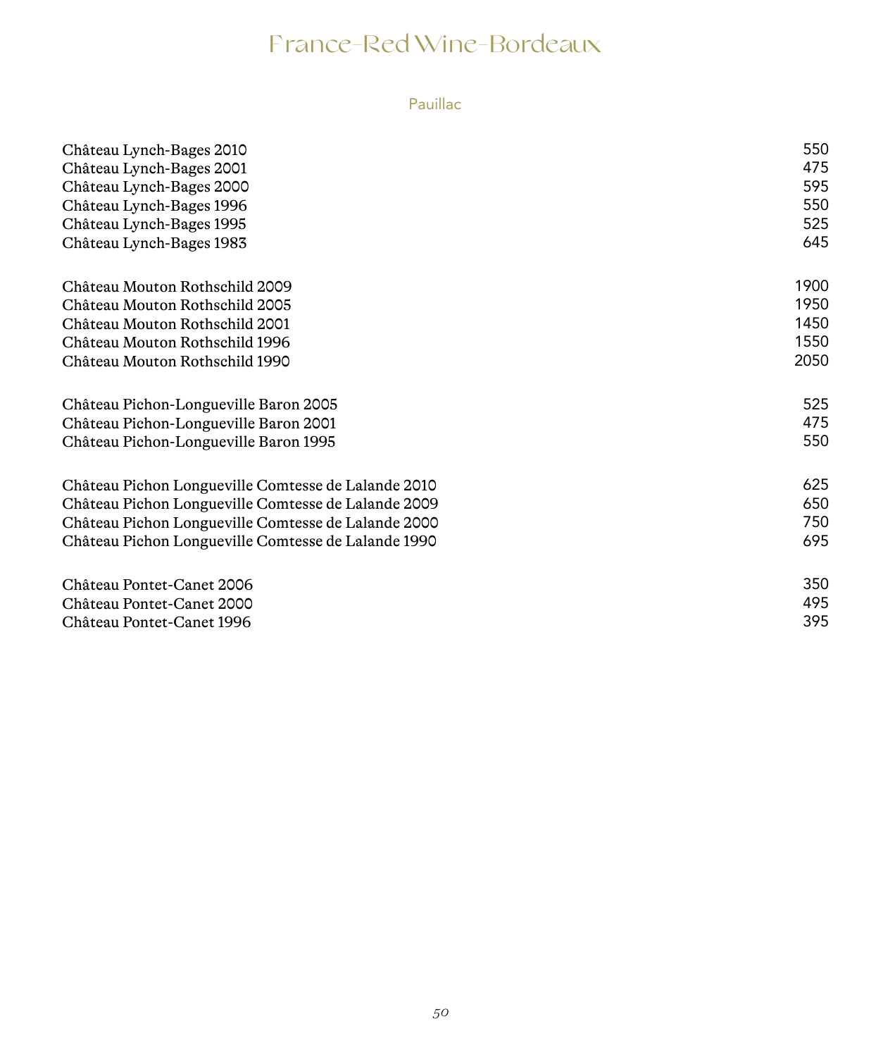# France-Red Wine-Bordeaux

## Pauillac

| | |
|---|---|
| Château Lynch-Bages 2010 | 550 |
| Château Lynch-Bages 2001 | 475 |
| Château Lynch-Bages 2000 | 595 |
| Château Lynch-Bages 1996 | 550 |
| Château Lynch-Bages 1995 | 525 |
| Château Lynch-Bages 1983 | 645 |
| | |
| Château Mouton Rothschild 2009 | 1900 |
| Château Mouton Rothschild 2005 | 1950 |
| Château Mouton Rothschild 2001 | 1450 |
| Château Mouton Rothschild 1996 | 1550 |
| Château Mouton Rothschild 1990 | 2050 |
| | |
| Château Pichon-Longueville Baron 2005 | 525 |
| Château Pichon-Longueville Baron 2001 | 475 |
| Château Pichon-Longueville Baron 1995 | 550 |
| | |
| Château Pichon Longueville Comtesse de Lalande 2010 | 625 |
| Château Pichon Longueville Comtesse de Lalande 2009 | 650 |
| Château Pichon Longueville Comtesse de Lalande 2000 | 750 |
| Château Pichon Longueville Comtesse de Lalande 1990 | 695 |
| | |
| Château Pontet-Canet 2006 | 350 |
| Château Pontet-Canet 2000 | 495 |
| Château Pontet-Canet 1996 | 395 |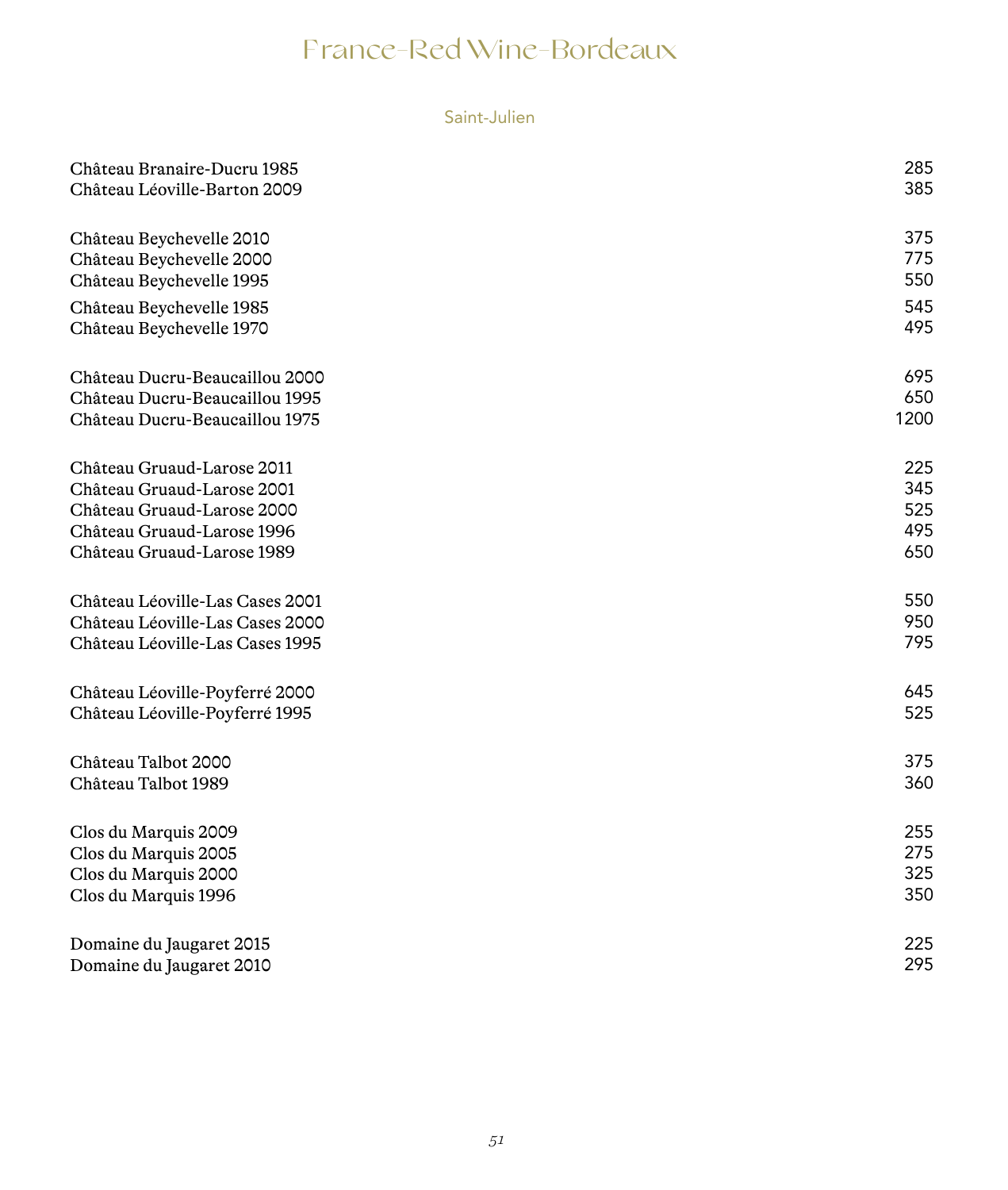# France-Red Wine-Bordeaux

## Saint-Julien

| Wine | Price |
|---|---|
| Château Branaire-Ducru 1985 | 285 |
| Château Léoville-Barton 2009 | 385 |
| | |
| Château Beychevelle 2010 | 375 |
| Château Beychevelle 2000 | 775 |
| Château Beychevelle 1995 | 550 |
| Château Beychevelle 1985 | 545 |
| Château Beychevelle 1970 | 495 |
| | |
| Château Ducru-Beaucaillou 2000 | 695 |
| Château Ducru-Beaucaillou 1995 | 650 |
| Château Ducru-Beaucaillou 1975 | 1200 |
| | |
| Château Gruaud-Larose 2011 | 225 |
| Château Gruaud-Larose 2001 | 345 |
| Château Gruaud-Larose 2000 | 525 |
| Château Gruaud-Larose 1996 | 495 |
| Château Gruaud-Larose 1989 | 650 |
| | |
| Château Léoville-Las Cases 2001 | 550 |
| Château Léoville-Las Cases 2000 | 950 |
| Château Léoville-Las Cases 1995 | 795 |
| | |
| Château Léoville-Poyferré 2000 | 645 |
| Château Léoville-Poyferré 1995 | 525 |
| | |
| Château Talbot 2000 | 375 |
| Château Talbot 1989 | 360 |
| | |
| Clos du Marquis 2009 | 255 |
| Clos du Marquis 2005 | 275 |
| Clos du Marquis 2000 | 325 |
| Clos du Marquis 1996 | 350 |
| | |
| Domaine du Jaugaret 2015 | 225 |
| Domaine du Jaugaret 2010 | 295 |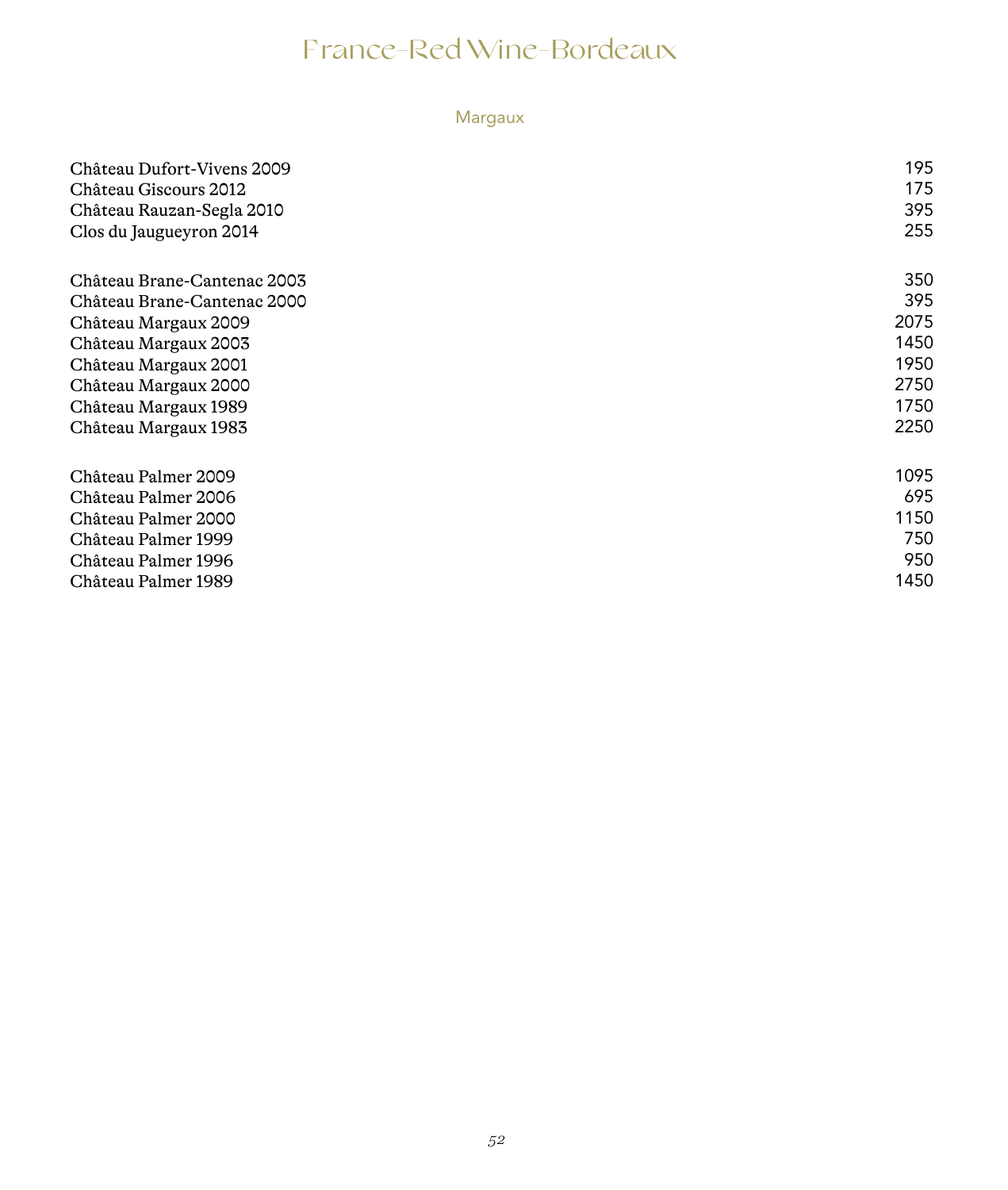# France-Red Wine-Bordeaux

## Margaux

| | |
|---|---|
| Château Dufort-Vivens 2009 | 195 |
| Château Giscours 2012 | 175 |
| Château Rauzan-Segla 2010 | 395 |
| Clos du Jaugueyron 2014 | 255 |
| | |
| Château Brane-Cantenac 2003 | 350 |
| Château Brane-Cantenac 2000 | 395 |
| Château Margaux 2009 | 2075 |
| Château Margaux 2003 | 1450 |
| Château Margaux 2001 | 1950 |
| Château Margaux 2000 | 2750 |
| Château Margaux 1989 | 1750 |
| Château Margaux 1983 | 2250 |
| | |
| Château Palmer 2009 | 1095 |
| Château Palmer 2006 | 695 |
| Château Palmer 2000 | 1150 |
| Château Palmer 1999 | 750 |
| Château Palmer 1996 | 950 |
| Château Palmer 1989 | 1450 |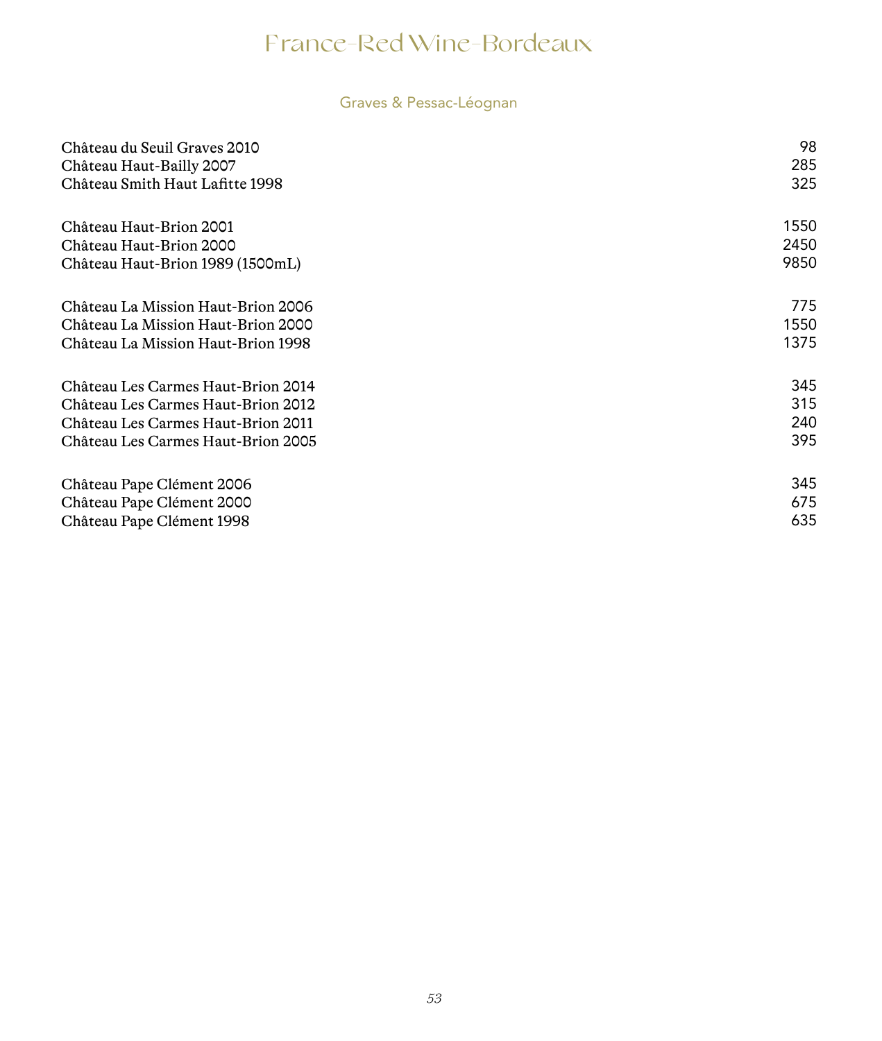# France-Red Wine-Bordeaux

## Graves & Pessac-Léognan

| | |
|---|---|
| Château du Seuil Graves 2010 | 98 |
| Château Haut-Bailly 2007 | 285 |
| Château Smith Haut Lafitte 1998 | 325 |
| | |
| Château Haut-Brion 2001 | 1550 |
| Château Haut-Brion 2000 | 2450 |
| Château Haut-Brion 1989 (1500mL) | 9850 |
| | |
| Château La Mission Haut-Brion 2006 | 775 |
| Château La Mission Haut-Brion 2000 | 1550 |
| Château La Mission Haut-Brion 1998 | 1375 |
| | |
| Château Les Carmes Haut-Brion 2014 | 345 |
| Château Les Carmes Haut-Brion 2012 | 315 |
| Château Les Carmes Haut-Brion 2011 | 240 |
| Château Les Carmes Haut-Brion 2005 | 395 |
| | |
| Château Pape Clément 2006 | 345 |
| Château Pape Clément 2000 | 675 |
| Château Pape Clément 1998 | 635 |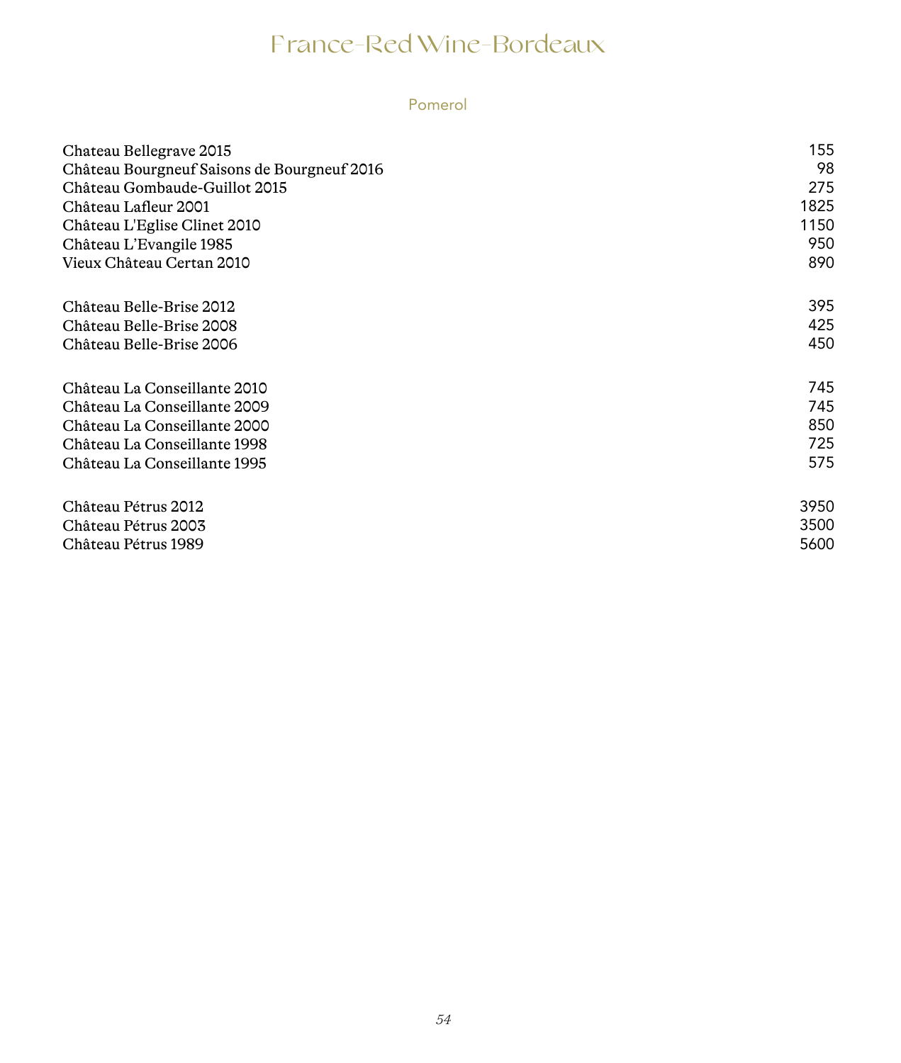# France-Red Wine-Bordeaux

## Pomerol

| | |
|---|---|
| Chateau Bellegrave 2015 | 155 |
| Château Bourgneuf Saisons de Bourgneuf 2016 | 98 |
| Château Gombaude-Guillot 2015 | 275 |
| Château Lafleur 2001 | 1825 |
| Château L'Eglise Clinet 2010 | 1150 |
| Château L'Evangile 1985 | 950 |
| Vieux Château Certan 2010 | 890 |
| | |
| Château Belle-Brise 2012 | 395 |
| Château Belle-Brise 2008 | 425 |
| Château Belle-Brise 2006 | 450 |
| | |
| Château La Conseillante 2010 | 745 |
| Château La Conseillante 2009 | 745 |
| Château La Conseillante 2000 | 850 |
| Château La Conseillante 1998 | 725 |
| Château La Conseillante 1995 | 575 |
| | |
| Château Pétrus 2012 | 3950 |
| Château Pétrus 2003 | 3500 |
| Château Pétrus 1989 | 5600 |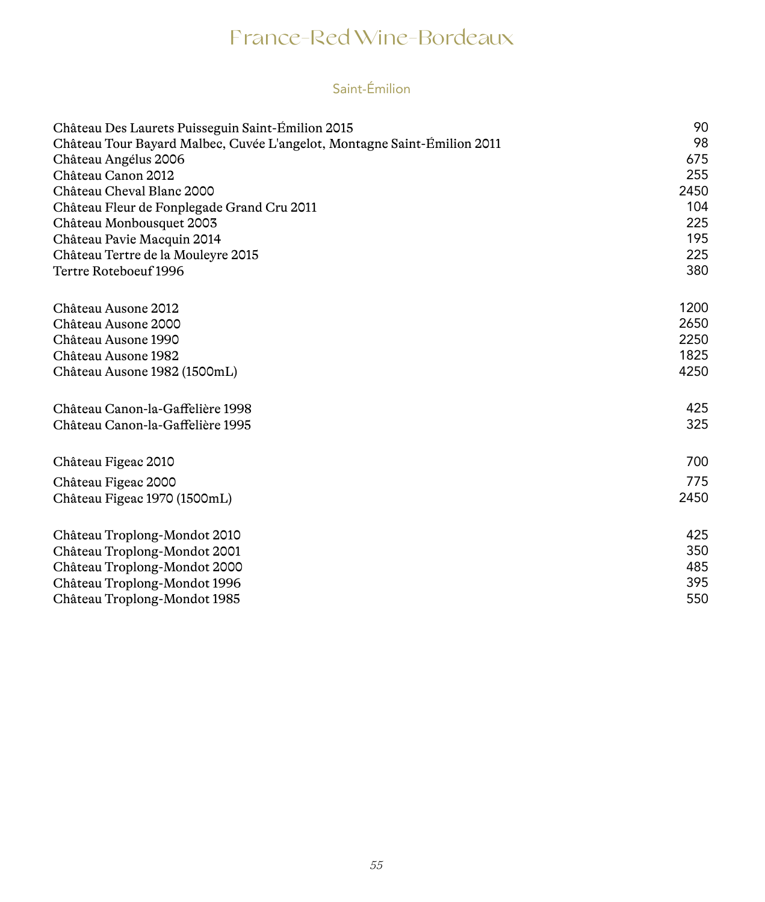# France-Red Wine-Bordeaux

## Saint-Émilion

| Wine | Price |
|---|---|
| Château Des Laurets Puisseguin Saint-Émilion 2015 | 90 |
| Château Tour Bayard Malbec, Cuvée L'angelot, Montagne Saint-Émilion 2011 | 98 |
| Château Angélus 2006 | 675 |
| Château Canon 2012 | 255 |
| Château Cheval Blanc 2000 | 2450 |
| Château Fleur de Fonplegade Grand Cru 2011 | 104 |
| Château Monbousquet 2003 | 225 |
| Château Pavie Macquin 2014 | 195 |
| Château Tertre de la Mouleyre 2015 | 225 |
| Tertre Roteboeuf 1996 | 380 |
| | |
| Château Ausone 2012 | 1200 |
| Château Ausone 2000 | 2650 |
| Château Ausone 1990 | 2250 |
| Château Ausone 1982 | 1825 |
| Château Ausone 1982 (1500mL) | 4250 |
| | |
| Château Canon-la-Gaffelière 1998 | 425 |
| Château Canon-la-Gaffelière 1995 | 325 |
| | |
| Château Figeac 2010 | 700 |
| Château Figeac 2000 | 775 |
| Château Figeac 1970 (1500mL) | 2450 |
| | |
| Château Troplong-Mondot 2010 | 425 |
| Château Troplong-Mondot 2001 | 350 |
| Château Troplong-Mondot 2000 | 485 |
| Château Troplong-Mondot 1996 | 395 |
| Château Troplong-Mondot 1985 | 550 |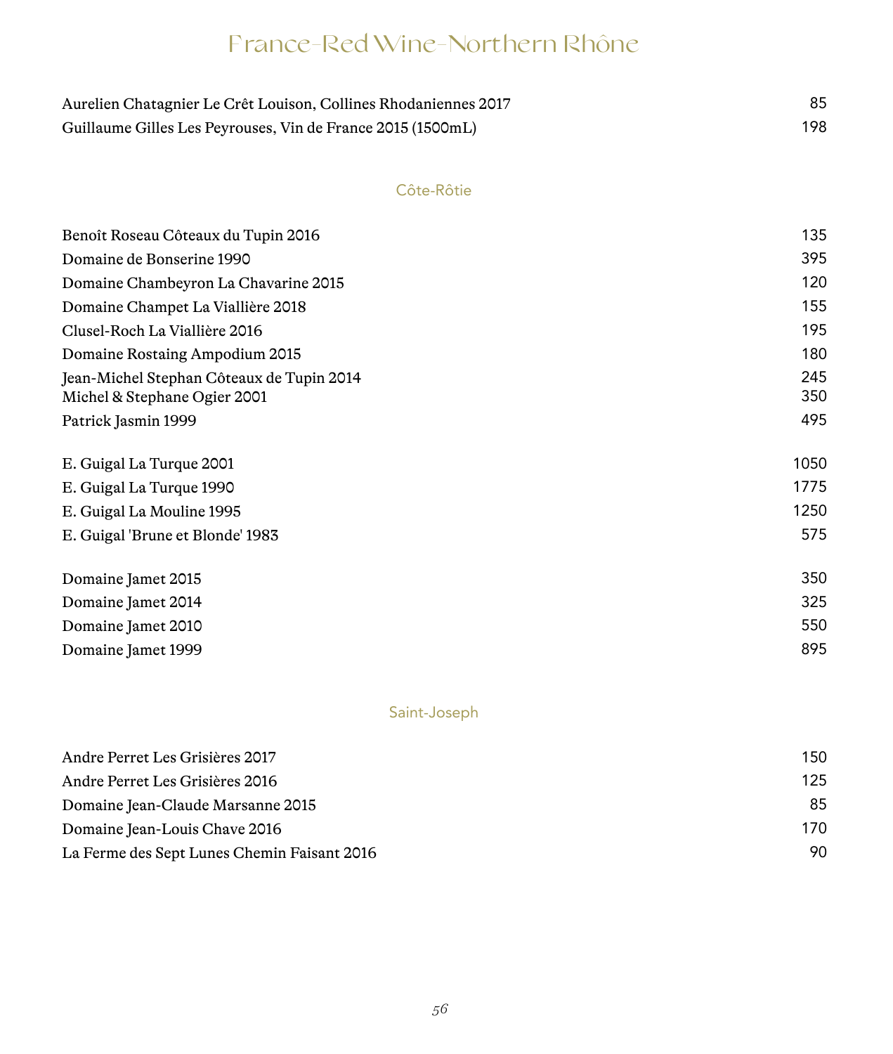# France-Red Wine-Northern Rhône

| | |
|---|---|
| Aurelien Chatagnier Le Crêt Louison, Collines Rhodaniennes 2017 | 85 |
| Guillaume Gilles Les Peyrouses, Vin de France 2015 (1500mL) | 198 |

## Côte-Rôtie

| | |
|---|---|
| Benoît Roseau Côteaux du Tupin 2016 | 135 |
| Domaine de Bonserine 1990 | 395 |
| Domaine Chambeyron La Chavarine 2015 | 120 |
| Domaine Champet La Viallière 2018 | 155 |
| Clusel-Roch La Viallière 2016 | 195 |
| Domaine Rostaing Ampodium 2015 | 180 |
| Jean-Michel Stephan Côteaux de Tupin 2014 | 245 |
| Michel & Stephane Ogier 2001 | 350 |
| Patrick Jasmin 1999 | 495 |
| E. Guigal La Turque 2001 | 1050 |
| E. Guigal La Turque 1990 | 1775 |
| E. Guigal La Mouline 1995 | 1250 |
| E. Guigal 'Brune et Blonde' 1983 | 575 |
| Domaine Jamet 2015 | 350 |
| Domaine Jamet 2014 | 325 |
| Domaine Jamet 2010 | 550 |
| Domaine Jamet 1999 | 895 |

## Saint-Joseph

| | |
|---|---|
| Andre Perret Les Grisières 2017 | 150 |
| Andre Perret Les Grisières 2016 | 125 |
| Domaine Jean-Claude Marsanne 2015 | 85 |
| Domaine Jean-Louis Chave 2016 | 170 |
| La Ferme des Sept Lunes Chemin Faisant 2016 | 90 |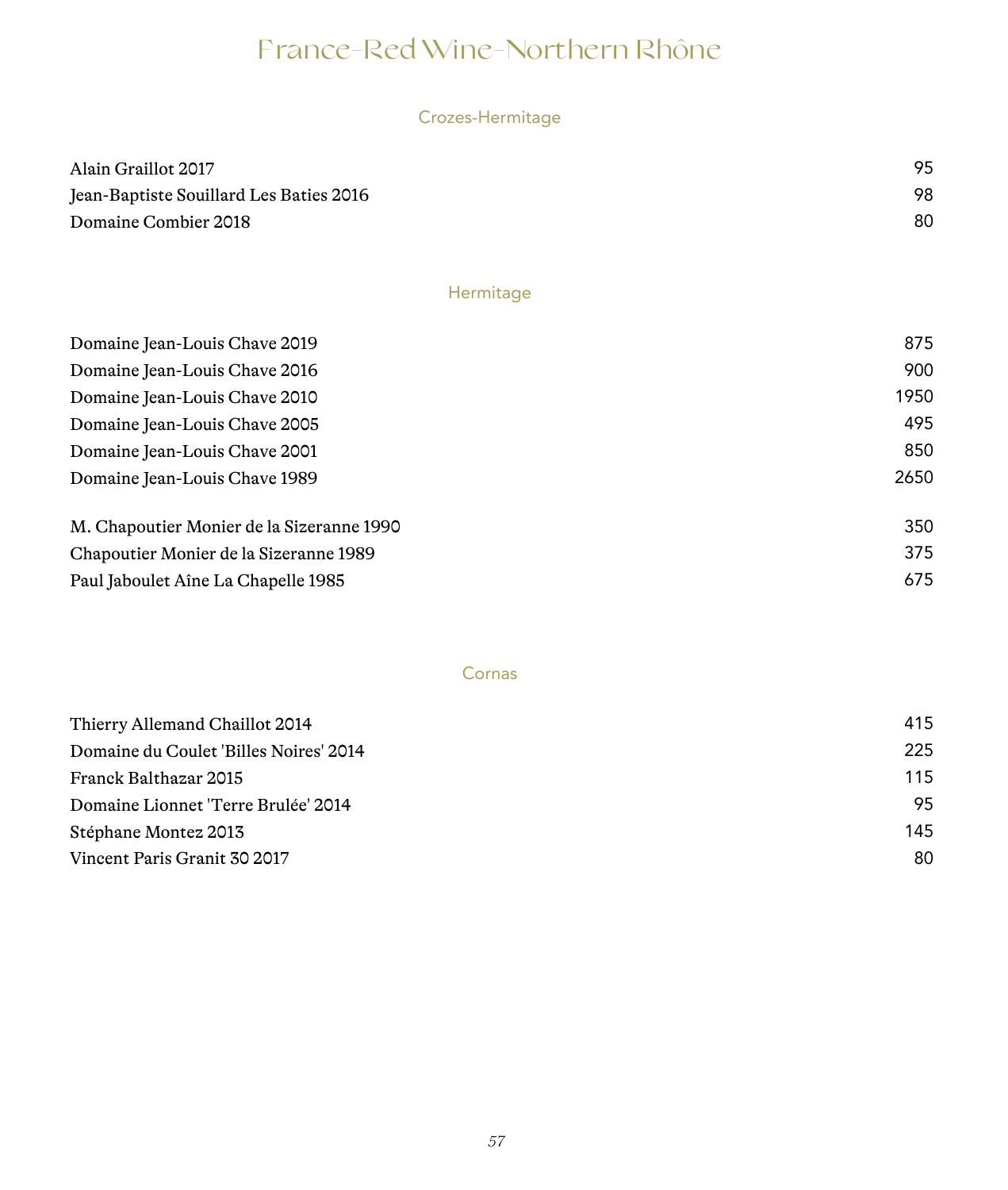# France-Red Wine-Northern Rhône

## Crozes-Hermitage

| | |
|---|---|
| Alain Graillot 2017 | 95 |
| Jean-Baptiste Souillard Les Baties 2016 | 98 |
| Domaine Combier 2018 | 80 |

## Hermitage

| | |
|---|---|
| Domaine Jean-Louis Chave 2019 | 875 |
| Domaine Jean-Louis Chave 2016 | 900 |
| Domaine Jean-Louis Chave 2010 | 1950 |
| Domaine Jean-Louis Chave 2005 | 495 |
| Domaine Jean-Louis Chave 2001 | 850 |
| Domaine Jean-Louis Chave 1989 | 2650 |
| M. Chapoutier Monier de la Sizeranne 1990 | 350 |
| Chapoutier Monier de la Sizeranne 1989 | 375 |
| Paul Jaboulet Aîne La Chapelle 1985 | 675 |

## Cornas

| | |
|---|---|
| Thierry Allemand Chaillot 2014 | 415 |
| Domaine du Coulet 'Billes Noires' 2014 | 225 |
| Franck Balthazar 2015 | 115 |
| Domaine Lionnet 'Terre Brulée' 2014 | 95 |
| Stéphane Montez 2013 | 145 |
| Vincent Paris Granit 30 2017 | 80 |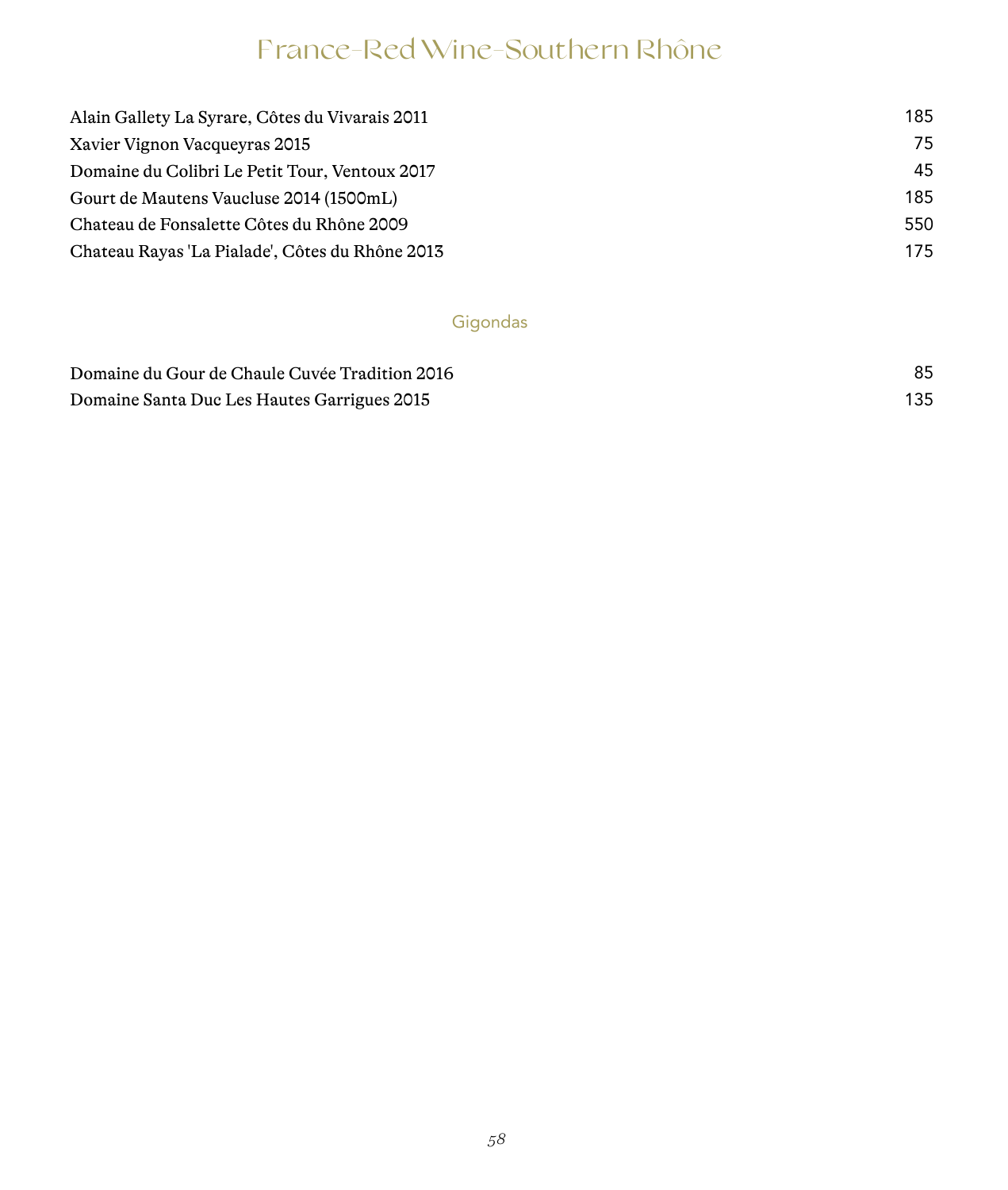# France-Red Wine-Southern Rhône

| | |
|---|---|
| Alain Gallety La Syrare, Côtes du Vivarais 2011 | 185 |
| Xavier Vignon Vacqueyras 2015 | 75 |
| Domaine du Colibri Le Petit Tour, Ventoux 2017 | 45 |
| Gourt de Mautens Vaucluse 2014 (1500mL) | 185 |
| Chateau de Fonsalette Côtes du Rhône 2009 | 550 |
| Chateau Rayas 'La Pialade', Côtes du Rhône 2013 | 175 |

## Gigondas

| | |
|---|---|
| Domaine du Gour de Chaule Cuvée Tradition 2016 | 85 |
| Domaine Santa Duc Les Hautes Garrigues 2015 | 135 |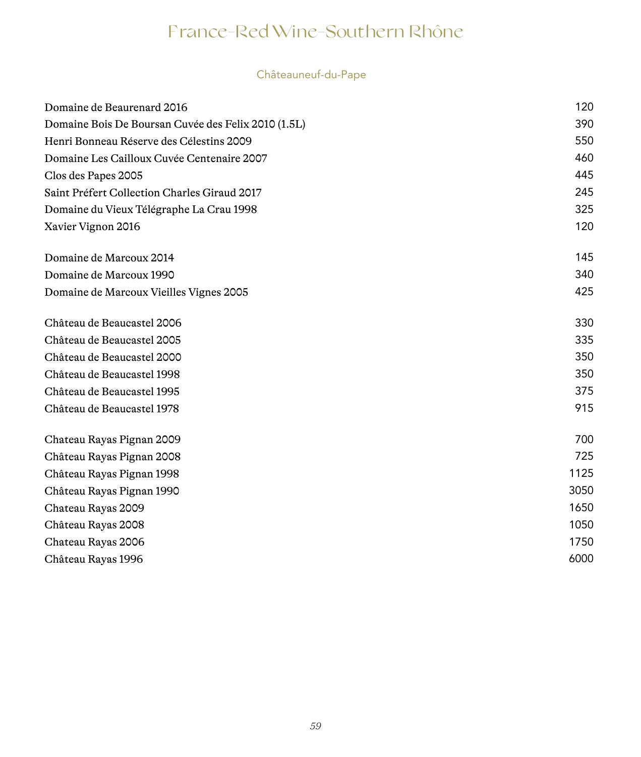# France-Red Wine-Southern Rhône

## Châteauneuf-du-Pape

| Wine | Price |
|---|---|
| Domaine de Beaurenard 2016 | 120 |
| Domaine Bois De Boursan Cuvée des Felix 2010 (1.5L) | 390 |
| Henri Bonneau Réserve des Célestins 2009 | 550 |
| Domaine Les Cailloux Cuvée Centenaire 2007 | 460 |
| Clos des Papes 2005 | 445 |
| Saint Préfert Collection Charles Giraud 2017 | 245 |
| Domaine du Vieux Télégraphe La Crau 1998 | 325 |
| Xavier Vignon 2016 | 120 |
| | |
| Domaine de Marcoux 2014 | 145 |
| Domaine de Marcoux 1990 | 340 |
| Domaine de Marcoux Vieilles Vignes 2005 | 425 |
| | |
| Château de Beaucastel 2006 | 330 |
| Château de Beaucastel 2005 | 335 |
| Château de Beaucastel 2000 | 350 |
| Château de Beaucastel 1998 | 350 |
| Château de Beaucastel 1995 | 375 |
| Château de Beaucastel 1978 | 915 |
| | |
| Chateau Rayas Pignan 2009 | 700 |
| Château Rayas Pignan 2008 | 725 |
| Château Rayas Pignan 1998 | 1125 |
| Château Rayas Pignan 1990 | 3050 |
| Chateau Rayas 2009 | 1650 |
| Château Rayas 2008 | 1050 |
| Chateau Rayas 2006 | 1750 |
| Château Rayas 1996 | 6000 |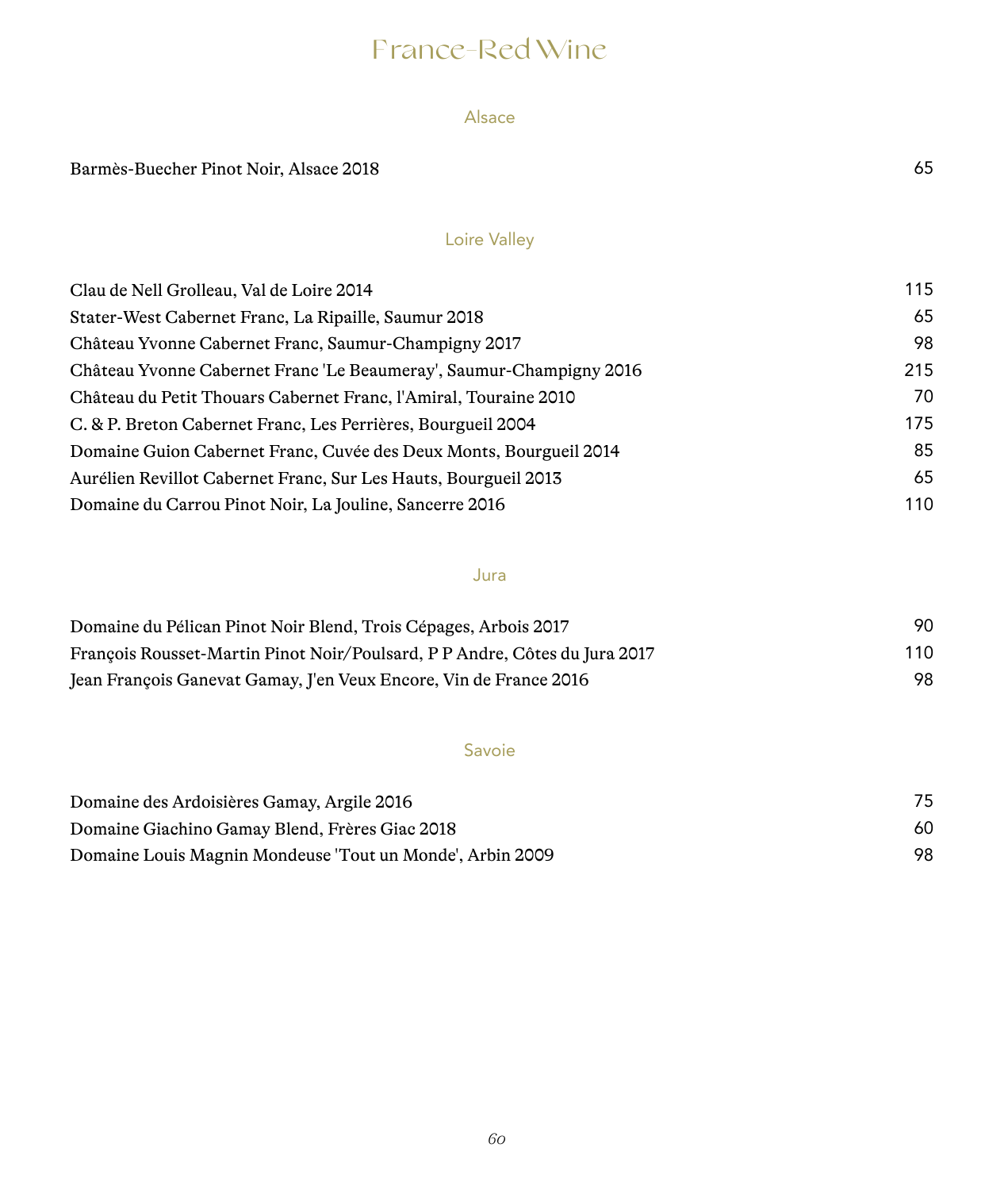# France-Red Wine

## Alsace

| Wine | Price |
|---|---|
| Barmès-Buecher Pinot Noir, Alsace 2018 | 65 |

## Loire Valley

| Wine | Price |
|---|---|
| Clau de Nell Grolleau, Val de Loire 2014 | 115 |
| Stater-West Cabernet Franc, La Ripaille, Saumur 2018 | 65 |
| Château Yvonne Cabernet Franc, Saumur-Champigny 2017 | 98 |
| Château Yvonne Cabernet Franc 'Le Beaumeray', Saumur-Champigny 2016 | 215 |
| Château du Petit Thouars Cabernet Franc, l'Amiral, Touraine 2010 | 70 |
| C. & P. Breton Cabernet Franc, Les Perrières, Bourgueil 2004 | 175 |
| Domaine Guion Cabernet Franc, Cuvée des Deux Monts, Bourgueil 2014 | 85 |
| Aurélien Revillot Cabernet Franc, Sur Les Hauts, Bourgueil 2013 | 65 |
| Domaine du Carrou Pinot Noir, La Jouline, Sancerre 2016 | 110 |

## Jura

| Wine | Price |
|---|---|
| Domaine du Pélican Pinot Noir Blend, Trois Cépages, Arbois 2017 | 90 |
| François Rousset-Martin Pinot Noir/Poulsard, P P Andre, Côtes du Jura 2017 | 110 |
| Jean François Ganevat Gamay, J'en Veux Encore, Vin de France 2016 | 98 |

## Savoie

| Wine | Price |
|---|---|
| Domaine des Ardoisières Gamay, Argile 2016 | 75 |
| Domaine Giachino Gamay Blend, Frères Giac 2018 | 60 |
| Domaine Louis Magnin Mondeuse 'Tout un Monde', Arbin 2009 | 98 |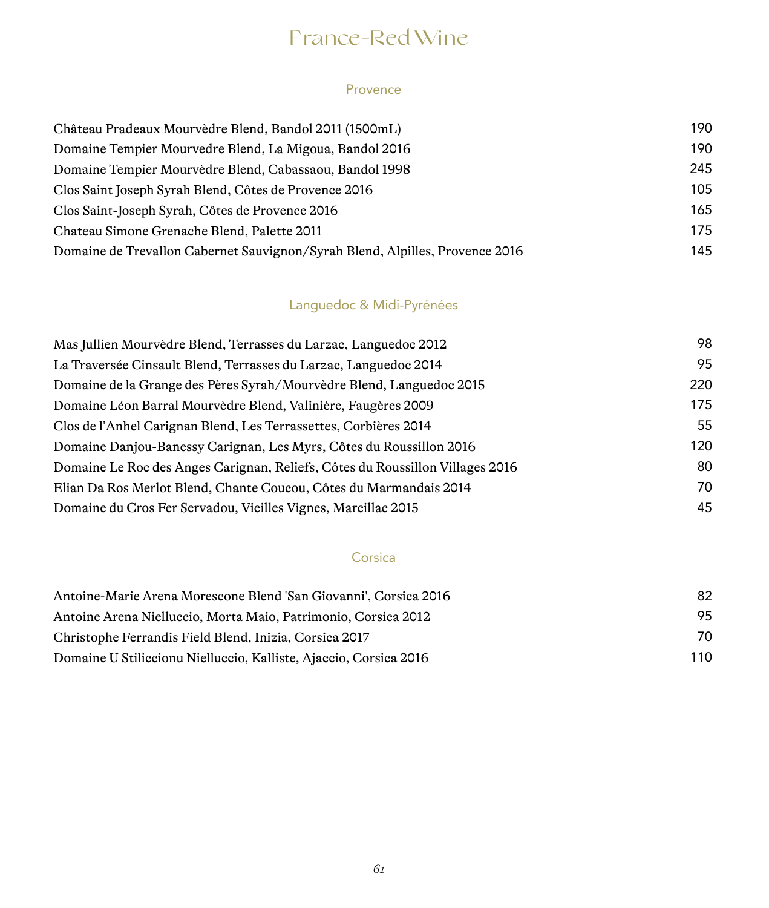# France-Red Wine

## Provence

| | |
|---|---|
| Château Pradeaux Mourvèdre Blend, Bandol 2011 (1500mL) | 190 |
| Domaine Tempier Mourvedre Blend, La Migoua, Bandol 2016 | 190 |
| Domaine Tempier Mourvèdre Blend, Cabassaou, Bandol 1998 | 245 |
| Clos Saint Joseph Syrah Blend, Côtes de Provence 2016 | 105 |
| Clos Saint-Joseph Syrah, Côtes de Provence 2016 | 165 |
| Chateau Simone Grenache Blend, Palette 2011 | 175 |
| Domaine de Trevallon Cabernet Sauvignon/Syrah Blend, Alpilles, Provence 2016 | 145 |

## Languedoc & Midi-Pyrénées

| | |
|---|---|
| Mas Jullien Mourvèdre Blend, Terrasses du Larzac, Languedoc 2012 | 98 |
| La Traversée Cinsault Blend, Terrasses du Larzac, Languedoc 2014 | 95 |
| Domaine de la Grange des Pères Syrah/Mourvèdre Blend, Languedoc 2015 | 220 |
| Domaine Léon Barral Mourvèdre Blend, Valinière, Faugères 2009 | 175 |
| Clos de l'Anhel Carignan Blend, Les Terrassettes, Corbières 2014 | 55 |
| Domaine Danjou-Banessy Carignan, Les Myrs, Côtes du Roussillon 2016 | 120 |
| Domaine Le Roc des Anges Carignan, Reliefs, Côtes du Roussillon Villages 2016 | 80 |
| Elian Da Ros Merlot Blend, Chante Coucou, Côtes du Marmandais 2014 | 70 |
| Domaine du Cros Fer Servadou, Vieilles Vignes, Marcillac 2015 | 45 |

## Corsica

| | |
|---|---|
| Antoine-Marie Arena Morescone Blend 'San Giovanni', Corsica 2016 | 82 |
| Antoine Arena Nielluccio, Morta Maio, Patrimonio, Corsica 2012 | 95 |
| Christophe Ferrandis Field Blend, Inizia, Corsica 2017 | 70 |
| Domaine U Stiliccionu Nielluccio, Kalliste, Ajaccio, Corsica 2016 | 110 |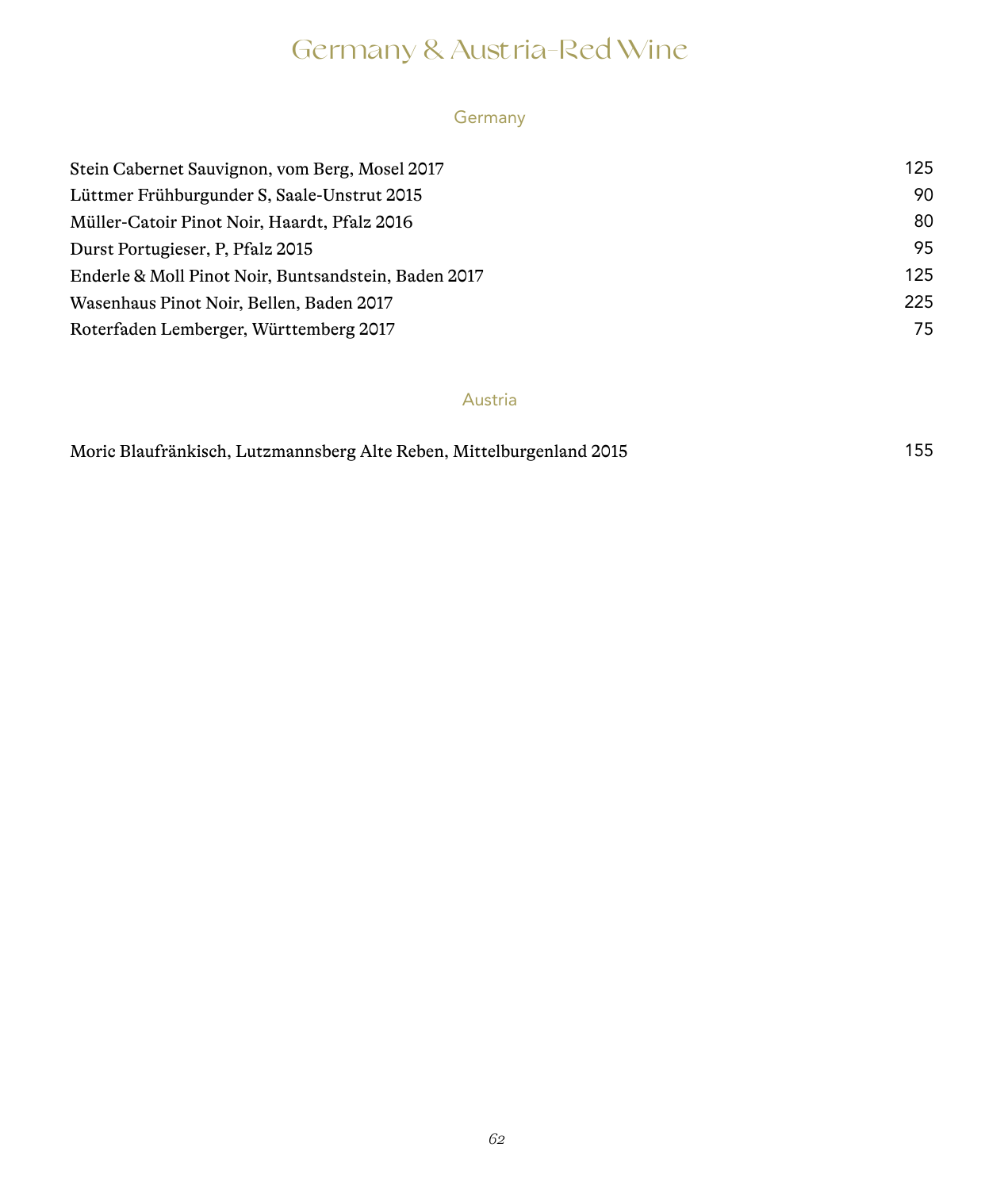# Germany & Austria-Red Wine

## Germany

| | |
|---|---|
| Stein Cabernet Sauvignon, vom Berg, Mosel 2017 | 125 |
| Lüttmer Frühburgunder S, Saale-Unstrut 2015 | 90 |
| Müller-Catoir Pinot Noir, Haardt, Pfalz 2016 | 80 |
| Durst Portugieser, P, Pfalz 2015 | 95 |
| Enderle & Moll Pinot Noir, Buntsandstein, Baden 2017 | 125 |
| Wasenhaus Pinot Noir, Bellen, Baden 2017 | 225 |
| Roterfaden Lemberger, Württemberg 2017 | 75 |

## Austria

| | |
|---|---|
| Moric Blaufränkisch, Lutzmannsberg Alte Reben, Mittelburgenland 2015 | 155 |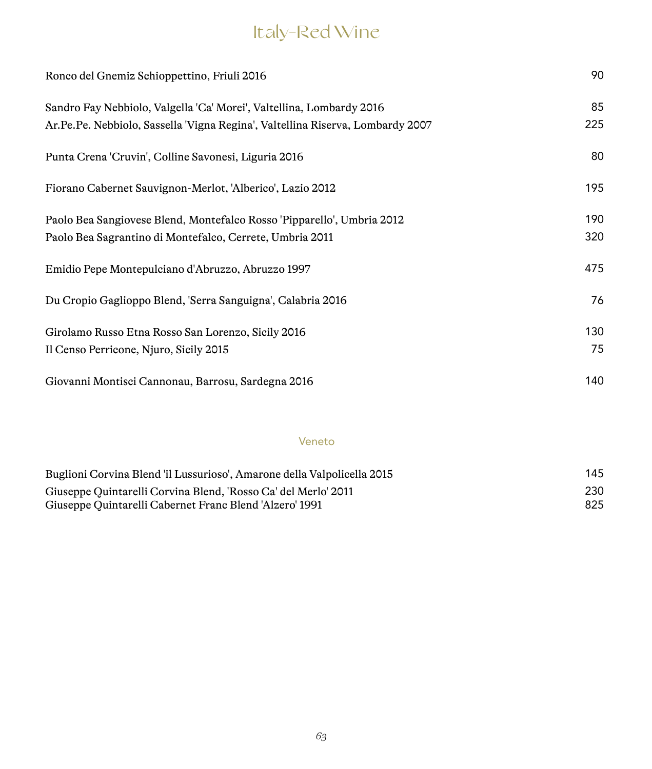# Italy-Red Wine

| Wine | Price |
|---|---|
| Ronco del Gnemiz Schioppettino, Friuli 2016 | 90 |
| Sandro Fay Nebbiolo, Valgella 'Ca' Morei', Valtellina, Lombardy 2016 | 85 |
| Ar.Pe.Pe. Nebbiolo, Sassella 'Vigna Regina', Valtellina Riserva, Lombardy 2007 | 225 |
| Punta Crena 'Cruvin', Colline Savonesi, Liguria 2016 | 80 |
| Fiorano Cabernet Sauvignon-Merlot, 'Alberico', Lazio 2012 | 195 |
| Paolo Bea Sangiovese Blend, Montefalco Rosso 'Pipparello', Umbria 2012 | 190 |
| Paolo Bea Sagrantino di Montefalco, Cerrete, Umbria 2011 | 320 |
| Emidio Pepe Montepulciano d'Abruzzo, Abruzzo 1997 | 475 |
| Du Cropio Gaglioppo Blend, 'Serra Sanguigna', Calabria 2016 | 76 |
| Girolamo Russo Etna Rosso San Lorenzo, Sicily 2016 | 130 |
| Il Censo Perricone, Njuro, Sicily 2015 | 75 |
| Giovanni Montisci Cannonau, Barrosu, Sardegna 2016 | 140 |

## Veneto

| Wine | Price |
|---|---|
| Buglioni Corvina Blend 'il Lussurioso', Amarone della Valpolicella 2015 | 145 |
| Giuseppe Quintarelli Corvina Blend, 'Rosso Ca' del Merlo' 2011 | 230 |
| Giuseppe Quintarelli Cabernet Franc Blend 'Alzero' 1991 | 825 |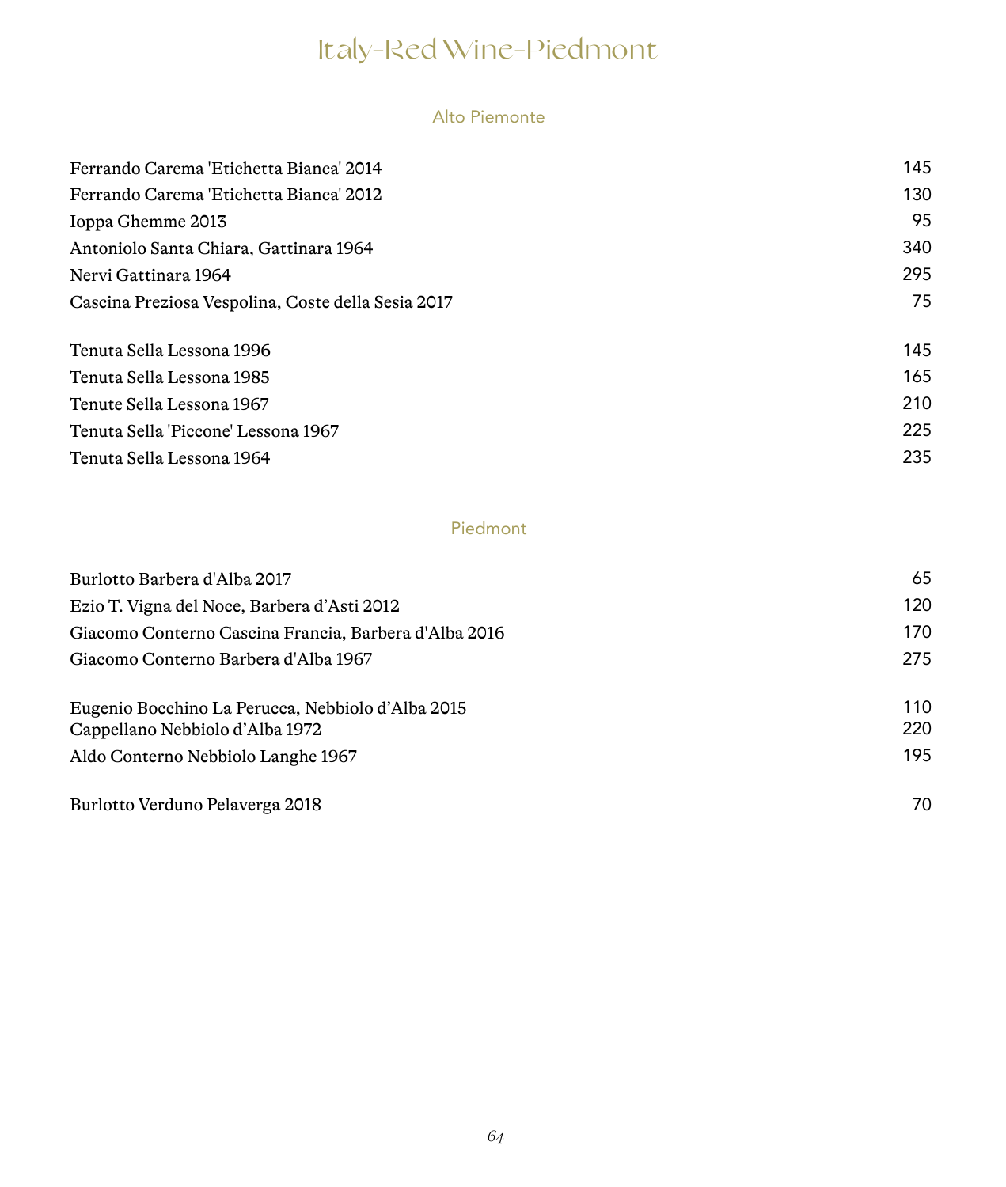# Italy-Red Wine-Piedmont

## Alto Piemonte

| Wine | Price |
|---|---|
| Ferrando Carema 'Etichetta Bianca' 2014 | 145 |
| Ferrando Carema 'Etichetta Bianca' 2012 | 130 |
| Ioppa Ghemme 2013 | 95 |
| Antoniolo Santa Chiara, Gattinara 1964 | 340 |
| Nervi Gattinara 1964 | 295 |
| Cascina Preziosa Vespolina, Coste della Sesia 2017 | 75 |
| | |
| Tenuta Sella Lessona 1996 | 145 |
| Tenuta Sella Lessona 1985 | 165 |
| Tenute Sella Lessona 1967 | 210 |
| Tenuta Sella 'Piccone' Lessona 1967 | 225 |
| Tenuta Sella Lessona 1964 | 235 |

## Piedmont

| Wine | Price |
|---|---|
| Burlotto Barbera d'Alba 2017 | 65 |
| Ezio T. Vigna del Noce, Barbera d'Asti 2012 | 120 |
| Giacomo Conterno Cascina Francia, Barbera d'Alba 2016 | 170 |
| Giacomo Conterno Barbera d'Alba 1967 | 275 |
| | |
| Eugenio Bocchino La Perucca, Nebbiolo d'Alba 2015 | 110 |
| Cappellano Nebbiolo d'Alba 1972 | 220 |
| Aldo Conterno Nebbiolo Langhe 1967 | 195 |
| | |
| Burlotto Verduno Pelaverga 2018 | 70 |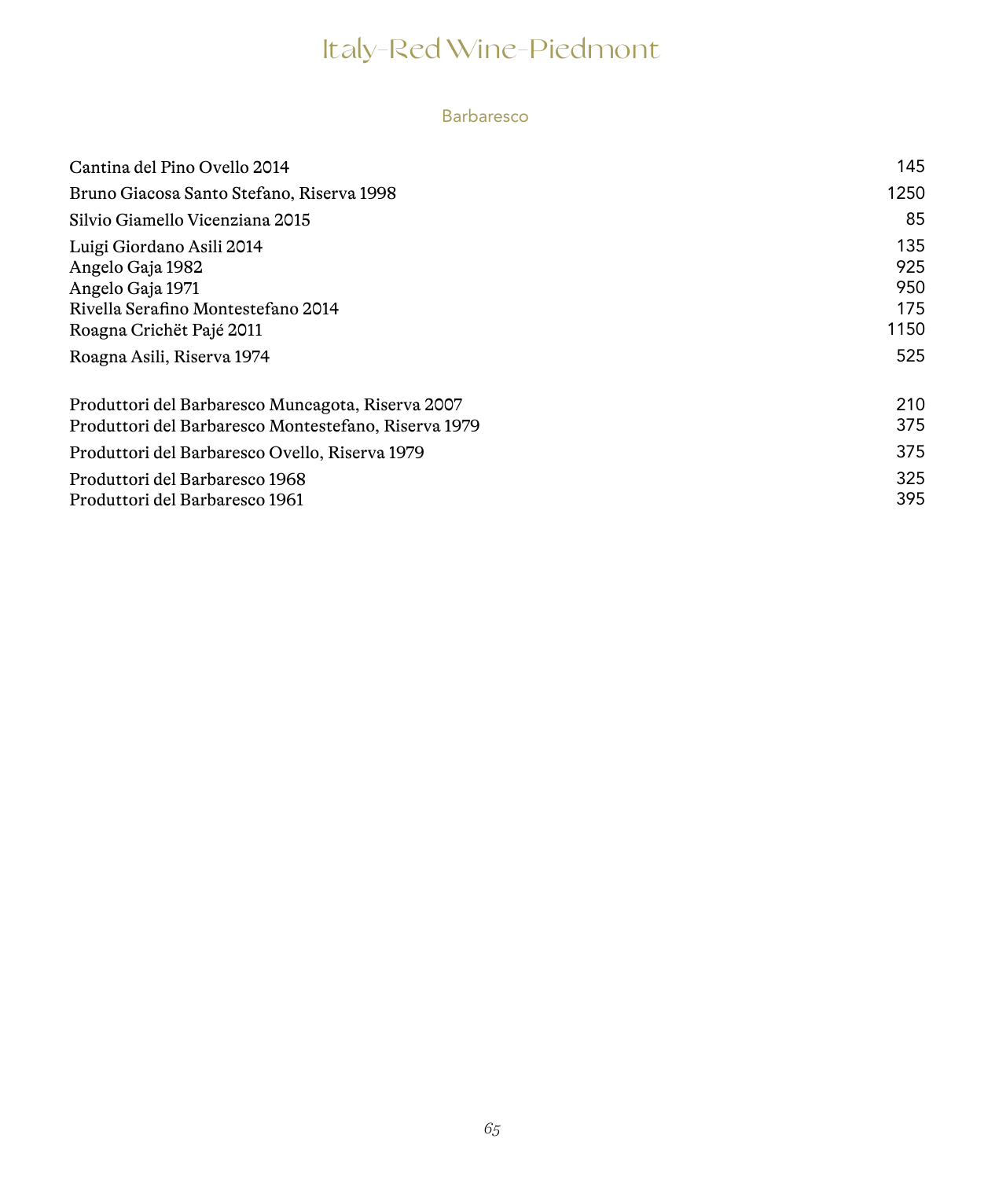# Italy-Red Wine-Piedmont

## Barbaresco

| Wine | Price |
|---|---|
| Cantina del Pino Ovello 2014 | 145 |
| Bruno Giacosa Santo Stefano, Riserva 1998 | 1250 |
| Silvio Giamello Vicenziana 2015 | 85 |
| Luigi Giordano Asili 2014 | 135 |
| Angelo Gaja 1982 | 925 |
| Angelo Gaja 1971 | 950 |
| Rivella Serafino Montestefano 2014 | 175 |
| Roagna Crichët Pajé 2011 | 1150 |
| Roagna Asili, Riserva 1974 | 525 |
| Produttori del Barbaresco Muncagota, Riserva 2007 | 210 |
| Produttori del Barbaresco Montestefano, Riserva 1979 | 375 |
| Produttori del Barbaresco Ovello, Riserva 1979 | 375 |
| Produttori del Barbaresco 1968 | 325 |
| Produttori del Barbaresco 1961 | 395 |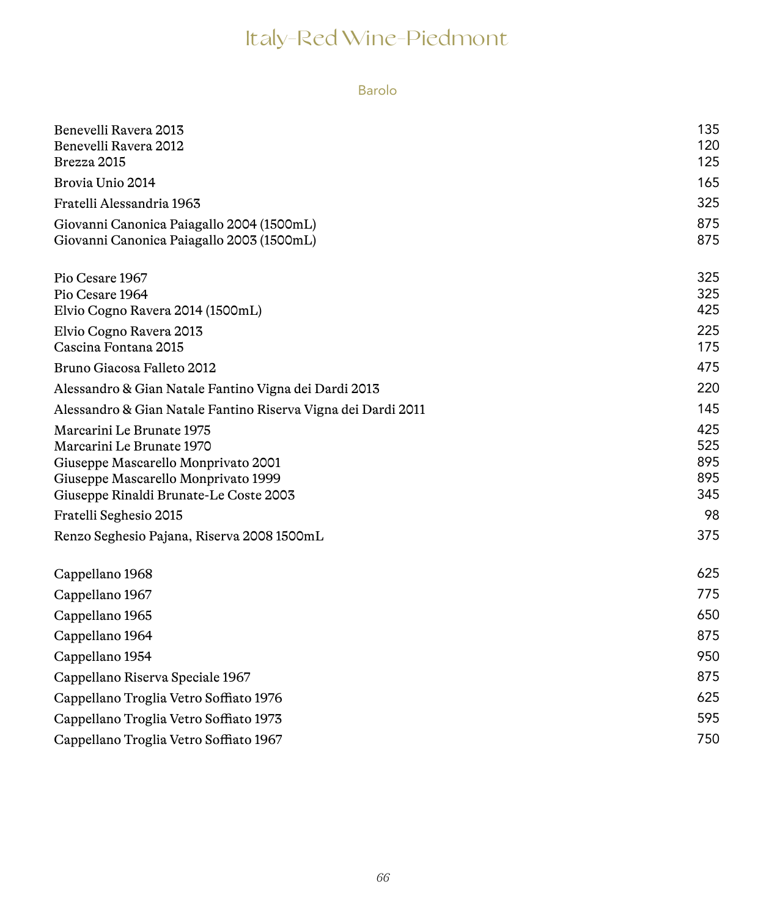# Italy-Red Wine-Piedmont

## Barolo

| Wine | Price |
|---|---|
| Benevelli Ravera 2013 | 135 |
| Benevelli Ravera 2012 | 120 |
| Brezza 2015 | 125 |
| Brovia Unio 2014 | 165 |
| Fratelli Alessandria 1963 | 325 |
| Giovanni Canonica Paiagallo 2004 (1500mL) | 875 |
| Giovanni Canonica Paiagallo 2003 (1500mL) | 875 |
| Pio Cesare 1967 | 325 |
| Pio Cesare 1964 | 325 |
| Elvio Cogno Ravera 2014 (1500mL) | 425 |
| Elvio Cogno Ravera 2013 | 225 |
| Cascina Fontana 2015 | 175 |
| Bruno Giacosa Falleto 2012 | 475 |
| Alessandro & Gian Natale Fantino Vigna dei Dardi 2013 | 220 |
| Alessandro & Gian Natale Fantino Riserva Vigna dei Dardi 2011 | 145 |
| Marcarini Le Brunate 1975 | 425 |
| Marcarini Le Brunate 1970 | 525 |
| Giuseppe Mascarello Monprivato 2001 | 895 |
| Giuseppe Mascarello Monprivato 1999 | 895 |
| Giuseppe Rinaldi Brunate-Le Coste 2003 | 345 |
| Fratelli Seghesio 2015 | 98 |
| Renzo Seghesio Pajana, Riserva 2008 1500mL | 375 |
| Cappellano 1968 | 625 |
| Cappellano 1967 | 775 |
| Cappellano 1965 | 650 |
| Cappellano 1964 | 875 |
| Cappellano 1954 | 950 |
| Cappellano Riserva Speciale 1967 | 875 |
| Cappellano Troglia Vetro Soffiato 1976 | 625 |
| Cappellano Troglia Vetro Soffiato 1973 | 595 |
| Cappellano Troglia Vetro Soffiato 1967 | 750 |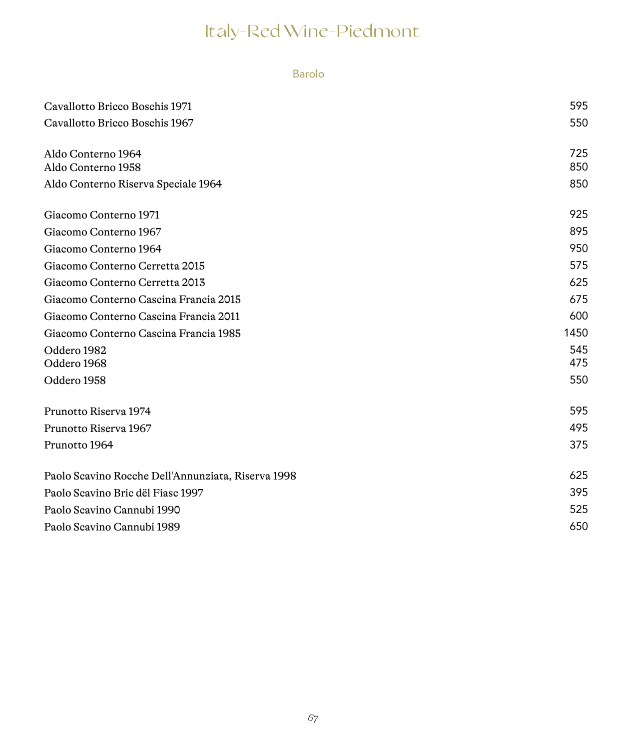# Italy-Red Wine-Piedmont

## Barolo

| Wine | Price |
|---|---|
| Cavallotto Bricco Boschis 1971 | 595 |
| Cavallotto Bricco Boschis 1967 | 550 |
| Aldo Conterno 1964 | 725 |
| Aldo Conterno 1958 | 850 |
| Aldo Conterno Riserva Speciale 1964 | 850 |
| Giacomo Conterno 1971 | 925 |
| Giacomo Conterno 1967 | 895 |
| Giacomo Conterno 1964 | 950 |
| Giacomo Conterno Cerretta 2015 | 575 |
| Giacomo Conterno Cerretta 2013 | 625 |
| Giacomo Conterno Cascina Francia 2015 | 675 |
| Giacomo Conterno Cascina Francia 2011 | 600 |
| Giacomo Conterno Cascina Francia 1985 | 1450 |
| Oddero 1982 | 545 |
| Oddero 1968 | 475 |
| Oddero 1958 | 550 |
| Prunotto Riserva 1974 | 595 |
| Prunotto Riserva 1967 | 495 |
| Prunotto 1964 | 375 |
| Paolo Scavino Rocche Dell'Annunziata, Riserva 1998 | 625 |
| Paolo Scavino Bric dël Fiasc 1997 | 395 |
| Paolo Scavino Cannubi 1990 | 525 |
| Paolo Scavino Cannubi 1989 | 650 |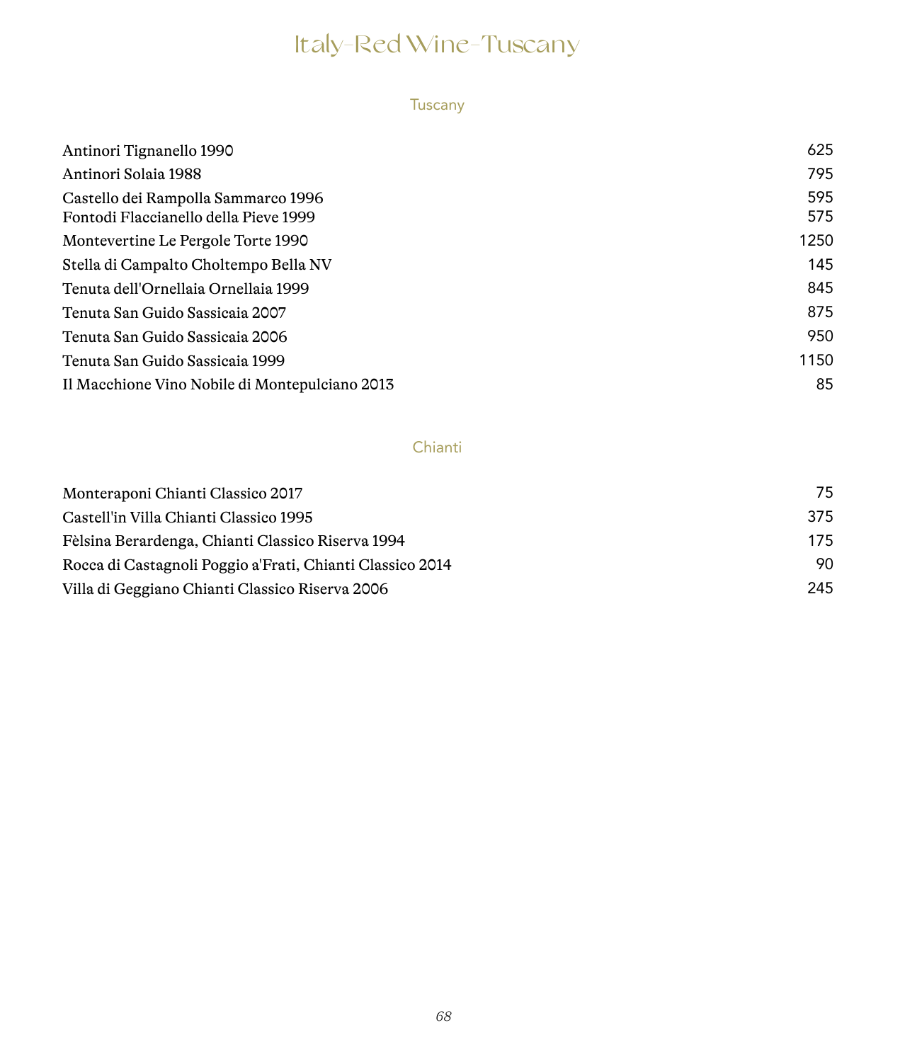# Italy-Red Wine-Tuscany

## Tuscany

| Wine | Price |
|---|---|
| Antinori Tignanello 1990 | 625 |
| Antinori Solaia 1988 | 795 |
| Castello dei Rampolla Sammarco 1996 | 595 |
| Fontodi Flaccianello della Pieve 1999 | 575 |
| Montevertine Le Pergole Torte 1990 | 1250 |
| Stella di Campalto Choltempo Bella NV | 145 |
| Tenuta dell'Ornellaia Ornellaia 1999 | 845 |
| Tenuta San Guido Sassicaia 2007 | 875 |
| Tenuta San Guido Sassicaia 2006 | 950 |
| Tenuta San Guido Sassicaia 1999 | 1150 |
| Il Macchione Vino Nobile di Montepulciano 2013 | 85 |

## Chianti

| Wine | Price |
|---|---|
| Monteraponi Chianti Classico 2017 | 75 |
| Castell'in Villa Chianti Classico 1995 | 375 |
| Fèlsina Berardenga, Chianti Classico Riserva 1994 | 175 |
| Rocca di Castagnoli Poggio a'Frati, Chianti Classico 2014 | 90 |
| Villa di Geggiano Chianti Classico Riserva 2006 | 245 |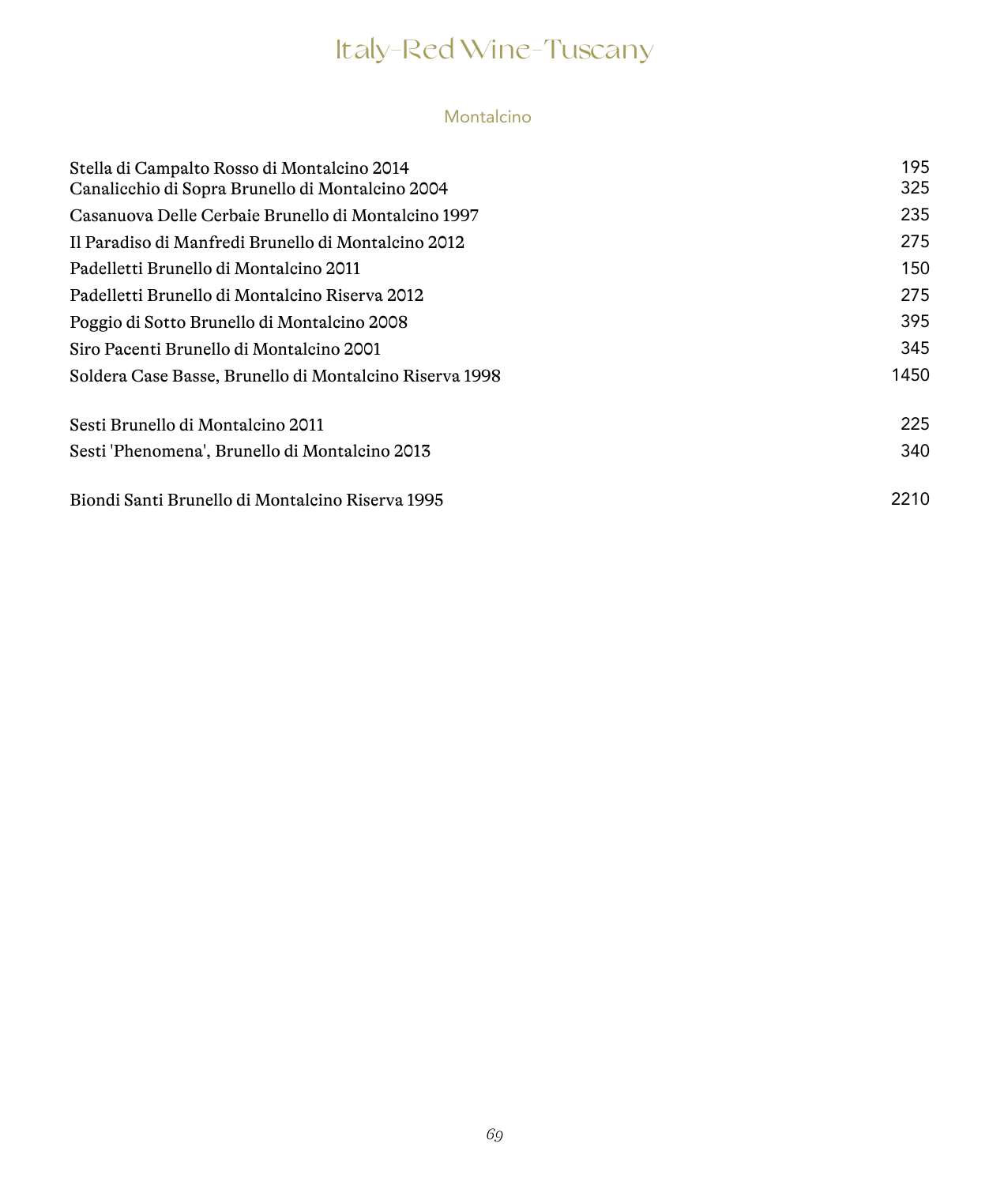# Italy-Red Wine-Tuscany

## Montalcino

| Wine | Price |
|---|---|
| Stella di Campalto Rosso di Montalcino 2014 | 195 |
| Canalicchio di Sopra Brunello di Montalcino 2004 | 325 |
| Casanuova Delle Cerbaie Brunello di Montalcino 1997 | 235 |
| Il Paradiso di Manfredi Brunello di Montalcino 2012 | 275 |
| Padelletti Brunello di Montalcino 2011 | 150 |
| Padelletti Brunello di Montalcino Riserva 2012 | 275 |
| Poggio di Sotto Brunello di Montalcino 2008 | 395 |
| Siro Pacenti Brunello di Montalcino 2001 | 345 |
| Soldera Case Basse, Brunello di Montalcino Riserva 1998 | 1450 |
| Sesti Brunello di Montalcino 2011 | 225 |
| Sesti 'Phenomena', Brunello di Montalcino 2013 | 340 |
| Biondi Santi Brunello di Montalcino Riserva 1995 | 2210 |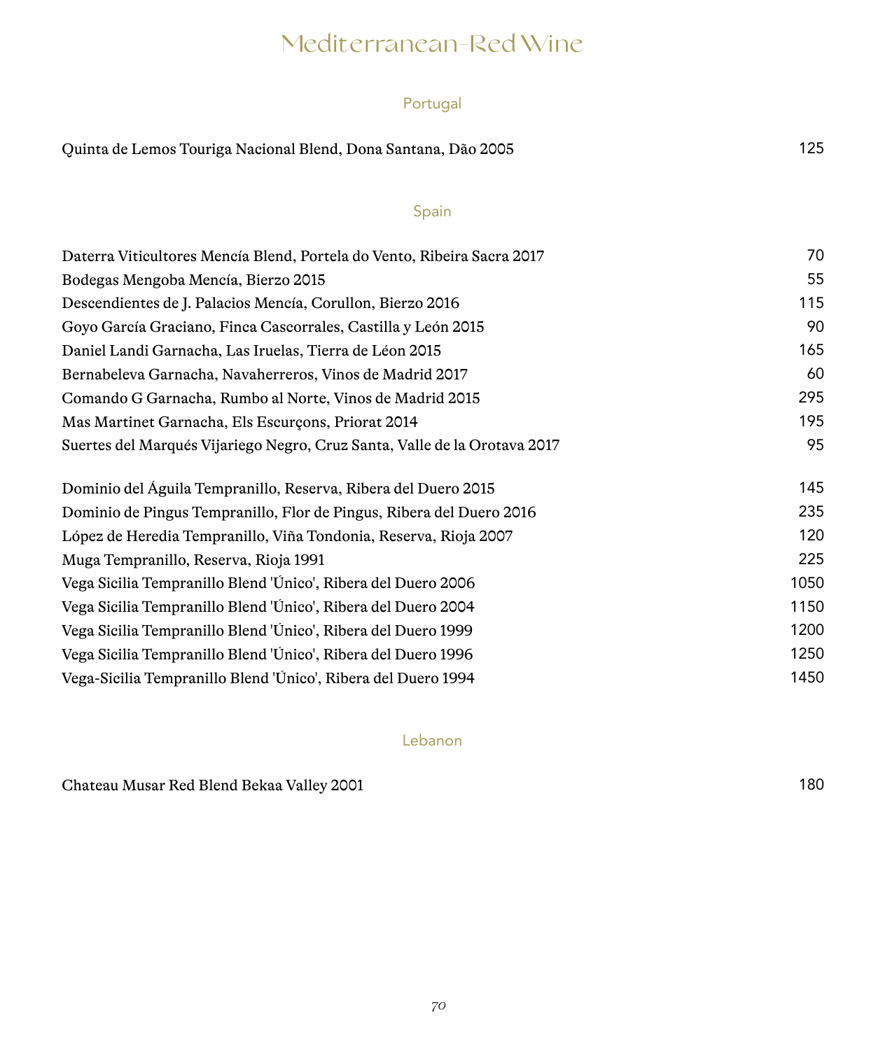# Mediterranean-Red Wine

## Portugal

| | |
|---|---|
| Quinta de Lemos Touriga Nacional Blend, Dona Santana, Dão 2005 | 125 |

## Spain

| | |
|---|---|
| Daterra Viticultores Mencía Blend, Portela do Vento, Ribeira Sacra 2017 | 70 |
| Bodegas Mengoba Mencía, Bierzo 2015 | 55 |
| Descendientes de J. Palacios Mencía, Corullon, Bierzo 2016 | 115 |
| Goyo García Graciano, Finca Cascorrales, Castilla y León 2015 | 90 |
| Daniel Landi Garnacha, Las Iruelas, Tierra de Léon 2015 | 165 |
| Bernabeleva Garnacha, Navaherreros, Vinos de Madrid 2017 | 60 |
| Comando G Garnacha, Rumbo al Norte, Vinos de Madrid 2015 | 295 |
| Mas Martinet Garnacha, Els Escurçons, Priorat 2014 | 195 |
| Suertes del Marqués Vijariego Negro, Cruz Santa, Valle de la Orotava 2017 | 95 |
| Dominio del Águila Tempranillo, Reserva, Ribera del Duero 2015 | 145 |
| Dominio de Pingus Tempranillo, Flor de Pingus, Ribera del Duero 2016 | 235 |
| López de Heredia Tempranillo, Viña Tondonia, Reserva, Rioja 2007 | 120 |
| Muga Tempranillo, Reserva, Rioja 1991 | 225 |
| Vega Sicilia Tempranillo Blend 'Único', Ribera del Duero 2006 | 1050 |
| Vega Sicilia Tempranillo Blend 'Único', Ribera del Duero 2004 | 1150 |
| Vega Sicilia Tempranillo Blend 'Único', Ribera del Duero 1999 | 1200 |
| Vega Sicilia Tempranillo Blend 'Único', Ribera del Duero 1996 | 1250 |
| Vega-Sicilia Tempranillo Blend 'Único', Ribera del Duero 1994 | 1450 |

## Lebanon

| | |
|---|---|
| Chateau Musar Red Blend Bekaa Valley 2001 | 180 |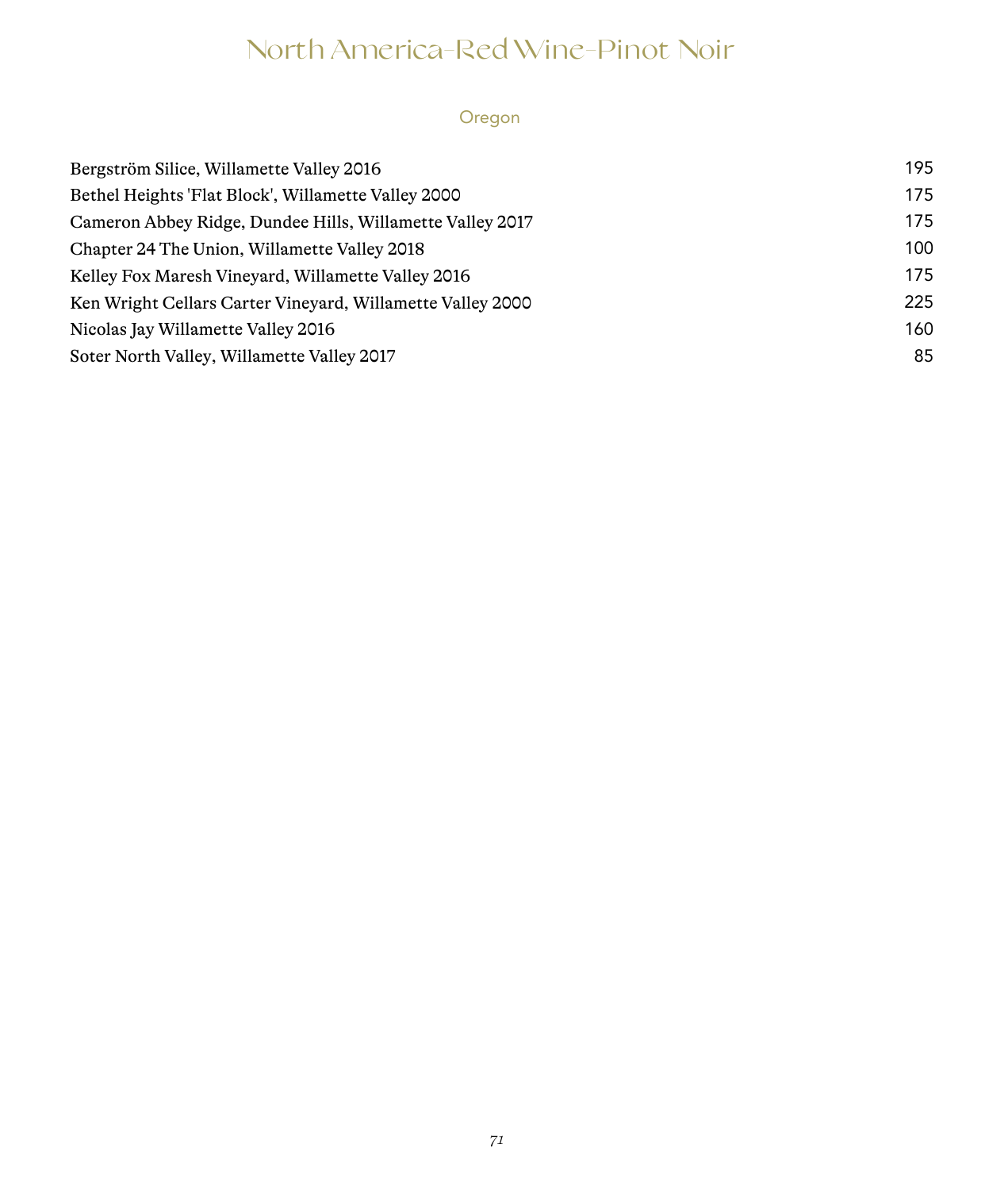# North America-Red Wine-Pinot Noir

## Oregon

| | |
|---|---|
| Bergström Silice, Willamette Valley 2016 | 195 |
| Bethel Heights 'Flat Block', Willamette Valley 2000 | 175 |
| Cameron Abbey Ridge, Dundee Hills, Willamette Valley 2017 | 175 |
| Chapter 24 The Union, Willamette Valley 2018 | 100 |
| Kelley Fox Maresh Vineyard, Willamette Valley 2016 | 175 |
| Ken Wright Cellars Carter Vineyard, Willamette Valley 2000 | 225 |
| Nicolas Jay Willamette Valley 2016 | 160 |
| Soter North Valley, Willamette Valley 2017 | 85 |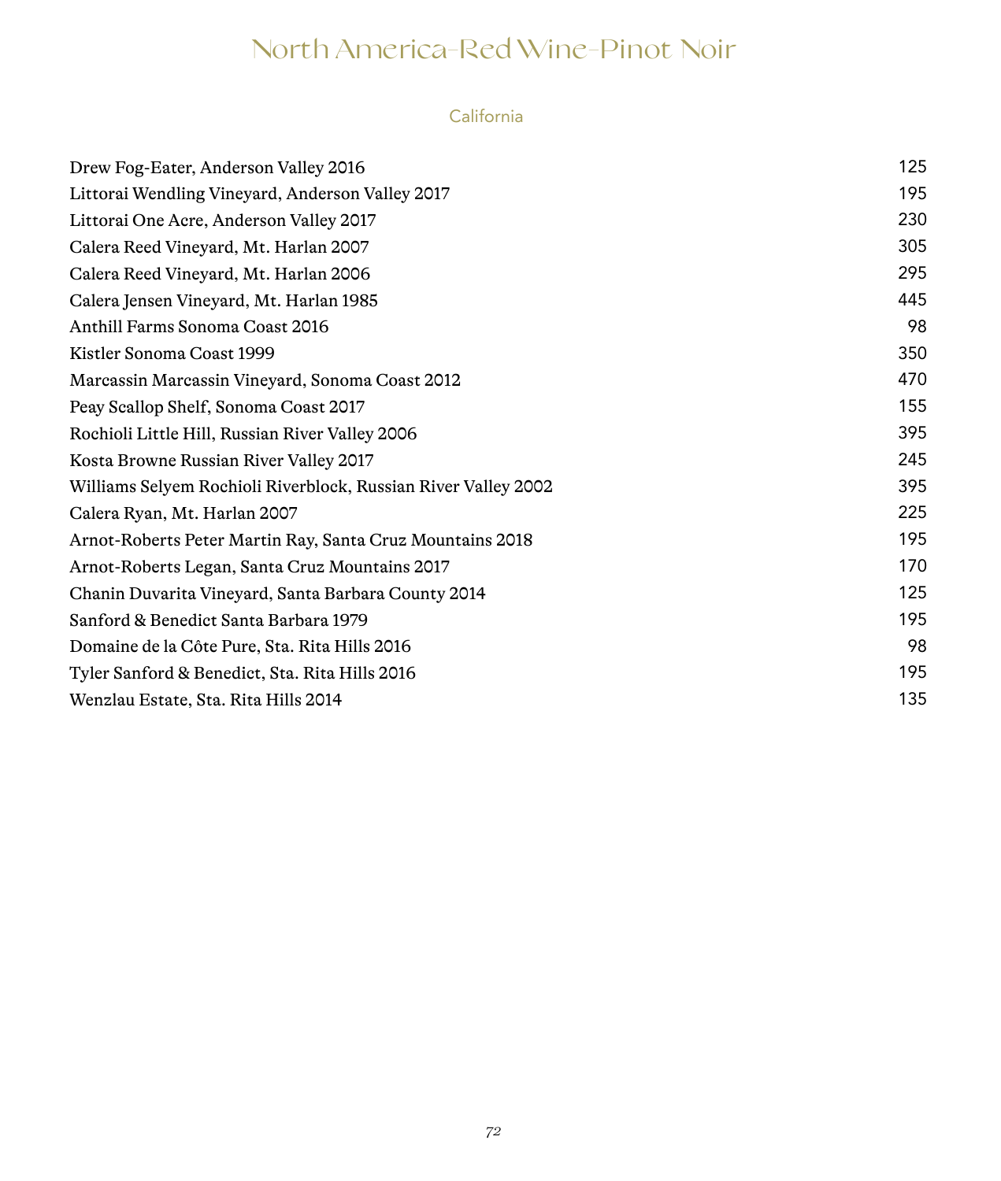# North America-Red Wine-Pinot Noir

## California

| | |
|---|---|
| Drew Fog-Eater, Anderson Valley 2016 | 125 |
| Littorai Wendling Vineyard, Anderson Valley 2017 | 195 |
| Littorai One Acre, Anderson Valley 2017 | 230 |
| Calera Reed Vineyard, Mt. Harlan 2007 | 305 |
| Calera Reed Vineyard, Mt. Harlan 2006 | 295 |
| Calera Jensen Vineyard, Mt. Harlan 1985 | 445 |
| Anthill Farms Sonoma Coast 2016 | 98 |
| Kistler Sonoma Coast 1999 | 350 |
| Marcassin Marcassin Vineyard, Sonoma Coast 2012 | 470 |
| Peay Scallop Shelf, Sonoma Coast 2017 | 155 |
| Rochioli Little Hill, Russian River Valley 2006 | 395 |
| Kosta Browne Russian River Valley 2017 | 245 |
| Williams Selyem Rochioli Riverblock, Russian River Valley 2002 | 395 |
| Calera Ryan, Mt. Harlan 2007 | 225 |
| Arnot-Roberts Peter Martin Ray, Santa Cruz Mountains 2018 | 195 |
| Arnot-Roberts Legan, Santa Cruz Mountains 2017 | 170 |
| Chanin Duvarita Vineyard, Santa Barbara County 2014 | 125 |
| Sanford & Benedict Santa Barbara 1979 | 195 |
| Domaine de la Côte Pure, Sta. Rita Hills 2016 | 98 |
| Tyler Sanford & Benedict, Sta. Rita Hills 2016 | 195 |
| Wenzlau Estate, Sta. Rita Hills 2014 | 135 |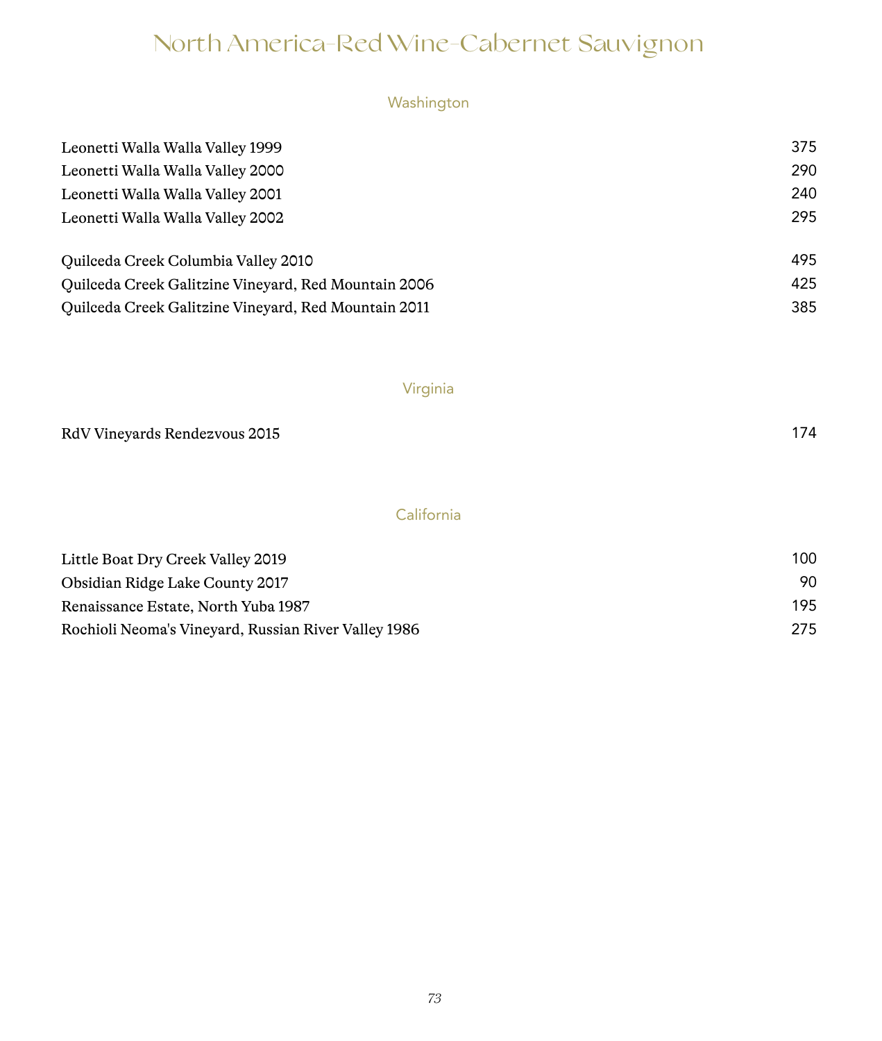# North America-Red Wine-Cabernet Sauvignon

## Washington

| Wine | Price |
|---|---|
| Leonetti Walla Walla Valley 1999 | 375 |
| Leonetti Walla Walla Valley 2000 | 290 |
| Leonetti Walla Walla Valley 2001 | 240 |
| Leonetti Walla Walla Valley 2002 | 295 |
| Quilceda Creek Columbia Valley 2010 | 495 |
| Quilceda Creek Galitzine Vineyard, Red Mountain 2006 | 425 |
| Quilceda Creek Galitzine Vineyard, Red Mountain 2011 | 385 |

## Virginia

| Wine | Price |
|---|---|
| RdV Vineyards Rendezvous 2015 | 174 |

## California

| Wine | Price |
|---|---|
| Little Boat Dry Creek Valley 2019 | 100 |
| Obsidian Ridge Lake County 2017 | 90 |
| Renaissance Estate, North Yuba 1987 | 195 |
| Rochioli Neoma's Vineyard, Russian River Valley 1986 | 275 |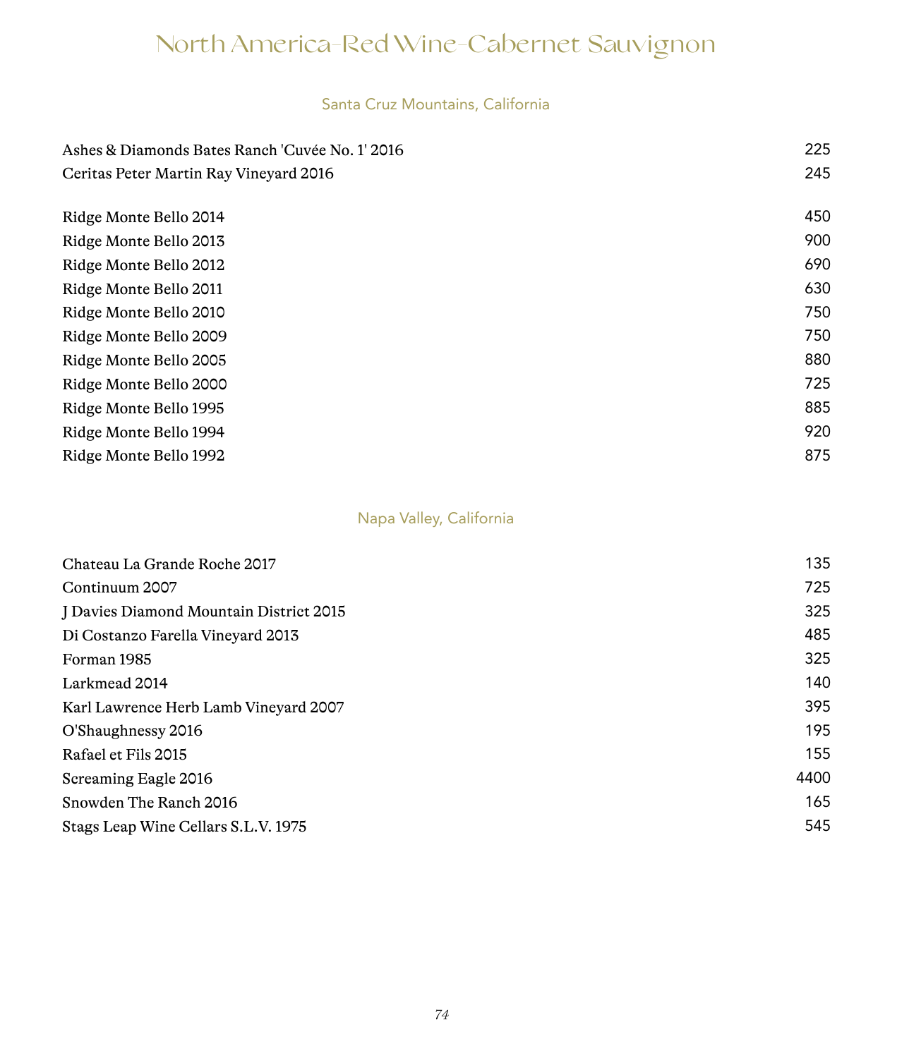# North America-Red Wine-Cabernet Sauvignon

## Santa Cruz Mountains, California

| Wine | Price |
|---|---|
| Ashes & Diamonds Bates Ranch 'Cuvée No. 1' 2016 | 225 |
| Ceritas Peter Martin Ray Vineyard 2016 | 245 |
| Ridge Monte Bello 2014 | 450 |
| Ridge Monte Bello 2013 | 900 |
| Ridge Monte Bello 2012 | 690 |
| Ridge Monte Bello 2011 | 630 |
| Ridge Monte Bello 2010 | 750 |
| Ridge Monte Bello 2009 | 750 |
| Ridge Monte Bello 2005 | 880 |
| Ridge Monte Bello 2000 | 725 |
| Ridge Monte Bello 1995 | 885 |
| Ridge Monte Bello 1994 | 920 |
| Ridge Monte Bello 1992 | 875 |

## Napa Valley, California

| Wine | Price |
|---|---|
| Chateau La Grande Roche 2017 | 135 |
| Continuum 2007 | 725 |
| J Davies Diamond Mountain District 2015 | 325 |
| Di Costanzo Farella Vineyard 2013 | 485 |
| Forman 1985 | 325 |
| Larkmead 2014 | 140 |
| Karl Lawrence Herb Lamb Vineyard 2007 | 395 |
| O'Shaughnessy 2016 | 195 |
| Rafael et Fils 2015 | 155 |
| Screaming Eagle 2016 | 4400 |
| Snowden The Ranch 2016 | 165 |
| Stags Leap Wine Cellars S.L.V. 1975 | 545 |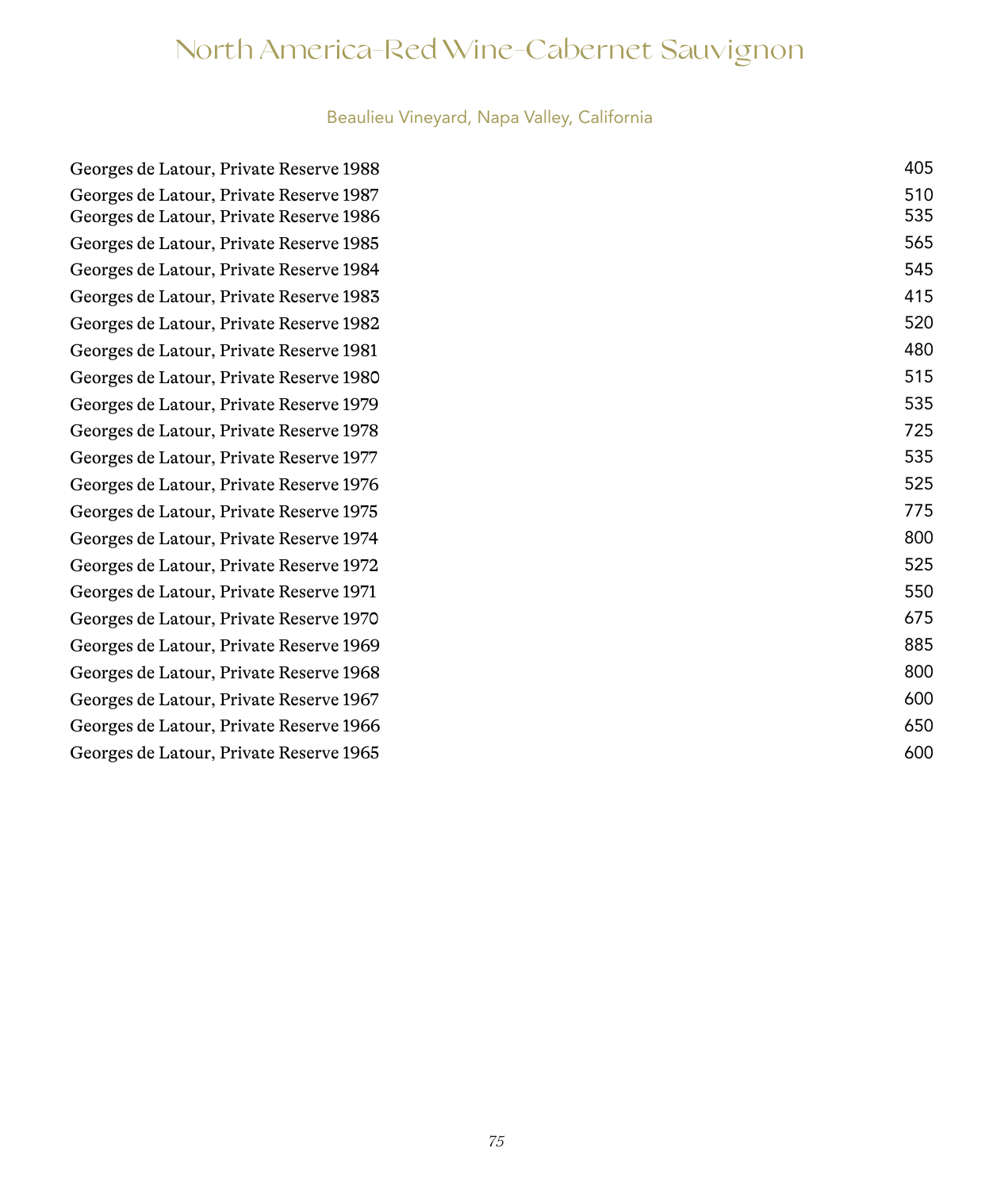# North America-Red Wine-Cabernet Sauvignon

## Beaulieu Vineyard, Napa Valley, California

| Wine | Price |
|---|---|
| Georges de Latour, Private Reserve 1988 | 405 |
| Georges de Latour, Private Reserve 1987 | 510 |
| Georges de Latour, Private Reserve 1986 | 535 |
| Georges de Latour, Private Reserve 1985 | 565 |
| Georges de Latour, Private Reserve 1984 | 545 |
| Georges de Latour, Private Reserve 1983 | 415 |
| Georges de Latour, Private Reserve 1982 | 520 |
| Georges de Latour, Private Reserve 1981 | 480 |
| Georges de Latour, Private Reserve 1980 | 515 |
| Georges de Latour, Private Reserve 1979 | 535 |
| Georges de Latour, Private Reserve 1978 | 725 |
| Georges de Latour, Private Reserve 1977 | 535 |
| Georges de Latour, Private Reserve 1976 | 525 |
| Georges de Latour, Private Reserve 1975 | 775 |
| Georges de Latour, Private Reserve 1974 | 800 |
| Georges de Latour, Private Reserve 1972 | 525 |
| Georges de Latour, Private Reserve 1971 | 550 |
| Georges de Latour, Private Reserve 1970 | 675 |
| Georges de Latour, Private Reserve 1969 | 885 |
| Georges de Latour, Private Reserve 1968 | 800 |
| Georges de Latour, Private Reserve 1967 | 600 |
| Georges de Latour, Private Reserve 1966 | 650 |
| Georges de Latour, Private Reserve 1965 | 600 |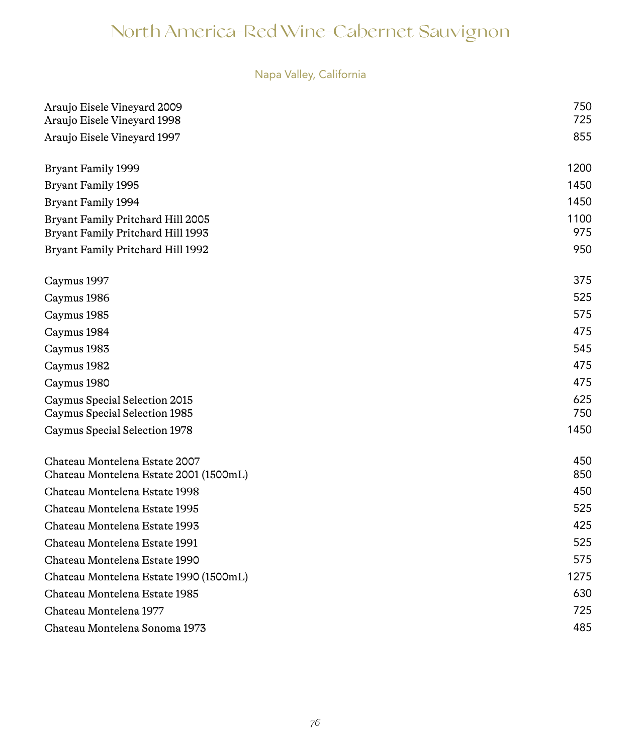# North America-Red Wine-Cabernet Sauvignon

## Napa Valley, California

| Wine | Price |
| --- | --- |
| Araujo Eisele Vineyard 2009 | 750 |
| Araujo Eisele Vineyard 1998 | 725 |
| Araujo Eisele Vineyard 1997 | 855 |
| Bryant Family 1999 | 1200 |
| Bryant Family 1995 | 1450 |
| Bryant Family 1994 | 1450 |
| Bryant Family Pritchard Hill 2005 | 1100 |
| Bryant Family Pritchard Hill 1993 | 975 |
| Bryant Family Pritchard Hill 1992 | 950 |
| Caymus 1997 | 375 |
| Caymus 1986 | 525 |
| Caymus 1985 | 575 |
| Caymus 1984 | 475 |
| Caymus 1983 | 545 |
| Caymus 1982 | 475 |
| Caymus 1980 | 475 |
| Caymus Special Selection 2015 | 625 |
| Caymus Special Selection 1985 | 750 |
| Caymus Special Selection 1978 | 1450 |
| Chateau Montelena Estate 2007 | 450 |
| Chateau Montelena Estate 2001 (1500mL) | 850 |
| Chateau Montelena Estate 1998 | 450 |
| Chateau Montelena Estate 1995 | 525 |
| Chateau Montelena Estate 1993 | 425 |
| Chateau Montelena Estate 1991 | 525 |
| Chateau Montelena Estate 1990 | 575 |
| Chateau Montelena Estate 1990 (1500mL) | 1275 |
| Chateau Montelena Estate 1985 | 630 |
| Chateau Montelena 1977 | 725 |
| Chateau Montelena Sonoma 1973 | 485 |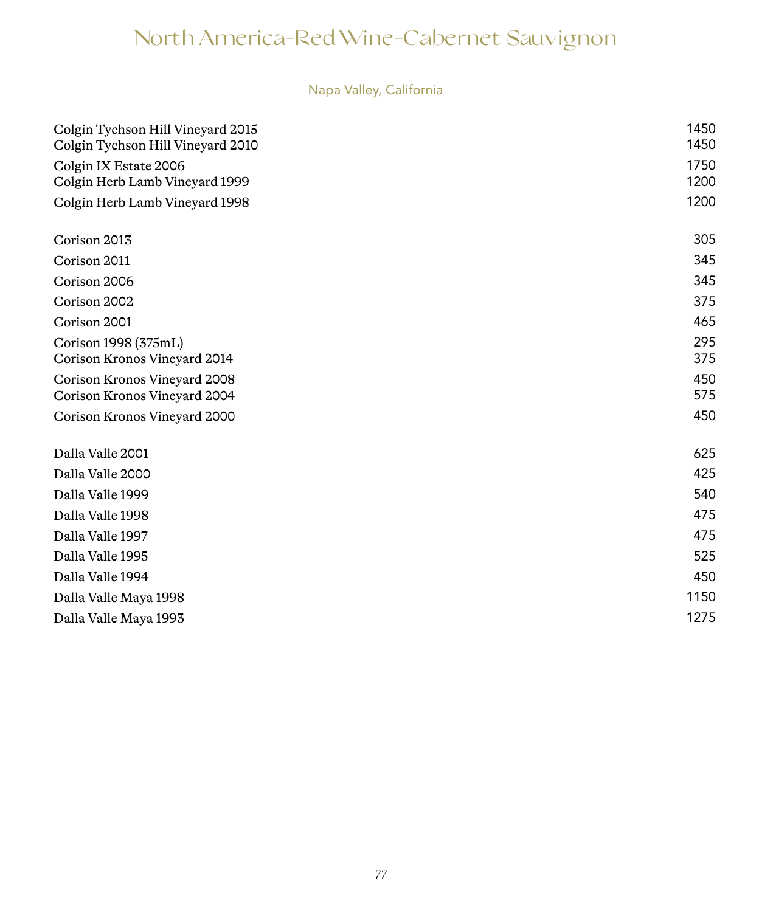# North America-Red Wine-Cabernet Sauvignon

## Napa Valley, California

| Wine | Price |
|---|---|
| Colgin Tychson Hill Vineyard 2015 | 1450 |
| Colgin Tychson Hill Vineyard 2010 | 1450 |
| Colgin IX Estate 2006 | 1750 |
| Colgin Herb Lamb Vineyard 1999 | 1200 |
| Colgin Herb Lamb Vineyard 1998 | 1200 |
| Corison 2013 | 305 |
| Corison 2011 | 345 |
| Corison 2006 | 345 |
| Corison 2002 | 375 |
| Corison 2001 | 465 |
| Corison 1998 (375mL) | 295 |
| Corison Kronos Vineyard 2014 | 375 |
| Corison Kronos Vineyard 2008 | 450 |
| Corison Kronos Vineyard 2004 | 575 |
| Corison Kronos Vineyard 2000 | 450 |
| Dalla Valle 2001 | 625 |
| Dalla Valle 2000 | 425 |
| Dalla Valle 1999 | 540 |
| Dalla Valle 1998 | 475 |
| Dalla Valle 1997 | 475 |
| Dalla Valle 1995 | 525 |
| Dalla Valle 1994 | 450 |
| Dalla Valle Maya 1998 | 1150 |
| Dalla Valle Maya 1993 | 1275 |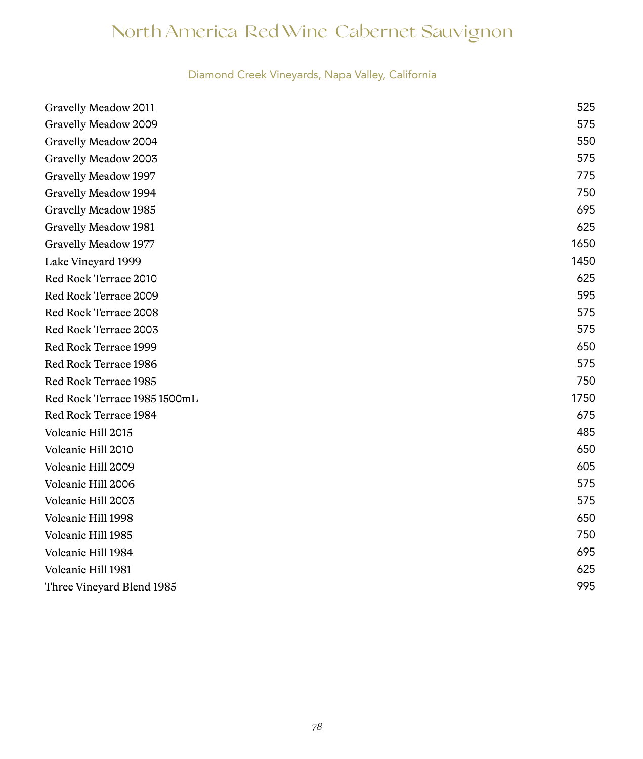# North America-Red Wine-Cabernet Sauvignon

## Diamond Creek Vineyards, Napa Valley, California

| Wine | Price |
|---|---|
| Gravelly Meadow 2011 | 525 |
| Gravelly Meadow 2009 | 575 |
| Gravelly Meadow 2004 | 550 |
| Gravelly Meadow 2003 | 575 |
| Gravelly Meadow 1997 | 775 |
| Gravelly Meadow 1994 | 750 |
| Gravelly Meadow 1985 | 695 |
| Gravelly Meadow 1981 | 625 |
| Gravelly Meadow 1977 | 1650 |
| Lake Vineyard 1999 | 1450 |
| Red Rock Terrace 2010 | 625 |
| Red Rock Terrace 2009 | 595 |
| Red Rock Terrace 2008 | 575 |
| Red Rock Terrace 2003 | 575 |
| Red Rock Terrace 1999 | 650 |
| Red Rock Terrace 1986 | 575 |
| Red Rock Terrace 1985 | 750 |
| Red Rock Terrace 1985 1500mL | 1750 |
| Red Rock Terrace 1984 | 675 |
| Volcanic Hill 2015 | 485 |
| Volcanic Hill 2010 | 650 |
| Volcanic Hill 2009 | 605 |
| Volcanic Hill 2006 | 575 |
| Volcanic Hill 2003 | 575 |
| Volcanic Hill 1998 | 650 |
| Volcanic Hill 1985 | 750 |
| Volcanic Hill 1984 | 695 |
| Volcanic Hill 1981 | 625 |
| Three Vineyard Blend 1985 | 995 |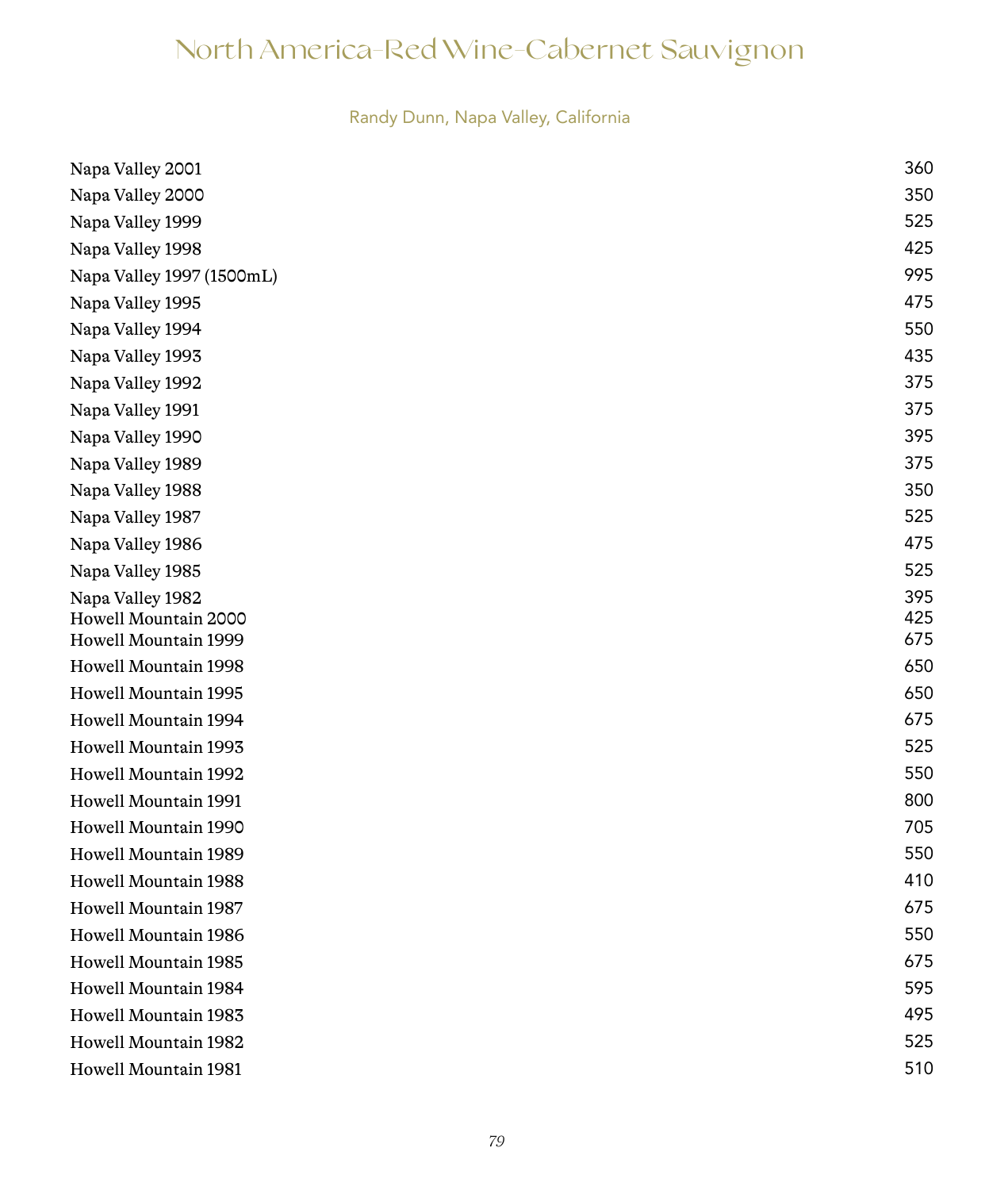# North America-Red Wine-Cabernet Sauvignon

## Randy Dunn, Napa Valley, California

| | |
|---|---|
| Napa Valley 2001 | 360 |
| Napa Valley 2000 | 350 |
| Napa Valley 1999 | 525 |
| Napa Valley 1998 | 425 |
| Napa Valley 1997 (1500mL) | 995 |
| Napa Valley 1995 | 475 |
| Napa Valley 1994 | 550 |
| Napa Valley 1993 | 435 |
| Napa Valley 1992 | 375 |
| Napa Valley 1991 | 375 |
| Napa Valley 1990 | 395 |
| Napa Valley 1989 | 375 |
| Napa Valley 1988 | 350 |
| Napa Valley 1987 | 525 |
| Napa Valley 1986 | 475 |
| Napa Valley 1985 | 525 |
| Napa Valley 1982 | 395 |
| Howell Mountain 2000 | 425 |
| Howell Mountain 1999 | 675 |
| Howell Mountain 1998 | 650 |
| Howell Mountain 1995 | 650 |
| Howell Mountain 1994 | 675 |
| Howell Mountain 1993 | 525 |
| Howell Mountain 1992 | 550 |
| Howell Mountain 1991 | 800 |
| Howell Mountain 1990 | 705 |
| Howell Mountain 1989 | 550 |
| Howell Mountain 1988 | 410 |
| Howell Mountain 1987 | 675 |
| Howell Mountain 1986 | 550 |
| Howell Mountain 1985 | 675 |
| Howell Mountain 1984 | 595 |
| Howell Mountain 1983 | 495 |
| Howell Mountain 1982 | 525 |
| Howell Mountain 1981 | 510 |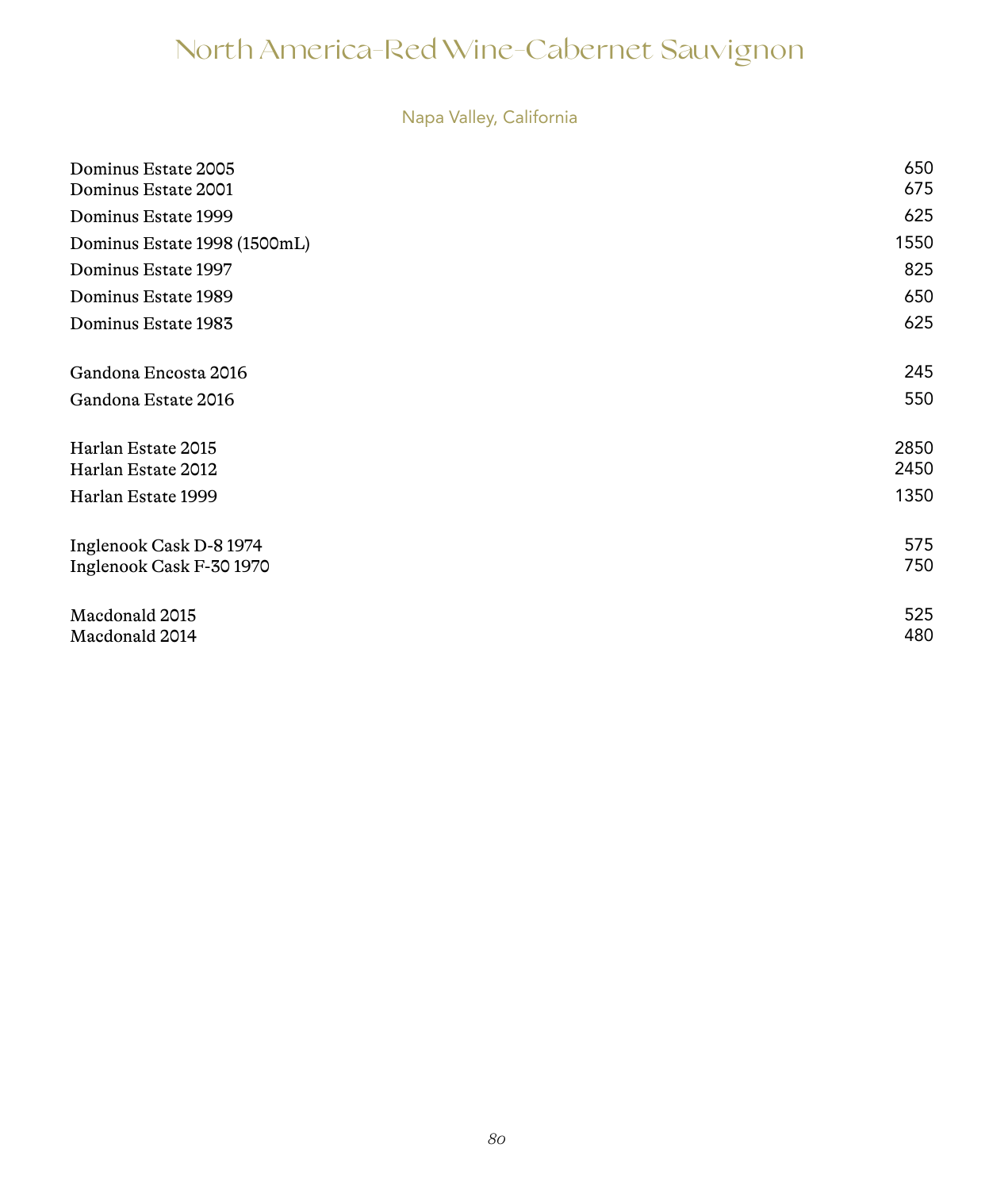# North America-Red Wine-Cabernet Sauvignon

## Napa Valley, California

| | |
|---|---|
| Dominus Estate 2005 | 650 |
| Dominus Estate 2001 | 675 |
| Dominus Estate 1999 | 625 |
| Dominus Estate 1998 (1500mL) | 1550 |
| Dominus Estate 1997 | 825 |
| Dominus Estate 1989 | 650 |
| Dominus Estate 1983 | 625 |
| Gandona Encosta 2016 | 245 |
| Gandona Estate 2016 | 550 |
| Harlan Estate 2015 | 2850 |
| Harlan Estate 2012 | 2450 |
| Harlan Estate 1999 | 1350 |
| Inglenook Cask D-8 1974 | 575 |
| Inglenook Cask F-30 1970 | 750 |
| Macdonald 2015 | 525 |
| Macdonald 2014 | 480 |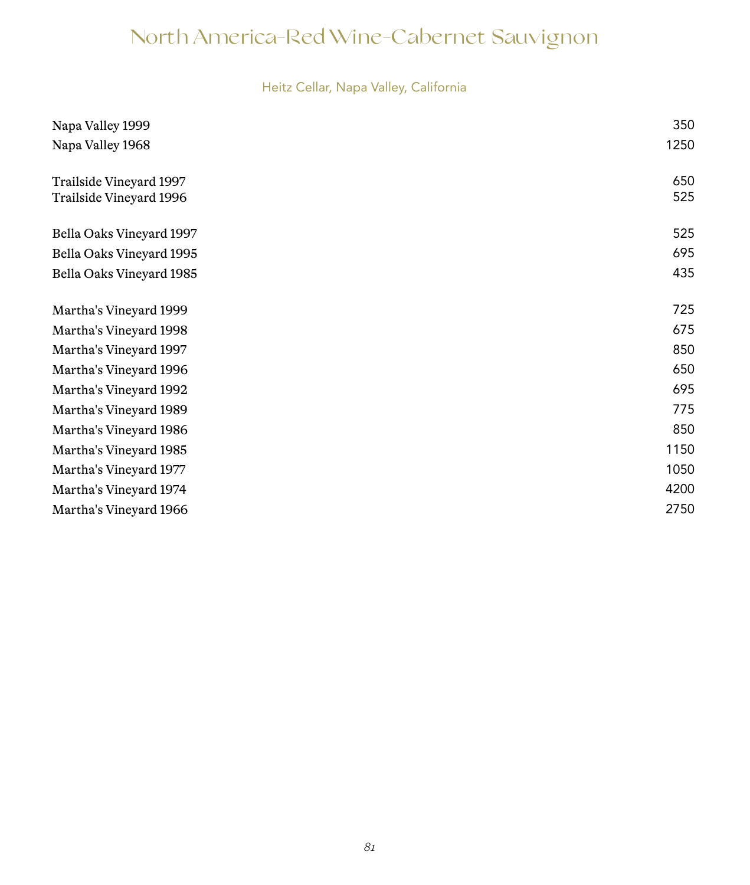# North America-Red Wine-Cabernet Sauvignon

## Heitz Cellar, Napa Valley, California

| Wine | Price |
|---|---|
| Napa Valley 1999 | 350 |
| Napa Valley 1968 | 1250 |
| Trailside Vineyard 1997 | 650 |
| Trailside Vineyard 1996 | 525 |
| Bella Oaks Vineyard 1997 | 525 |
| Bella Oaks Vineyard 1995 | 695 |
| Bella Oaks Vineyard 1985 | 435 |
| Martha's Vineyard 1999 | 725 |
| Martha's Vineyard 1998 | 675 |
| Martha's Vineyard 1997 | 850 |
| Martha's Vineyard 1996 | 650 |
| Martha's Vineyard 1992 | 695 |
| Martha's Vineyard 1989 | 775 |
| Martha's Vineyard 1986 | 850 |
| Martha's Vineyard 1985 | 1150 |
| Martha's Vineyard 1977 | 1050 |
| Martha's Vineyard 1974 | 4200 |
| Martha's Vineyard 1966 | 2750 |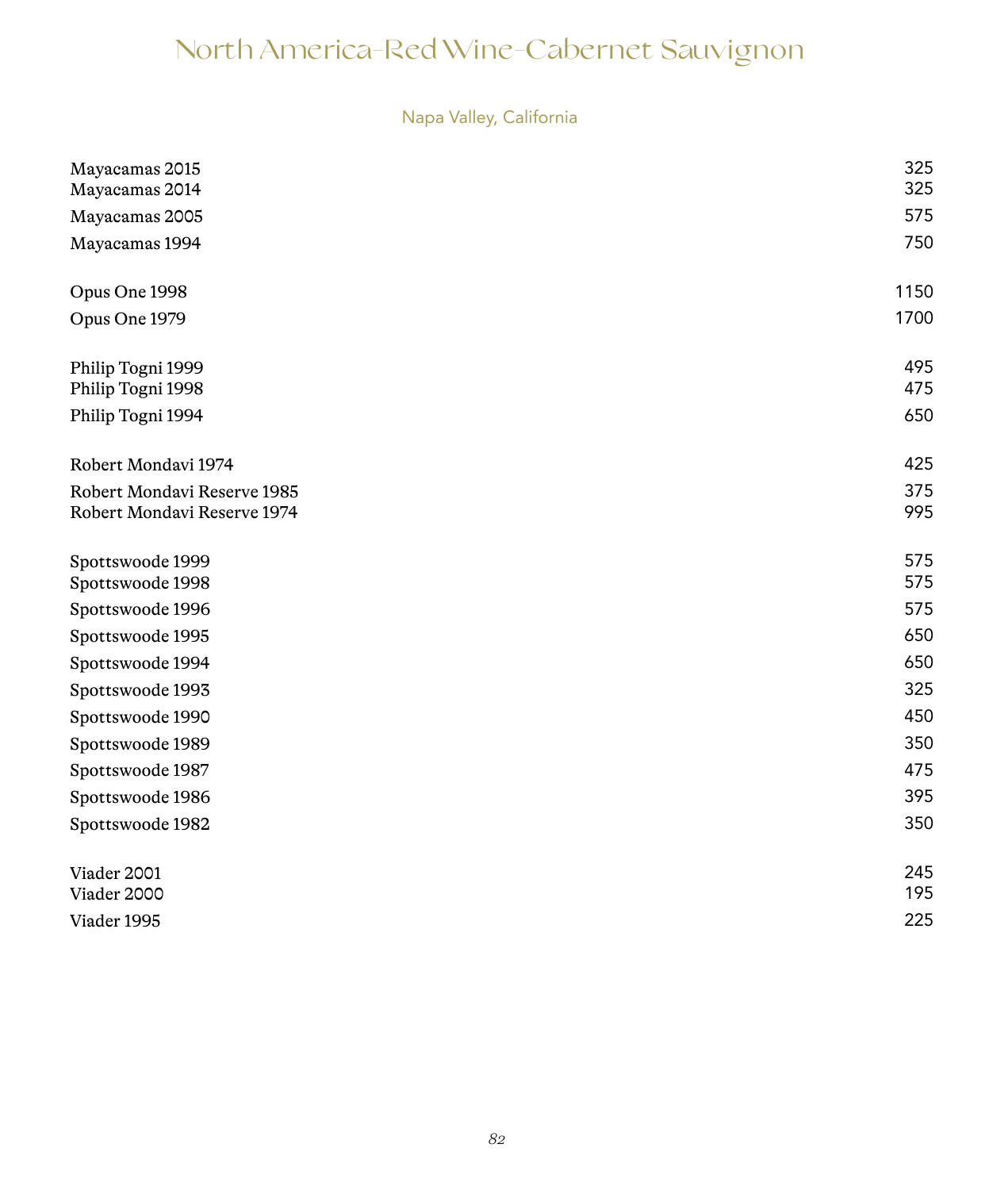# North America-Red Wine-Cabernet Sauvignon

## Napa Valley, California

| Wine | Price |
|---|---|
| Mayacamas 2015 | 325 |
| Mayacamas 2014 | 325 |
| Mayacamas 2005 | 575 |
| Mayacamas 1994 | 750 |
| | |
| Opus One 1998 | 1150 |
| Opus One 1979 | 1700 |
| | |
| Philip Togni 1999 | 495 |
| Philip Togni 1998 | 475 |
| Philip Togni 1994 | 650 |
| | |
| Robert Mondavi 1974 | 425 |
| Robert Mondavi Reserve 1985 | 375 |
| Robert Mondavi Reserve 1974 | 995 |
| | |
| Spottswoode 1999 | 575 |
| Spottswoode 1998 | 575 |
| Spottswoode 1996 | 575 |
| Spottswoode 1995 | 650 |
| Spottswoode 1994 | 650 |
| Spottswoode 1993 | 325 |
| Spottswoode 1990 | 450 |
| Spottswoode 1989 | 350 |
| Spottswoode 1987 | 475 |
| Spottswoode 1986 | 395 |
| Spottswoode 1982 | 350 |
| | |
| Viader 2001 | 245 |
| Viader 2000 | 195 |
| Viader 1995 | 225 |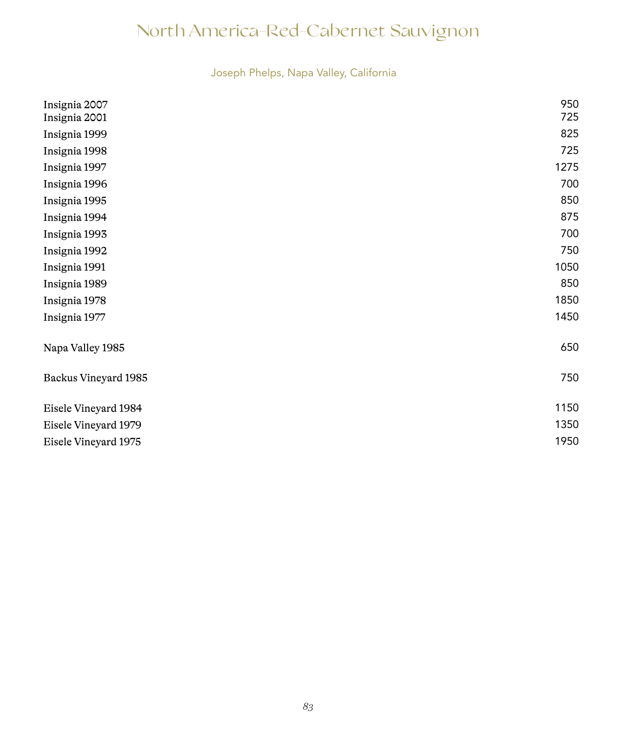# North America-Red-Cabernet Sauvignon

## Joseph Phelps, Napa Valley, California

| | |
|---|---|
| Insignia 2007 | 950 |
| Insignia 2001 | 725 |
| Insignia 1999 | 825 |
| Insignia 1998 | 725 |
| Insignia 1997 | 1275 |
| Insignia 1996 | 700 |
| Insignia 1995 | 850 |
| Insignia 1994 | 875 |
| Insignia 1993 | 700 |
| Insignia 1992 | 750 |
| Insignia 1991 | 1050 |
| Insignia 1989 | 850 |
| Insignia 1978 | 1850 |
| Insignia 1977 | 1450 |
| | |
| Napa Valley 1985 | 650 |
| | |
| Backus Vineyard 1985 | 750 |
| | |
| Eisele Vineyard 1984 | 1150 |
| Eisele Vineyard 1979 | 1350 |
| Eisele Vineyard 1975 | 1950 |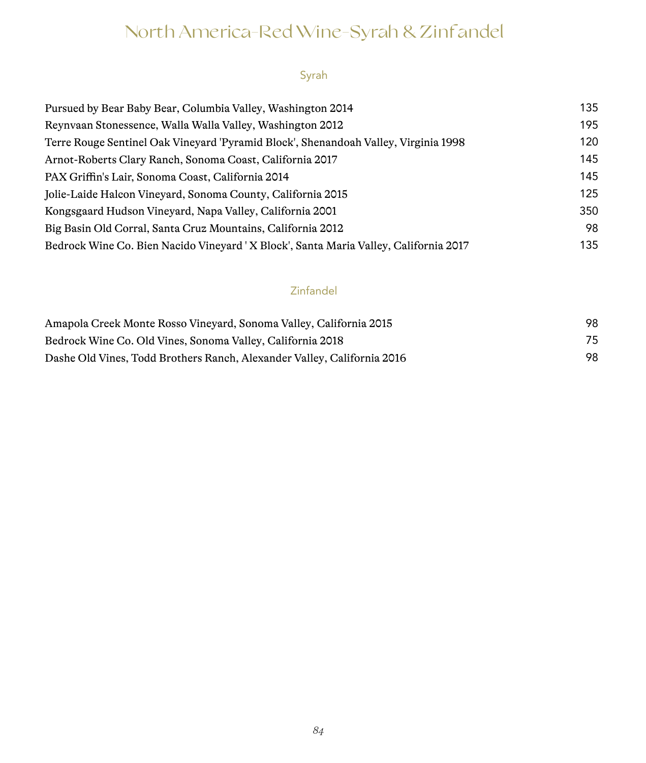# North America-Red Wine-Syrah & Zinfandel

## Syrah

| Wine | Price |
|---|---|
| Pursued by Bear Baby Bear, Columbia Valley, Washington 2014 | 135 |
| Reynvaan Stonessence, Walla Walla Valley, Washington 2012 | 195 |
| Terre Rouge Sentinel Oak Vineyard 'Pyramid Block', Shenandoah Valley, Virginia 1998 | 120 |
| Arnot-Roberts Clary Ranch, Sonoma Coast, California 2017 | 145 |
| PAX Griffin's Lair, Sonoma Coast, California 2014 | 145 |
| Jolie-Laide Halcon Vineyard, Sonoma County, California 2015 | 125 |
| Kongsgaard Hudson Vineyard, Napa Valley, California 2001 | 350 |
| Big Basin Old Corral, Santa Cruz Mountains, California 2012 | 98 |
| Bedrock Wine Co. Bien Nacido Vineyard ' X Block', Santa Maria Valley, California 2017 | 135 |

## Zinfandel

| Wine | Price |
|---|---|
| Amapola Creek Monte Rosso Vineyard, Sonoma Valley, California 2015 | 98 |
| Bedrock Wine Co. Old Vines, Sonoma Valley, California 2018 | 75 |
| Dashe Old Vines, Todd Brothers Ranch, Alexander Valley, California 2016 | 98 |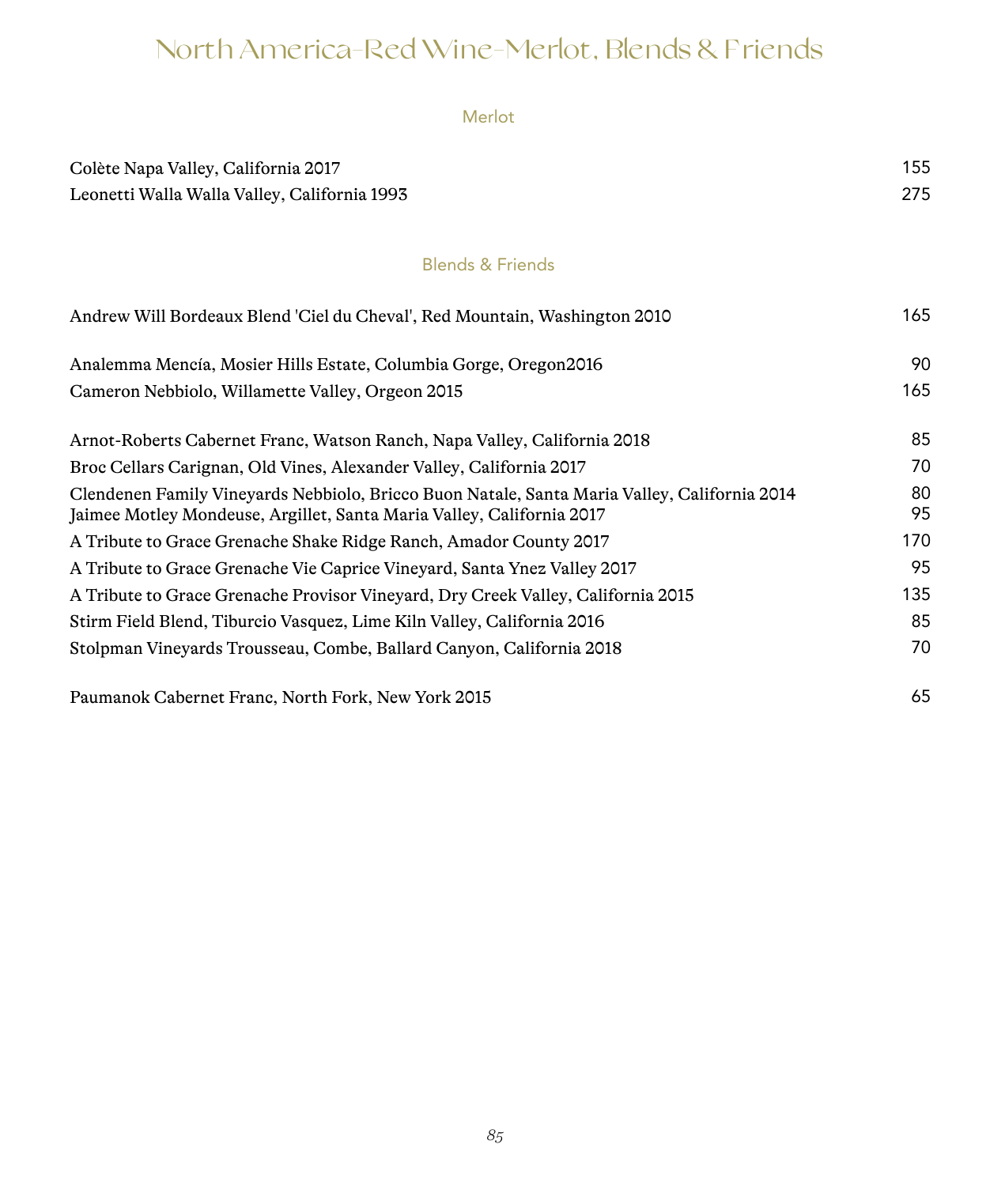# North America-Red Wine-Merlot, Blends & Friends

## Merlot

| Wine | Price |
|---|---|
| Colète Napa Valley, California 2017 | 155 |
| Leonetti Walla Walla Valley, California 1993 | 275 |

## Blends & Friends

| Wine | Price |
|---|---|
| Andrew Will Bordeaux Blend 'Ciel du Cheval', Red Mountain, Washington 2010 | 165 |
| Analemma Mencía, Mosier Hills Estate, Columbia Gorge, Oregon2016 | 90 |
| Cameron Nebbiolo, Willamette Valley, Orgeon 2015 | 165 |
| Arnot-Roberts Cabernet Franc, Watson Ranch, Napa Valley, California 2018 | 85 |
| Broc Cellars Carignan, Old Vines, Alexander Valley, California 2017 | 70 |
| Clendenen Family Vineyards Nebbiolo, Bricco Buon Natale, Santa Maria Valley, California 2014 | 80 |
| Jaimee Motley Mondeuse, Argillet, Santa Maria Valley, California 2017 | 95 |
| A Tribute to Grace Grenache Shake Ridge Ranch, Amador County 2017 | 170 |
| A Tribute to Grace Grenache Vie Caprice Vineyard, Santa Ynez Valley 2017 | 95 |
| A Tribute to Grace Grenache Provisor Vineyard, Dry Creek Valley, California 2015 | 135 |
| Stirm Field Blend, Tiburcio Vasquez, Lime Kiln Valley, California 2016 | 85 |
| Stolpman Vineyards Trousseau, Combe, Ballard Canyon, California 2018 | 70 |
| Paumanok Cabernet Franc, North Fork, New York 2015 | 65 |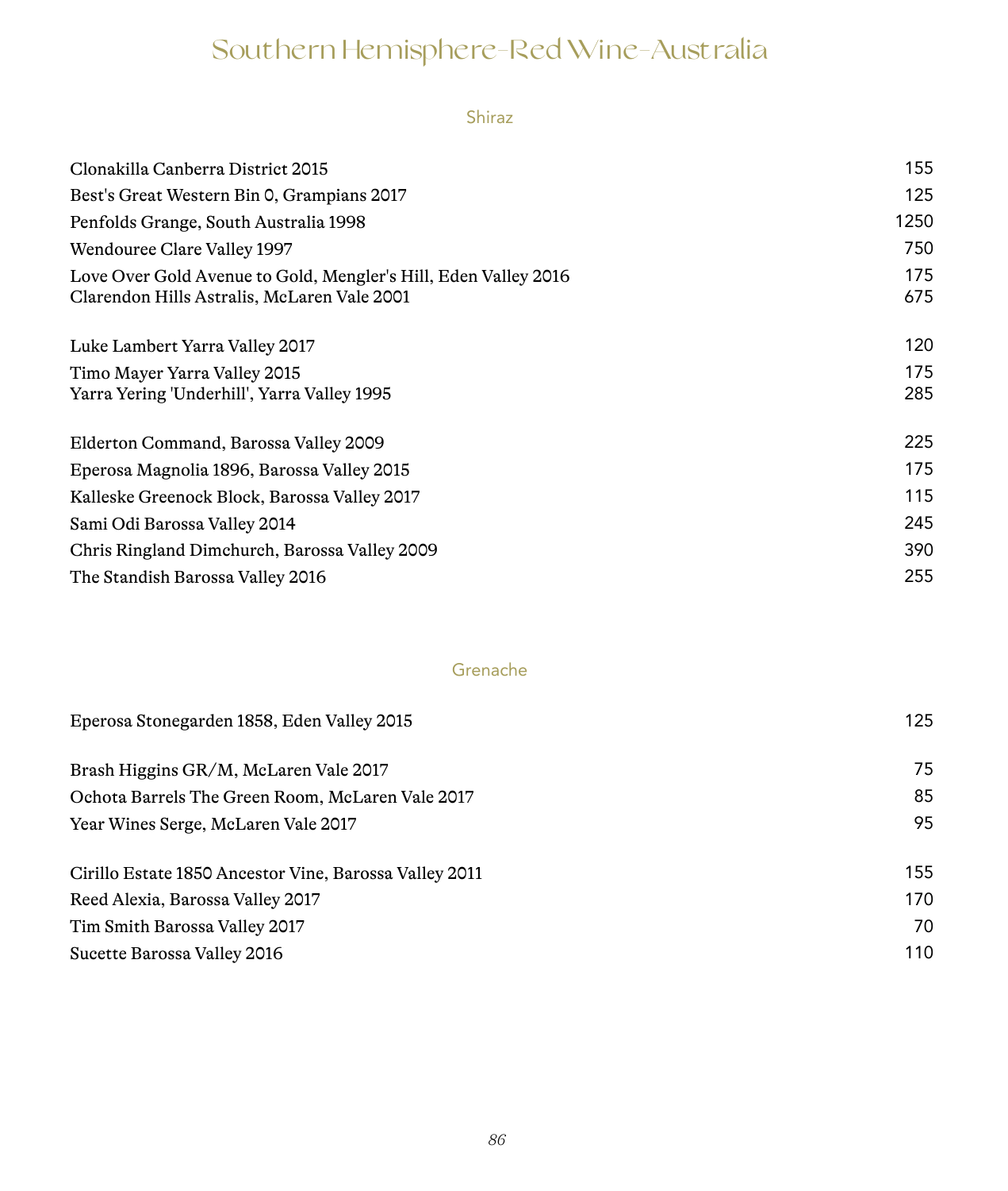# Southern Hemisphere-Red Wine-Australia

## Shiraz

| Wine | Price |
|---|---|
| Clonakilla Canberra District 2015 | 155 |
| Best's Great Western Bin 0, Grampians 2017 | 125 |
| Penfolds Grange, South Australia 1998 | 1250 |
| Wendouree Clare Valley 1997 | 750 |
| Love Over Gold Avenue to Gold, Mengler's Hill, Eden Valley 2016 | 175 |
| Clarendon Hills Astralis, McLaren Vale 2001 | 675 |
| Luke Lambert Yarra Valley 2017 | 120 |
| Timo Mayer Yarra Valley 2015 | 175 |
| Yarra Yering 'Underhill', Yarra Valley 1995 | 285 |
| Elderton Command, Barossa Valley 2009 | 225 |
| Eperosa Magnolia 1896, Barossa Valley 2015 | 175 |
| Kalleske Greenock Block, Barossa Valley 2017 | 115 |
| Sami Odi Barossa Valley 2014 | 245 |
| Chris Ringland Dimchurch, Barossa Valley 2009 | 390 |
| The Standish Barossa Valley 2016 | 255 |

## Grenache

| Wine | Price |
|---|---|
| Eperosa Stonegarden 1858, Eden Valley 2015 | 125 |
| Brash Higgins GR/M, McLaren Vale 2017 | 75 |
| Ochota Barrels The Green Room, McLaren Vale 2017 | 85 |
| Year Wines Serge, McLaren Vale 2017 | 95 |
| Cirillo Estate 1850 Ancestor Vine, Barossa Valley 2011 | 155 |
| Reed Alexia, Barossa Valley 2017 | 170 |
| Tim Smith Barossa Valley 2017 | 70 |
| Sucette Barossa Valley 2016 | 110 |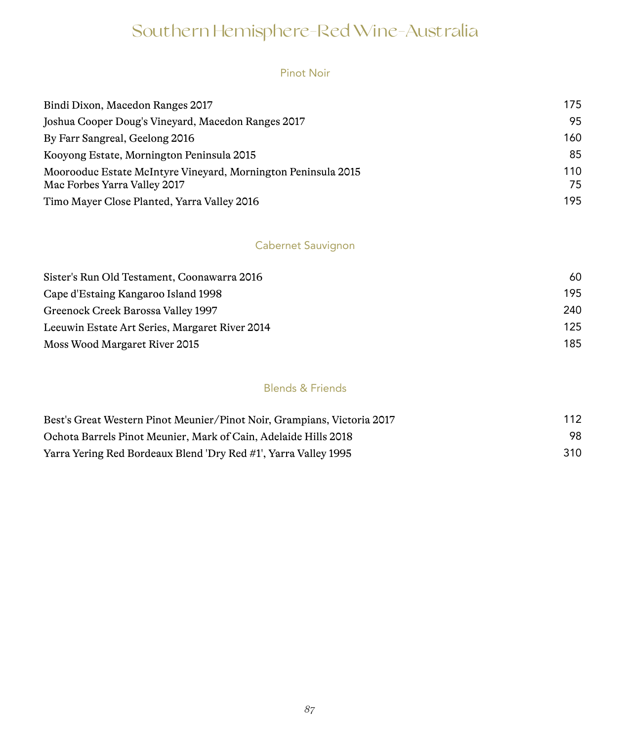# Southern Hemisphere-Red Wine-Australia

## Pinot Noir

| | |
|---|---|
| Bindi Dixon, Macedon Ranges 2017 | 175 |
| Joshua Cooper Doug's Vineyard, Macedon Ranges 2017 | 95 |
| By Farr Sangreal, Geelong 2016 | 160 |
| Kooyong Estate, Mornington Peninsula 2015 | 85 |
| Moorooduc Estate McIntyre Vineyard, Mornington Peninsula 2015 | 110 |
| Mac Forbes Yarra Valley 2017 | 75 |
| Timo Mayer Close Planted, Yarra Valley 2016 | 195 |

## Cabernet Sauvignon

| | |
|---|---|
| Sister's Run Old Testament, Coonawarra 2016 | 60 |
| Cape d'Estaing Kangaroo Island 1998 | 195 |
| Greenock Creek Barossa Valley 1997 | 240 |
| Leeuwin Estate Art Series, Margaret River 2014 | 125 |
| Moss Wood Margaret River 2015 | 185 |

## Blends & Friends

| | |
|---|---|
| Best's Great Western Pinot Meunier/Pinot Noir, Grampians, Victoria 2017 | 112 |
| Ochota Barrels Pinot Meunier, Mark of Cain, Adelaide Hills 2018 | 98 |
| Yarra Yering Red Bordeaux Blend 'Dry Red #1', Yarra Valley 1995 | 310 |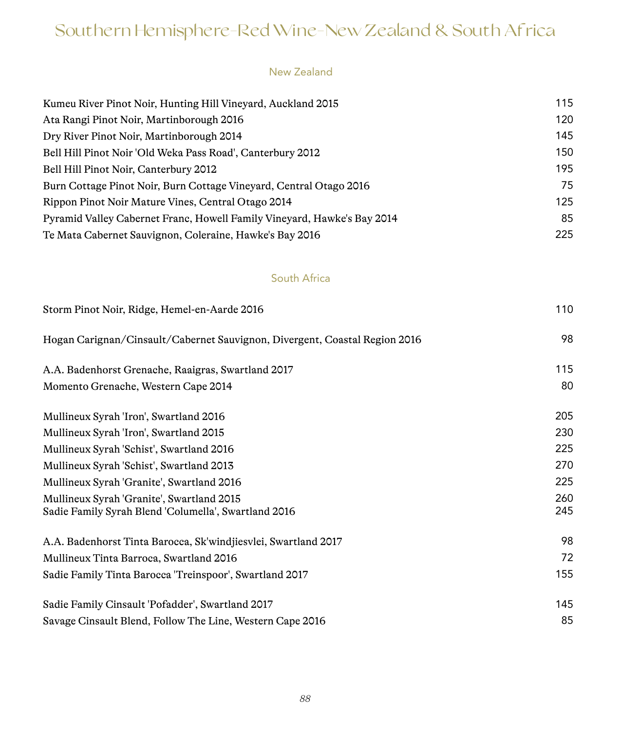# Southern Hemisphere-Red Wine-New Zealand & South Africa

## New Zealand

| Wine | Price |
|---|---|
| Kumeu River Pinot Noir, Hunting Hill Vineyard, Auckland 2015 | 115 |
| Ata Rangi Pinot Noir, Martinborough 2016 | 120 |
| Dry River Pinot Noir, Martinborough 2014 | 145 |
| Bell Hill Pinot Noir 'Old Weka Pass Road', Canterbury 2012 | 150 |
| Bell Hill Pinot Noir, Canterbury 2012 | 195 |
| Burn Cottage Pinot Noir, Burn Cottage Vineyard, Central Otago 2016 | 75 |
| Rippon Pinot Noir Mature Vines, Central Otago 2014 | 125 |
| Pyramid Valley Cabernet Franc, Howell Family Vineyard, Hawke's Bay 2014 | 85 |
| Te Mata Cabernet Sauvignon, Coleraine, Hawke's Bay 2016 | 225 |

## South Africa

| Wine | Price |
|---|---|
| Storm Pinot Noir, Ridge, Hemel-en-Aarde 2016 | 110 |
| Hogan Carignan/Cinsault/Cabernet Sauvignon, Divergent, Coastal Region 2016 | 98 |
| A.A. Badenhorst Grenache, Raaigras, Swartland 2017 | 115 |
| Momento Grenache, Western Cape 2014 | 80 |
| Mullineux Syrah 'Iron', Swartland 2016 | 205 |
| Mullineux Syrah 'Iron', Swartland 2015 | 230 |
| Mullineux Syrah 'Schist', Swartland 2016 | 225 |
| Mullineux Syrah 'Schist', Swartland 2013 | 270 |
| Mullineux Syrah 'Granite', Swartland 2016 | 225 |
| Mullineux Syrah 'Granite', Swartland 2015 | 260 |
| Sadie Family Syrah Blend 'Columella', Swartland 2016 | 245 |
| A.A. Badenhorst Tinta Barocca, Sk'windjiesvlei, Swartland 2017 | 98 |
| Mullineux Tinta Barroca, Swartland 2016 | 72 |
| Sadie Family Tinta Barocca 'Treinspoor', Swartland 2017 | 155 |
| Sadie Family Cinsault 'Pofadder', Swartland 2017 | 145 |
| Savage Cinsault Blend, Follow The Line, Western Cape 2016 | 85 |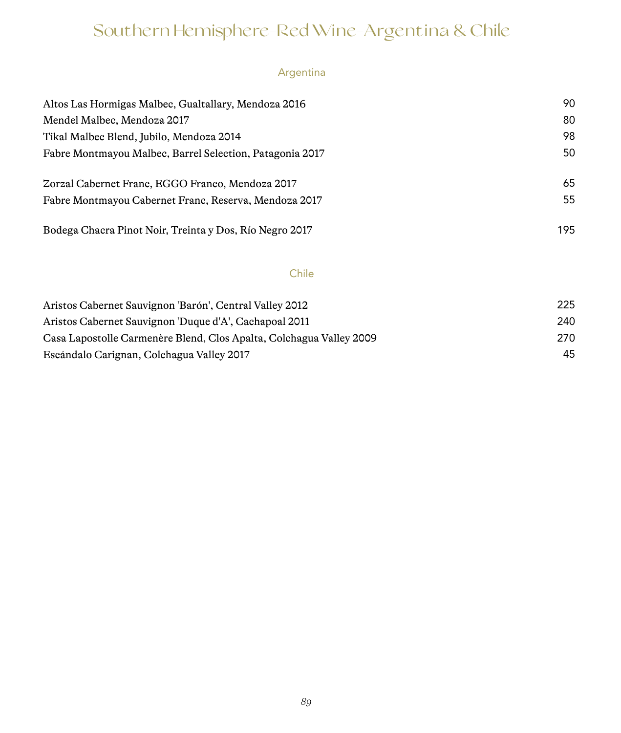# Southern Hemisphere-Red Wine-Argentina & Chile

## Argentina

| | |
|---|---|
| Altos Las Hormigas Malbec, Gualtallary, Mendoza 2016 | 90 |
| Mendel Malbec, Mendoza 2017 | 80 |
| Tikal Malbec Blend, Jubilo, Mendoza 2014 | 98 |
| Fabre Montmayou Malbec, Barrel Selection, Patagonia 2017 | 50 |
| Zorzal Cabernet Franc, EGGO Franco, Mendoza 2017 | 65 |
| Fabre Montmayou Cabernet Franc, Reserva, Mendoza 2017 | 55 |
| Bodega Chacra Pinot Noir, Treinta y Dos, Río Negro 2017 | 195 |

## Chile

| | |
|---|---|
| Aristos Cabernet Sauvignon 'Barón', Central Valley 2012 | 225 |
| Aristos Cabernet Sauvignon 'Duque d'A', Cachapoal 2011 | 240 |
| Casa Lapostolle Carmenère Blend, Clos Apalta, Colchagua Valley 2009 | 270 |
| Escándalo Carignan, Colchagua Valley 2017 | 45 |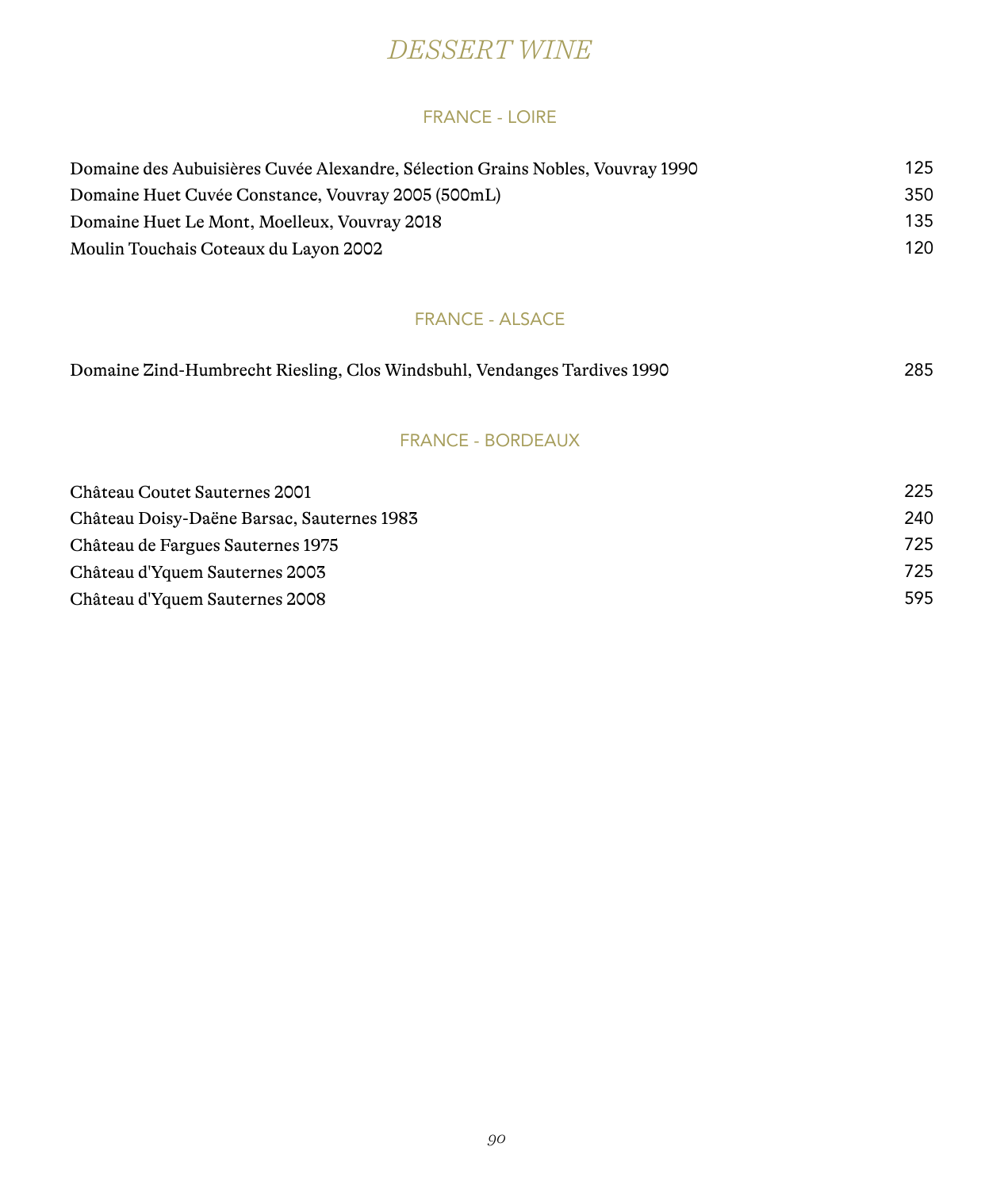# DESSERT WINE

## FRANCE - LOIRE

| | |
|---|---|
| Domaine des Aubuisières Cuvée Alexandre, Sélection Grains Nobles, Vouvray 1990 | 125 |
| Domaine Huet Cuvée Constance, Vouvray 2005 (500mL) | 350 |
| Domaine Huet Le Mont, Moelleux, Vouvray 2018 | 135 |
| Moulin Touchais Coteaux du Layon 2002 | 120 |

## FRANCE - ALSACE

| | |
|---|---|
| Domaine Zind-Humbrecht Riesling, Clos Windsbuhl, Vendanges Tardives 1990 | 285 |

## FRANCE - BORDEAUX

| | |
|---|---|
| Château Coutet Sauternes 2001 | 225 |
| Château Doisy-Daëne Barsac, Sauternes 1983 | 240 |
| Château de Fargues Sauternes 1975 | 725 |
| Château d'Yquem Sauternes 2003 | 725 |
| Château d'Yquem Sauternes 2008 | 595 |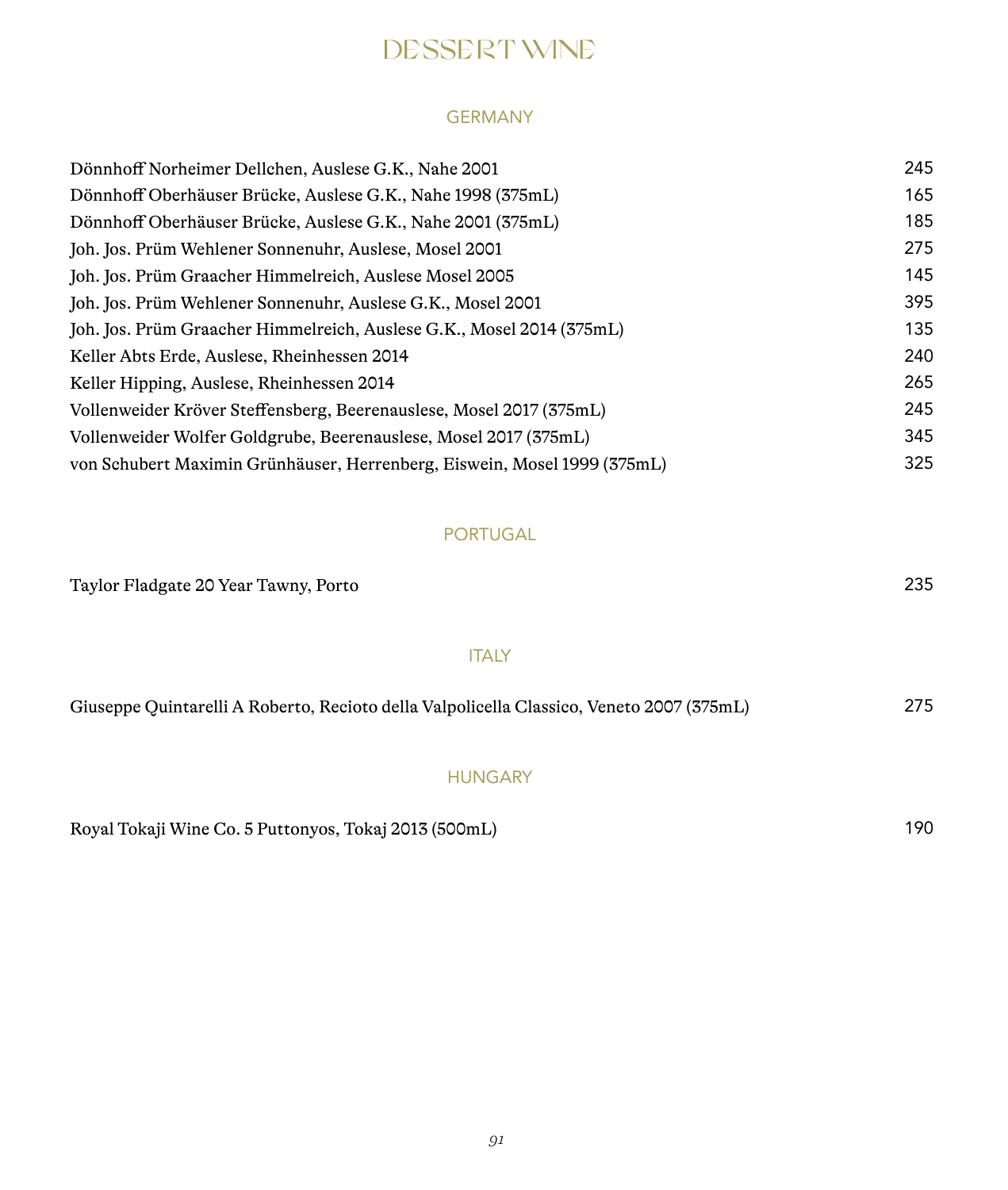# DESSERT WINE

## GERMANY

| | |
|---|---|
| Dönnhoff Norheimer Dellchen, Auslese G.K., Nahe 2001 | 245 |
| Dönnhoff Oberhäuser Brücke, Auslese G.K., Nahe 1998 (375mL) | 165 |
| Dönnhoff Oberhäuser Brücke, Auslese G.K., Nahe 2001 (375mL) | 185 |
| Joh. Jos. Prüm Wehlener Sonnenuhr, Auslese, Mosel 2001 | 275 |
| Joh. Jos. Prüm Graacher Himmelreich, Auslese Mosel 2005 | 145 |
| Joh. Jos. Prüm Wehlener Sonnenuhr, Auslese G.K., Mosel 2001 | 395 |
| Joh. Jos. Prüm Graacher Himmelreich, Auslese G.K., Mosel 2014 (375mL) | 135 |
| Keller Abts Erde, Auslese, Rheinhessen 2014 | 240 |
| Keller Hipping, Auslese, Rheinhessen 2014 | 265 |
| Vollenweider Kröver Steffensberg, Beerenauslese, Mosel 2017 (375mL) | 245 |
| Vollenweider Wolfer Goldgrube, Beerenauslese, Mosel 2017 (375mL) | 345 |
| von Schubert Maximin Grünhäuser, Herrenberg, Eiswein, Mosel 1999 (375mL) | 325 |

## PORTUGAL

| | |
|---|---|
| Taylor Fladgate 20 Year Tawny, Porto | 235 |

## ITALY

| | |
|---|---|
| Giuseppe Quintarelli A Roberto, Recioto della Valpolicella Classico, Veneto 2007 (375mL) | 275 |

## HUNGARY

| | |
|---|---|
| Royal Tokaji Wine Co. 5 Puttonyos, Tokaj 2013 (500mL) | 190 |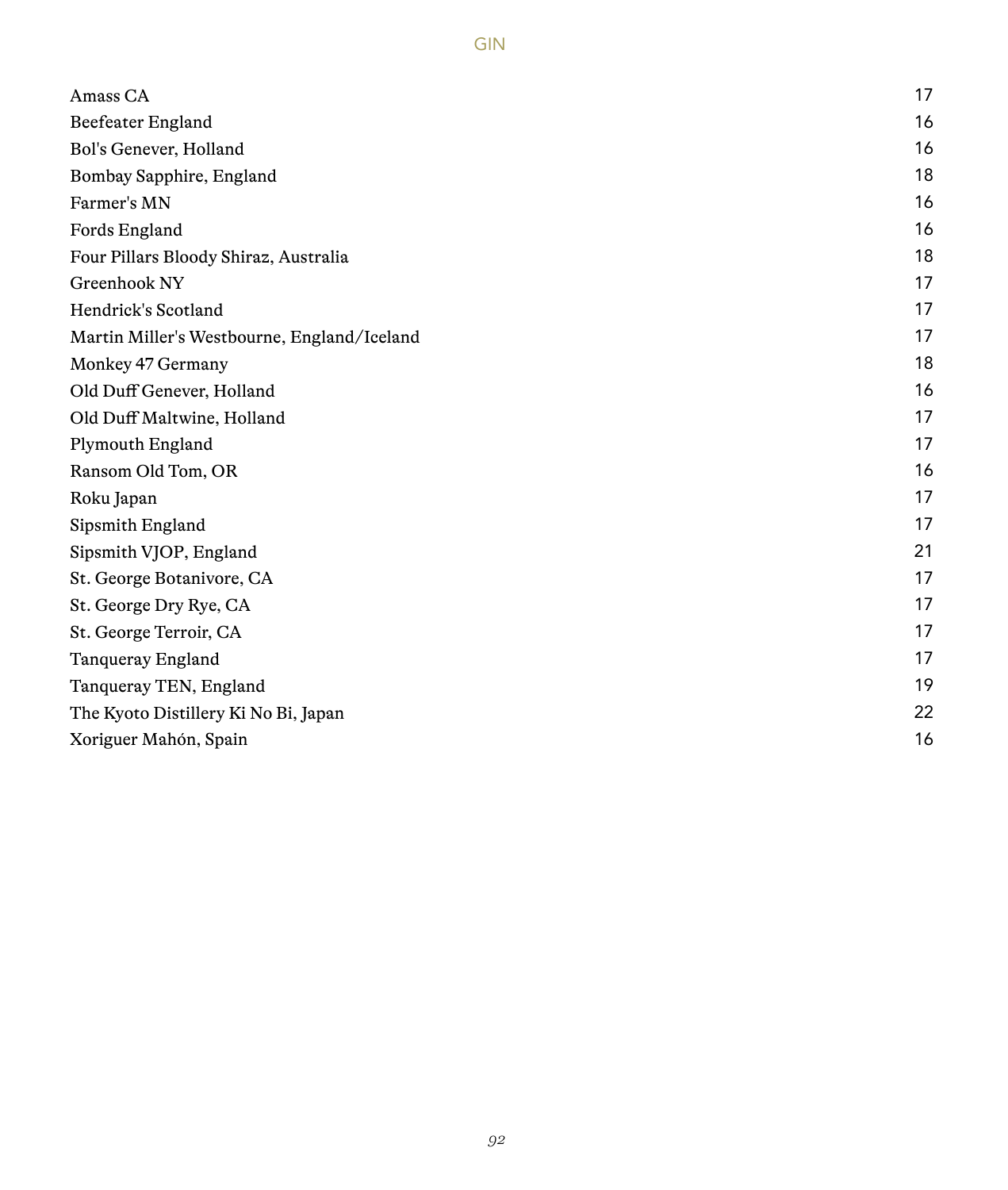# GIN

| | |
|---|---|
| Amass CA | 17 |
| Beefeater England | 16 |
| Bol's Genever, Holland | 16 |
| Bombay Sapphire, England | 18 |
| Farmer's MN | 16 |
| Fords England | 16 |
| Four Pillars Bloody Shiraz, Australia | 18 |
| Greenhook NY | 17 |
| Hendrick's Scotland | 17 |
| Martin Miller's Westbourne, England/Iceland | 17 |
| Monkey 47 Germany | 18 |
| Old Duff Genever, Holland | 16 |
| Old Duff Maltwine, Holland | 17 |
| Plymouth England | 17 |
| Ransom Old Tom, OR | 16 |
| Roku Japan | 17 |
| Sipsmith England | 17 |
| Sipsmith VJOP, England | 21 |
| St. George Botanivore, CA | 17 |
| St. George Dry Rye, CA | 17 |
| St. George Terroir, CA | 17 |
| Tanqueray England | 17 |
| Tanqueray TEN, England | 19 |
| The Kyoto Distillery Ki No Bi, Japan | 22 |
| Xoriguer Mahón, Spain | 16 |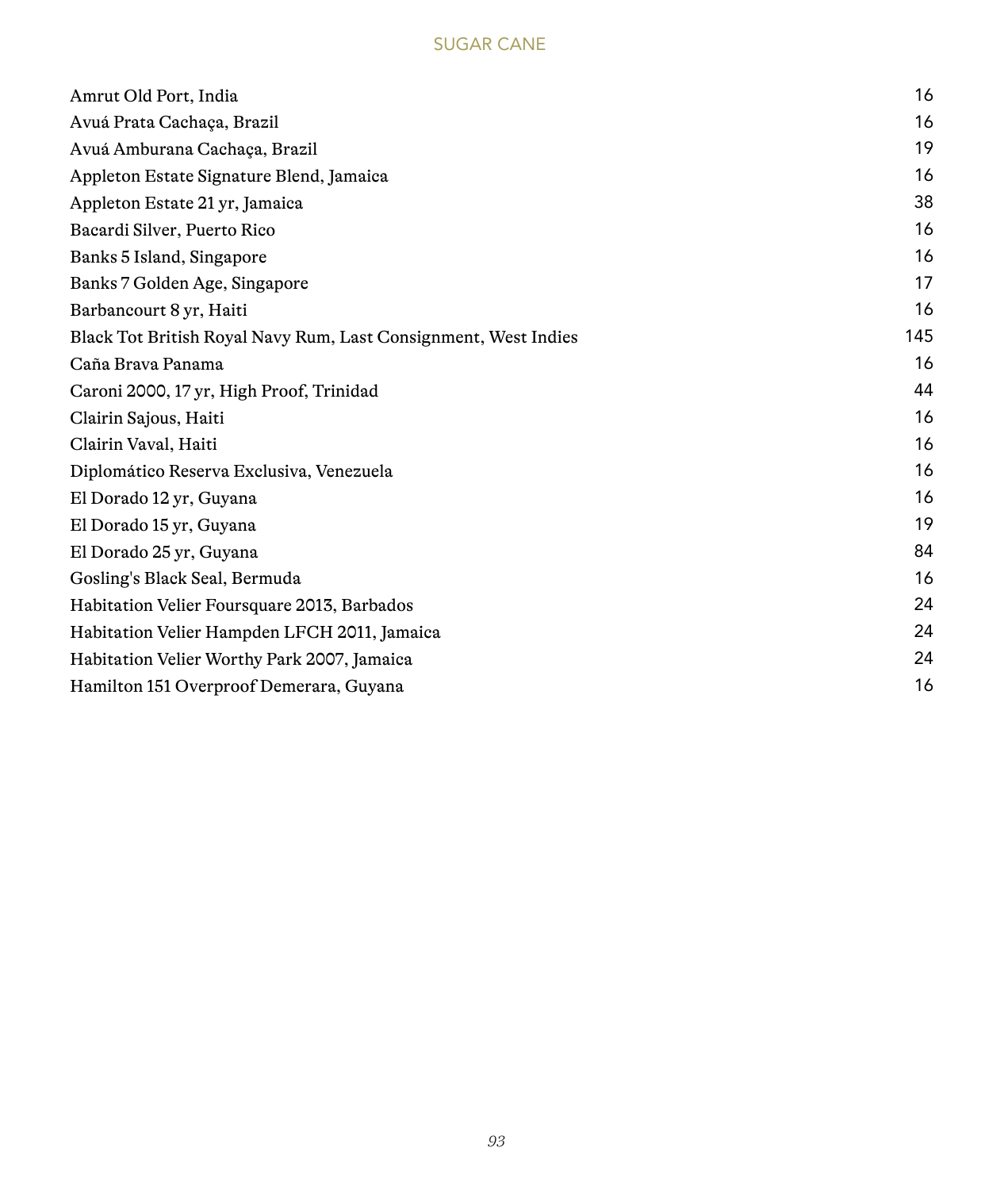## SUGAR CANE

| | |
|---|---|
| Amrut Old Port, India | 16 |
| Avuá Prata Cachaça, Brazil | 16 |
| Avuá Amburana Cachaça, Brazil | 19 |
| Appleton Estate Signature Blend, Jamaica | 16 |
| Appleton Estate 21 yr, Jamaica | 38 |
| Bacardi Silver, Puerto Rico | 16 |
| Banks 5 Island, Singapore | 16 |
| Banks 7 Golden Age, Singapore | 17 |
| Barbancourt 8 yr, Haiti | 16 |
| Black Tot British Royal Navy Rum, Last Consignment, West Indies | 145 |
| Caña Brava Panama | 16 |
| Caroni 2000, 17 yr, High Proof, Trinidad | 44 |
| Clairin Sajous, Haiti | 16 |
| Clairin Vaval, Haiti | 16 |
| Diplomático Reserva Exclusiva, Venezuela | 16 |
| El Dorado 12 yr, Guyana | 16 |
| El Dorado 15 yr, Guyana | 19 |
| El Dorado 25 yr, Guyana | 84 |
| Gosling's Black Seal, Bermuda | 16 |
| Habitation Velier Foursquare 2013, Barbados | 24 |
| Habitation Velier Hampden LFCH 2011, Jamaica | 24 |
| Habitation Velier Worthy Park 2007, Jamaica | 24 |
| Hamilton 151 Overproof Demerara, Guyana | 16 |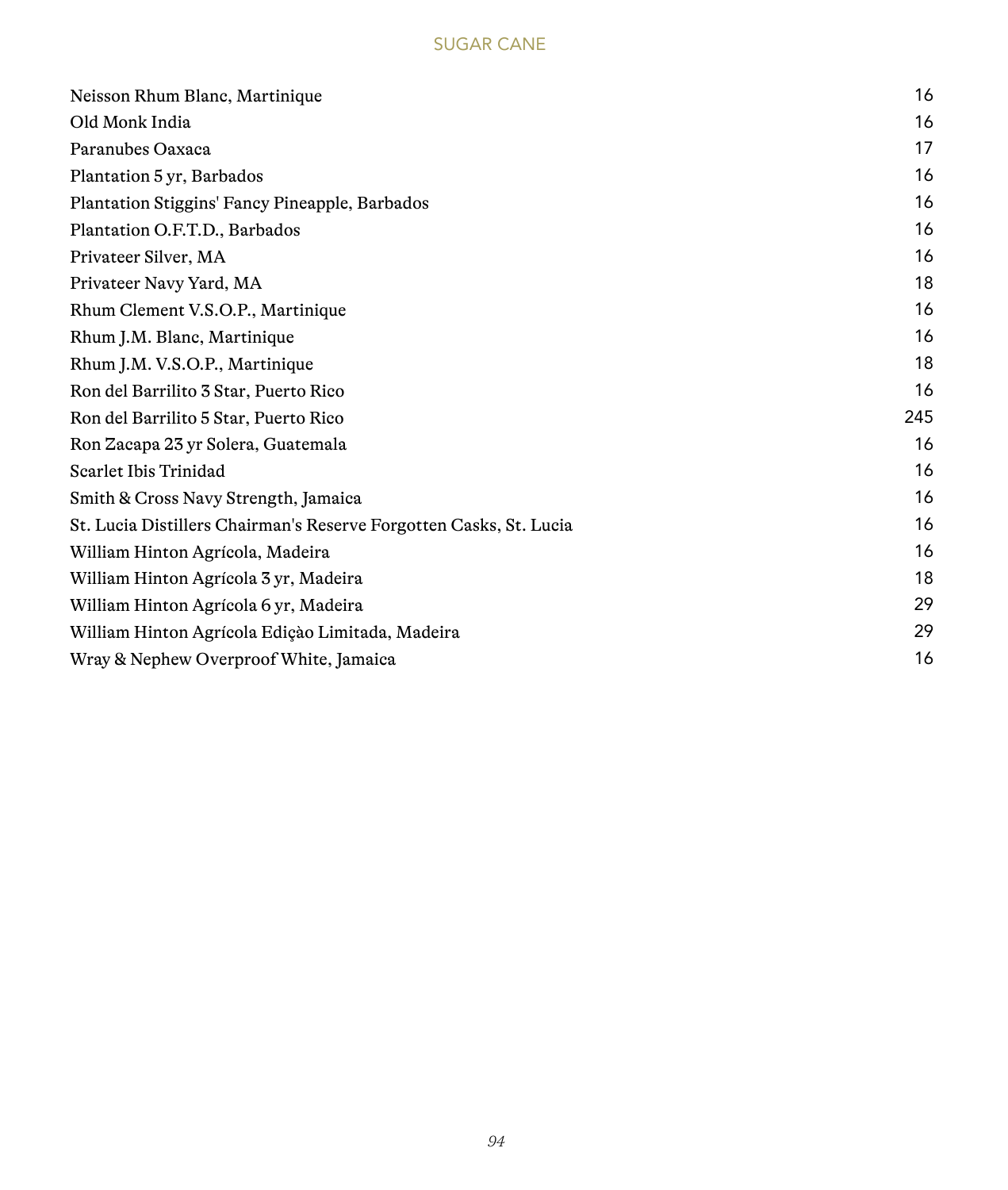## SUGAR CANE

| | |
|---|---|
| Neisson Rhum Blanc, Martinique | 16 |
| Old Monk India | 16 |
| Paranubes Oaxaca | 17 |
| Plantation 5 yr, Barbados | 16 |
| Plantation Stiggins' Fancy Pineapple, Barbados | 16 |
| Plantation O.F.T.D., Barbados | 16 |
| Privateer Silver, MA | 16 |
| Privateer Navy Yard, MA | 18 |
| Rhum Clement V.S.O.P., Martinique | 16 |
| Rhum J.M. Blanc, Martinique | 16 |
| Rhum J.M. V.S.O.P., Martinique | 18 |
| Ron del Barrilito 3 Star, Puerto Rico | 16 |
| Ron del Barrilito 5 Star, Puerto Rico | 245 |
| Ron Zacapa 23 yr Solera, Guatemala | 16 |
| Scarlet Ibis Trinidad | 16 |
| Smith & Cross Navy Strength, Jamaica | 16 |
| St. Lucia Distillers Chairman's Reserve Forgotten Casks, St. Lucia | 16 |
| William Hinton Agrícola, Madeira | 16 |
| William Hinton Agrícola 3 yr, Madeira | 18 |
| William Hinton Agrícola 6 yr, Madeira | 29 |
| William Hinton Agrícola Ediçào Limitada, Madeira | 29 |
| Wray & Nephew Overproof White, Jamaica | 16 |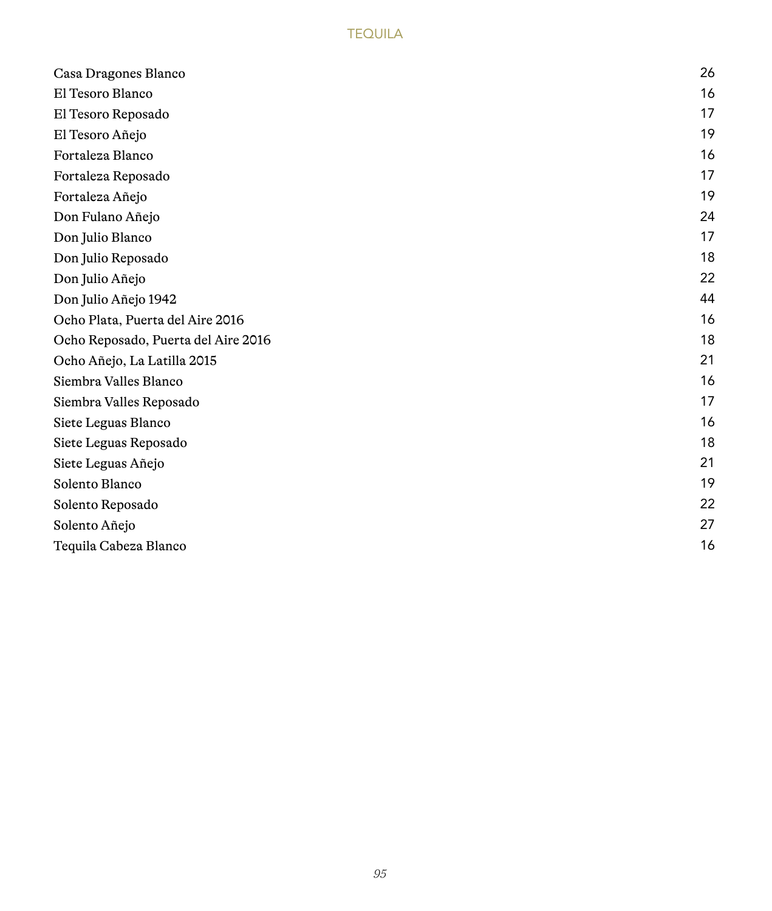## TEQUILA

| | |
|---|---|
| Casa Dragones Blanco | 26 |
| El Tesoro Blanco | 16 |
| El Tesoro Reposado | 17 |
| El Tesoro Añejo | 19 |
| Fortaleza Blanco | 16 |
| Fortaleza Reposado | 17 |
| Fortaleza Añejo | 19 |
| Don Fulano Añejo | 24 |
| Don Julio Blanco | 17 |
| Don Julio Reposado | 18 |
| Don Julio Añejo | 22 |
| Don Julio Añejo 1942 | 44 |
| Ocho Plata, Puerta del Aire 2016 | 16 |
| Ocho Reposado, Puerta del Aire 2016 | 18 |
| Ocho Añejo, La Latilla 2015 | 21 |
| Siembra Valles Blanco | 16 |
| Siembra Valles Reposado | 17 |
| Siete Leguas Blanco | 16 |
| Siete Leguas Reposado | 18 |
| Siete Leguas Añejo | 21 |
| Solento Blanco | 19 |
| Solento Reposado | 22 |
| Solento Añejo | 27 |
| Tequila Cabeza Blanco | 16 |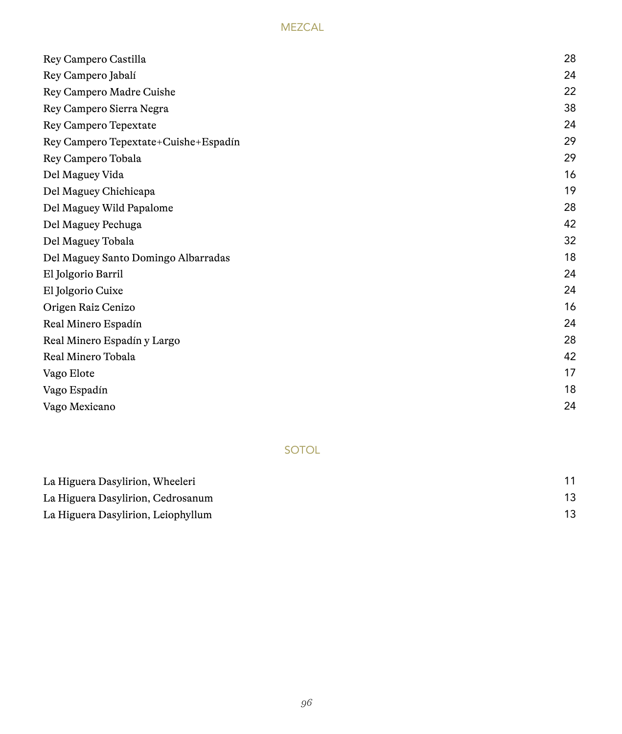## MEZCAL

| | |
|---|---|
| Rey Campero Castilla | 28 |
| Rey Campero Jabalí | 24 |
| Rey Campero Madre Cuishe | 22 |
| Rey Campero Sierra Negra | 38 |
| Rey Campero Tepextate | 24 |
| Rey Campero Tepextate+Cuishe+Espadín | 29 |
| Rey Campero Tobala | 29 |
| Del Maguey Vida | 16 |
| Del Maguey Chichicapa | 19 |
| Del Maguey Wild Papalome | 28 |
| Del Maguey Pechuga | 42 |
| Del Maguey Tobala | 32 |
| Del Maguey Santo Domingo Albarradas | 18 |
| El Jolgorio Barril | 24 |
| El Jolgorio Cuixe | 24 |
| Origen Raiz Cenizo | 16 |
| Real Minero Espadín | 24 |
| Real Minero Espadín y Largo | 28 |
| Real Minero Tobala | 42 |
| Vago Elote | 17 |
| Vago Espadín | 18 |
| Vago Mexicano | 24 |

## SOTOL

| | |
|---|---|
| La Higuera Dasylirion, Wheeleri | 11 |
| La Higuera Dasylirion, Cedrosanum | 13 |
| La Higuera Dasylirion, Leiophyllum | 13 |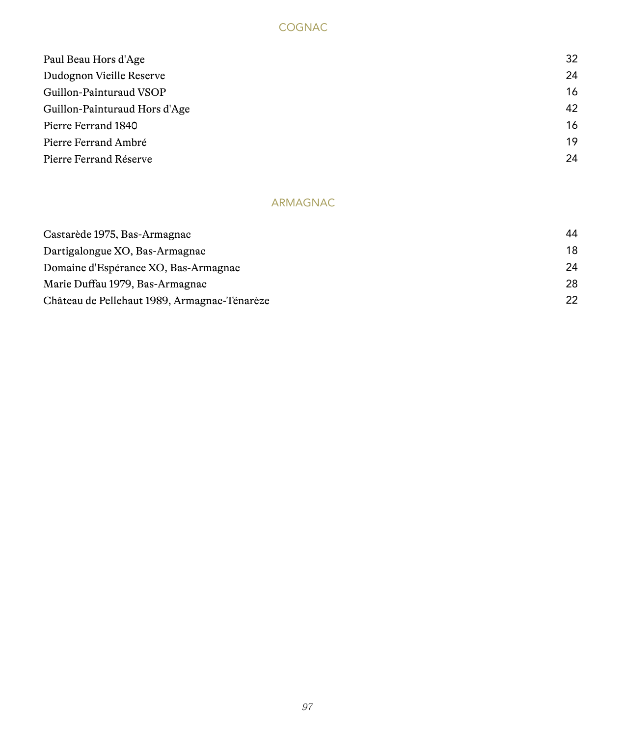## COGNAC

| | |
|---|---|
| Paul Beau Hors d'Age | 32 |
| Dudognon Vieille Reserve | 24 |
| Guillon-Painturaud VSOP | 16 |
| Guillon-Painturaud Hors d'Age | 42 |
| Pierre Ferrand 1840 | 16 |
| Pierre Ferrand Ambré | 19 |
| Pierre Ferrand Réserve | 24 |

## ARMAGNAC

| | |
|---|---|
| Castarède 1975, Bas-Armagnac | 44 |
| Dartigalongue XO, Bas-Armagnac | 18 |
| Domaine d'Espérance XO, Bas-Armagnac | 24 |
| Marie Duffau 1979, Bas-Armagnac | 28 |
| Château de Pellehaut 1989, Armagnac-Ténarèze | 22 |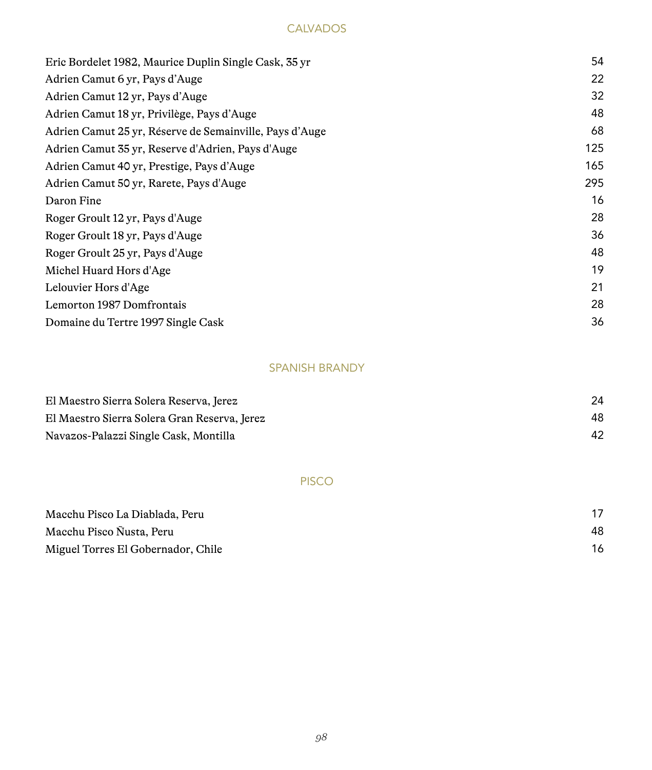## CALVADOS

| | |
|---|---|
| Eric Bordelet 1982, Maurice Duplin Single Cask, 35 yr | 54 |
| Adrien Camut 6 yr, Pays d’Auge | 22 |
| Adrien Camut 12 yr, Pays d’Auge | 32 |
| Adrien Camut 18 yr, Privilège, Pays d’Auge | 48 |
| Adrien Camut 25 yr, Réserve de Semainville, Pays d’Auge | 68 |
| Adrien Camut 35 yr, Reserve d'Adrien, Pays d'Auge | 125 |
| Adrien Camut 40 yr, Prestige, Pays d’Auge | 165 |
| Adrien Camut 50 yr, Rarete, Pays d'Auge | 295 |
| Daron Fine | 16 |
| Roger Groult 12 yr, Pays d'Auge | 28 |
| Roger Groult 18 yr, Pays d'Auge | 36 |
| Roger Groult 25 yr, Pays d'Auge | 48 |
| Michel Huard Hors d'Age | 19 |
| Lelouvier Hors d'Age | 21 |
| Lemorton 1987 Domfrontais | 28 |
| Domaine du Tertre 1997 Single Cask | 36 |

## SPANISH BRANDY

| | |
|---|---|
| El Maestro Sierra Solera Reserva, Jerez | 24 |
| El Maestro Sierra Solera Gran Reserva, Jerez | 48 |
| Navazos-Palazzi Single Cask, Montilla | 42 |

## PISCO

| | |
|---|---|
| Macchu Pisco La Diablada, Peru | 17 |
| Macchu Pisco Ñusta, Peru | 48 |
| Miguel Torres El Gobernador, Chile | 16 |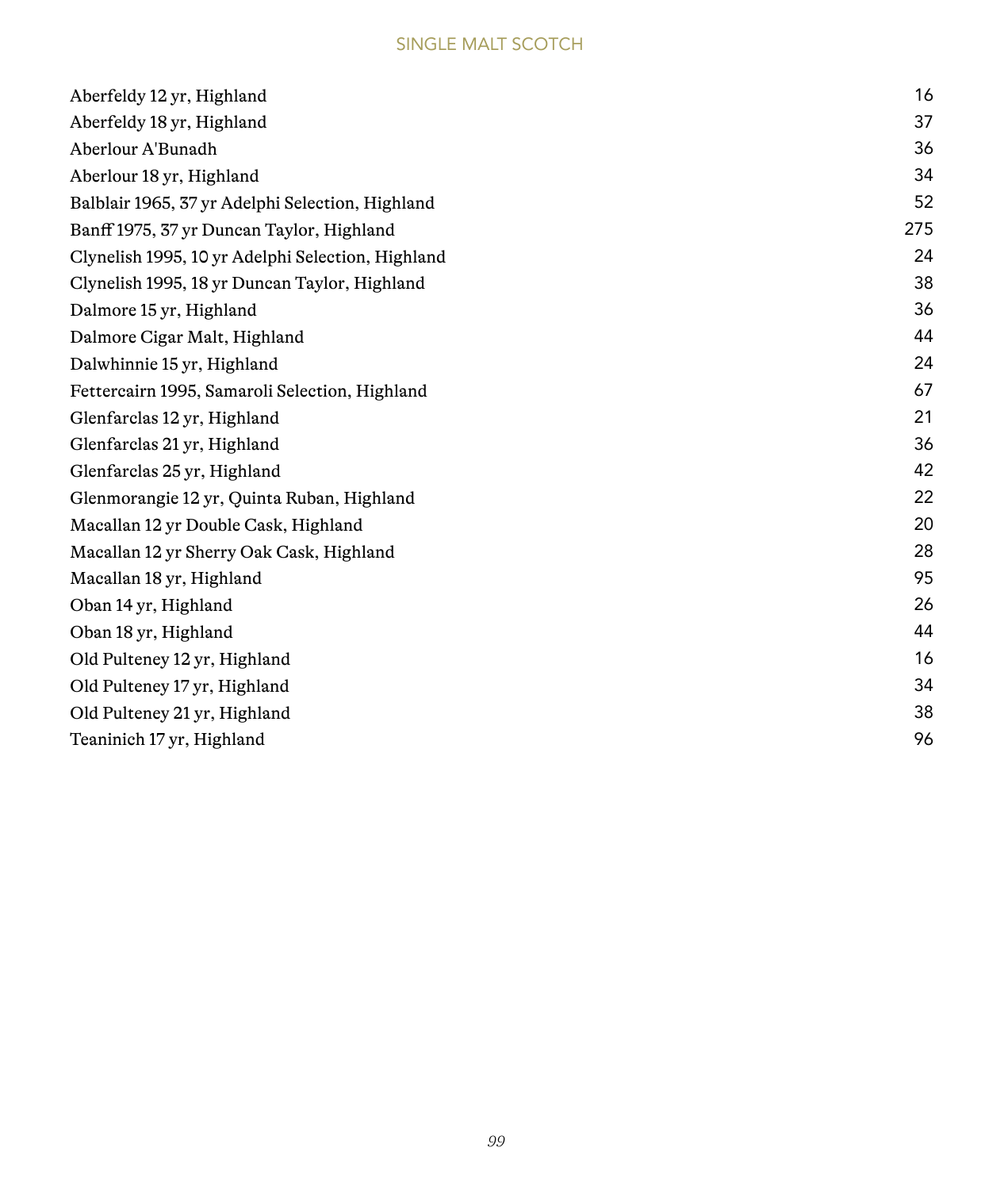## SINGLE MALT SCOTCH

| | |
|---|---|
| Aberfeldy 12 yr, Highland | 16 |
| Aberfeldy 18 yr, Highland | 37 |
| Aberlour A'Bunadh | 36 |
| Aberlour 18 yr, Highland | 34 |
| Balblair 1965, 37 yr Adelphi Selection, Highland | 52 |
| Banff 1975, 37 yr Duncan Taylor, Highland | 275 |
| Clynelish 1995, 10 yr Adelphi Selection, Highland | 24 |
| Clynelish 1995, 18 yr Duncan Taylor, Highland | 38 |
| Dalmore 15 yr, Highland | 36 |
| Dalmore Cigar Malt, Highland | 44 |
| Dalwhinnie 15 yr, Highland | 24 |
| Fettercairn 1995, Samaroli Selection, Highland | 67 |
| Glenfarclas 12 yr, Highland | 21 |
| Glenfarclas 21 yr, Highland | 36 |
| Glenfarclas 25 yr, Highland | 42 |
| Glenmorangie 12 yr, Quinta Ruban, Highland | 22 |
| Macallan 12 yr Double Cask, Highland | 20 |
| Macallan 12 yr Sherry Oak Cask, Highland | 28 |
| Macallan 18 yr, Highland | 95 |
| Oban 14 yr, Highland | 26 |
| Oban 18 yr, Highland | 44 |
| Old Pulteney 12 yr, Highland | 16 |
| Old Pulteney 17 yr, Highland | 34 |
| Old Pulteney 21 yr, Highland | 38 |
| Teaninich 17 yr, Highland | 96 |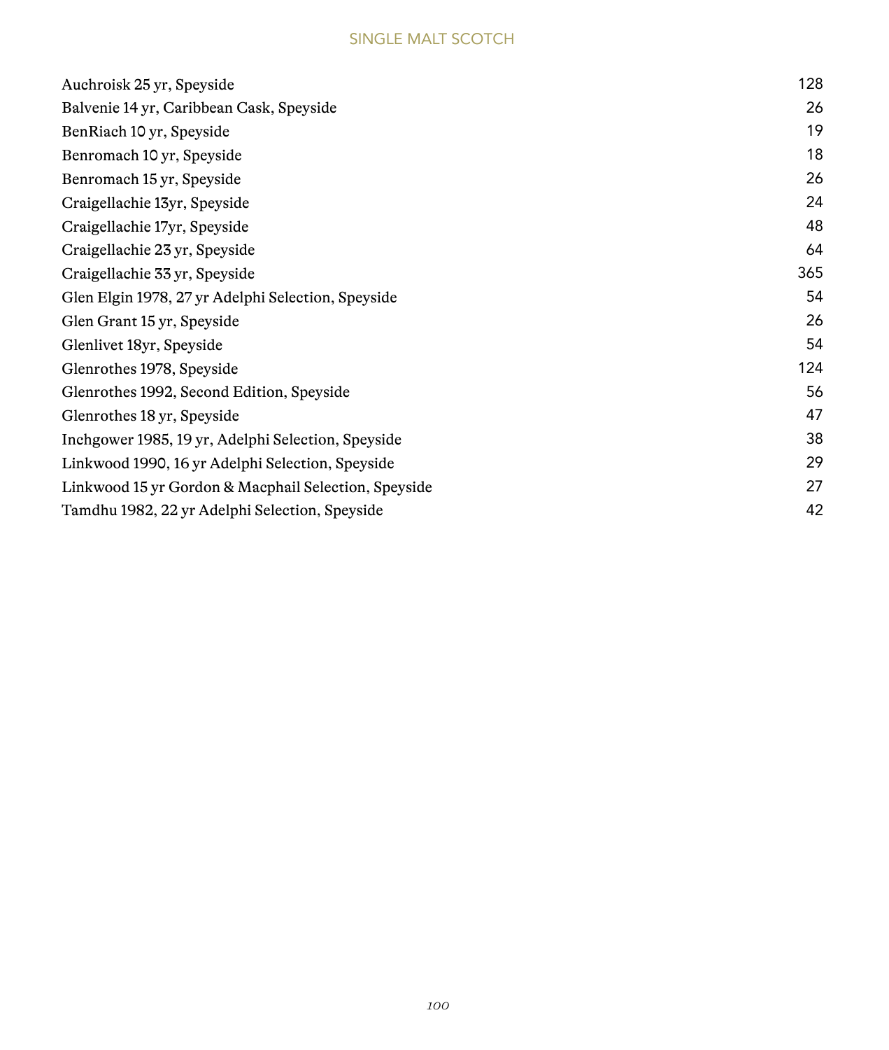## SINGLE MALT SCOTCH

| | |
|---|---|
| Auchroisk 25 yr, Speyside | 128 |
| Balvenie 14 yr, Caribbean Cask, Speyside | 26 |
| BenRiach 10 yr, Speyside | 19 |
| Benromach 10 yr, Speyside | 18 |
| Benromach 15 yr, Speyside | 26 |
| Craigellachie 13yr, Speyside | 24 |
| Craigellachie 17yr, Speyside | 48 |
| Craigellachie 23 yr, Speyside | 64 |
| Craigellachie 33 yr, Speyside | 365 |
| Glen Elgin 1978, 27 yr Adelphi Selection, Speyside | 54 |
| Glen Grant 15 yr, Speyside | 26 |
| Glenlivet 18yr, Speyside | 54 |
| Glenrothes 1978, Speyside | 124 |
| Glenrothes 1992, Second Edition, Speyside | 56 |
| Glenrothes 18 yr, Speyside | 47 |
| Inchgower 1985, 19 yr, Adelphi Selection, Speyside | 38 |
| Linkwood 1990, 16 yr Adelphi Selection, Speyside | 29 |
| Linkwood 15 yr Gordon & Macphail Selection, Speyside | 27 |
| Tamdhu 1982, 22 yr Adelphi Selection, Speyside | 42 |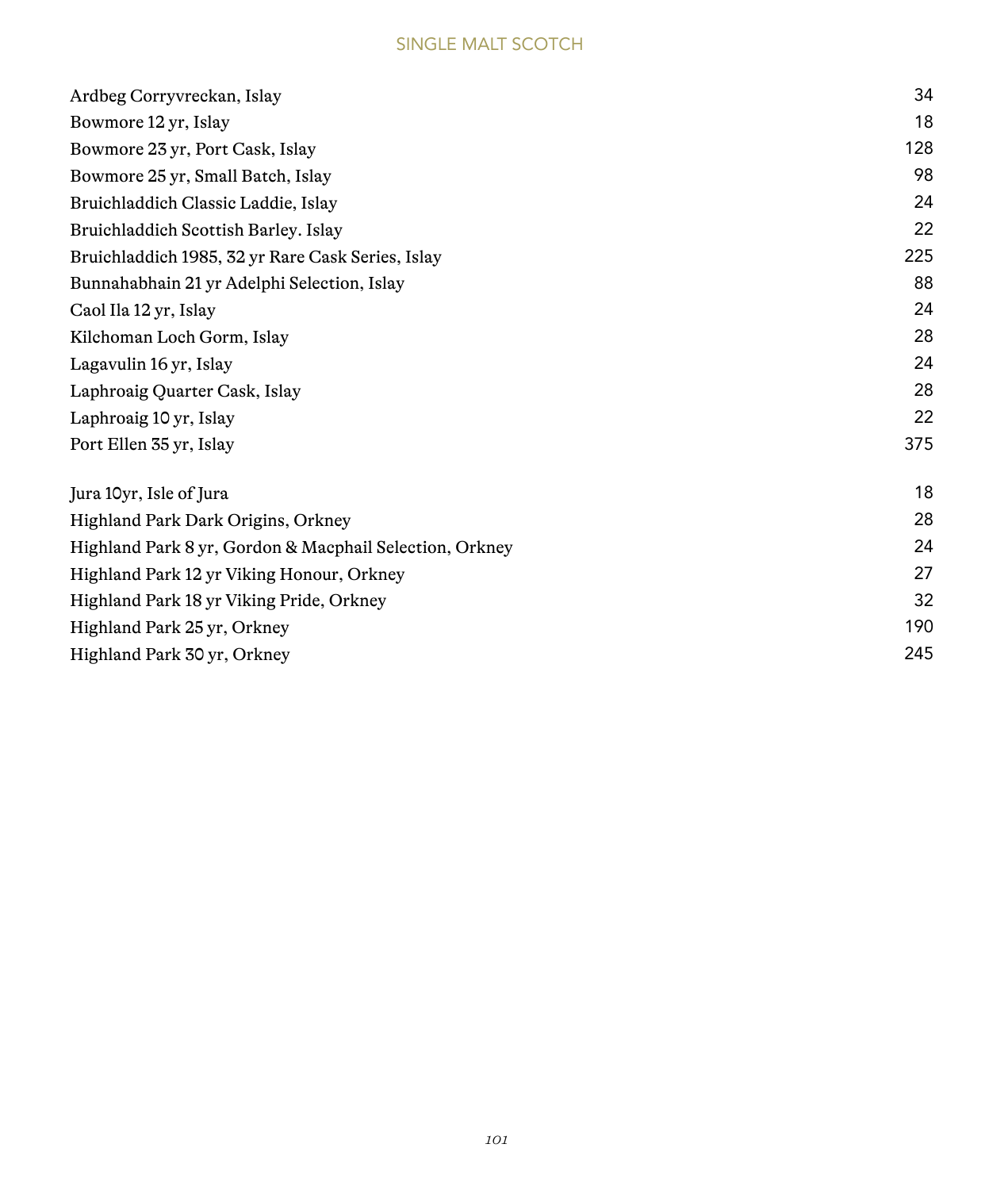## SINGLE MALT SCOTCH

| | |
|---|---|
| Ardbeg Corryvreckan, Islay | 34 |
| Bowmore 12 yr, Islay | 18 |
| Bowmore 23 yr, Port Cask, Islay | 128 |
| Bowmore 25 yr, Small Batch, Islay | 98 |
| Bruichladdich Classic Laddie, Islay | 24 |
| Bruichladdich Scottish Barley. Islay | 22 |
| Bruichladdich 1985, 32 yr Rare Cask Series, Islay | 225 |
| Bunnahabhain 21 yr Adelphi Selection, Islay | 88 |
| Caol Ila 12 yr, Islay | 24 |
| Kilchoman Loch Gorm, Islay | 28 |
| Lagavulin 16 yr, Islay | 24 |
| Laphroaig Quarter Cask, Islay | 28 |
| Laphroaig 10 yr, Islay | 22 |
| Port Ellen 35 yr, Islay | 375 |

| | |
|---|---|
| Jura 10yr, Isle of Jura | 18 |
| Highland Park Dark Origins, Orkney | 28 |
| Highland Park 8 yr, Gordon & Macphail Selection, Orkney | 24 |
| Highland Park 12 yr Viking Honour, Orkney | 27 |
| Highland Park 18 yr Viking Pride, Orkney | 32 |
| Highland Park 25 yr, Orkney | 190 |
| Highland Park 30 yr, Orkney | 245 |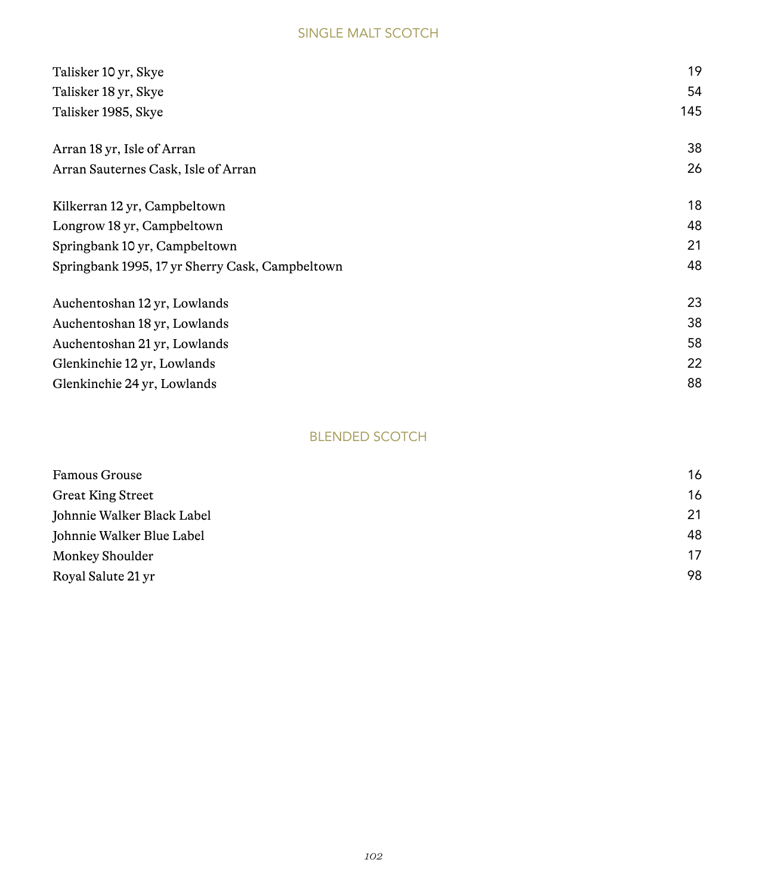## SINGLE MALT SCOTCH

| | |
|---|---|
| Talisker 10 yr, Skye | 19 |
| Talisker 18 yr, Skye | 54 |
| Talisker 1985, Skye | 145 |
| | |
| Arran 18 yr, Isle of Arran | 38 |
| Arran Sauternes Cask, Isle of Arran | 26 |
| | |
| Kilkerran 12 yr, Campbeltown | 18 |
| Longrow 18 yr, Campbeltown | 48 |
| Springbank 10 yr, Campbeltown | 21 |
| Springbank 1995, 17 yr Sherry Cask, Campbeltown | 48 |
| | |
| Auchentoshan 12 yr, Lowlands | 23 |
| Auchentoshan 18 yr, Lowlands | 38 |
| Auchentoshan 21 yr, Lowlands | 58 |
| Glenkinchie 12 yr, Lowlands | 22 |
| Glenkinchie 24 yr, Lowlands | 88 |

## BLENDED SCOTCH

| | |
|---|---|
| Famous Grouse | 16 |
| Great King Street | 16 |
| Johnnie Walker Black Label | 21 |
| Johnnie Walker Blue Label | 48 |
| Monkey Shoulder | 17 |
| Royal Salute 21 yr | 98 |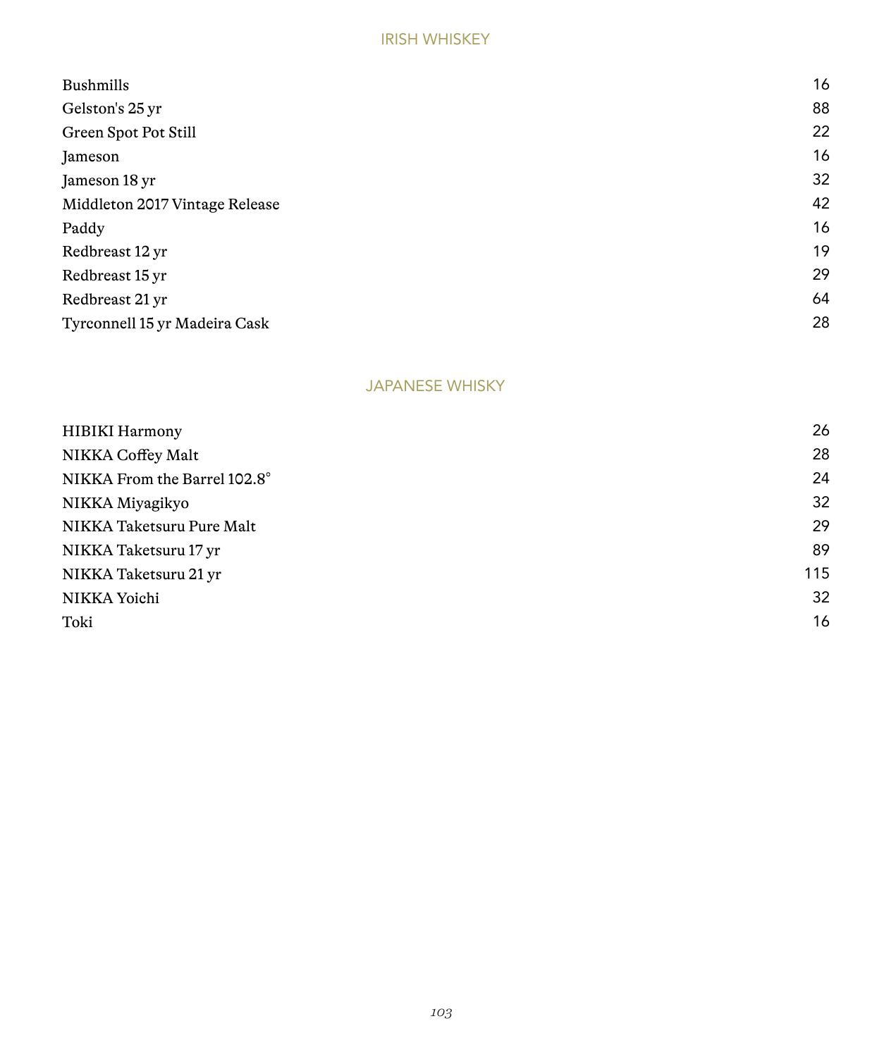## IRISH WHISKEY

| | |
|---|---|
| Bushmills | 16 |
| Gelston's 25 yr | 88 |
| Green Spot Pot Still | 22 |
| Jameson | 16 |
| Jameson 18 yr | 32 |
| Middleton 2017 Vintage Release | 42 |
| Paddy | 16 |
| Redbreast 12 yr | 19 |
| Redbreast 15 yr | 29 |
| Redbreast 21 yr | 64 |
| Tyrconnell 15 yr Madeira Cask | 28 |

## JAPANESE WHISKY

| | |
|---|---|
| HIBIKI Harmony | 26 |
| NIKKA Coffey Malt | 28 |
| NIKKA From the Barrel 102.8° | 24 |
| NIKKA Miyagikyo | 32 |
| NIKKA Taketsuru Pure Malt | 29 |
| NIKKA Taketsuru 17 yr | 89 |
| NIKKA Taketsuru 21 yr | 115 |
| NIKKA Yoichi | 32 |
| Toki | 16 |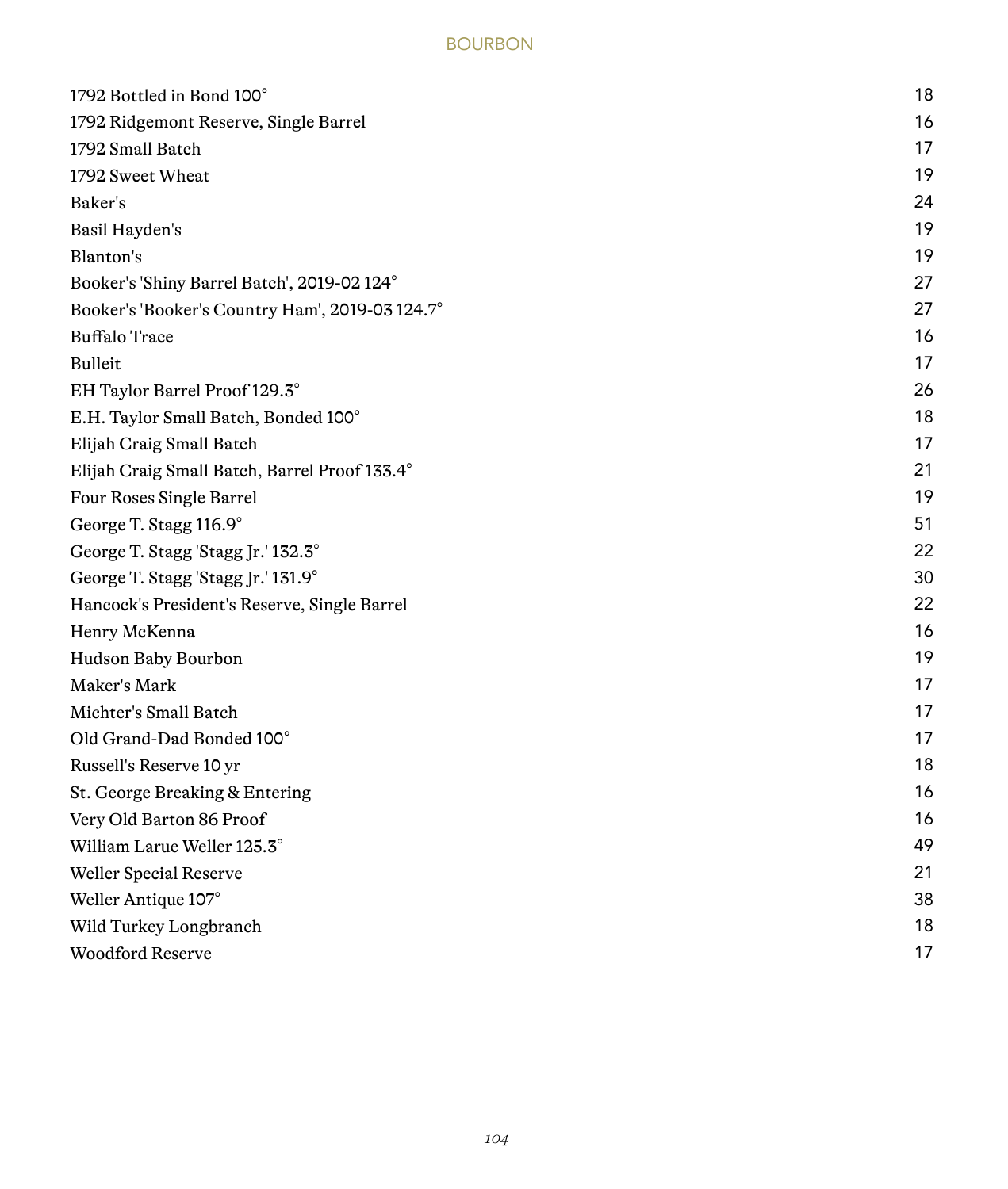## BOURBON

| | |
|---|---|
| 1792 Bottled in Bond 100° | 18 |
| 1792 Ridgemont Reserve, Single Barrel | 16 |
| 1792 Small Batch | 17 |
| 1792 Sweet Wheat | 19 |
| Baker's | 24 |
| Basil Hayden's | 19 |
| Blanton's | 19 |
| Booker's 'Shiny Barrel Batch', 2019-02 124° | 27 |
| Booker's 'Booker's Country Ham', 2019-03 124.7° | 27 |
| Buffalo Trace | 16 |
| Bulleit | 17 |
| EH Taylor Barrel Proof 129.3° | 26 |
| E.H. Taylor Small Batch, Bonded 100° | 18 |
| Elijah Craig Small Batch | 17 |
| Elijah Craig Small Batch, Barrel Proof 133.4° | 21 |
| Four Roses Single Barrel | 19 |
| George T. Stagg 116.9° | 51 |
| George T. Stagg 'Stagg Jr.' 132.3° | 22 |
| George T. Stagg 'Stagg Jr.' 131.9° | 30 |
| Hancock's President's Reserve, Single Barrel | 22 |
| Henry McKenna | 16 |
| Hudson Baby Bourbon | 19 |
| Maker's Mark | 17 |
| Michter's Small Batch | 17 |
| Old Grand-Dad Bonded 100° | 17 |
| Russell's Reserve 10 yr | 18 |
| St. George Breaking & Entering | 16 |
| Very Old Barton 86 Proof | 16 |
| William Larue Weller 125.3° | 49 |
| Weller Special Reserve | 21 |
| Weller Antique 107° | 38 |
| Wild Turkey Longbranch | 18 |
| Woodford Reserve | 17 |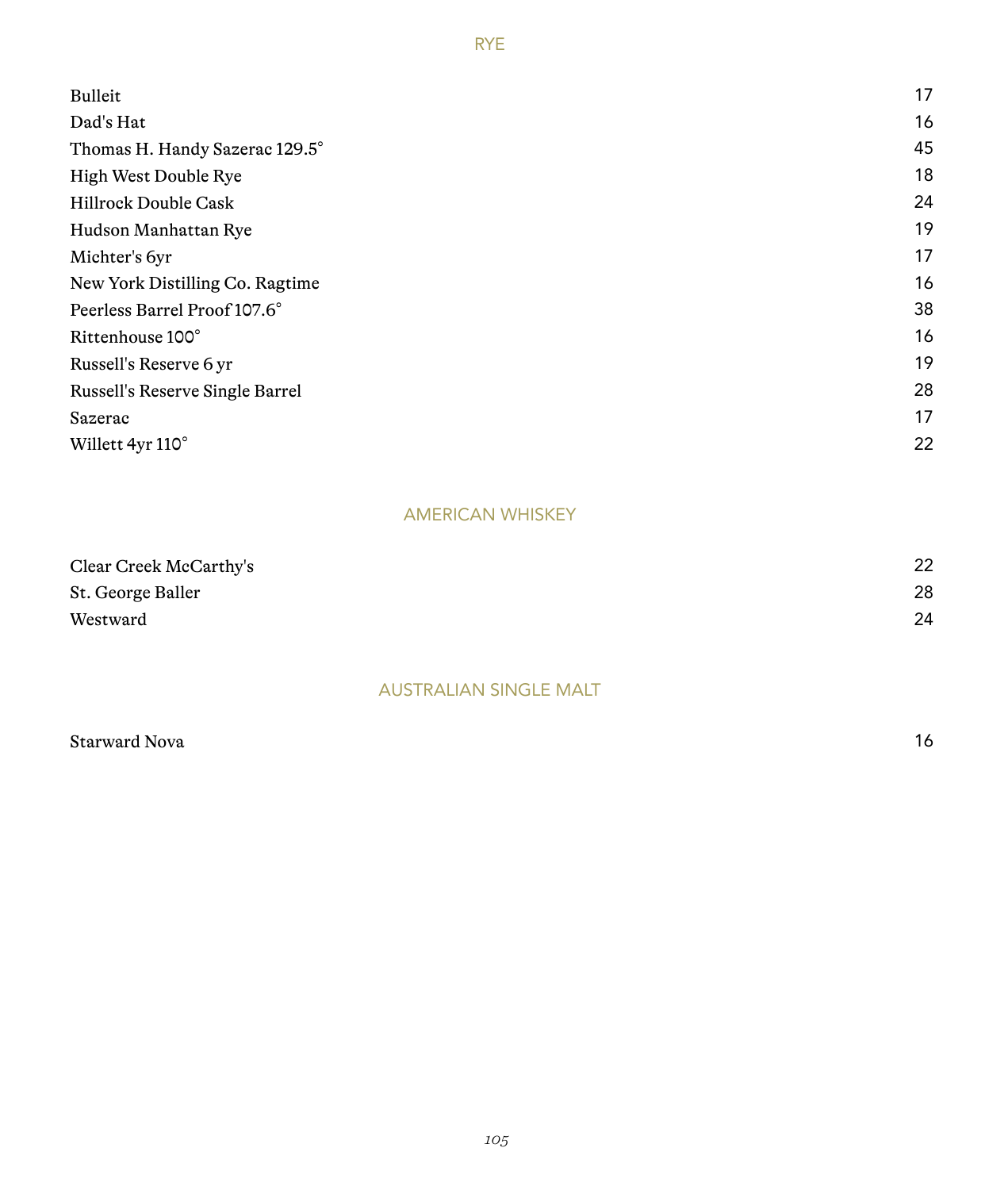## RYE

| | |
|---|---|
| Bulleit | 17 |
| Dad's Hat | 16 |
| Thomas H. Handy Sazerac 129.5° | 45 |
| High West Double Rye | 18 |
| Hillrock Double Cask | 24 |
| Hudson Manhattan Rye | 19 |
| Michter's 6yr | 17 |
| New York Distilling Co. Ragtime | 16 |
| Peerless Barrel Proof 107.6° | 38 |
| Rittenhouse 100° | 16 |
| Russell's Reserve 6 yr | 19 |
| Russell's Reserve Single Barrel | 28 |
| Sazerac | 17 |
| Willett 4yr 110° | 22 |

## AMERICAN WHISKEY

| | |
|---|---|
| Clear Creek McCarthy's | 22 |
| St. George Baller | 28 |
| Westward | 24 |

## AUSTRALIAN SINGLE MALT

| | |
|---|---|
| Starward Nova | 16 |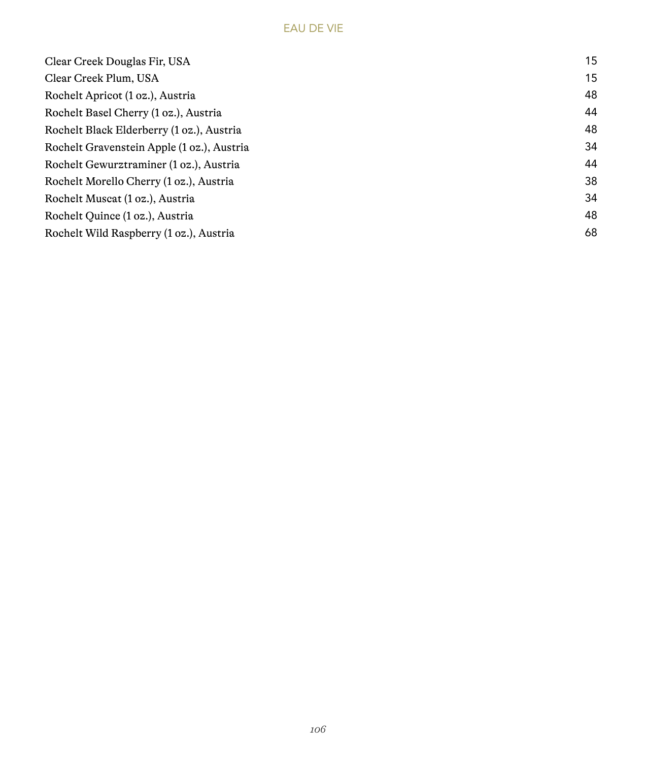## EAU DE VIE

| | |
|---|---|
| Clear Creek Douglas Fir, USA | 15 |
| Clear Creek Plum, USA | 15 |
| Rochelt Apricot (1 oz.), Austria | 48 |
| Rochelt Basel Cherry (1 oz.), Austria | 44 |
| Rochelt Black Elderberry (1 oz.), Austria | 48 |
| Rochelt Gravenstein Apple (1 oz.), Austria | 34 |
| Rochelt Gewurztraminer (1 oz.), Austria | 44 |
| Rochelt Morello Cherry (1 oz.), Austria | 38 |
| Rochelt Muscat (1 oz.), Austria | 34 |
| Rochelt Quince (1 oz.), Austria | 48 |
| Rochelt Wild Raspberry (1 oz.), Austria | 68 |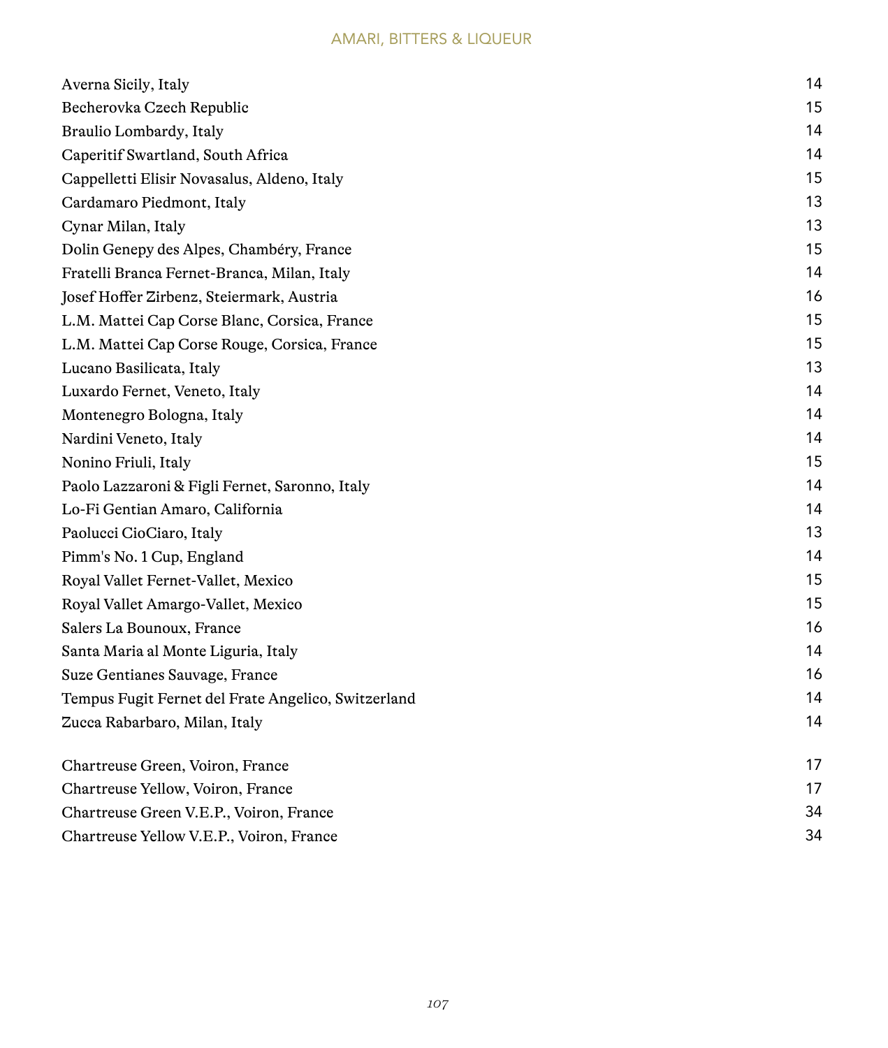## AMARI, BITTERS & LIQUEUR

| | |
|---|---|
| Averna Sicily, Italy | 14 |
| Becherovka Czech Republic | 15 |
| Braulio Lombardy, Italy | 14 |
| Caperitif Swartland, South Africa | 14 |
| Cappelletti Elisir Novasalus, Aldeno, Italy | 15 |
| Cardamaro Piedmont, Italy | 13 |
| Cynar Milan, Italy | 13 |
| Dolin Genepy des Alpes, Chambéry, France | 15 |
| Fratelli Branca Fernet-Branca, Milan, Italy | 14 |
| Josef Hoffer Zirbenz, Steiermark, Austria | 16 |
| L.M. Mattei Cap Corse Blanc, Corsica, France | 15 |
| L.M. Mattei Cap Corse Rouge, Corsica, France | 15 |
| Lucano Basilicata, Italy | 13 |
| Luxardo Fernet, Veneto, Italy | 14 |
| Montenegro Bologna, Italy | 14 |
| Nardini Veneto, Italy | 14 |
| Nonino Friuli, Italy | 15 |
| Paolo Lazzaroni & Figli Fernet, Saronno, Italy | 14 |
| Lo-Fi Gentian Amaro, California | 14 |
| Paolucci CioCiaro, Italy | 13 |
| Pimm's No. 1 Cup, England | 14 |
| Royal Vallet Fernet-Vallet, Mexico | 15 |
| Royal Vallet Amargo-Vallet, Mexico | 15 |
| Salers La Bounoux, France | 16 |
| Santa Maria al Monte Liguria, Italy | 14 |
| Suze Gentianes Sauvage, France | 16 |
| Tempus Fugit Fernet del Frate Angelico, Switzerland | 14 |
| Zucca Rabarbaro, Milan, Italy | 14 |

| | |
|---|---|
| Chartreuse Green, Voiron, France | 17 |
| Chartreuse Yellow, Voiron, France | 17 |
| Chartreuse Green V.E.P., Voiron, France | 34 |
| Chartreuse Yellow V.E.P., Voiron, France | 34 |